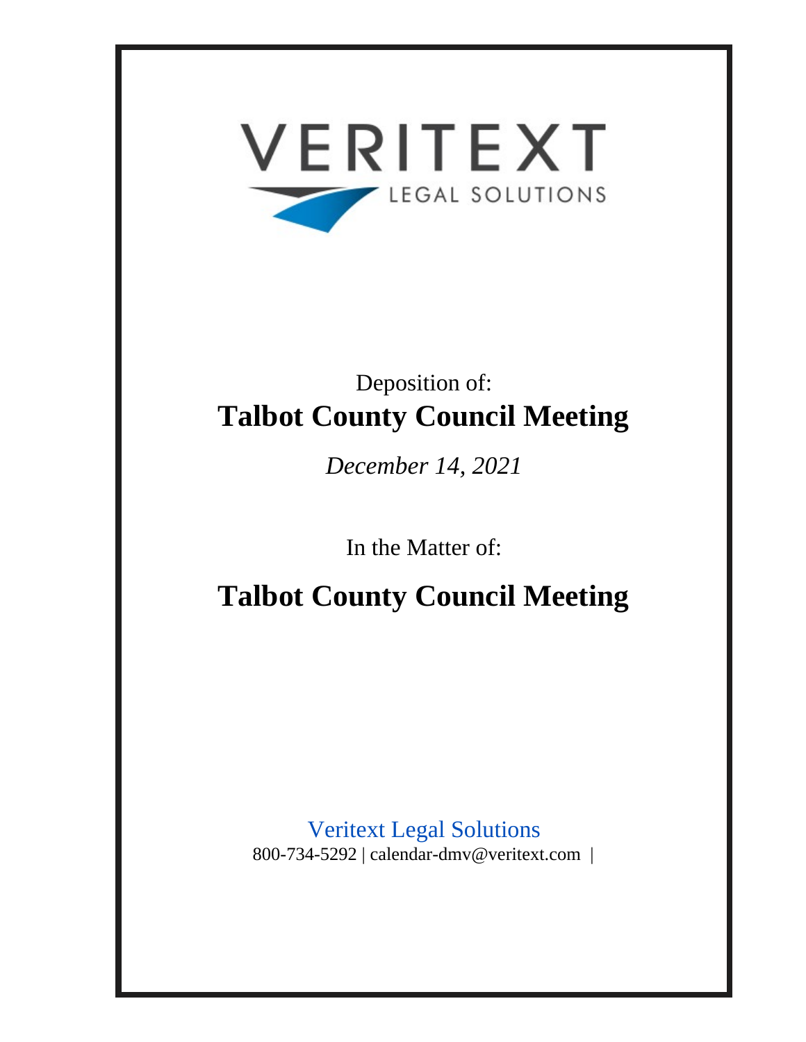VERITEXT

LEGAL SOLUTIONS

Deposition of:

# Talbot County Council Meeting

*December 14, 2021*

In the Matter of:

# Talbot County Council Meeting

Veritext Legal Solutions

800-734-5292 | calendar-dmv@veritext.com |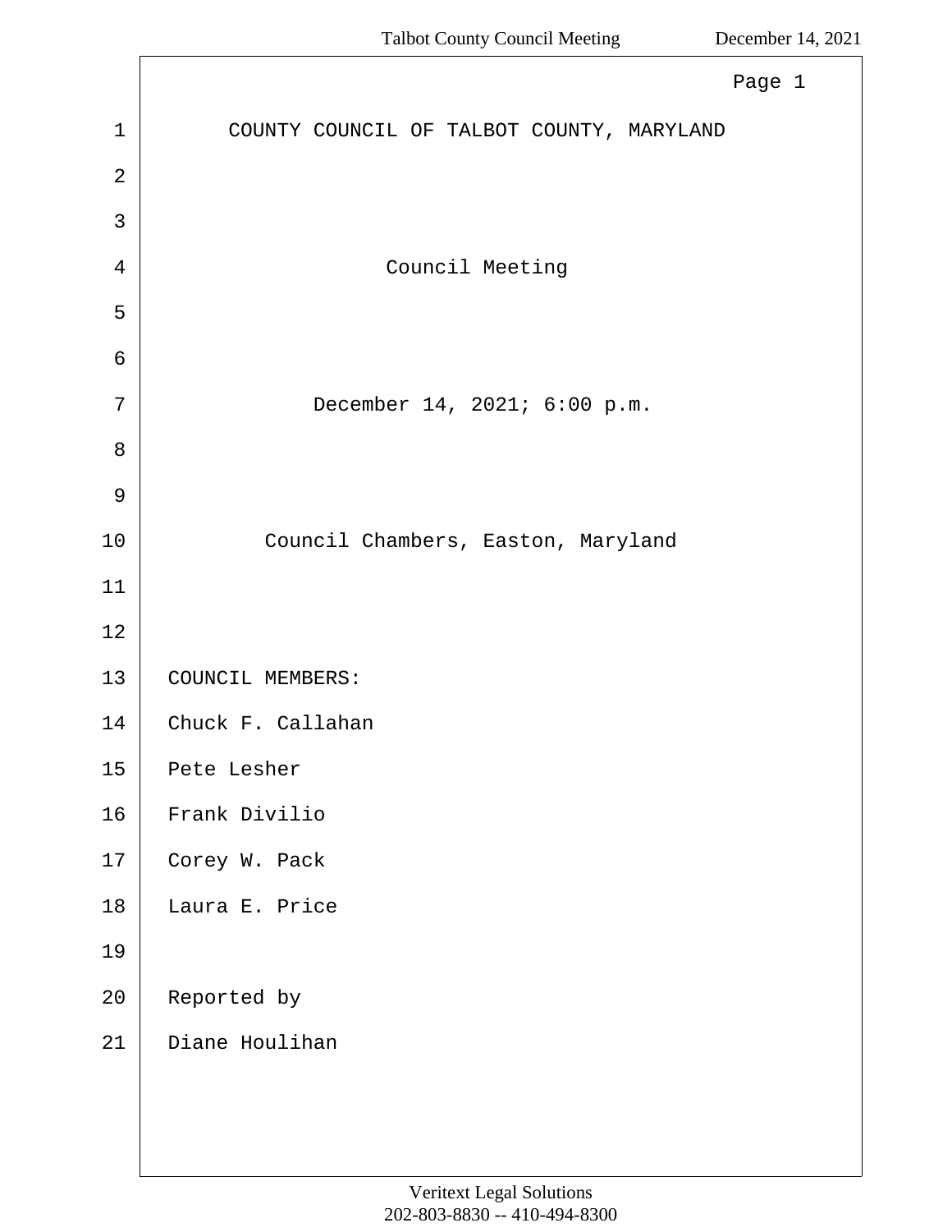COUNTY COUNCIL OF TALBOT COUNTY, MARYLAND

Council Meeting

December 14, 2021; 6:00 p.m.

Council Chambers, Easton, Maryland

COUNCIL MEMBERS:

Chuck F. Callahan

Pete Lesher

Frank Divilio

Corey W. Pack

Laura E. Price

Reported by

Diane Houlihan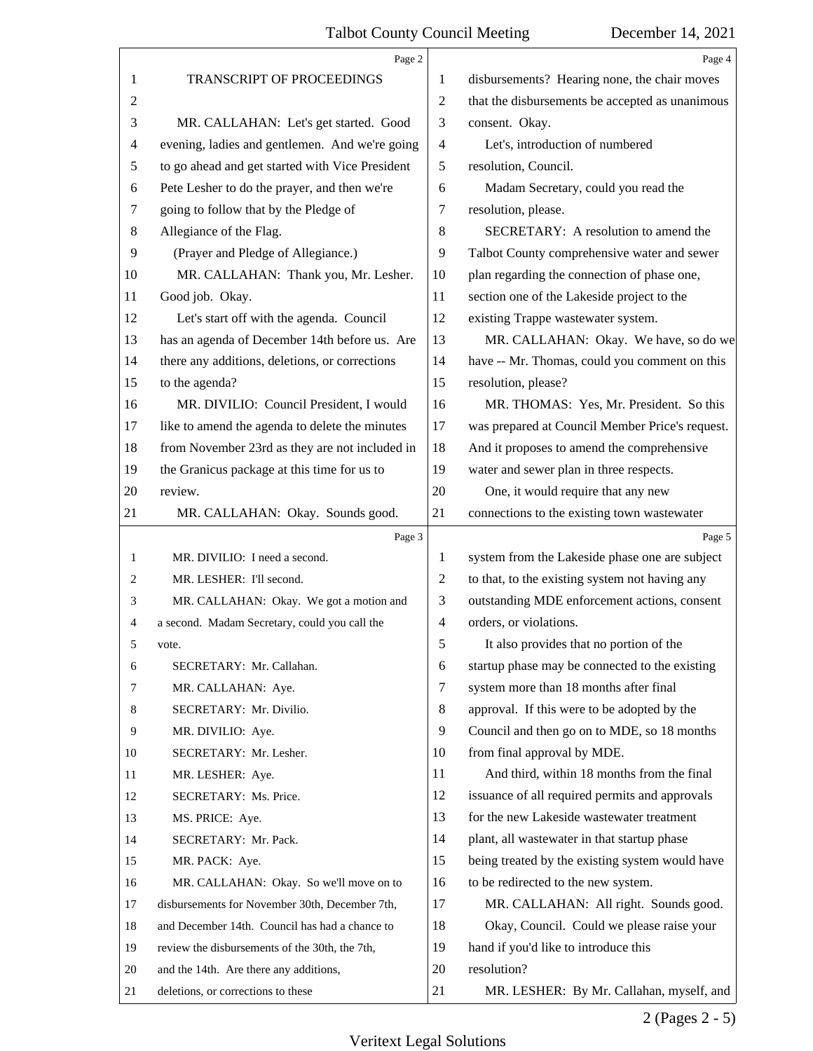TRANSCRIPT OF PROCEEDINGS

MR. CALLAHAN: Let's get started. Good evening, ladies and gentlemen. And we're going to go ahead and get started with Vice President Pete Lesher to do the prayer, and then we're going to follow that by the Pledge of Allegiance of the Flag.

(Prayer and Pledge of Allegiance.)

MR. CALLAHAN: Thank you, Mr. Lesher. Good job. Okay.

Let's start off with the agenda. Council has an agenda of December 14th before us. Are there any additions, deletions, or corrections to the agenda?

MR. DIVILIO: Council President, I would like to amend the agenda to delete the minutes from November 23rd as they are not included in the Granicus package at this time for us to review.

MR. CALLAHAN: Okay. Sounds good.

MR. DIVILIO: I need a second.

MR. LESHER: I'll second.

MR. CALLAHAN: Okay. We got a motion and a second. Madam Secretary, could you call the vote.

SECRETARY: Mr. Callahan.

MR. CALLAHAN: Aye.

SECRETARY: Mr. Divilio.

MR. DIVILIO: Aye.

SECRETARY: Mr. Lesher.

MR. LESHER: Aye.

SECRETARY: Ms. Price.

MS. PRICE: Aye.

SECRETARY: Mr. Pack.

MR. PACK: Aye.

MR. CALLAHAN: Okay. So we'll move on to disbursements for November 30th, December 7th, and December 14th. Council has had a chance to review the disbursements of the 30th, the 7th, and the 14th. Are there any additions, deletions, or corrections to these disbursements? Hearing none, the chair moves that the disbursements be accepted as unanimous consent. Okay.

Let's, introduction of numbered resolution, Council.

Madam Secretary, could you read the resolution, please.

SECRETARY: A resolution to amend the Talbot County comprehensive water and sewer plan regarding the connection of phase one, section one of the Lakeside project to the existing Trappe wastewater system.

MR. CALLAHAN: Okay. We have, so do we have -- Mr. Thomas, could you comment on this resolution, please?

MR. THOMAS: Yes, Mr. President. So this was prepared at Council Member Price's request. And it proposes to amend the comprehensive water and sewer plan in three respects.

One, it would require that any new connections to the existing town wastewater system from the Lakeside phase one are subject to that, to the existing system not having any outstanding MDE enforcement actions, consent orders, or violations.

It also provides that no portion of the startup phase may be connected to the existing system more than 18 months after final approval. If this were to be adopted by the Council and then go on to MDE, so 18 months from final approval by MDE.

And third, within 18 months from the final issuance of all required permits and approvals for the new Lakeside wastewater treatment plant, all wastewater in that startup phase being treated by the existing system would have to be redirected to the new system.

MR. CALLAHAN: All right. Sounds good.

Okay, Council. Could we please raise your hand if you'd like to introduce this resolution?

MR. LESHER: By Mr. Callahan, myself, and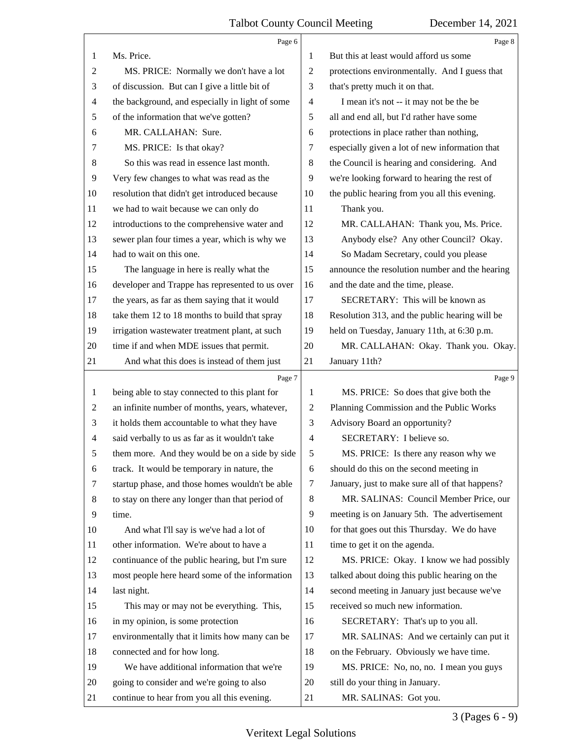Ms. Price.

MS. PRICE: Normally we don't have a lot of discussion. But can I give a little bit of the background, and especially in light of some of the information that we've gotten?

MR. CALLAHAN: Sure.

MS. PRICE: Is that okay?

So this was read in essence last month. Very few changes to what was read as the resolution that didn't get introduced because we had to wait because we can only do introductions to the comprehensive water and sewer plan four times a year, which is why we had to wait on this one.

The language in here is really what the developer and Trappe has represented to us over the years, as far as them saying that it would take them 12 to 18 months to build that spray irrigation wastewater treatment plant, at such time if and when MDE issues that permit.

And what this does is instead of them just being able to stay connected to this plant for an infinite number of months, years, whatever, it holds them accountable to what they have said verbally to us as far as it wouldn't take them more. And they would be on a side by side track. It would be temporary in nature, the startup phase, and those homes wouldn't be able to stay on there any longer than that period of time.

And what I'll say is we've had a lot of other information. We're about to have a continuance of the public hearing, but I'm sure most people here heard some of the information last night.

This may or may not be everything. This, in my opinion, is some protection environmentally that it limits how many can be connected and for how long.

We have additional information that we're going to consider and we're going to also continue to hear from you all this evening.

But this at least would afford us some protections environmentally. And I guess that that's pretty much it on that.

I mean it's not -- it may not be the be all and end all, but I'd rather have some protections in place rather than nothing, especially given a lot of new information that the Council is hearing and considering. And we're looking forward to hearing the rest of the public hearing from you all this evening.

Thank you.

MR. CALLAHAN: Thank you, Ms. Price.

Anybody else? Any other Council? Okay.

So Madam Secretary, could you please announce the resolution number and the hearing and the date and the time, please.

SECRETARY: This will be known as Resolution 313, and the public hearing will be held on Tuesday, January 11th, at 6:30 p.m.

MR. CALLAHAN: Okay. Thank you. Okay. January 11th?

MS. PRICE: So does that give both the Planning Commission and the Public Works Advisory Board an opportunity?

SECRETARY: I believe so.

MS. PRICE: Is there any reason why we should do this on the second meeting in January, just to make sure all of that happens?

MR. SALINAS: Council Member Price, our meeting is on January 5th. The advertisement for that goes out this Thursday. We do have time to get it on the agenda.

MS. PRICE: Okay. I know we had possibly talked about doing this public hearing on the second meeting in January just because we've received so much new information.

SECRETARY: That's up to you all.

MR. SALINAS: And we certainly can put it on the February. Obviously we have time.

MS. PRICE: No, no, no. I mean you guys still do your thing in January.

MR. SALINAS: Got you.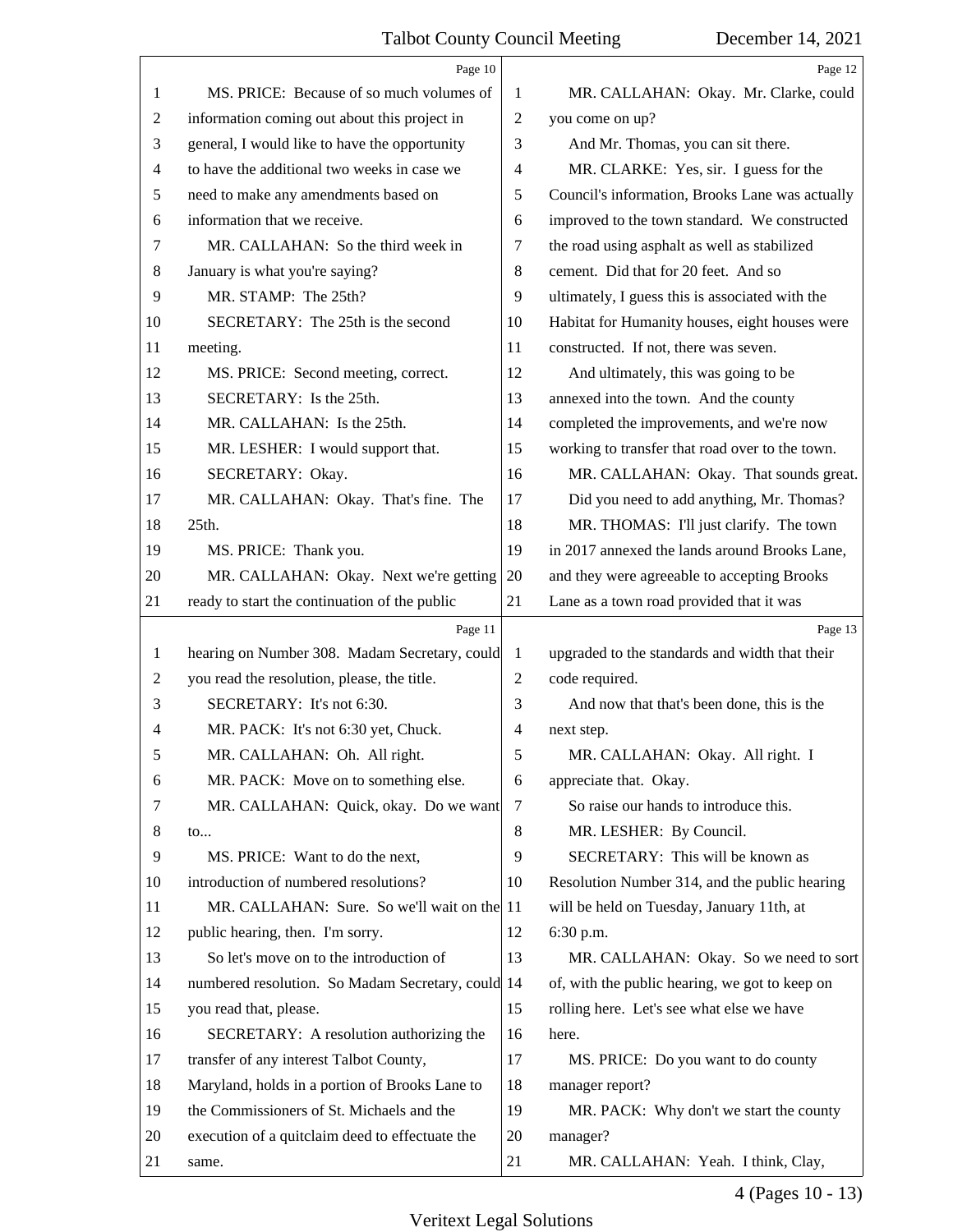Page 10

1 MS. PRICE: Because of so much volumes of
2 information coming out about this project in
3 general, I would like to have the opportunity
4 to have the additional two weeks in case we
5 need to make any amendments based on
6 information that we receive.
7 MR. CALLAHAN: So the third week in
8 January is what you're saying?
9 MR. STAMP: The 25th?
10 SECRETARY: The 25th is the second
11 meeting.
12 MS. PRICE: Second meeting, correct.
13 SECRETARY: Is the 25th.
14 MR. CALLAHAN: Is the 25th.
15 MR. LESHER: I would support that.
16 SECRETARY: Okay.
17 MR. CALLAHAN: Okay. That's fine. The
18 25th.
19 MS. PRICE: Thank you.
20 MR. CALLAHAN: Okay. Next we're getting
21 ready to start the continuation of the public

Page 11

1 hearing on Number 308. Madam Secretary, could
2 you read the resolution, please, the title.
3 SECRETARY: It's not 6:30.
4 MR. PACK: It's not 6:30 yet, Chuck.
5 MR. CALLAHAN: Oh. All right.
6 MR. PACK: Move on to something else.
7 MR. CALLAHAN: Quick, okay. Do we want
8 to...
9 MS. PRICE: Want to do the next,
10 introduction of numbered resolutions?
11 MR. CALLAHAN: Sure. So we'll wait on the
12 public hearing, then. I'm sorry.
13 So let's move on to the introduction of
14 numbered resolution. So Madam Secretary, could
15 you read that, please.
16 SECRETARY: A resolution authorizing the
17 transfer of any interest Talbot County,
18 Maryland, holds in a portion of Brooks Lane to
19 the Commissioners of St. Michaels and the
20 execution of a quitclaim deed to effectuate the
21 same.

Page 12

1 MR. CALLAHAN: Okay. Mr. Clarke, could
2 you come on up?
3 And Mr. Thomas, you can sit there.
4 MR. CLARKE: Yes, sir. I guess for the
5 Council's information, Brooks Lane was actually
6 improved to the town standard. We constructed
7 the road using asphalt as well as stabilized
8 cement. Did that for 20 feet. And so
9 ultimately, I guess this is associated with the
10 Habitat for Humanity houses, eight houses were
11 constructed. If not, there was seven.
12 And ultimately, this was going to be
13 annexed into the town. And the county
14 completed the improvements, and we're now
15 working to transfer that road over to the town.
16 MR. CALLAHAN: Okay. That sounds great.
17 Did you need to add anything, Mr. Thomas?
18 MR. THOMAS: I'll just clarify. The town
19 in 2017 annexed the lands around Brooks Lane,
20 and they were agreeable to accepting Brooks
21 Lane as a town road provided that it was

Page 13

1 upgraded to the standards and width that their
2 code required.
3 And now that that's been done, this is the
4 next step.
5 MR. CALLAHAN: Okay. All right. I
6 appreciate that. Okay.
7 So raise our hands to introduce this.
8 MR. LESHER: By Council.
9 SECRETARY: This will be known as
10 Resolution Number 314, and the public hearing
11 will be held on Tuesday, January 11th, at
12 6:30 p.m.
13 MR. CALLAHAN: Okay. So we need to sort
14 of, with the public hearing, we got to keep on
15 rolling here. Let's see what else we have
16 here.
17 MS. PRICE: Do you want to do county
18 manager report?
19 MR. PACK: Why don't we start the county
20 manager?
21 MR. CALLAHAN: Yeah. I think, Clay,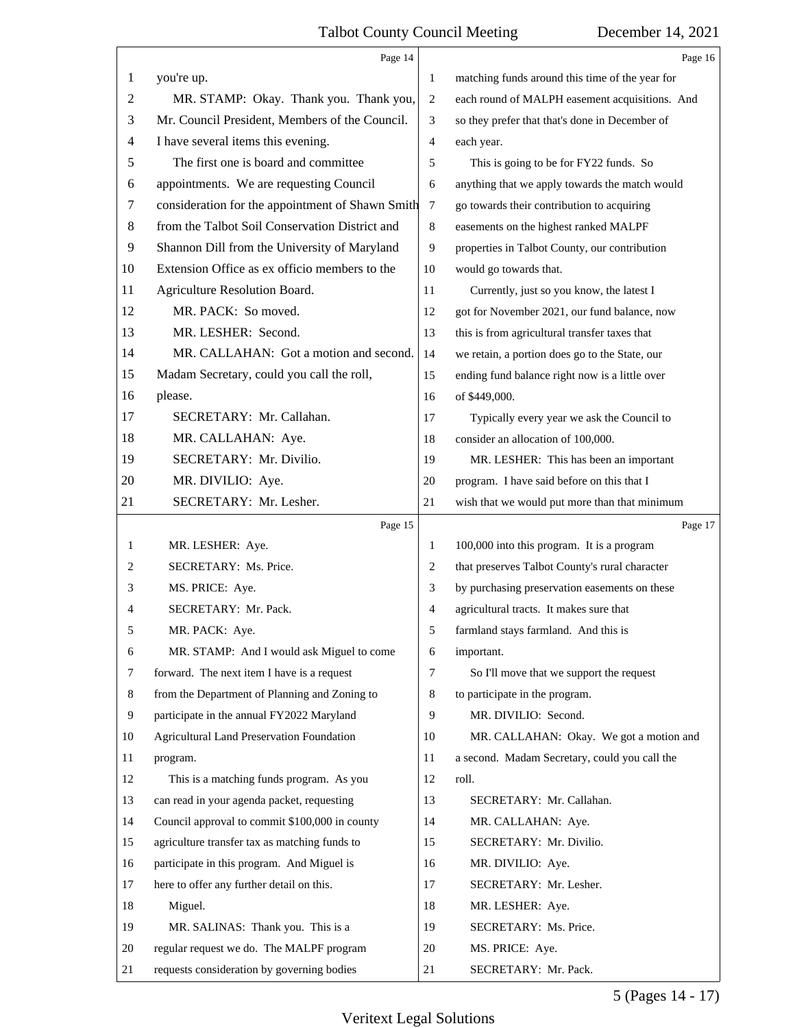you're up.

MR. STAMP: Okay. Thank you. Thank you, Mr. Council President, Members of the Council. I have several items this evening.

The first one is board and committee appointments. We are requesting Council consideration for the appointment of Shawn Smith from the Talbot Soil Conservation District and Shannon Dill from the University of Maryland Extension Office as ex officio members to the Agriculture Resolution Board.

MR. PACK: So moved.

MR. LESHER: Second.

MR. CALLAHAN: Got a motion and second. Madam Secretary, could you call the roll, please.

SECRETARY: Mr. Callahan.

MR. CALLAHAN: Aye.

SECRETARY: Mr. Divilio.

MR. DIVILIO: Aye.

SECRETARY: Mr. Lesher.

MR. LESHER: Aye.

SECRETARY: Ms. Price.

MS. PRICE: Aye.

SECRETARY: Mr. Pack.

MR. PACK: Aye.

MR. STAMP: And I would ask Miguel to come forward. The next item I have is a request from the Department of Planning and Zoning to participate in the annual FY2022 Maryland Agricultural Land Preservation Foundation program.

This is a matching funds program. As you can read in your agenda packet, requesting Council approval to commit $100,000 in county agriculture transfer tax as matching funds to participate in this program. And Miguel is here to offer any further detail on this.

Miguel.

MR. SALINAS: Thank you. This is a regular request we do. The MALPF program requests consideration by governing bodies matching funds around this time of the year for each round of MALPH easement acquisitions. And so they prefer that that's done in December of each year.

This is going to be for FY22 funds. So anything that we apply towards the match would go towards their contribution to acquiring easements on the highest ranked MALPF properties in Talbot County, our contribution would go towards that.

Currently, just so you know, the latest I got for November 2021, our fund balance, now this is from agricultural transfer taxes that we retain, a portion does go to the State, our ending fund balance right now is a little over of $449,000.

Typically every year we ask the Council to consider an allocation of 100,000.

MR. LESHER: This has been an important program. I have said before on this that I wish that we would put more than that minimum 100,000 into this program. It is a program that preserves Talbot County's rural character by purchasing preservation easements on these agricultural tracts. It makes sure that farmland stays farmland. And this is important.

So I'll move that we support the request to participate in the program.

MR. DIVILIO: Second.

MR. CALLAHAN: Okay. We got a motion and a second. Madam Secretary, could you call the roll.

SECRETARY: Mr. Callahan.

MR. CALLAHAN: Aye.

SECRETARY: Mr. Divilio.

MR. DIVILIO: Aye.

SECRETARY: Mr. Lesher.

MR. LESHER: Aye.

SECRETARY: Ms. Price.

MS. PRICE: Aye.

SECRETARY: Mr. Pack.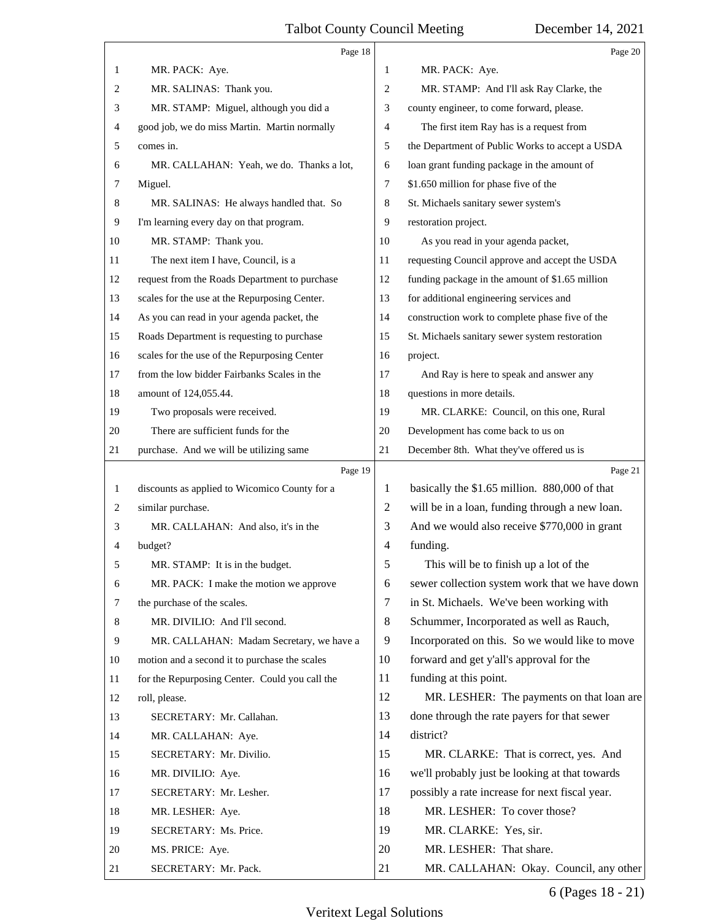Page 18

1 MR. PACK: Aye.
2 MR. SALINAS: Thank you.
3 MR. STAMP: Miguel, although you did a
4 good job, we do miss Martin. Martin normally
5 comes in.
6 MR. CALLAHAN: Yeah, we do. Thanks a lot,
7 Miguel.
8 MR. SALINAS: He always handled that. So
9 I'm learning every day on that program.
10 MR. STAMP: Thank you.
11 The next item I have, Council, is a
12 request from the Roads Department to purchase
13 scales for the use at the Repurposing Center.
14 As you can read in your agenda packet, the
15 Roads Department is requesting to purchase
16 scales for the use of the Repurposing Center
17 from the low bidder Fairbanks Scales in the
18 amount of 124,055.44.
19 Two proposals were received.
20 There are sufficient funds for the
21 purchase. And we will be utilizing same

Page 19

1 discounts as applied to Wicomico County for a
2 similar purchase.
3 MR. CALLAHAN: And also, it's in the
4 budget?
5 MR. STAMP: It is in the budget.
6 MR. PACK: I make the motion we approve
7 the purchase of the scales.
8 MR. DIVILIO: And I'll second.
9 MR. CALLAHAN: Madam Secretary, we have a
10 motion and a second it to purchase the scales
11 for the Repurposing Center. Could you call the
12 roll, please.
13 SECRETARY: Mr. Callahan.
14 MR. CALLAHAN: Aye.
15 SECRETARY: Mr. Divilio.
16 MR. DIVILIO: Aye.
17 SECRETARY: Mr. Lesher.
18 MR. LESHER: Aye.
19 SECRETARY: Ms. Price.
20 MS. PRICE: Aye.
21 SECRETARY: Mr. Pack.

Page 20

1 MR. PACK: Aye.
2 MR. STAMP: And I'll ask Ray Clarke, the
3 county engineer, to come forward, please.
4 The first item Ray has is a request from
5 the Department of Public Works to accept a USDA
6 loan grant funding package in the amount of
7 $1.650 million for phase five of the
8 St. Michaels sanitary sewer system's
9 restoration project.
10 As you read in your agenda packet,
11 requesting Council approve and accept the USDA
12 funding package in the amount of $1.65 million
13 for additional engineering services and
14 construction work to complete phase five of the
15 St. Michaels sanitary sewer system restoration
16 project.
17 And Ray is here to speak and answer any
18 questions in more details.
19 MR. CLARKE: Council, on this one, Rural
20 Development has come back to us on
21 December 8th. What they've offered us is

Page 21

1 basically the $1.65 million. 880,000 of that
2 will be in a loan, funding through a new loan.
3 And we would also receive $770,000 in grant
4 funding.
5 This will be to finish up a lot of the
6 sewer collection system work that we have down
7 in St. Michaels. We've been working with
8 Schummer, Incorporated as well as Rauch,
9 Incorporated on this. So we would like to move
10 forward and get y'all's approval for the
11 funding at this point.
12 MR. LESHER: The payments on that loan are
13 done through the rate payers for that sewer
14 district?
15 MR. CLARKE: That is correct, yes. And
16 we'll probably just be looking at that towards
17 possibly a rate increase for next fiscal year.
18 MR. LESHER: To cover those?
19 MR. CLARKE: Yes, sir.
20 MR. LESHER: That share.
21 MR. CALLAHAN: Okay. Council, any other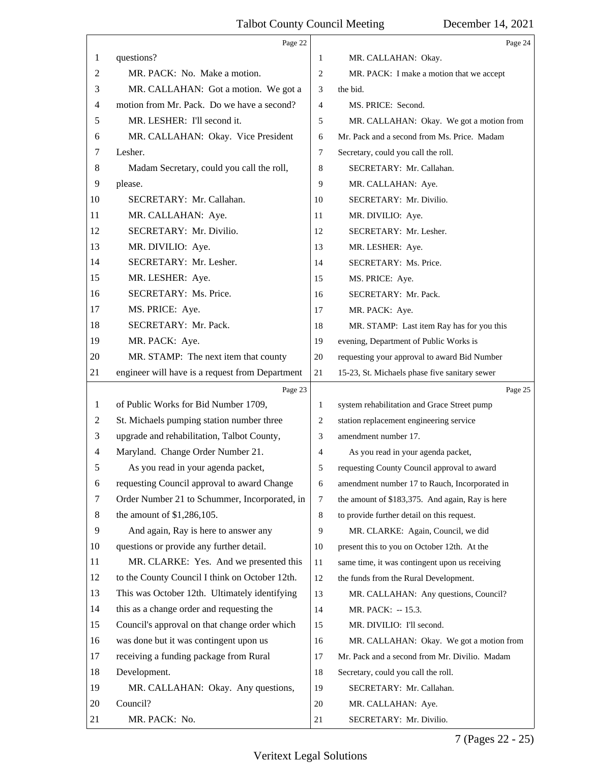Page 22

1 questions?
2 MR. PACK: No. Make a motion.
3 MR. CALLAHAN: Got a motion. We got a
4 motion from Mr. Pack. Do we have a second?
5 MR. LESHER: I'll second it.
6 MR. CALLAHAN: Okay. Vice President
7 Lesher.
8 Madam Secretary, could you call the roll,
9 please.
10 SECRETARY: Mr. Callahan.
11 MR. CALLAHAN: Aye.
12 SECRETARY: Mr. Divilio.
13 MR. DIVILIO: Aye.
14 SECRETARY: Mr. Lesher.
15 MR. LESHER: Aye.
16 SECRETARY: Ms. Price.
17 MS. PRICE: Aye.
18 SECRETARY: Mr. Pack.
19 MR. PACK: Aye.
20 MR. STAMP: The next item that county
21 engineer will have is a request from Department

Page 23

1 of Public Works for Bid Number 1709,
2 St. Michaels pumping station number three
3 upgrade and rehabilitation, Talbot County,
4 Maryland. Change Order Number 21.
5 As you read in your agenda packet,
6 requesting Council approval to award Change
7 Order Number 21 to Schummer, Incorporated, in
8 the amount of $1,286,105.
9 And again, Ray is here to answer any
10 questions or provide any further detail.
11 MR. CLARKE: Yes. And we presented this
12 to the County Council I think on October 12th.
13 This was October 12th. Ultimately identifying
14 this as a change order and requesting the
15 Council's approval on that change order which
16 was done but it was contingent upon us
17 receiving a funding package from Rural
18 Development.
19 MR. CALLAHAN: Okay. Any questions,
20 Council?
21 MR. PACK: No.

Page 24

1 MR. CALLAHAN: Okay.
2 MR. PACK: I make a motion that we accept
3 the bid.
4 MS. PRICE: Second.
5 MR. CALLAHAN: Okay. We got a motion from
6 Mr. Pack and a second from Ms. Price. Madam
7 Secretary, could you call the roll.
8 SECRETARY: Mr. Callahan.
9 MR. CALLAHAN: Aye.
10 SECRETARY: Mr. Divilio.
11 MR. DIVILIO: Aye.
12 SECRETARY: Mr. Lesher.
13 MR. LESHER: Aye.
14 SECRETARY: Ms. Price.
15 MS. PRICE: Aye.
16 SECRETARY: Mr. Pack.
17 MR. PACK: Aye.
18 MR. STAMP: Last item Ray has for you this
19 evening, Department of Public Works is
20 requesting your approval to award Bid Number
21 15-23, St. Michaels phase five sanitary sewer

Page 25

1 system rehabilitation and Grace Street pump
2 station replacement engineering service
3 amendment number 17.
4 As you read in your agenda packet,
5 requesting County Council approval to award
6 amendment number 17 to Rauch, Incorporated in
7 the amount of $183,375. And again, Ray is here
8 to provide further detail on this request.
9 MR. CLARKE: Again, Council, we did
10 present this to you on October 12th. At the
11 same time, it was contingent upon us receiving
12 the funds from the Rural Development.
13 MR. CALLAHAN: Any questions, Council?
14 MR. PACK: -- 15.3.
15 MR. DIVILIO: I'll second.
16 MR. CALLAHAN: Okay. We got a motion from
17 Mr. Pack and a second from Mr. Divilio. Madam
18 Secretary, could you call the roll.
19 SECRETARY: Mr. Callahan.
20 MR. CALLAHAN: Aye.
21 SECRETARY: Mr. Divilio.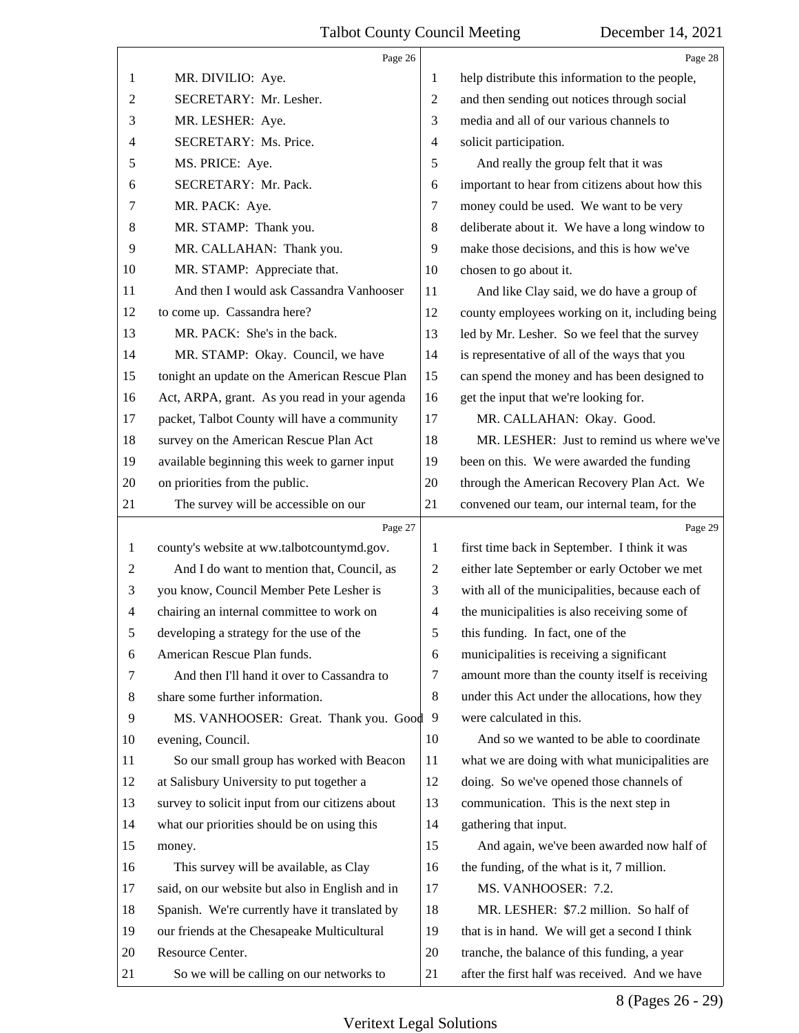MR. DIVILIO: Aye.

SECRETARY: Mr. Lesher.

MR. LESHER: Aye.

SECRETARY: Ms. Price.

MS. PRICE: Aye.

SECRETARY: Mr. Pack.

MR. PACK: Aye.

MR. STAMP: Thank you.

MR. CALLAHAN: Thank you.

MR. STAMP: Appreciate that.

And then I would ask Cassandra Vanhooser to come up. Cassandra here?

MR. PACK: She's in the back.

MR. STAMP: Okay. Council, we have tonight an update on the American Rescue Plan Act, ARPA, grant. As you read in your agenda packet, Talbot County will have a community survey on the American Rescue Plan Act available beginning this week to garner input on priorities from the public.

The survey will be accessible on our county's website at ww.talbotcountymd.gov.

And I do want to mention that, Council, as you know, Council Member Pete Lesher is chairing an internal committee to work on developing a strategy for the use of the American Rescue Plan funds.

And then I'll hand it over to Cassandra to share some further information.

MS. VANHOOSER: Great. Thank you. Good evening, Council.

So our small group has worked with Beacon at Salisbury University to put together a survey to solicit input from our citizens about what our priorities should be on using this money.

This survey will be available, as Clay said, on our website but also in English and in Spanish. We're currently have it translated by our friends at the Chesapeake Multicultural Resource Center.

So we will be calling on our networks to help distribute this information to the people, and then sending out notices through social media and all of our various channels to solicit participation.

And really the group felt that it was important to hear from citizens about how this money could be used. We want to be very deliberate about it. We have a long window to make those decisions, and this is how we've chosen to go about it.

And like Clay said, we do have a group of county employees working on it, including being led by Mr. Lesher. So we feel that the survey is representative of all of the ways that you can spend the money and has been designed to get the input that we're looking for.

MR. CALLAHAN: Okay. Good.

MR. LESHER: Just to remind us where we've been on this. We were awarded the funding through the American Recovery Plan Act. We convened our team, our internal team, for the first time back in September. I think it was either late September or early October we met with all of the municipalities, because each of the municipalities is also receiving some of this funding. In fact, one of the municipalities is receiving a significant amount more than the county itself is receiving under this Act under the allocations, how they were calculated in this.

And so we wanted to be able to coordinate what we are doing with what municipalities are doing. So we've opened those channels of communication. This is the next step in gathering that input.

And again, we've been awarded now half of the funding, of the what is it, 7 million.

MS. VANHOOSER: 7.2.

MR. LESHER: $7.2 million. So half of that is in hand. We will get a second I think tranche, the balance of this funding, a year after the first half was received. And we have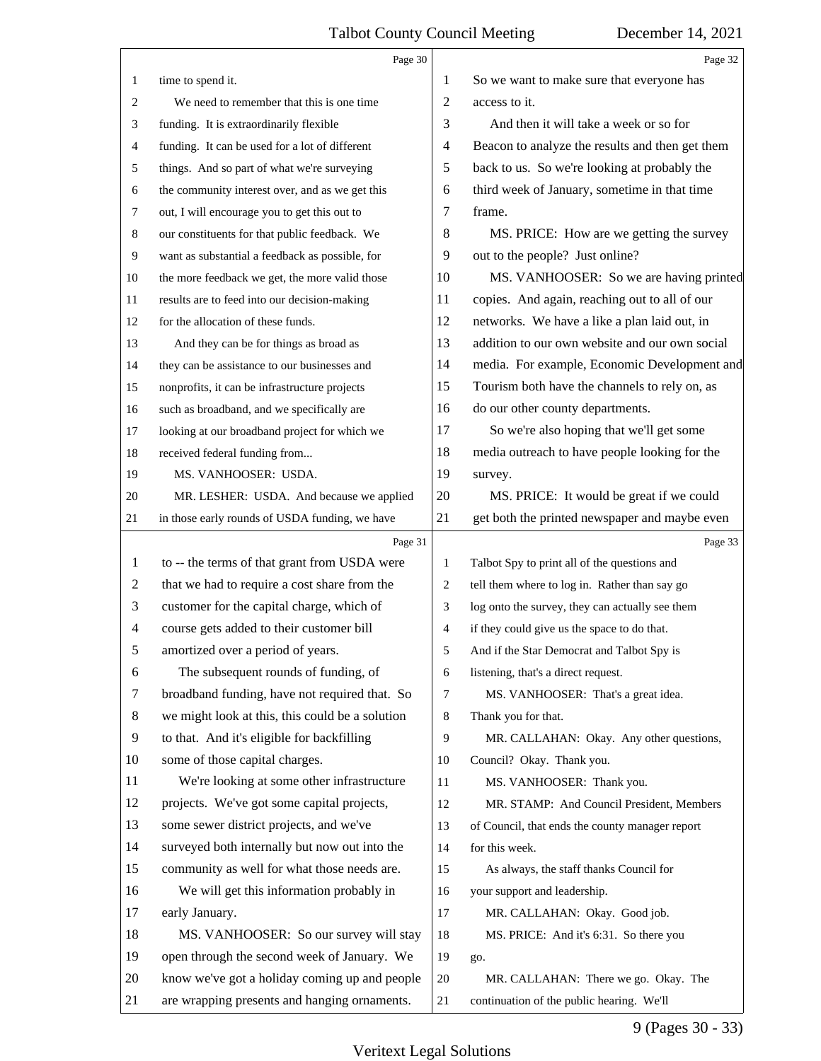time to spend it.

We need to remember that this is one time funding. It is extraordinarily flexible funding. It can be used for a lot of different things. And so part of what we're surveying the community interest over, and as we get this out, I will encourage you to get this out to our constituents for that public feedback. We want as substantial a feedback as possible, for the more feedback we get, the more valid those results are to feed into our decision-making for the allocation of these funds.

And they can be for things as broad as they can be assistance to our businesses and nonprofits, it can be infrastructure projects such as broadband, and we specifically are looking at our broadband project for which we received federal funding from...

MS. VANHOOSER: USDA.

MR. LESHER: USDA. And because we applied in those early rounds of USDA funding, we have to -- the terms of that grant from USDA were that we had to require a cost share from the customer for the capital charge, which of course gets added to their customer bill amortized over a period of years.

The subsequent rounds of funding, of broadband funding, have not required that. So we might look at this, this could be a solution to that. And it's eligible for backfilling some of those capital charges.

We're looking at some other infrastructure projects. We've got some capital projects, some sewer district projects, and we've surveyed both internally but now out into the community as well for what those needs are.

We will get this information probably in early January.

MS. VANHOOSER: So our survey will stay open through the second week of January. We know we've got a holiday coming up and people are wrapping presents and hanging ornaments. So we want to make sure that everyone has access to it.

And then it will take a week or so for Beacon to analyze the results and then get them back to us. So we're looking at probably the third week of January, sometime in that time frame.

MS. PRICE: How are we getting the survey out to the people? Just online?

MS. VANHOOSER: So we are having printed copies. And again, reaching out to all of our networks. We have a like a plan laid out, in addition to our own website and our own social media. For example, Economic Development and Tourism both have the channels to rely on, as do our other county departments.

So we're also hoping that we'll get some media outreach to have people looking for the survey.

MS. PRICE: It would be great if we could get both the printed newspaper and maybe even Talbot Spy to print all of the questions and tell them where to log in. Rather than say go log onto the survey, they can actually see them if they could give us the space to do that. And if the Star Democrat and Talbot Spy is listening, that's a direct request.

MS. VANHOOSER: That's a great idea. Thank you for that.

MR. CALLAHAN: Okay. Any other questions, Council? Okay. Thank you.

MS. VANHOOSER: Thank you.

MR. STAMP: And Council President, Members of Council, that ends the county manager report for this week.

As always, the staff thanks Council for your support and leadership.

MR. CALLAHAN: Okay. Good job.

MS. PRICE: And it's 6:31. So there you go.

MR. CALLAHAN: There we go. Okay. The continuation of the public hearing. We'll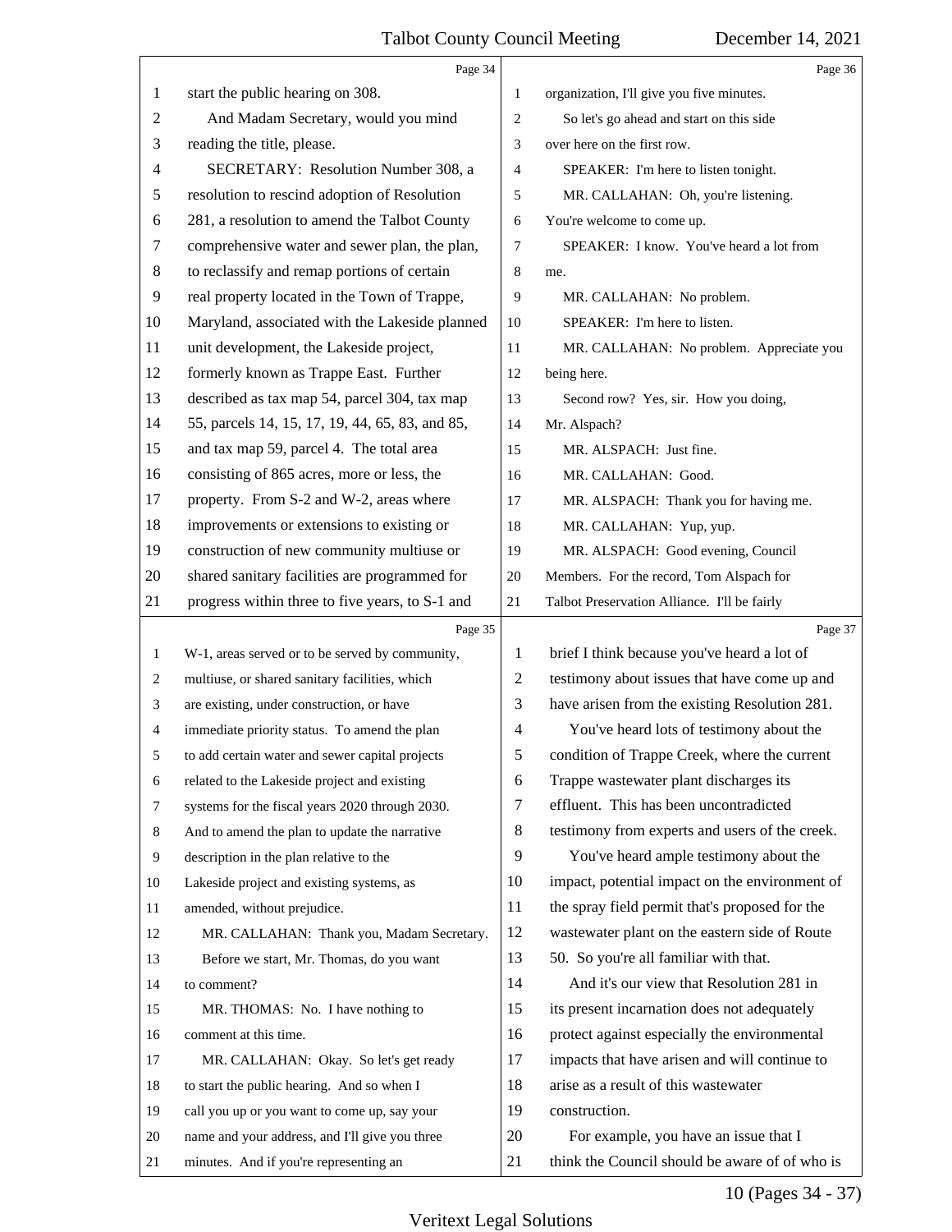start the public hearing on 308.

And Madam Secretary, would you mind reading the title, please.

SECRETARY: Resolution Number 308, a resolution to rescind adoption of Resolution 281, a resolution to amend the Talbot County comprehensive water and sewer plan, the plan, to reclassify and remap portions of certain real property located in the Town of Trappe, Maryland, associated with the Lakeside planned unit development, the Lakeside project, formerly known as Trappe East. Further described as tax map 54, parcel 304, tax map 55, parcels 14, 15, 17, 19, 44, 65, 83, and 85, and tax map 59, parcel 4. The total area consisting of 865 acres, more or less, the property. From S-2 and W-2, areas where improvements or extensions to existing or construction of new community multiuse or shared sanitary facilities are programmed for progress within three to five years, to S-1 and W-1, areas served or to be served by community, multiuse, or shared sanitary facilities, which are existing, under construction, or have immediate priority status. To amend the plan to add certain water and sewer capital projects related to the Lakeside project and existing systems for the fiscal years 2020 through 2030. And to amend the plan to update the narrative description in the plan relative to the Lakeside project and existing systems, as amended, without prejudice.

MR. CALLAHAN: Thank you, Madam Secretary.

Before we start, Mr. Thomas, do you want to comment?

MR. THOMAS: No. I have nothing to comment at this time.

MR. CALLAHAN: Okay. So let's get ready to start the public hearing. And so when I call you up or you want to come up, say your name and your address, and I'll give you three minutes. And if you're representing an organization, I'll give you five minutes.

So let's go ahead and start on this side over here on the first row.

SPEAKER: I'm here to listen tonight.

MR. CALLAHAN: Oh, you're listening. You're welcome to come up.

SPEAKER: I know. You've heard a lot from me.

MR. CALLAHAN: No problem.

SPEAKER: I'm here to listen.

MR. CALLAHAN: No problem. Appreciate you being here.

Second row? Yes, sir. How you doing, Mr. Alspach?

MR. ALSPACH: Just fine.

MR. CALLAHAN: Good.

MR. ALSPACH: Thank you for having me.

MR. CALLAHAN: Yup, yup.

MR. ALSPACH: Good evening, Council Members. For the record, Tom Alspach for Talbot Preservation Alliance. I'll be fairly brief I think because you've heard a lot of testimony about issues that have come up and have arisen from the existing Resolution 281.

You've heard lots of testimony about the condition of Trappe Creek, where the current Trappe wastewater plant discharges its effluent. This has been uncontradicted testimony from experts and users of the creek.

You've heard ample testimony about the impact, potential impact on the environment of the spray field permit that's proposed for the wastewater plant on the eastern side of Route 50. So you're all familiar with that.

And it's our view that Resolution 281 in its present incarnation does not adequately protect against especially the environmental impacts that have arisen and will continue to arise as a result of this wastewater construction.

For example, you have an issue that I think the Council should be aware of of who is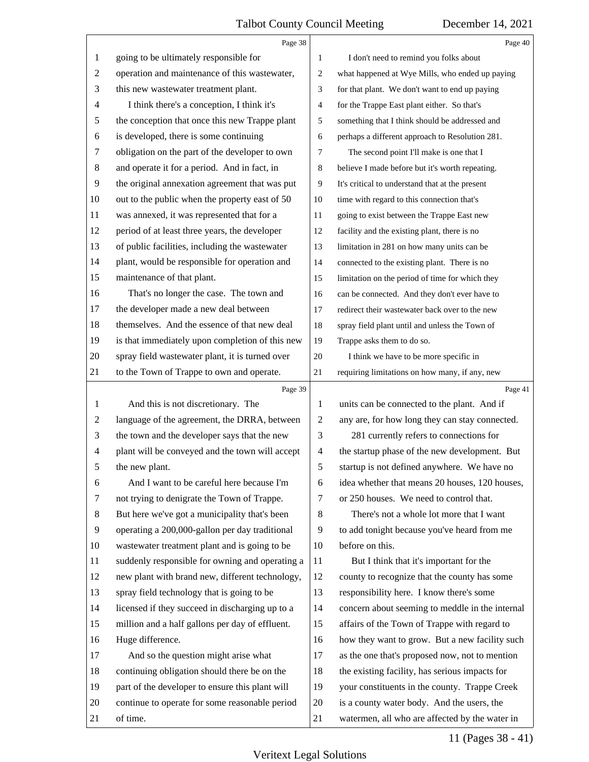going to be ultimately responsible for operation and maintenance of this wastewater, this new wastewater treatment plant.

I think there's a conception, I think it's the conception that once this new Trappe plant is developed, there is some continuing obligation on the part of the developer to own and operate it for a period. And in fact, in the original annexation agreement that was put out to the public when the property east of 50 was annexed, it was represented that for a period of at least three years, the developer of public facilities, including the wastewater plant, would be responsible for operation and maintenance of that plant.

That's no longer the case. The town and the developer made a new deal between themselves. And the essence of that new deal is that immediately upon completion of this new spray field wastewater plant, it is turned over to the Town of Trappe to own and operate.

And this is not discretionary. The language of the agreement, the DRRA, between the town and the developer says that the new plant will be conveyed and the town will accept the new plant.

And I want to be careful here because I'm not trying to denigrate the Town of Trappe. But here we've got a municipality that's been operating a 200,000-gallon per day traditional wastewater treatment plant and is going to be suddenly responsible for owning and operating a new plant with brand new, different technology, spray field technology that is going to be licensed if they succeed in discharging up to a million and a half gallons per day of effluent. Huge difference.

And so the question might arise what continuing obligation should there be on the part of the developer to ensure this plant will continue to operate for some reasonable period of time.

I don't need to remind you folks about what happened at Wye Mills, who ended up paying for that plant. We don't want to end up paying for the Trappe East plant either. So that's something that I think should be addressed and perhaps a different approach to Resolution 281.

The second point I'll make is one that I believe I made before but it's worth repeating. It's critical to understand that at the present time with regard to this connection that's going to exist between the Trappe East new facility and the existing plant, there is no limitation in 281 on how many units can be connected to the existing plant. There is no limitation on the period of time for which they can be connected. And they don't ever have to redirect their wastewater back over to the new spray field plant until and unless the Town of Trappe asks them to do so.

I think we have to be more specific in requiring limitations on how many, if any, new units can be connected to the plant. And if any are, for how long they can stay connected.

281 currently refers to connections for the startup phase of the new development. But startup is not defined anywhere. We have no idea whether that means 20 houses, 120 houses, or 250 houses. We need to control that.

There's not a whole lot more that I want to add tonight because you've heard from me before on this.

But I think that it's important for the county to recognize that the county has some responsibility here. I know there's some concern about seeming to meddle in the internal affairs of the Town of Trappe with regard to how they want to grow. But a new facility such as the one that's proposed now, not to mention the existing facility, has serious impacts for your constituents in the county. Trappe Creek is a county water body. And the users, the watermen, all who are affected by the water in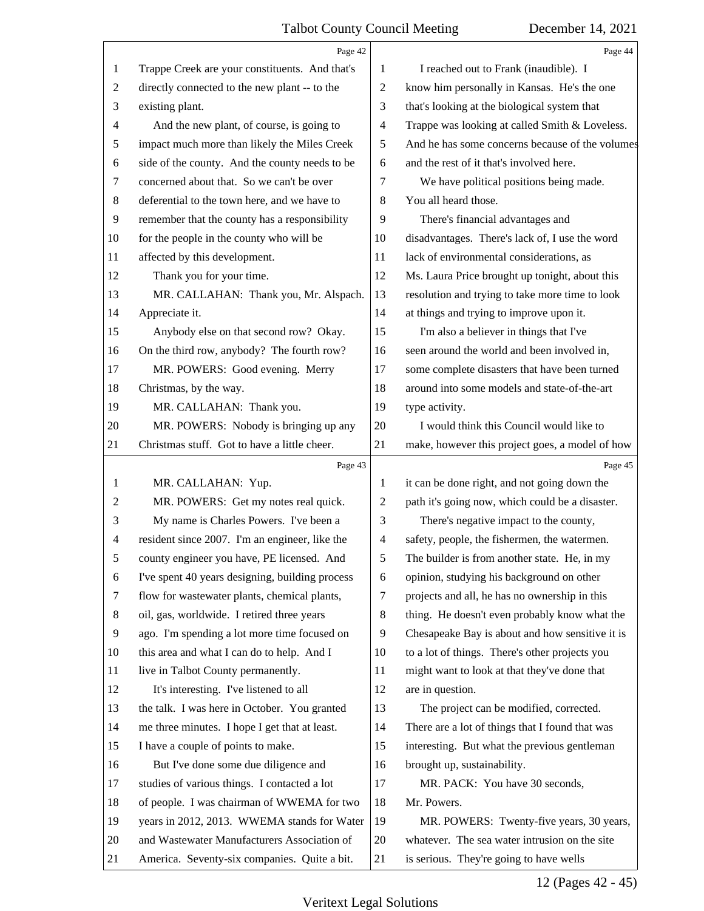Page 42

Trappe Creek are your constituents. And that's directly connected to the new plant -- to the existing plant.

And the new plant, of course, is going to impact much more than likely the Miles Creek side of the county. And the county needs to be concerned about that. So we can't be over deferential to the town here, and we have to remember that the county has a responsibility for the people in the county who will be affected by this development.

Thank you for your time.

MR. CALLAHAN: Thank you, Mr. Alspach. Appreciate it.

Anybody else on that second row? Okay. On the third row, anybody? The fourth row?

MR. POWERS: Good evening. Merry Christmas, by the way.

MR. CALLAHAN: Thank you.

MR. POWERS: Nobody is bringing up any Christmas stuff. Got to have a little cheer.

Page 43

MR. CALLAHAN: Yup.

MR. POWERS: Get my notes real quick.

My name is Charles Powers. I've been a resident since 2007. I'm an engineer, like the county engineer you have, PE licensed. And I've spent 40 years designing, building process flow for wastewater plants, chemical plants, oil, gas, worldwide. I retired three years ago. I'm spending a lot more time focused on this area and what I can do to help. And I live in Talbot County permanently.

It's interesting. I've listened to all the talk. I was here in October. You granted me three minutes. I hope I get that at least. I have a couple of points to make.

But I've done some due diligence and studies of various things. I contacted a lot of people. I was chairman of WWEMA for two years in 2012, 2013. WWEMA stands for Water and Wastewater Manufacturers Association of America. Seventy-six companies. Quite a bit.

Page 44

I reached out to Frank (inaudible). I know him personally in Kansas. He's the one that's looking at the biological system that Trappe was looking at called Smith & Loveless. And he has some concerns because of the volumes and the rest of it that's involved here.

We have political positions being made. You all heard those.

There's financial advantages and disadvantages. There's lack of, I use the word lack of environmental considerations, as Ms. Laura Price brought up tonight, about this resolution and trying to take more time to look at things and trying to improve upon it.

I'm also a believer in things that I've seen around the world and been involved in, some complete disasters that have been turned around into some models and state-of-the-art type activity.

I would think this Council would like to make, however this project goes, a model of how

Page 45

it can be done right, and not going down the path it's going now, which could be a disaster.

There's negative impact to the county, safety, people, the fishermen, the watermen. The builder is from another state. He, in my opinion, studying his background on other projects and all, he has no ownership in this thing. He doesn't even probably know what the Chesapeake Bay is about and how sensitive it is to a lot of things. There's other projects you might want to look at that they've done that are in question.

The project can be modified, corrected. There are a lot of things that I found that was interesting. But what the previous gentleman brought up, sustainability.

MR. PACK: You have 30 seconds, Mr. Powers.

MR. POWERS: Twenty-five years, 30 years, whatever. The sea water intrusion on the site is serious. They're going to have wells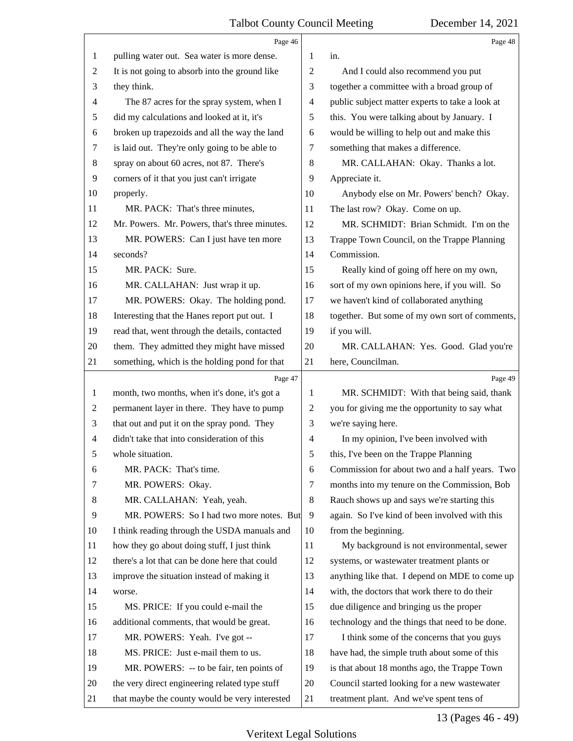pulling water out. Sea water is more dense. It is not going to absorb into the ground like they think.

The 87 acres for the spray system, when I did my calculations and looked at it, it's broken up trapezoids and all the way the land is laid out. They're only going to be able to spray on about 60 acres, not 87. There's corners of it that you just can't irrigate properly.

MR. PACK: That's three minutes, Mr. Powers. Mr. Powers, that's three minutes.

MR. POWERS: Can I just have ten more seconds?

MR. PACK: Sure.

MR. CALLAHAN: Just wrap it up.

MR. POWERS: Okay. The holding pond. Interesting that the Hanes report put out. I read that, went through the details, contacted them. They admitted they might have missed something, which is the holding pond for that month, two months, when it's done, it's got a permanent layer in there. They have to pump that out and put it on the spray pond. They didn't take that into consideration of this whole situation.

MR. PACK: That's time.

MR. POWERS: Okay.

MR. CALLAHAN: Yeah, yeah.

MR. POWERS: So I had two more notes. But I think reading through the USDA manuals and how they go about doing stuff, I just think there's a lot that can be done here that could improve the situation instead of making it worse.

MS. PRICE: If you could e-mail the additional comments, that would be great.

MR. POWERS: Yeah. I've got --

MS. PRICE: Just e-mail them to us.

MR. POWERS: -- to be fair, ten points of the very direct engineering related type stuff that maybe the county would be very interested in.

And I could also recommend you put together a committee with a broad group of public subject matter experts to take a look at this. You were talking about by January. I would be willing to help out and make this something that makes a difference.

MR. CALLAHAN: Okay. Thanks a lot. Appreciate it.

Anybody else on Mr. Powers' bench? Okay. The last row? Okay. Come on up.

MR. SCHMIDT: Brian Schmidt. I'm on the Trappe Town Council, on the Trappe Planning Commission.

Really kind of going off here on my own, sort of my own opinions here, if you will. So we haven't kind of collaborated anything together. But some of my own sort of comments, if you will.

MR. CALLAHAN: Yes. Good. Glad you're here, Councilman.

MR. SCHMIDT: With that being said, thank you for giving me the opportunity to say what we're saying here.

In my opinion, I've been involved with this, I've been on the Trappe Planning Commission for about two and a half years. Two months into my tenure on the Commission, Bob Rauch shows up and says we're starting this again. So I've kind of been involved with this from the beginning.

My background is not environmental, sewer systems, or wastewater treatment plants or anything like that. I depend on MDE to come up with, the doctors that work there to do their due diligence and bringing us the proper technology and the things that need to be done.

I think some of the concerns that you guys have had, the simple truth about some of this is that about 18 months ago, the Trappe Town Council started looking for a new wastewater treatment plant. And we've spent tens of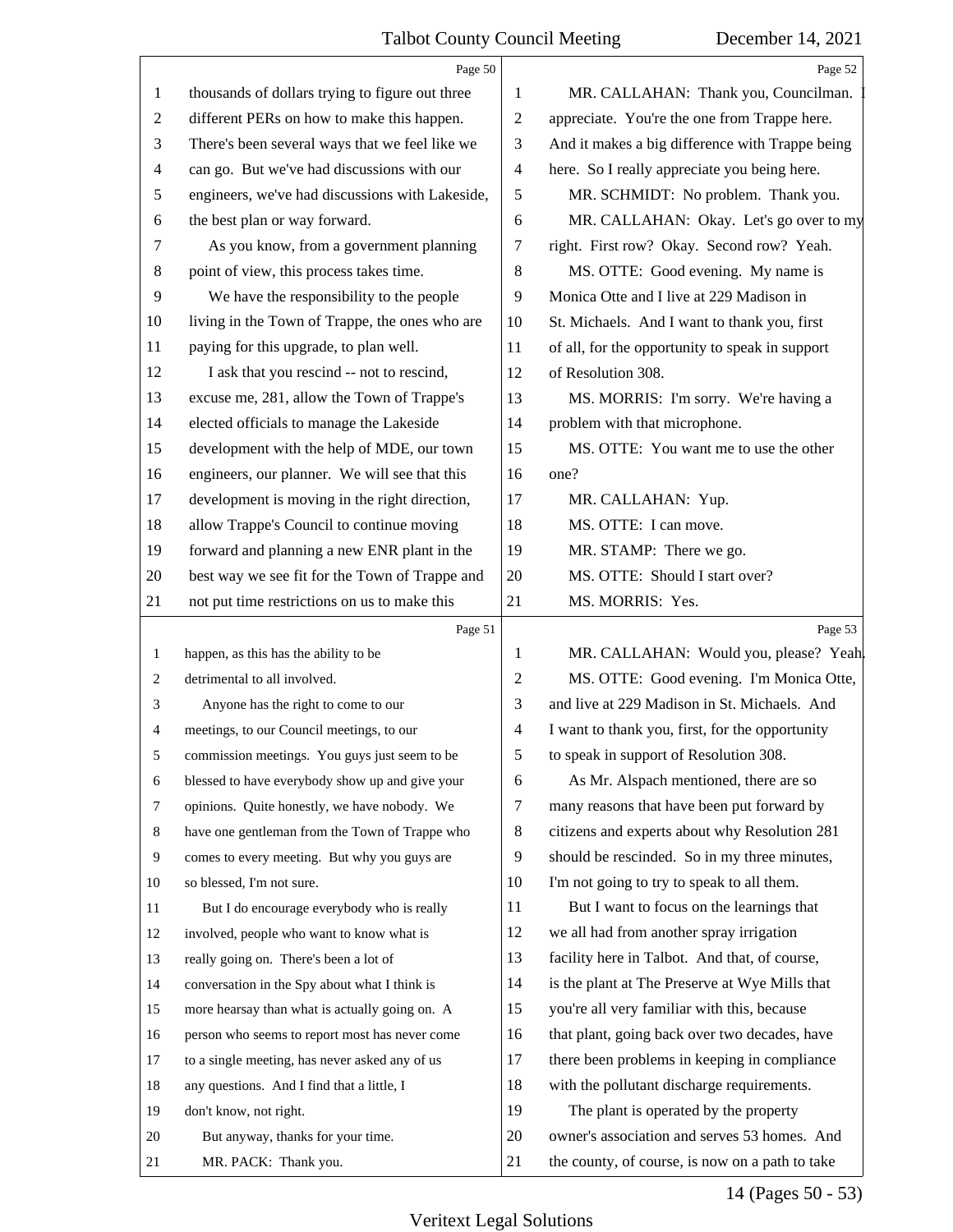Page 50

thousands of dollars trying to figure out three different PERs on how to make this happen. There's been several ways that we feel like we can go. But we've had discussions with our engineers, we've had discussions with Lakeside, the best plan or way forward.

As you know, from a government planning point of view, this process takes time.

We have the responsibility to the people living in the Town of Trappe, the ones who are paying for this upgrade, to plan well.

I ask that you rescind -- not to rescind, excuse me, 281, allow the Town of Trappe's elected officials to manage the Lakeside development with the help of MDE, our town engineers, our planner. We will see that this development is moving in the right direction, allow Trappe's Council to continue moving forward and planning a new ENR plant in the best way we see fit for the Town of Trappe and not put time restrictions on us to make this

Page 51

happen, as this has the ability to be detrimental to all involved.

Anyone has the right to come to our meetings, to our Council meetings, to our commission meetings. You guys just seem to be blessed to have everybody show up and give your opinions. Quite honestly, we have nobody. We have one gentleman from the Town of Trappe who comes to every meeting. But why you guys are so blessed, I'm not sure.

But I do encourage everybody who is really involved, people who want to know what is really going on. There's been a lot of conversation in the Spy about what I think is more hearsay than what is actually going on. A person who seems to report most has never come to a single meeting, has never asked any of us any questions. And I find that a little, I don't know, not right.

But anyway, thanks for your time.

MR. PACK: Thank you.

Page 52

MR. CALLAHAN: Thank you, Councilman. I appreciate. You're the one from Trappe here. And it makes a big difference with Trappe being here. So I really appreciate you being here.

MR. SCHMIDT: No problem. Thank you.

MR. CALLAHAN: Okay. Let's go over to my right. First row? Okay. Second row? Yeah.

MS. OTTE: Good evening. My name is Monica Otte and I live at 229 Madison in St. Michaels. And I want to thank you, first of all, for the opportunity to speak in support of Resolution 308.

MS. MORRIS: I'm sorry. We're having a problem with that microphone.

MS. OTTE: You want me to use the other one?

MR. CALLAHAN: Yup.

MS. OTTE: I can move.

MR. STAMP: There we go.

MS. OTTE: Should I start over?

MS. MORRIS: Yes.

Page 53

MR. CALLAHAN: Would you, please? Yeah.

MS. OTTE: Good evening. I'm Monica Otte, and live at 229 Madison in St. Michaels. And I want to thank you, first, for the opportunity to speak in support of Resolution 308.

As Mr. Alspach mentioned, there are so many reasons that have been put forward by citizens and experts about why Resolution 281 should be rescinded. So in my three minutes, I'm not going to try to speak to all them.

But I want to focus on the learnings that we all had from another spray irrigation facility here in Talbot. And that, of course, is the plant at The Preserve at Wye Mills that you're all very familiar with this, because that plant, going back over two decades, have there been problems in keeping in compliance with the pollutant discharge requirements.

The plant is operated by the property owner's association and serves 53 homes. And the county, of course, is now on a path to take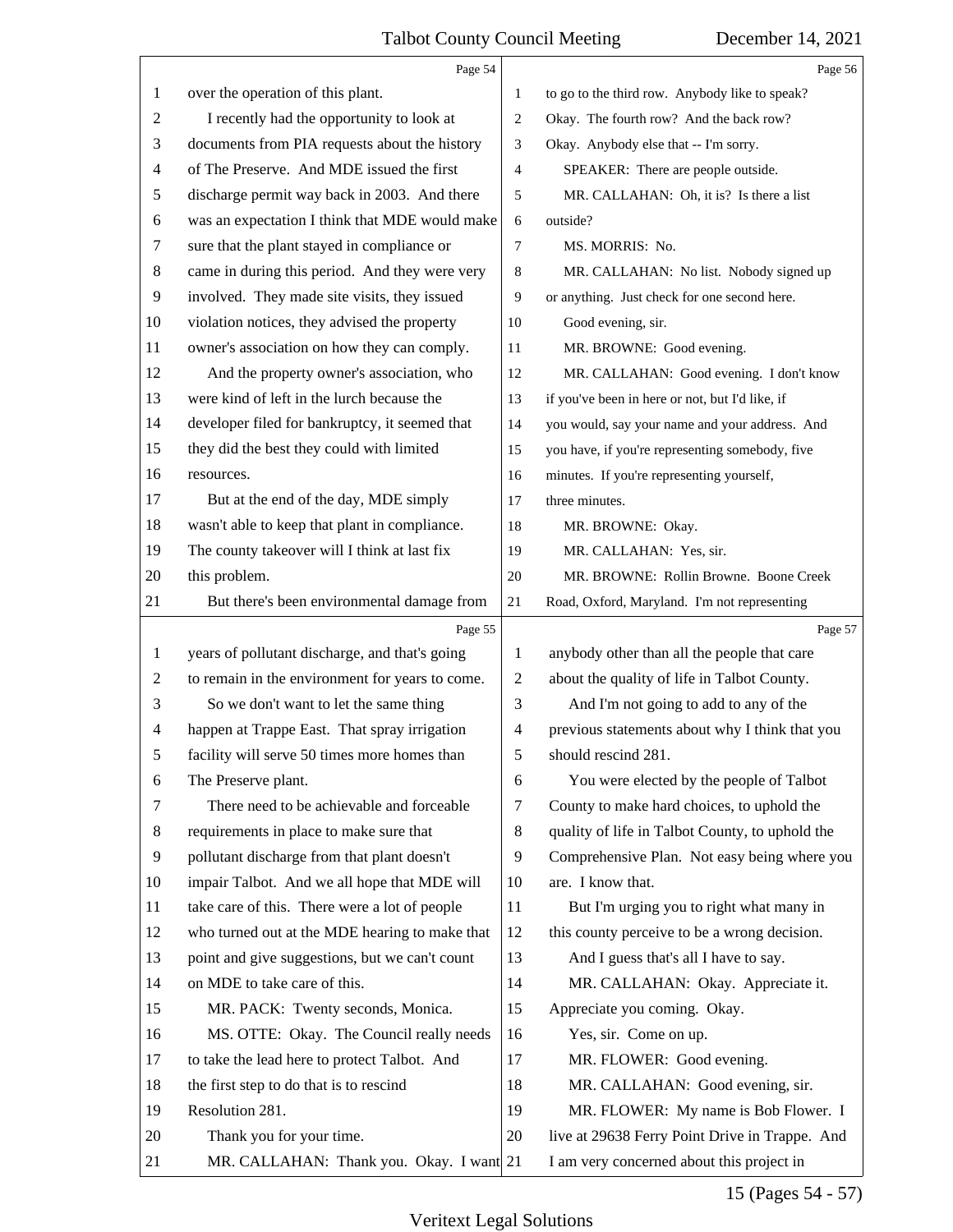Page 54

over the operation of this plant.

I recently had the opportunity to look at documents from PIA requests about the history of The Preserve. And MDE issued the first discharge permit way back in 2003. And there was an expectation I think that MDE would make sure that the plant stayed in compliance or came in during this period. And they were very involved. They made site visits, they issued violation notices, they advised the property owner's association on how they can comply.

And the property owner's association, who were kind of left in the lurch because the developer filed for bankruptcy, it seemed that they did the best they could with limited resources.

But at the end of the day, MDE simply wasn't able to keep that plant in compliance. The county takeover will I think at last fix this problem.

But there's been environmental damage from

Page 55

years of pollutant discharge, and that's going to remain in the environment for years to come.

So we don't want to let the same thing happen at Trappe East. That spray irrigation facility will serve 50 times more homes than The Preserve plant.

There need to be achievable and forceable requirements in place to make sure that pollutant discharge from that plant doesn't impair Talbot. And we all hope that MDE will take care of this. There were a lot of people who turned out at the MDE hearing to make that point and give suggestions, but we can't count on MDE to take care of this.

MR. PACK: Twenty seconds, Monica.

MS. OTTE: Okay. The Council really needs to take the lead here to protect Talbot. And the first step to do that is to rescind Resolution 281.

Thank you for your time.

MR. CALLAHAN: Thank you. Okay. I want

Page 56

to go to the third row. Anybody like to speak? Okay. The fourth row? And the back row? Okay. Anybody else that -- I'm sorry.

SPEAKER: There are people outside.

MR. CALLAHAN: Oh, it is? Is there a list outside?

MS. MORRIS: No.

MR. CALLAHAN: No list. Nobody signed up or anything. Just check for one second here.

Good evening, sir.

MR. BROWNE: Good evening.

MR. CALLAHAN: Good evening. I don't know if you've been in here or not, but I'd like, if you would, say your name and your address. And you have, if you're representing somebody, five minutes. If you're representing yourself, three minutes.

MR. BROWNE: Okay.

MR. CALLAHAN: Yes, sir.

MR. BROWNE: Rollin Browne. Boone Creek Road, Oxford, Maryland. I'm not representing

Page 57

anybody other than all the people that care about the quality of life in Talbot County.

And I'm not going to add to any of the previous statements about why I think that you should rescind 281.

You were elected by the people of Talbot County to make hard choices, to uphold the quality of life in Talbot County, to uphold the Comprehensive Plan. Not easy being where you are. I know that.

But I'm urging you to right what many in this county perceive to be a wrong decision.

And I guess that's all I have to say.

MR. CALLAHAN: Okay. Appreciate it. Appreciate you coming. Okay.

Yes, sir. Come on up.

MR. FLOWER: Good evening.

MR. CALLAHAN: Good evening, sir.

MR. FLOWER: My name is Bob Flower. I live at 29638 Ferry Point Drive in Trappe. And I am very concerned about this project in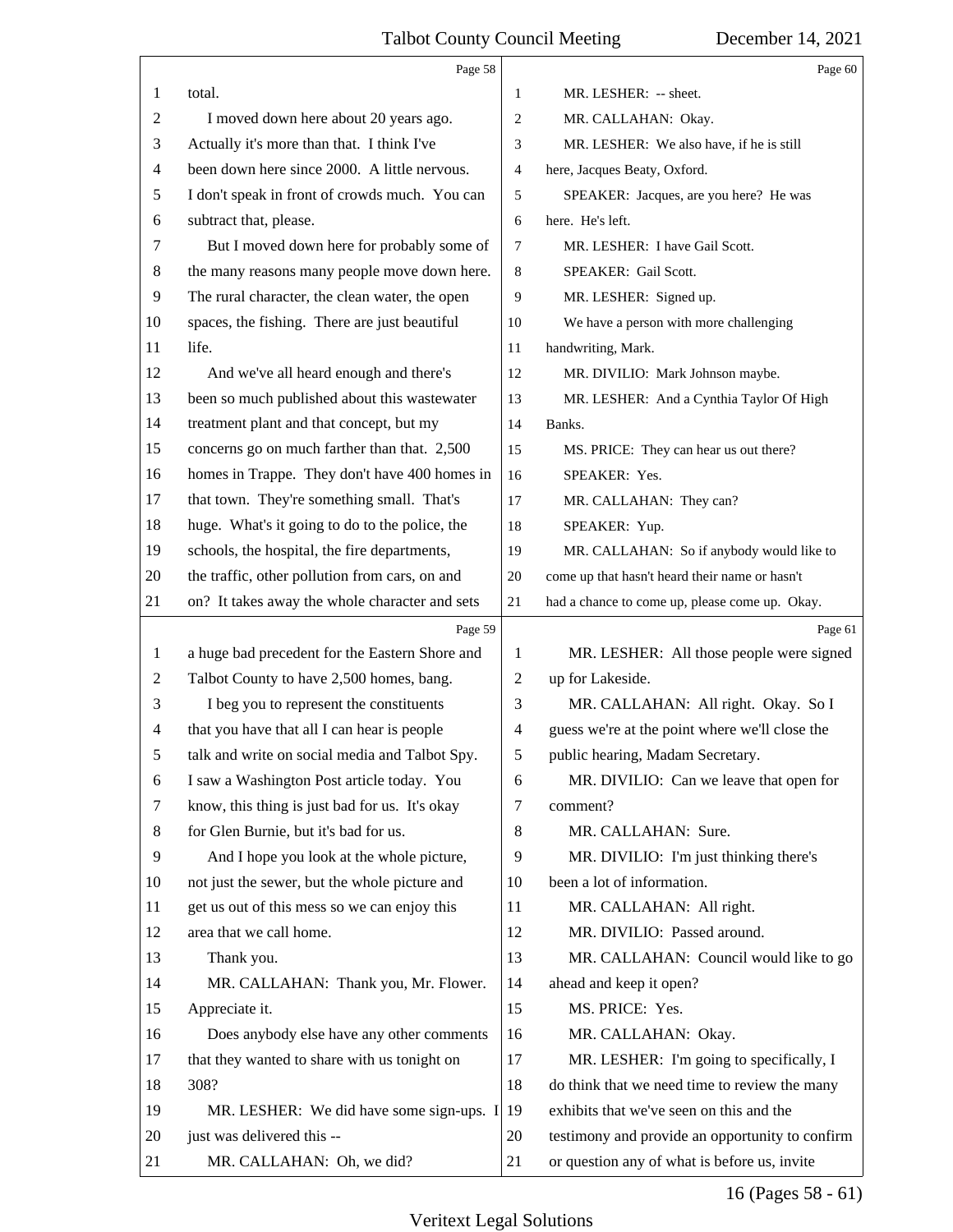Page 58

total.

I moved down here about 20 years ago. Actually it's more than that. I think I've been down here since 2000. A little nervous. I don't speak in front of crowds much. You can subtract that, please.

But I moved down here for probably some of the many reasons many people move down here. The rural character, the clean water, the open spaces, the fishing. There are just beautiful life.

And we've all heard enough and there's been so much published about this wastewater treatment plant and that concept, but my concerns go on much farther than that. 2,500 homes in Trappe. They don't have 400 homes in that town. They're something small. That's huge. What's it going to do to the police, the schools, the hospital, the fire departments, the traffic, other pollution from cars, on and on? It takes away the whole character and sets

Page 59

a huge bad precedent for the Eastern Shore and Talbot County to have 2,500 homes, bang.

I beg you to represent the constituents that you have that all I can hear is people talk and write on social media and Talbot Spy. I saw a Washington Post article today. You know, this thing is just bad for us. It's okay for Glen Burnie, but it's bad for us.

And I hope you look at the whole picture, not just the sewer, but the whole picture and get us out of this mess so we can enjoy this area that we call home.

Thank you.

MR. CALLAHAN: Thank you, Mr. Flower. Appreciate it.

Does anybody else have any other comments that they wanted to share with us tonight on 308?

MR. LESHER: We did have some sign-ups. I just was delivered this --

MR. CALLAHAN: Oh, we did?

Page 60

MR. LESHER: -- sheet.

MR. CALLAHAN: Okay.

MR. LESHER: We also have, if he is still here, Jacques Beaty, Oxford.

SPEAKER: Jacques, are you here? He was here. He's left.

MR. LESHER: I have Gail Scott.

SPEAKER: Gail Scott.

MR. LESHER: Signed up.

We have a person with more challenging handwriting, Mark.

MR. DIVILIO: Mark Johnson maybe.

MR. LESHER: And a Cynthia Taylor Of High Banks.

MS. PRICE: They can hear us out there?

SPEAKER: Yes.

MR. CALLAHAN: They can?

SPEAKER: Yup.

MR. CALLAHAN: So if anybody would like to come up that hasn't heard their name or hasn't had a chance to come up, please come up. Okay.

Page 61

MR. LESHER: All those people were signed up for Lakeside.

MR. CALLAHAN: All right. Okay. So I guess we're at the point where we'll close the public hearing, Madam Secretary.

MR. DIVILIO: Can we leave that open for comment?

MR. CALLAHAN: Sure.

MR. DIVILIO: I'm just thinking there's been a lot of information.

MR. CALLAHAN: All right.

MR. DIVILIO: Passed around.

MR. CALLAHAN: Council would like to go ahead and keep it open?

MS. PRICE: Yes.

MR. CALLAHAN: Okay.

MR. LESHER: I'm going to specifically, I do think that we need time to review the many exhibits that we've seen on this and the testimony and provide an opportunity to confirm or question any of what is before us, invite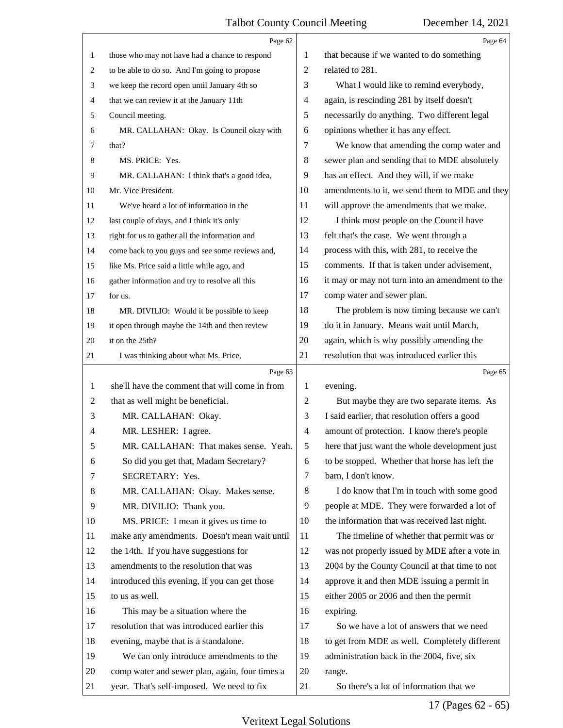Page 62

1 those who may not have had a chance to respond
2 to be able to do so. And I'm going to propose
3 we keep the record open until January 4th so
4 that we can review it at the January 11th
5 Council meeting.
6 MR. CALLAHAN: Okay. Is Council okay with
7 that?
8 MS. PRICE: Yes.
9 MR. CALLAHAN: I think that's a good idea,
10 Mr. Vice President.
11 We've heard a lot of information in the
12 last couple of days, and I think it's only
13 right for us to gather all the information and
14 come back to you guys and see some reviews and,
15 like Ms. Price said a little while ago, and
16 gather information and try to resolve all this
17 for us.
18 MR. DIVILIO: Would it be possible to keep
19 it open through maybe the 14th and then review
20 it on the 25th?
21 I was thinking about what Ms. Price,

Page 63

1 she'll have the comment that will come in from
2 that as well might be beneficial.
3 MR. CALLAHAN: Okay.
4 MR. LESHER: I agree.
5 MR. CALLAHAN: That makes sense. Yeah.
6 So did you get that, Madam Secretary?
7 SECRETARY: Yes.
8 MR. CALLAHAN: Okay. Makes sense.
9 MR. DIVILIO: Thank you.
10 MS. PRICE: I mean it gives us time to
11 make any amendments. Doesn't mean wait until
12 the 14th. If you have suggestions for
13 amendments to the resolution that was
14 introduced this evening, if you can get those
15 to us as well.
16 This may be a situation where the
17 resolution that was introduced earlier this
18 evening, maybe that is a standalone.
19 We can only introduce amendments to the
20 comp water and sewer plan, again, four times a
21 year. That's self-imposed. We need to fix

Page 64

1 that because if we wanted to do something
2 related to 281.
3 What I would like to remind everybody,
4 again, is rescinding 281 by itself doesn't
5 necessarily do anything. Two different legal
6 opinions whether it has any effect.
7 We know that amending the comp water and
8 sewer plan and sending that to MDE absolutely
9 has an effect. And they will, if we make
10 amendments to it, we send them to MDE and they
11 will approve the amendments that we make.
12 I think most people on the Council have
13 felt that's the case. We went through a
14 process with this, with 281, to receive the
15 comments. If that is taken under advisement,
16 it may or may not turn into an amendment to the
17 comp water and sewer plan.
18 The problem is now timing because we can't
19 do it in January. Means wait until March,
20 again, which is why possibly amending the
21 resolution that was introduced earlier this

Page 65

1 evening.
2 But maybe they are two separate items. As
3 I said earlier, that resolution offers a good
4 amount of protection. I know there's people
5 here that just want the whole development just
6 to be stopped. Whether that horse has left the
7 barn, I don't know.
8 I do know that I'm in touch with some good
9 people at MDE. They were forwarded a lot of
10 the information that was received last night.
11 The timeline of whether that permit was or
12 was not properly issued by MDE after a vote in
13 2004 by the County Council at that time to not
14 approve it and then MDE issuing a permit in
15 either 2005 or 2006 and then the permit
16 expiring.
17 So we have a lot of answers that we need
18 to get from MDE as well. Completely different
19 administration back in the 2004, five, six
20 range.
21 So there's a lot of information that we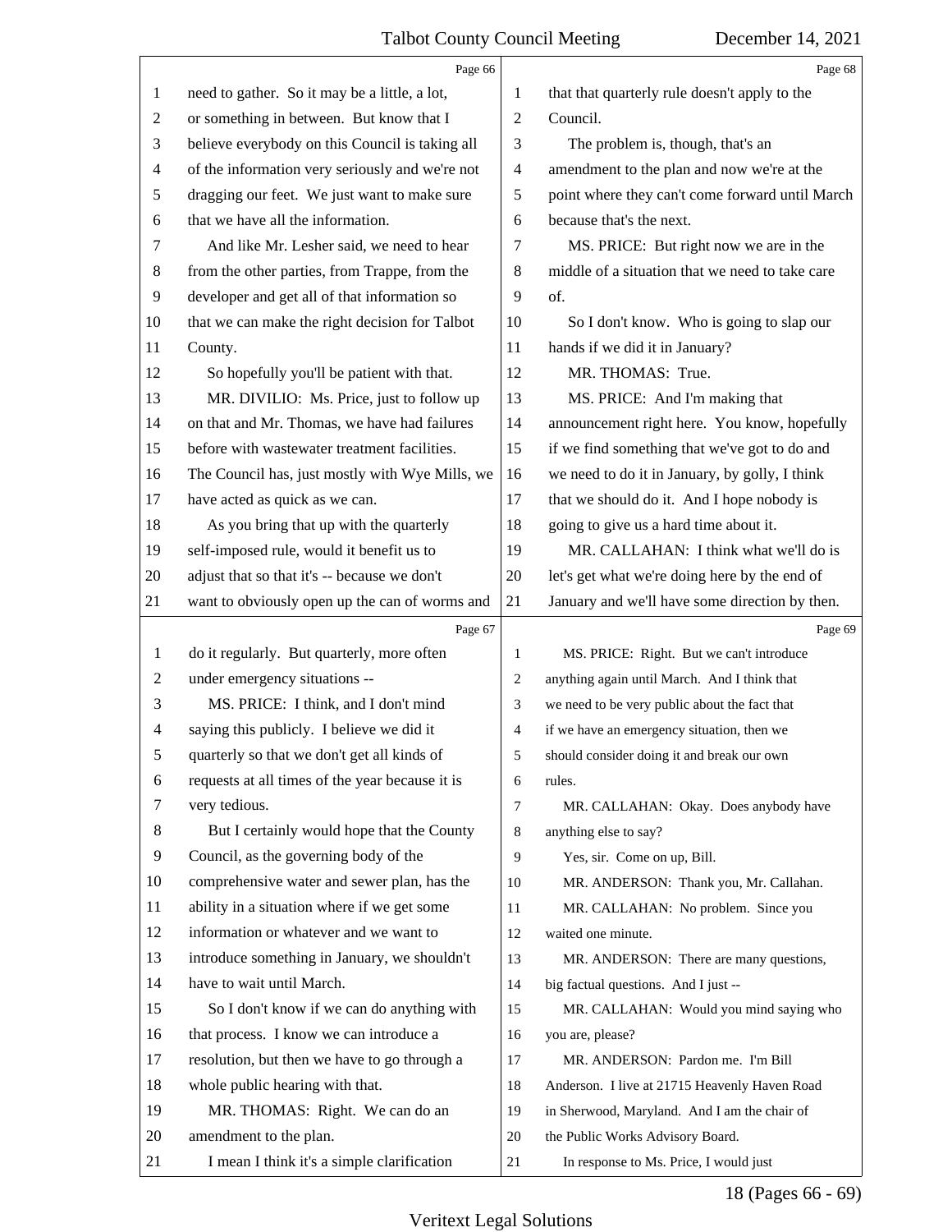need to gather. So it may be a little, a lot, or something in between. But know that I believe everybody on this Council is taking all of the information very seriously and we're not dragging our feet. We just want to make sure that we have all the information.

And like Mr. Lesher said, we need to hear from the other parties, from Trappe, from the developer and get all of that information so that we can make the right decision for Talbot County.

So hopefully you'll be patient with that.

MR. DIVILIO: Ms. Price, just to follow up on that and Mr. Thomas, we have had failures before with wastewater treatment facilities. The Council has, just mostly with Wye Mills, we have acted as quick as we can.

As you bring that up with the quarterly self-imposed rule, would it benefit us to adjust that so that it's -- because we don't want to obviously open up the can of worms and do it regularly. But quarterly, more often under emergency situations --

MS. PRICE: I think, and I don't mind saying this publicly. I believe we did it quarterly so that we don't get all kinds of requests at all times of the year because it is very tedious.

But I certainly would hope that the County Council, as the governing body of the comprehensive water and sewer plan, has the ability in a situation where if we get some information or whatever and we want to introduce something in January, we shouldn't have to wait until March.

So I don't know if we can do anything with that process. I know we can introduce a resolution, but then we have to go through a whole public hearing with that.

MR. THOMAS: Right. We can do an amendment to the plan.

I mean I think it's a simple clarification that that quarterly rule doesn't apply to the Council.

The problem is, though, that's an amendment to the plan and now we're at the point where they can't come forward until March because that's the next.

MS. PRICE: But right now we are in the middle of a situation that we need to take care of.

So I don't know. Who is going to slap our hands if we did it in January?

MR. THOMAS: True.

MS. PRICE: And I'm making that announcement right here. You know, hopefully if we find something that we've got to do and we need to do it in January, by golly, I think that we should do it. And I hope nobody is going to give us a hard time about it.

MR. CALLAHAN: I think what we'll do is let's get what we're doing here by the end of January and we'll have some direction by then.

MS. PRICE: Right. But we can't introduce anything again until March. And I think that we need to be very public about the fact that if we have an emergency situation, then we should consider doing it and break our own rules.

MR. CALLAHAN: Okay. Does anybody have anything else to say?

Yes, sir. Come on up, Bill.

MR. ANDERSON: Thank you, Mr. Callahan.

MR. CALLAHAN: No problem. Since you waited one minute.

MR. ANDERSON: There are many questions, big factual questions. And I just --

MR. CALLAHAN: Would you mind saying who you are, please?

MR. ANDERSON: Pardon me. I'm Bill Anderson. I live at 21715 Heavenly Haven Road in Sherwood, Maryland. And I am the chair of the Public Works Advisory Board.

In response to Ms. Price, I would just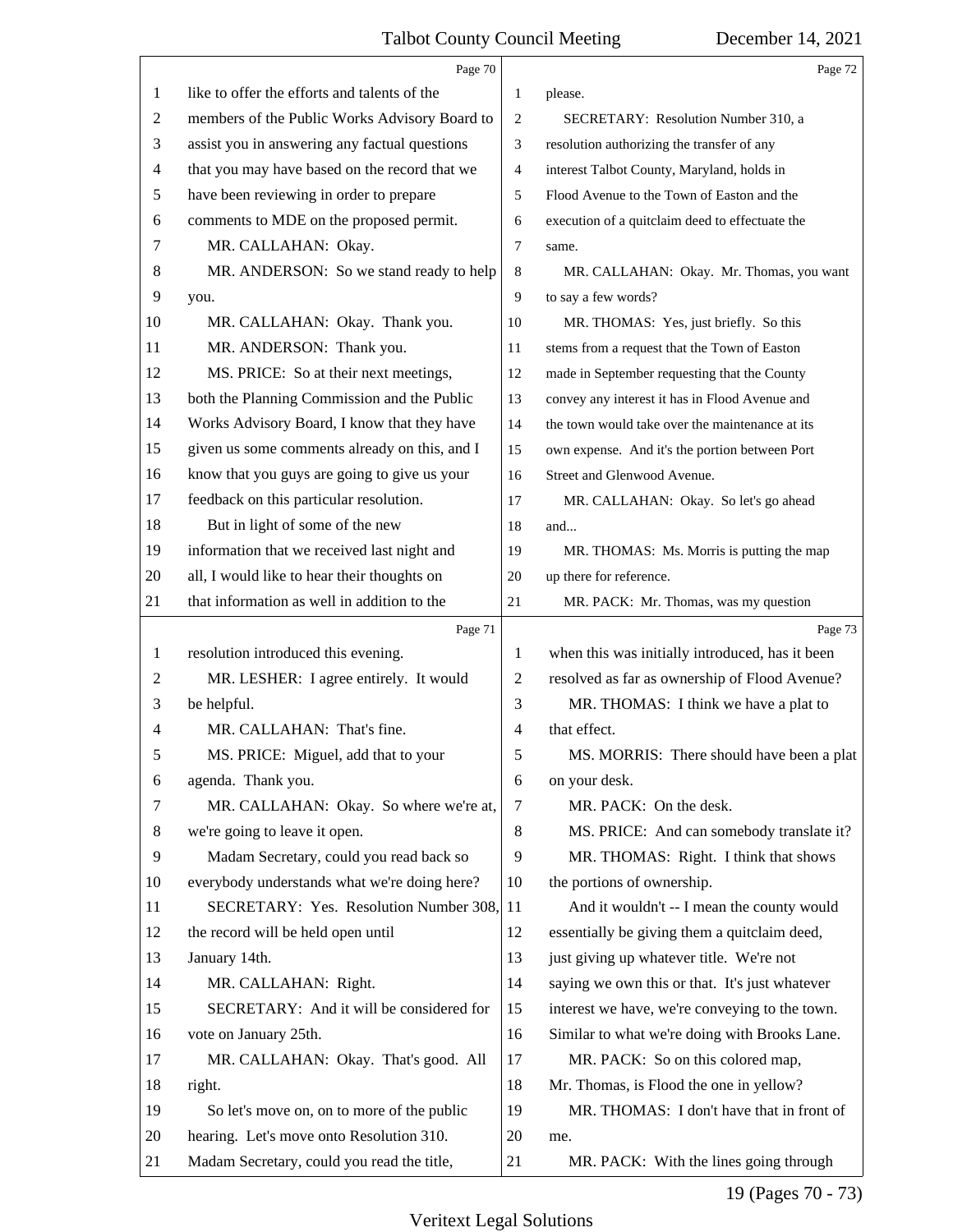like to offer the efforts and talents of the members of the Public Works Advisory Board to assist you in answering any factual questions that you may have based on the record that we have been reviewing in order to prepare comments to MDE on the proposed permit.

MR. CALLAHAN: Okay.

MR. ANDERSON: So we stand ready to help you.

MR. CALLAHAN: Okay. Thank you.

MR. ANDERSON: Thank you.

MS. PRICE: So at their next meetings, both the Planning Commission and the Public Works Advisory Board, I know that they have given us some comments already on this, and I know that you guys are going to give us your feedback on this particular resolution.

But in light of some of the new information that we received last night and all, I would like to hear their thoughts on that information as well in addition to the resolution introduced this evening.

MR. LESHER: I agree entirely. It would be helpful.

MR. CALLAHAN: That's fine.

MS. PRICE: Miguel, add that to your agenda. Thank you.

MR. CALLAHAN: Okay. So where we're at, we're going to leave it open.

Madam Secretary, could you read back so everybody understands what we're doing here?

SECRETARY: Yes. Resolution Number 308, the record will be held open until January 14th.

MR. CALLAHAN: Right.

SECRETARY: And it will be considered for vote on January 25th.

MR. CALLAHAN: Okay. That's good. All right.

So let's move on, on to more of the public hearing. Let's move onto Resolution 310. Madam Secretary, could you read the title, please.

SECRETARY: Resolution Number 310, a resolution authorizing the transfer of any interest Talbot County, Maryland, holds in Flood Avenue to the Town of Easton and the execution of a quitclaim deed to effectuate the same.

MR. CALLAHAN: Okay. Mr. Thomas, you want to say a few words?

MR. THOMAS: Yes, just briefly. So this stems from a request that the Town of Easton made in September requesting that the County convey any interest it has in Flood Avenue and the town would take over the maintenance at its own expense. And it's the portion between Port Street and Glenwood Avenue.

MR. CALLAHAN: Okay. So let's go ahead and...

MR. THOMAS: Ms. Morris is putting the map up there for reference.

MR. PACK: Mr. Thomas, was my question when this was initially introduced, has it been resolved as far as ownership of Flood Avenue?

MR. THOMAS: I think we have a plat to that effect.

MS. MORRIS: There should have been a plat on your desk.

MR. PACK: On the desk.

MS. PRICE: And can somebody translate it?

MR. THOMAS: Right. I think that shows the portions of ownership.

And it wouldn't -- I mean the county would essentially be giving them a quitclaim deed, just giving up whatever title. We're not saying we own this or that. It's just whatever interest we have, we're conveying to the town. Similar to what we're doing with Brooks Lane.

MR. PACK: So on this colored map, Mr. Thomas, is Flood the one in yellow?

MR. THOMAS: I don't have that in front of me.

MR. PACK: With the lines going through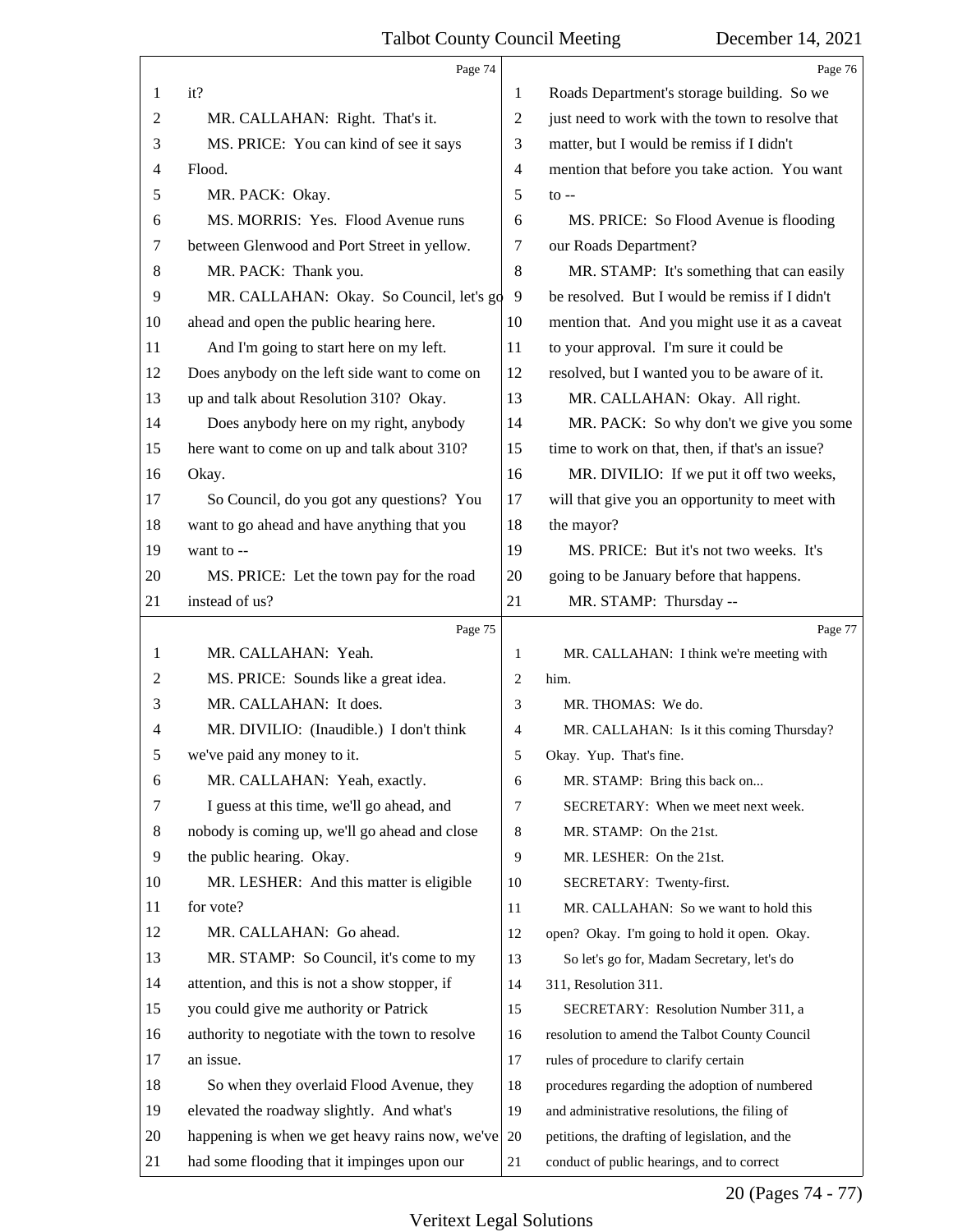Page 74

1 it?

2 MR. CALLAHAN: Right. That's it.

3 MS. PRICE: You can kind of see it says

4 Flood.

5 MR. PACK: Okay.

6 MS. MORRIS: Yes. Flood Avenue runs

7 between Glenwood and Port Street in yellow.

8 MR. PACK: Thank you.

9 MR. CALLAHAN: Okay. So Council, let's go

10 ahead and open the public hearing here.

11 And I'm going to start here on my left.

12 Does anybody on the left side want to come on

13 up and talk about Resolution 310? Okay.

14 Does anybody here on my right, anybody

15 here want to come on up and talk about 310?

16 Okay.

17 So Council, do you got any questions? You

18 want to go ahead and have anything that you

19 want to --

20 MS. PRICE: Let the town pay for the road

21 instead of us?

Page 75

1 MR. CALLAHAN: Yeah.

2 MS. PRICE: Sounds like a great idea.

3 MR. CALLAHAN: It does.

4 MR. DIVILIO: (Inaudible.) I don't think

5 we've paid any money to it.

6 MR. CALLAHAN: Yeah, exactly.

7 I guess at this time, we'll go ahead, and

8 nobody is coming up, we'll go ahead and close

9 the public hearing. Okay.

10 MR. LESHER: And this matter is eligible

11 for vote?

12 MR. CALLAHAN: Go ahead.

13 MR. STAMP: So Council, it's come to my

14 attention, and this is not a show stopper, if

15 you could give me authority or Patrick

16 authority to negotiate with the town to resolve

17 an issue.

18 So when they overlaid Flood Avenue, they

19 elevated the roadway slightly. And what's

20 happening is when we get heavy rains now, we've

21 had some flooding that it impinges upon our

Page 76

1 Roads Department's storage building. So we

2 just need to work with the town to resolve that

3 matter, but I would be remiss if I didn't

4 mention that before you take action. You want

5 to --

6 MS. PRICE: So Flood Avenue is flooding

7 our Roads Department?

8 MR. STAMP: It's something that can easily

9 be resolved. But I would be remiss if I didn't

10 mention that. And you might use it as a caveat

11 to your approval. I'm sure it could be

12 resolved, but I wanted you to be aware of it.

13 MR. CALLAHAN: Okay. All right.

14 MR. PACK: So why don't we give you some

15 time to work on that, then, if that's an issue?

16 MR. DIVILIO: If we put it off two weeks,

17 will that give you an opportunity to meet with

18 the mayor?

19 MS. PRICE: But it's not two weeks. It's

20 going to be January before that happens.

21 MR. STAMP: Thursday --

Page 77

1 MR. CALLAHAN: I think we're meeting with

2 him.

3 MR. THOMAS: We do.

4 MR. CALLAHAN: Is it this coming Thursday?

5 Okay. Yup. That's fine.

6 MR. STAMP: Bring this back on...

7 SECRETARY: When we meet next week.

8 MR. STAMP: On the 21st.

9 MR. LESHER: On the 21st.

10 SECRETARY: Twenty-first.

11 MR. CALLAHAN: So we want to hold this

12 open? Okay. I'm going to hold it open. Okay.

13 So let's go for, Madam Secretary, let's do

14 311, Resolution 311.

15 SECRETARY: Resolution Number 311, a

16 resolution to amend the Talbot County Council

17 rules of procedure to clarify certain

18 procedures regarding the adoption of numbered

19 and administrative resolutions, the filing of

20 petitions, the drafting of legislation, and the

21 conduct of public hearings, and to correct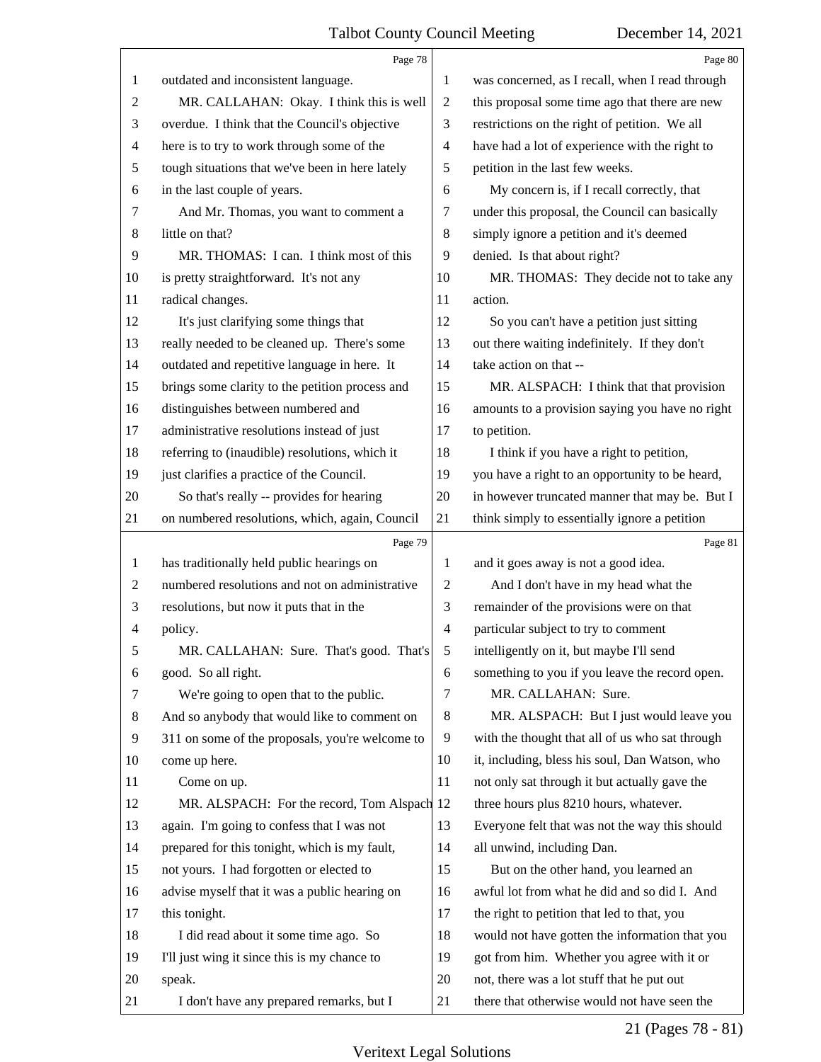Page 78

1 outdated and inconsistent language.
2 MR. CALLAHAN: Okay. I think this is well
3 overdue. I think that the Council's objective
4 here is to try to work through some of the
5 tough situations that we've been in here lately
6 in the last couple of years.
7 And Mr. Thomas, you want to comment a
8 little on that?
9 MR. THOMAS: I can. I think most of this
10 is pretty straightforward. It's not any
11 radical changes.
12 It's just clarifying some things that
13 really needed to be cleaned up. There's some
14 outdated and repetitive language in here. It
15 brings some clarity to the petition process and
16 distinguishes between numbered and
17 administrative resolutions instead of just
18 referring to (inaudible) resolutions, which it
19 just clarifies a practice of the Council.
20 So that's really -- provides for hearing
21 on numbered resolutions, which, again, Council

Page 79

1 has traditionally held public hearings on
2 numbered resolutions and not on administrative
3 resolutions, but now it puts that in the
4 policy.
5 MR. CALLAHAN: Sure. That's good. That's
6 good. So all right.
7 We're going to open that to the public.
8 And so anybody that would like to comment on
9 311 on some of the proposals, you're welcome to
10 come up here.
11 Come on up.
12 MR. ALSPACH: For the record, Tom Alspach
13 again. I'm going to confess that I was not
14 prepared for this tonight, which is my fault,
15 not yours. I had forgotten or elected to
16 advise myself that it was a public hearing on
17 this tonight.
18 I did read about it some time ago. So
19 I'll just wing it since this is my chance to
20 speak.
21 I don't have any prepared remarks, but I

Page 80

1 was concerned, as I recall, when I read through
2 this proposal some time ago that there are new
3 restrictions on the right of petition. We all
4 have had a lot of experience with the right to
5 petition in the last few weeks.
6 My concern is, if I recall correctly, that
7 under this proposal, the Council can basically
8 simply ignore a petition and it's deemed
9 denied. Is that about right?
10 MR. THOMAS: They decide not to take any
11 action.
12 So you can't have a petition just sitting
13 out there waiting indefinitely. If they don't
14 take action on that --
15 MR. ALSPACH: I think that that provision
16 amounts to a provision saying you have no right
17 to petition.
18 I think if you have a right to petition,
19 you have a right to an opportunity to be heard,
20 in however truncated manner that may be. But I
21 think simply to essentially ignore a petition

Page 81

1 and it goes away is not a good idea.
2 And I don't have in my head what the
3 remainder of the provisions were on that
4 particular subject to try to comment
5 intelligently on it, but maybe I'll send
6 something to you if you leave the record open.
7 MR. CALLAHAN: Sure.
8 MR. ALSPACH: But I just would leave you
9 with the thought that all of us who sat through
10 it, including, bless his soul, Dan Watson, who
11 not only sat through it but actually gave the
12 three hours plus 8210 hours, whatever.
13 Everyone felt that was not the way this should
14 all unwind, including Dan.
15 But on the other hand, you learned an
16 awful lot from what he did and so did I. And
17 the right to petition that led to that, you
18 would not have gotten the information that you
19 got from him. Whether you agree with it or
20 not, there was a lot stuff that he put out
21 there that otherwise would not have seen the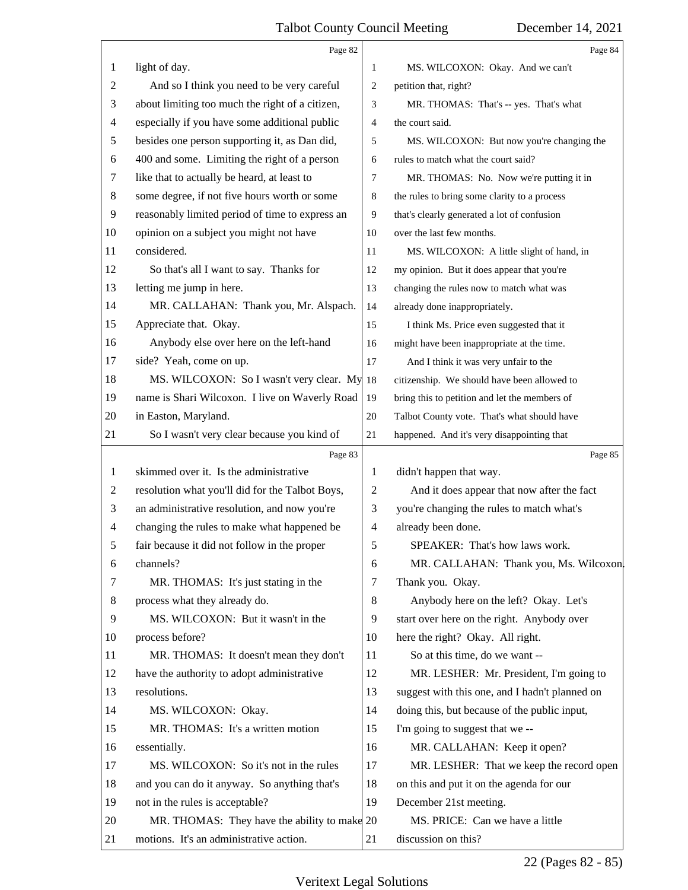Page 82

1 light of day.
2 And so I think you need to be very careful
3 about limiting too much the right of a citizen,
4 especially if you have some additional public
5 besides one person supporting it, as Dan did,
6 400 and some. Limiting the right of a person
7 like that to actually be heard, at least to
8 some degree, if not five hours worth or some
9 reasonably limited period of time to express an
10 opinion on a subject you might not have
11 considered.
12 So that's all I want to say. Thanks for
13 letting me jump in here.
14 MR. CALLAHAN: Thank you, Mr. Alspach.
15 Appreciate that. Okay.
16 Anybody else over here on the left-hand
17 side? Yeah, come on up.
18 MS. WILCOXON: So I wasn't very clear. My
19 name is Shari Wilcoxon. I live on Waverly Road
20 in Easton, Maryland.
21 So I wasn't very clear because you kind of

Page 83

1 skimmed over it. Is the administrative
2 resolution what you'll did for the Talbot Boys,
3 an administrative resolution, and now you're
4 changing the rules to make what happened be
5 fair because it did not follow in the proper
6 channels?
7 MR. THOMAS: It's just stating in the
8 process what they already do.
9 MS. WILCOXON: But it wasn't in the
10 process before?
11 MR. THOMAS: It doesn't mean they don't
12 have the authority to adopt administrative
13 resolutions.
14 MS. WILCOXON: Okay.
15 MR. THOMAS: It's a written motion
16 essentially.
17 MS. WILCOXON: So it's not in the rules
18 and you can do it anyway. So anything that's
19 not in the rules is acceptable?
20 MR. THOMAS: They have the ability to make
21 motions. It's an administrative action.

Page 84

1 MS. WILCOXON: Okay. And we can't
2 petition that, right?
3 MR. THOMAS: That's -- yes. That's what
4 the court said.
5 MS. WILCOXON: But now you're changing the
6 rules to match what the court said?
7 MR. THOMAS: No. Now we're putting it in
8 the rules to bring some clarity to a process
9 that's clearly generated a lot of confusion
10 over the last few months.
11 MS. WILCOXON: A little slight of hand, in
12 my opinion. But it does appear that you're
13 changing the rules now to match what was
14 already done inappropriately.
15 I think Ms. Price even suggested that it
16 might have been inappropriate at the time.
17 And I think it was very unfair to the
18 citizenship. We should have been allowed to
19 bring this to petition and let the members of
20 Talbot County vote. That's what should have
21 happened. And it's very disappointing that

Page 85

1 didn't happen that way.
2 And it does appear that now after the fact
3 you're changing the rules to match what's
4 already been done.
5 SPEAKER: That's how laws work.
6 MR. CALLAHAN: Thank you, Ms. Wilcoxon.
7 Thank you. Okay.
8 Anybody here on the left? Okay. Let's
9 start over here on the right. Anybody over
10 here the right? Okay. All right.
11 So at this time, do we want --
12 MR. LESHER: Mr. President, I'm going to
13 suggest with this one, and I hadn't planned on
14 doing this, but because of the public input,
15 I'm going to suggest that we --
16 MR. CALLAHAN: Keep it open?
17 MR. LESHER: That we keep the record open
18 on this and put it on the agenda for our
19 December 21st meeting.
20 MS. PRICE: Can we have a little
21 discussion on this?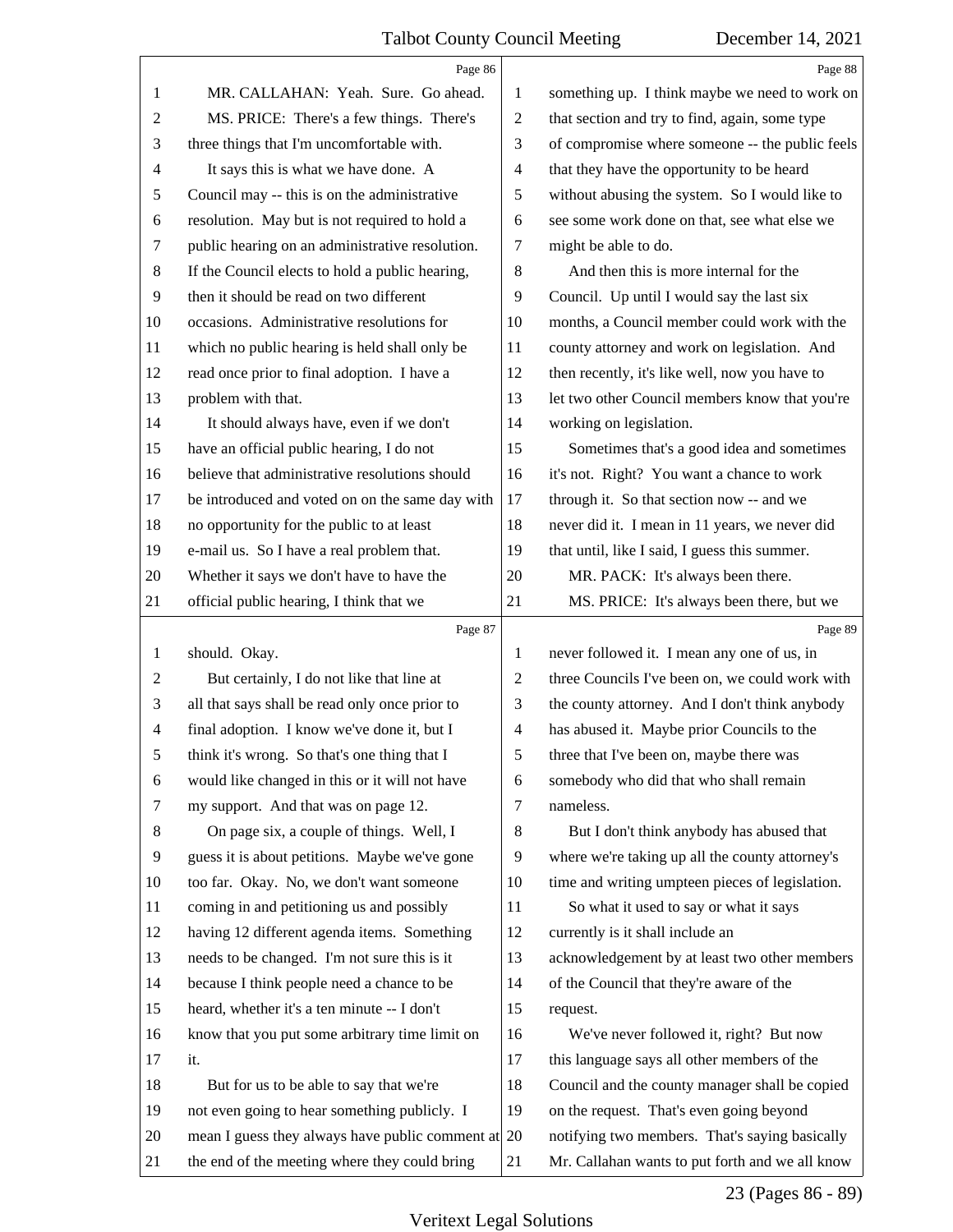Page 86

1 MR. CALLAHAN: Yeah. Sure. Go ahead.
2 MS. PRICE: There's a few things. There's
3 three things that I'm uncomfortable with.
4 It says this is what we have done. A
5 Council may -- this is on the administrative
6 resolution. May but is not required to hold a
7 public hearing on an administrative resolution.
8 If the Council elects to hold a public hearing,
9 then it should be read on two different
10 occasions. Administrative resolutions for
11 which no public hearing is held shall only be
12 read once prior to final adoption. I have a
13 problem with that.
14 It should always have, even if we don't
15 have an official public hearing, I do not
16 believe that administrative resolutions should
17 be introduced and voted on on the same day with
18 no opportunity for the public to at least
19 e-mail us. So I have a real problem that.
20 Whether it says we don't have to have the
21 official public hearing, I think that we

Page 87

1 should. Okay.
2 But certainly, I do not like that line at
3 all that says shall be read only once prior to
4 final adoption. I know we've done it, but I
5 think it's wrong. So that's one thing that I
6 would like changed in this or it will not have
7 my support. And that was on page 12.
8 On page six, a couple of things. Well, I
9 guess it is about petitions. Maybe we've gone
10 too far. Okay. No, we don't want someone
11 coming in and petitioning us and possibly
12 having 12 different agenda items. Something
13 needs to be changed. I'm not sure this is it
14 because I think people need a chance to be
15 heard, whether it's a ten minute -- I don't
16 know that you put some arbitrary time limit on
17 it.
18 But for us to be able to say that we're
19 not even going to hear something publicly. I
20 mean I guess they always have public comment at
21 the end of the meeting where they could bring

Page 88

1 something up. I think maybe we need to work on
2 that section and try to find, again, some type
3 of compromise where someone -- the public feels
4 that they have the opportunity to be heard
5 without abusing the system. So I would like to
6 see some work done on that, see what else we
7 might be able to do.
8 And then this is more internal for the
9 Council. Up until I would say the last six
10 months, a Council member could work with the
11 county attorney and work on legislation. And
12 then recently, it's like well, now you have to
13 let two other Council members know that you're
14 working on legislation.
15 Sometimes that's a good idea and sometimes
16 it's not. Right? You want a chance to work
17 through it. So that section now -- and we
18 never did it. I mean in 11 years, we never did
19 that until, like I said, I guess this summer.
20 MR. PACK: It's always been there.
21 MS. PRICE: It's always been there, but we

Page 89

1 never followed it. I mean any one of us, in
2 three Councils I've been on, we could work with
3 the county attorney. And I don't think anybody
4 has abused it. Maybe prior Councils to the
5 three that I've been on, maybe there was
6 somebody who did that who shall remain
7 nameless.
8 But I don't think anybody has abused that
9 where we're taking up all the county attorney's
10 time and writing umpteen pieces of legislation.
11 So what it used to say or what it says
12 currently is it shall include an
13 acknowledgement by at least two other members
14 of the Council that they're aware of the
15 request.
16 We've never followed it, right? But now
17 this language says all other members of the
18 Council and the county manager shall be copied
19 on the request. That's even going beyond
20 notifying two members. That's saying basically
21 Mr. Callahan wants to put forth and we all know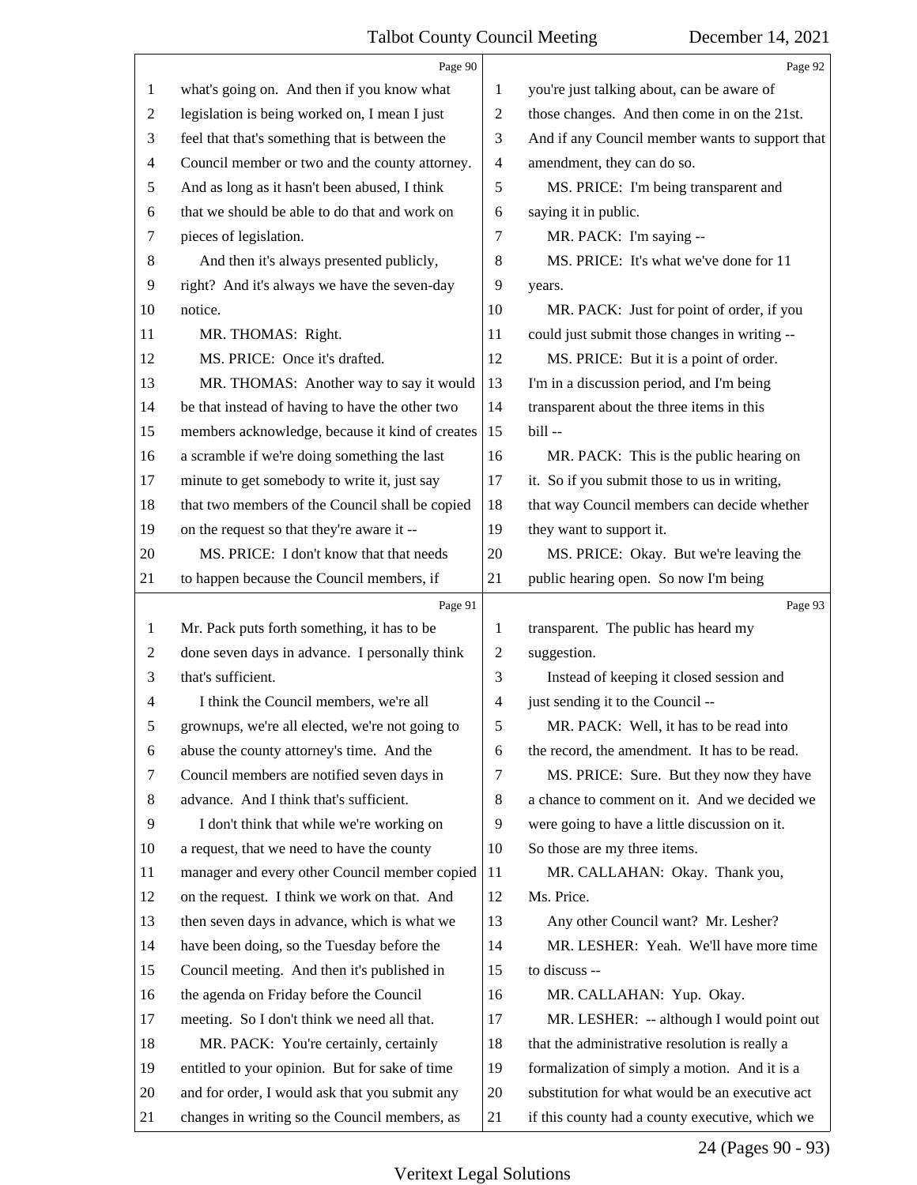Page 90

1 what's going on. And then if you know what
2 legislation is being worked on, I mean I just
3 feel that that's something that is between the
4 Council member or two and the county attorney.
5 And as long as it hasn't been abused, I think
6 that we should be able to do that and work on
7 pieces of legislation.
8 And then it's always presented publicly,
9 right? And it's always we have the seven-day
10 notice.
11 MR. THOMAS: Right.
12 MS. PRICE: Once it's drafted.
13 MR. THOMAS: Another way to say it would
14 be that instead of having to have the other two
15 members acknowledge, because it kind of creates
16 a scramble if we're doing something the last
17 minute to get somebody to write it, just say
18 that two members of the Council shall be copied
19 on the request so that they're aware it --
20 MS. PRICE: I don't know that that needs
21 to happen because the Council members, if

Page 91

1 Mr. Pack puts forth something, it has to be
2 done seven days in advance. I personally think
3 that's sufficient.
4 I think the Council members, we're all
5 grownups, we're all elected, we're not going to
6 abuse the county attorney's time. And the
7 Council members are notified seven days in
8 advance. And I think that's sufficient.
9 I don't think that while we're working on
10 a request, that we need to have the county
11 manager and every other Council member copied
12 on the request. I think we work on that. And
13 then seven days in advance, which is what we
14 have been doing, so the Tuesday before the
15 Council meeting. And then it's published in
16 the agenda on Friday before the Council
17 meeting. So I don't think we need all that.
18 MR. PACK: You're certainly, certainly
19 entitled to your opinion. But for sake of time
20 and for order, I would ask that you submit any
21 changes in writing so the Council members, as

Page 92

1 you're just talking about, can be aware of
2 those changes. And then come in on the 21st.
3 And if any Council member wants to support that
4 amendment, they can do so.
5 MS. PRICE: I'm being transparent and
6 saying it in public.
7 MR. PACK: I'm saying --
8 MS. PRICE: It's what we've done for 11
9 years.
10 MR. PACK: Just for point of order, if you
11 could just submit those changes in writing --
12 MS. PRICE: But it is a point of order.
13 I'm in a discussion period, and I'm being
14 transparent about the three items in this
15 bill --
16 MR. PACK: This is the public hearing on
17 it. So if you submit those to us in writing,
18 that way Council members can decide whether
19 they want to support it.
20 MS. PRICE: Okay. But we're leaving the
21 public hearing open. So now I'm being

Page 93

1 transparent. The public has heard my
2 suggestion.
3 Instead of keeping it closed session and
4 just sending it to the Council --
5 MR. PACK: Well, it has to be read into
6 the record, the amendment. It has to be read.
7 MS. PRICE: Sure. But they now they have
8 a chance to comment on it. And we decided we
9 were going to have a little discussion on it.
10 So those are my three items.
11 MR. CALLAHAN: Okay. Thank you,
12 Ms. Price.
13 Any other Council want? Mr. Lesher?
14 MR. LESHER: Yeah. We'll have more time
15 to discuss --
16 MR. CALLAHAN: Yup. Okay.
17 MR. LESHER: -- although I would point out
18 that the administrative resolution is really a
19 formalization of simply a motion. And it is a
20 substitution for what would be an executive act
21 if this county had a county executive, which we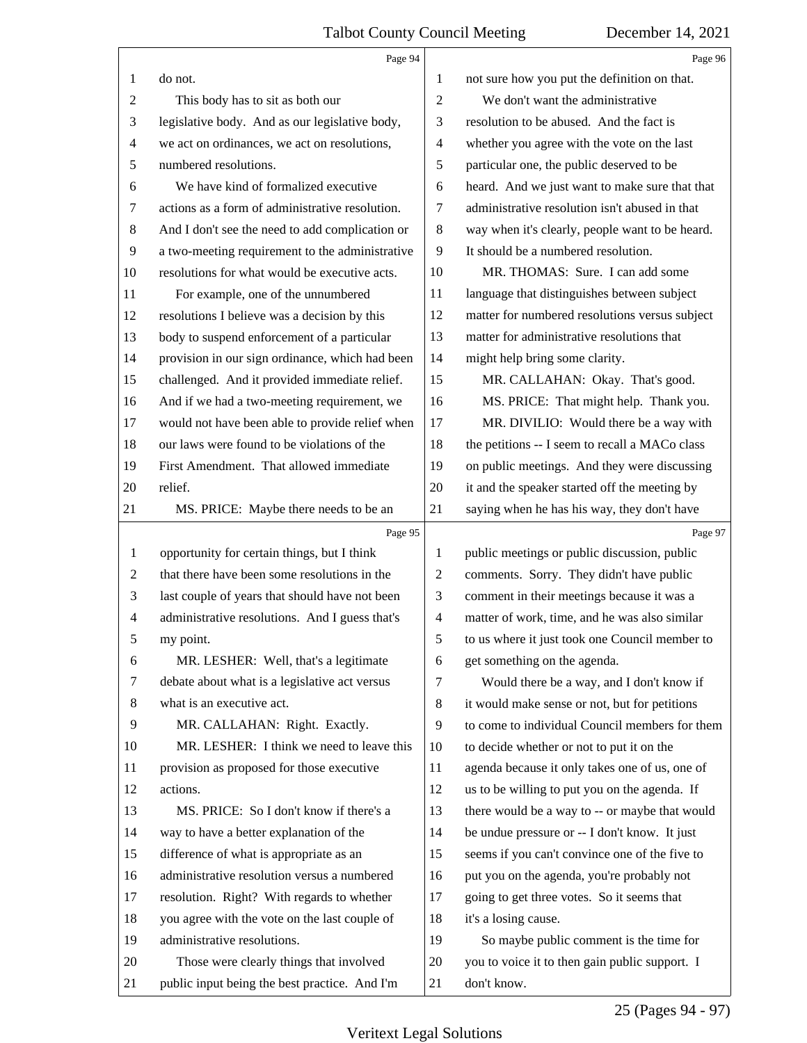do not.

This body has to sit as both our legislative body. And as our legislative body, we act on ordinances, we act on resolutions, numbered resolutions.

We have kind of formalized executive actions as a form of administrative resolution. And I don't see the need to add complication or a two-meeting requirement to the administrative resolutions for what would be executive acts.

For example, one of the unnumbered resolutions I believe was a decision by this body to suspend enforcement of a particular provision in our sign ordinance, which had been challenged. And it provided immediate relief. And if we had a two-meeting requirement, we would not have been able to provide relief when our laws were found to be violations of the First Amendment. That allowed immediate relief.

MS. PRICE: Maybe there needs to be an opportunity for certain things, but I think that there have been some resolutions in the last couple of years that should have not been administrative resolutions. And I guess that's my point.

MR. LESHER: Well, that's a legitimate debate about what is a legislative act versus what is an executive act.

MR. CALLAHAN: Right. Exactly.

MR. LESHER: I think we need to leave this provision as proposed for those executive actions.

MS. PRICE: So I don't know if there's a way to have a better explanation of the difference of what is appropriate as an administrative resolution versus a numbered resolution. Right? With regards to whether you agree with the vote on the last couple of administrative resolutions.

Those were clearly things that involved public input being the best practice. And I'm not sure how you put the definition on that.

We don't want the administrative resolution to be abused. And the fact is whether you agree with the vote on the last particular one, the public deserved to be heard. And we just want to make sure that that administrative resolution isn't abused in that way when it's clearly, people want to be heard. It should be a numbered resolution.

MR. THOMAS: Sure. I can add some language that distinguishes between subject matter for numbered resolutions versus subject matter for administrative resolutions that might help bring some clarity.

MR. CALLAHAN: Okay. That's good.

MS. PRICE: That might help. Thank you.

MR. DIVILIO: Would there be a way with the petitions -- I seem to recall a MACo class on public meetings. And they were discussing it and the speaker started off the meeting by saying when he has his way, they don't have public meetings or public discussion, public comments. Sorry. They didn't have public comment in their meetings because it was a matter of work, time, and he was also similar to us where it just took one Council member to get something on the agenda.

Would there be a way, and I don't know if it would make sense or not, but for petitions to come to individual Council members for them to decide whether or not to put it on the agenda because it only takes one of us, one of us to be willing to put you on the agenda. If there would be a way to -- or maybe that would be undue pressure or -- I don't know. It just seems if you can't convince one of the five to put you on the agenda, you're probably not going to get three votes. So it seems that it's a losing cause.

So maybe public comment is the time for you to voice it to then gain public support. I don't know.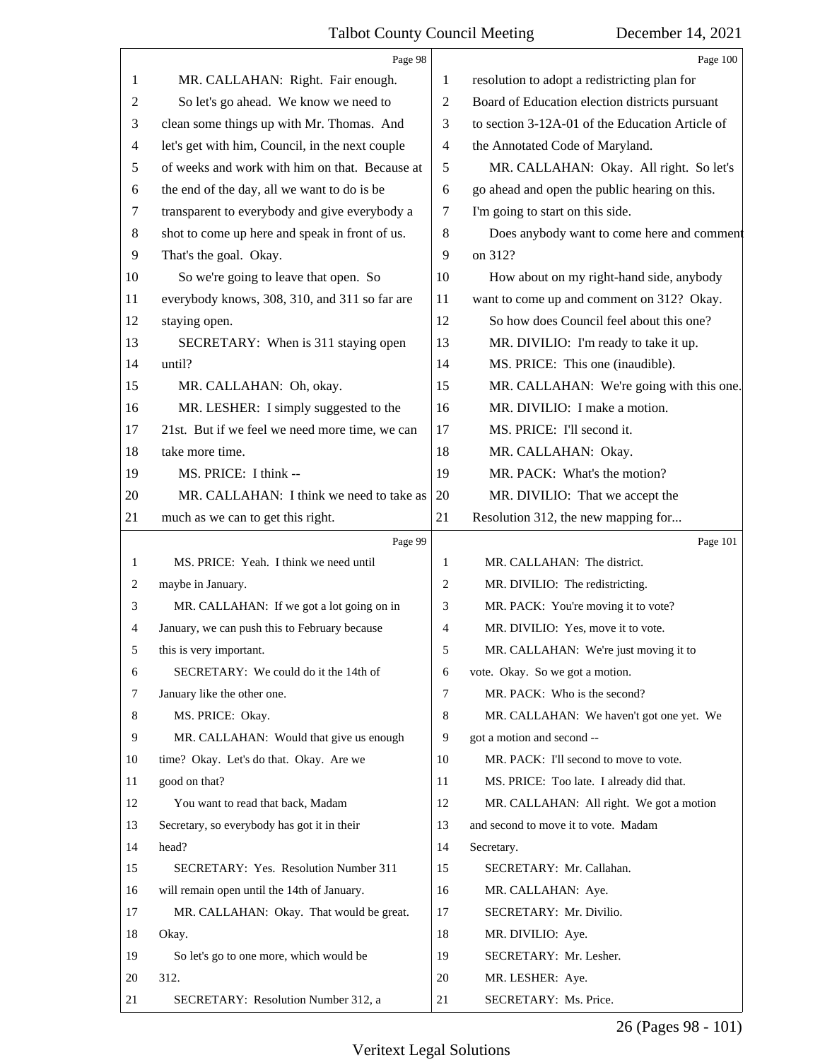Page 98

MR. CALLAHAN: Right. Fair enough.

So let's go ahead. We know we need to clean some things up with Mr. Thomas. And let's get with him, Council, in the next couple of weeks and work with him on that. Because at the end of the day, all we want to do is be transparent to everybody and give everybody a shot to come up here and speak in front of us. That's the goal. Okay.

So we're going to leave that open. So everybody knows, 308, 310, and 311 so far are staying open.

SECRETARY: When is 311 staying open until?

MR. CALLAHAN: Oh, okay.

MR. LESHER: I simply suggested to the 21st. But if we feel we need more time, we can take more time.

MS. PRICE: I think --

MR. CALLAHAN: I think we need to take as much as we can to get this right.

Page 99

MS. PRICE: Yeah. I think we need until maybe in January.

MR. CALLAHAN: If we got a lot going on in January, we can push this to February because this is very important.

SECRETARY: We could do it the 14th of January like the other one.

MS. PRICE: Okay.

MR. CALLAHAN: Would that give us enough time? Okay. Let's do that. Okay. Are we good on that?

You want to read that back, Madam Secretary, so everybody has got it in their head?

SECRETARY: Yes. Resolution Number 311 will remain open until the 14th of January.

MR. CALLAHAN: Okay. That would be great. Okay.

So let's go to one more, which would be 312.

SECRETARY: Resolution Number 312, a

Page 100

resolution to adopt a redistricting plan for Board of Education election districts pursuant to section 3-12A-01 of the Education Article of the Annotated Code of Maryland.

MR. CALLAHAN: Okay. All right. So let's go ahead and open the public hearing on this. I'm going to start on this side.

Does anybody want to come here and comment on 312?

How about on my right-hand side, anybody want to come up and comment on 312? Okay.

So how does Council feel about this one?

MR. DIVILIO: I'm ready to take it up.

MS. PRICE: This one (inaudible).

MR. CALLAHAN: We're going with this one.

MR. DIVILIO: I make a motion.

MS. PRICE: I'll second it.

MR. CALLAHAN: Okay.

MR. PACK: What's the motion?

MR. DIVILIO: That we accept the Resolution 312, the new mapping for...

Page 101

MR. CALLAHAN: The district.

MR. DIVILIO: The redistricting.

MR. PACK: You're moving it to vote?

MR. DIVILIO: Yes, move it to vote.

MR. CALLAHAN: We're just moving it to vote. Okay. So we got a motion.

MR. PACK: Who is the second?

MR. CALLAHAN: We haven't got one yet. We got a motion and second --

MR. PACK: I'll second to move to vote.

MS. PRICE: Too late. I already did that.

MR. CALLAHAN: All right. We got a motion and second to move it to vote. Madam Secretary.

SECRETARY: Mr. Callahan.

MR. CALLAHAN: Aye.

SECRETARY: Mr. Divilio.

MR. DIVILIO: Aye.

SECRETARY: Mr. Lesher.

MR. LESHER: Aye.

SECRETARY: Ms. Price.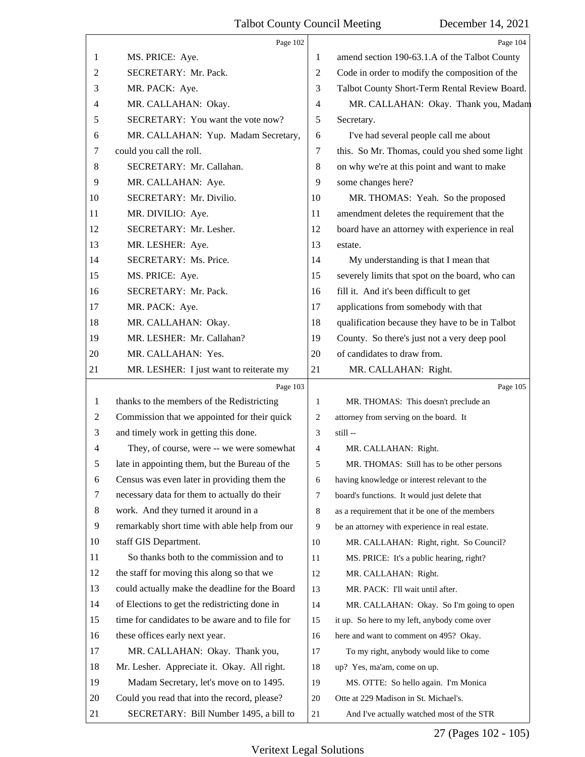Page 102

1 MS. PRICE: Aye.
2 SECRETARY: Mr. Pack.
3 MR. PACK: Aye.
4 MR. CALLAHAN: Okay.
5 SECRETARY: You want the vote now?
6 MR. CALLAHAN: Yup. Madam Secretary,
7 could you call the roll.
8 SECRETARY: Mr. Callahan.
9 MR. CALLAHAN: Aye.
10 SECRETARY: Mr. Divilio.
11 MR. DIVILIO: Aye.
12 SECRETARY: Mr. Lesher.
13 MR. LESHER: Aye.
14 SECRETARY: Ms. Price.
15 MS. PRICE: Aye.
16 SECRETARY: Mr. Pack.
17 MR. PACK: Aye.
18 MR. CALLAHAN: Okay.
19 MR. LESHER: Mr. Callahan?
20 MR. CALLAHAN: Yes.
21 MR. LESHER: I just want to reiterate my

Page 103

1 thanks to the members of the Redistricting
2 Commission that we appointed for their quick
3 and timely work in getting this done.
4 They, of course, were -- we were somewhat
5 late in appointing them, but the Bureau of the
6 Census was even later in providing them the
7 necessary data for them to actually do their
8 work. And they turned it around in a
9 remarkably short time with able help from our
10 staff GIS Department.
11 So thanks both to the commission and to
12 the staff for moving this along so that we
13 could actually make the deadline for the Board
14 of Elections to get the redistricting done in
15 time for candidates to be aware and to file for
16 these offices early next year.
17 MR. CALLAHAN: Okay. Thank you,
18 Mr. Lesher. Appreciate it. Okay. All right.
19 Madam Secretary, let's move on to 1495.
20 Could you read that into the record, please?
21 SECRETARY: Bill Number 1495, a bill to

Page 104

1 amend section 190-63.1.A of the Talbot County
2 Code in order to modify the composition of the
3 Talbot County Short-Term Rental Review Board.
4 MR. CALLAHAN: Okay. Thank you, Madam
5 Secretary.
6 I've had several people call me about
7 this. So Mr. Thomas, could you shed some light
8 on why we're at this point and want to make
9 some changes here?
10 MR. THOMAS: Yeah. So the proposed
11 amendment deletes the requirement that the
12 board have an attorney with experience in real
13 estate.
14 My understanding is that I mean that
15 severely limits that spot on the board, who can
16 fill it. And it's been difficult to get
17 applications from somebody with that
18 qualification because they have to be in Talbot
19 County. So there's just not a very deep pool
20 of candidates to draw from.
21 MR. CALLAHAN: Right.

Page 105

1 MR. THOMAS: This doesn't preclude an
2 attorney from serving on the board. It
3 still --
4 MR. CALLAHAN: Right.
5 MR. THOMAS: Still has to be other persons
6 having knowledge or interest relevant to the
7 board's functions. It would just delete that
8 as a requirement that it be one of the members
9 be an attorney with experience in real estate.
10 MR. CALLAHAN: Right, right. So Council?
11 MS. PRICE: It's a public hearing, right?
12 MR. CALLAHAN: Right.
13 MR. PACK: I'll wait until after.
14 MR. CALLAHAN: Okay. So I'm going to open
15 it up. So here to my left, anybody come over
16 here and want to comment on 495? Okay.
17 To my right, anybody would like to come
18 up? Yes, ma'am, come on up.
19 MS. OTTE: So hello again. I'm Monica
20 Otte at 229 Madison in St. Michael's.
21 And I've actually watched most of the STR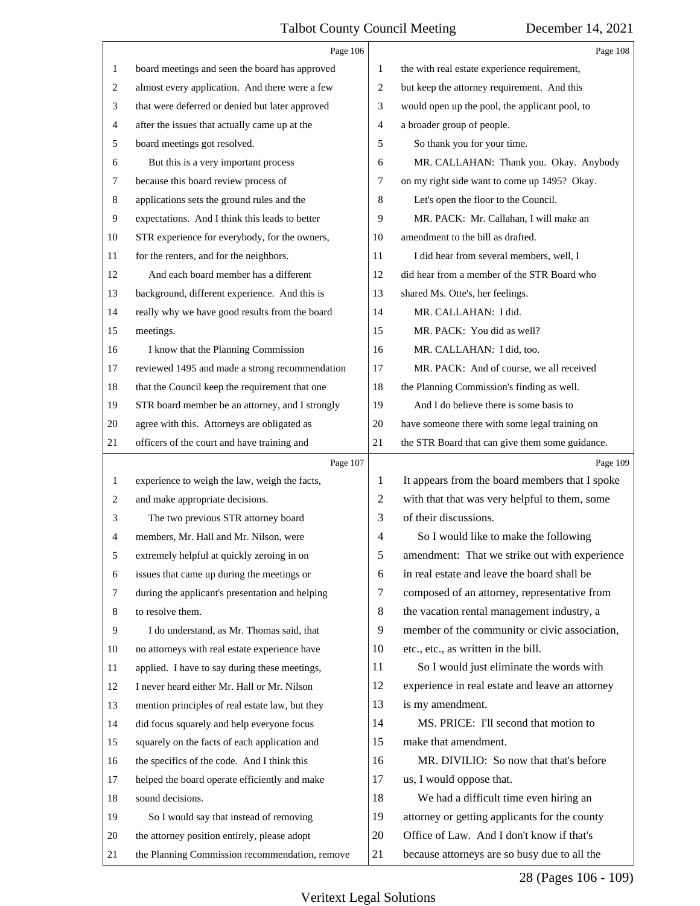board meetings and seen the board has approved almost every application. And there were a few that were deferred or denied but later approved after the issues that actually came up at the board meetings got resolved.

But this is a very important process because this board review process of applications sets the ground rules and the expectations. And I think this leads to better STR experience for everybody, for the owners, for the renters, and for the neighbors.

And each board member has a different background, different experience. And this is really why we have good results from the board meetings.

I know that the Planning Commission reviewed 1495 and made a strong recommendation that the Council keep the requirement that one STR board member be an attorney, and I strongly agree with this. Attorneys are obligated as officers of the court and have training and experience to weigh the law, weigh the facts, and make appropriate decisions.

The two previous STR attorney board members, Mr. Hall and Mr. Nilson, were extremely helpful at quickly zeroing in on issues that came up during the meetings or during the applicant's presentation and helping to resolve them.

I do understand, as Mr. Thomas said, that no attorneys with real estate experience have applied. I have to say during these meetings, I never heard either Mr. Hall or Mr. Nilson mention principles of real estate law, but they did focus squarely and help everyone focus squarely on the facts of each application and the specifics of the code. And I think this helped the board operate efficiently and make sound decisions.

So I would say that instead of removing the attorney position entirely, please adopt the Planning Commission recommendation, remove the with real estate experience requirement, but keep the attorney requirement. And this would open up the pool, the applicant pool, to a broader group of people.

So thank you for your time.

MR. CALLAHAN: Thank you. Okay. Anybody on my right side want to come up 1495? Okay.

Let's open the floor to the Council.

MR. PACK: Mr. Callahan, I will make an amendment to the bill as drafted.

I did hear from several members, well, I did hear from a member of the STR Board who shared Ms. Otte's, her feelings.

MR. CALLAHAN: I did.

MR. PACK: You did as well?

MR. CALLAHAN: I did, too.

MR. PACK: And of course, we all received the Planning Commission's finding as well.

And I do believe there is some basis to have someone there with some legal training on the STR Board that can give them some guidance. It appears from the board members that I spoke with that that was very helpful to them, some of their discussions.

So I would like to make the following amendment: That we strike out with experience in real estate and leave the board shall be composed of an attorney, representative from the vacation rental management industry, a member of the community or civic association, etc., etc., as written in the bill.

So I would just eliminate the words with experience in real estate and leave an attorney is my amendment.

MS. PRICE: I'll second that motion to make that amendment.

MR. DIVILIO: So now that that's before us, I would oppose that.

We had a difficult time even hiring an attorney or getting applicants for the county Office of Law. And I don't know if that's because attorneys are so busy due to all the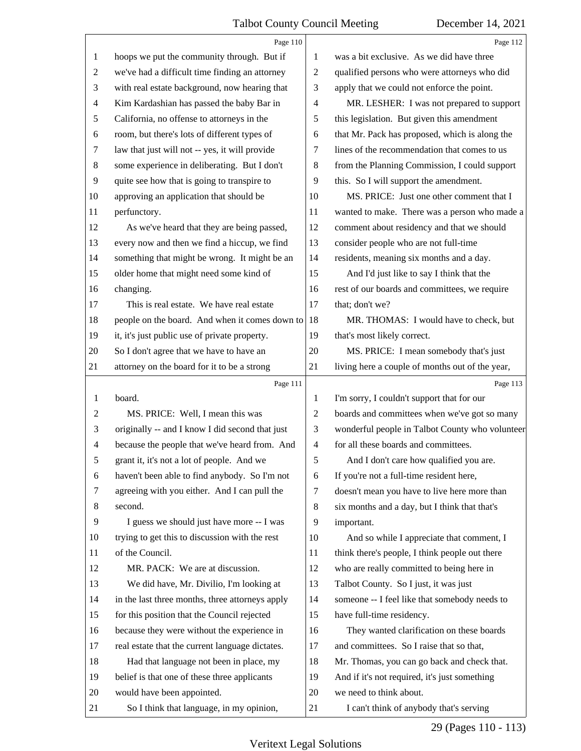Page 110

hoops we put the community through. But if we've had a difficult time finding an attorney with real estate background, now hearing that Kim Kardashian has passed the baby Bar in California, no offense to attorneys in the room, but there's lots of different types of law that just will not -- yes, it will provide some experience in deliberating. But I don't quite see how that is going to transpire to approving an application that should be perfunctory.

As we've heard that they are being passed, every now and then we find a hiccup, we find something that might be wrong. It might be an older home that might need some kind of changing.

This is real estate. We have real estate people on the board. And when it comes down to it, it's just public use of private property. So I don't agree that we have to have an attorney on the board for it to be a strong

Page 111

board.

MS. PRICE: Well, I mean this was originally -- and I know I did second that just because the people that we've heard from. And grant it, it's not a lot of people. And we haven't been able to find anybody. So I'm not agreeing with you either. And I can pull the second.

I guess we should just have more -- I was trying to get this to discussion with the rest of the Council.

MR. PACK: We are at discussion.

We did have, Mr. Divilio, I'm looking at in the last three months, three attorneys apply for this position that the Council rejected because they were without the experience in real estate that the current language dictates.

Had that language not been in place, my belief is that one of these three applicants would have been appointed.

So I think that language, in my opinion,

Page 112

was a bit exclusive. As we did have three qualified persons who were attorneys who did apply that we could not enforce the point.

MR. LESHER: I was not prepared to support this legislation. But given this amendment that Mr. Pack has proposed, which is along the lines of the recommendation that comes to us from the Planning Commission, I could support this. So I will support the amendment.

MS. PRICE: Just one other comment that I wanted to make. There was a person who made a comment about residency and that we should consider people who are not full-time residents, meaning six months and a day.

And I'd just like to say I think that the rest of our boards and committees, we require that; don't we?

MR. THOMAS: I would have to check, but that's most likely correct.

MS. PRICE: I mean somebody that's just living here a couple of months out of the year,

Page 113

I'm sorry, I couldn't support that for our boards and committees when we've got so many wonderful people in Talbot County who volunteer for all these boards and committees.

And I don't care how qualified you are. If you're not a full-time resident here, doesn't mean you have to live here more than six months and a day, but I think that that's important.

And so while I appreciate that comment, I think there's people, I think people out there who are really committed to being here in Talbot County. So I just, it was just someone -- I feel like that somebody needs to have full-time residency.

They wanted clarification on these boards and committees. So I raise that so that, Mr. Thomas, you can go back and check that. And if it's not required, it's just something we need to think about.

I can't think of anybody that's serving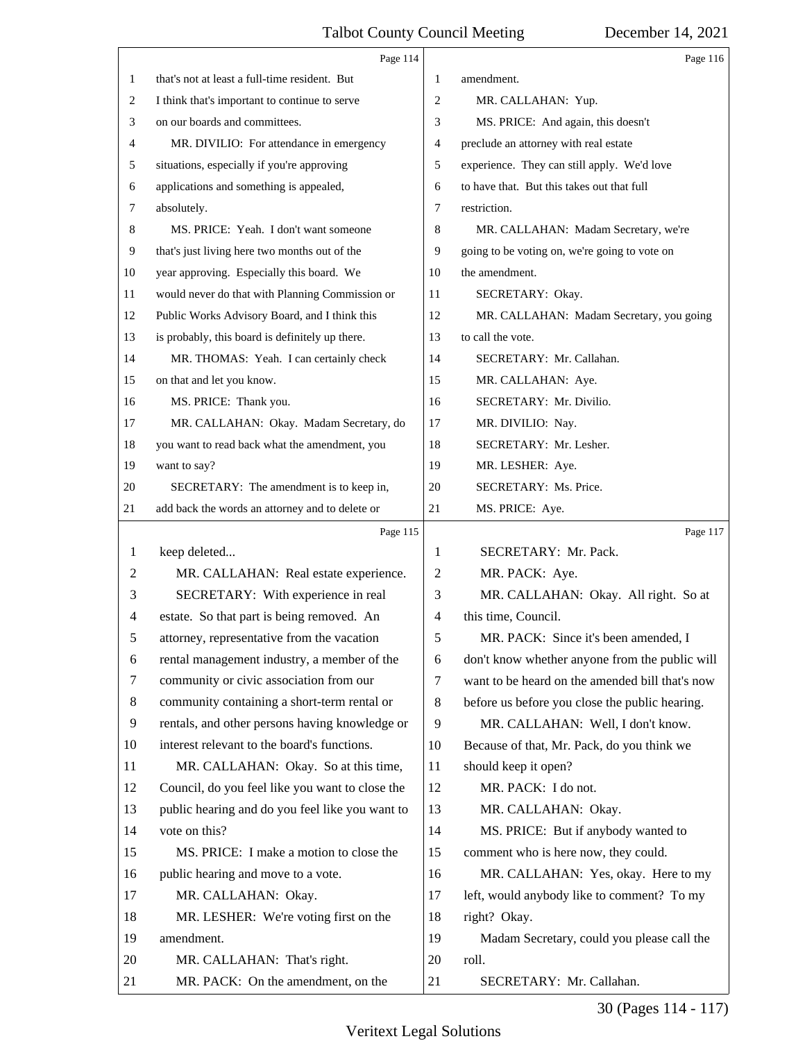Page 114

1 that's not at least a full-time resident. But
2 I think that's important to continue to serve
3 on our boards and committees.
4 MR. DIVILIO: For attendance in emergency
5 situations, especially if you're approving
6 applications and something is appealed,
7 absolutely.
8 MS. PRICE: Yeah. I don't want someone
9 that's just living here two months out of the
10 year approving. Especially this board. We
11 would never do that with Planning Commission or
12 Public Works Advisory Board, and I think this
13 is probably, this board is definitely up there.
14 MR. THOMAS: Yeah. I can certainly check
15 on that and let you know.
16 MS. PRICE: Thank you.
17 MR. CALLAHAN: Okay. Madam Secretary, do
18 you want to read back what the amendment, you
19 want to say?
20 SECRETARY: The amendment is to keep in,
21 add back the words an attorney and to delete or

Page 115

1 keep deleted...
2 MR. CALLAHAN: Real estate experience.
3 SECRETARY: With experience in real
4 estate. So that part is being removed. An
5 attorney, representative from the vacation
6 rental management industry, a member of the
7 community or civic association from our
8 community containing a short-term rental or
9 rentals, and other persons having knowledge or
10 interest relevant to the board's functions.
11 MR. CALLAHAN: Okay. So at this time,
12 Council, do you feel like you want to close the
13 public hearing and do you feel like you want to
14 vote on this?
15 MS. PRICE: I make a motion to close the
16 public hearing and move to a vote.
17 MR. CALLAHAN: Okay.
18 MR. LESHER: We're voting first on the
19 amendment.
20 MR. CALLAHAN: That's right.
21 MR. PACK: On the amendment, on the

Page 116

1 amendment.
2 MR. CALLAHAN: Yup.
3 MS. PRICE: And again, this doesn't
4 preclude an attorney with real estate
5 experience. They can still apply. We'd love
6 to have that. But this takes out that full
7 restriction.
8 MR. CALLAHAN: Madam Secretary, we're
9 going to be voting on, we're going to vote on
10 the amendment.
11 SECRETARY: Okay.
12 MR. CALLAHAN: Madam Secretary, you going
13 to call the vote.
14 SECRETARY: Mr. Callahan.
15 MR. CALLAHAN: Aye.
16 SECRETARY: Mr. Divilio.
17 MR. DIVILIO: Nay.
18 SECRETARY: Mr. Lesher.
19 MR. LESHER: Aye.
20 SECRETARY: Ms. Price.
21 MS. PRICE: Aye.

Page 117

1 SECRETARY: Mr. Pack.
2 MR. PACK: Aye.
3 MR. CALLAHAN: Okay. All right. So at
4 this time, Council.
5 MR. PACK: Since it's been amended, I
6 don't know whether anyone from the public will
7 want to be heard on the amended bill that's now
8 before us before you close the public hearing.
9 MR. CALLAHAN: Well, I don't know.
10 Because of that, Mr. Pack, do you think we
11 should keep it open?
12 MR. PACK: I do not.
13 MR. CALLAHAN: Okay.
14 MS. PRICE: But if anybody wanted to
15 comment who is here now, they could.
16 MR. CALLAHAN: Yes, okay. Here to my
17 left, would anybody like to comment? To my
18 right? Okay.
19 Madam Secretary, could you please call the
20 roll.
21 SECRETARY: Mr. Callahan.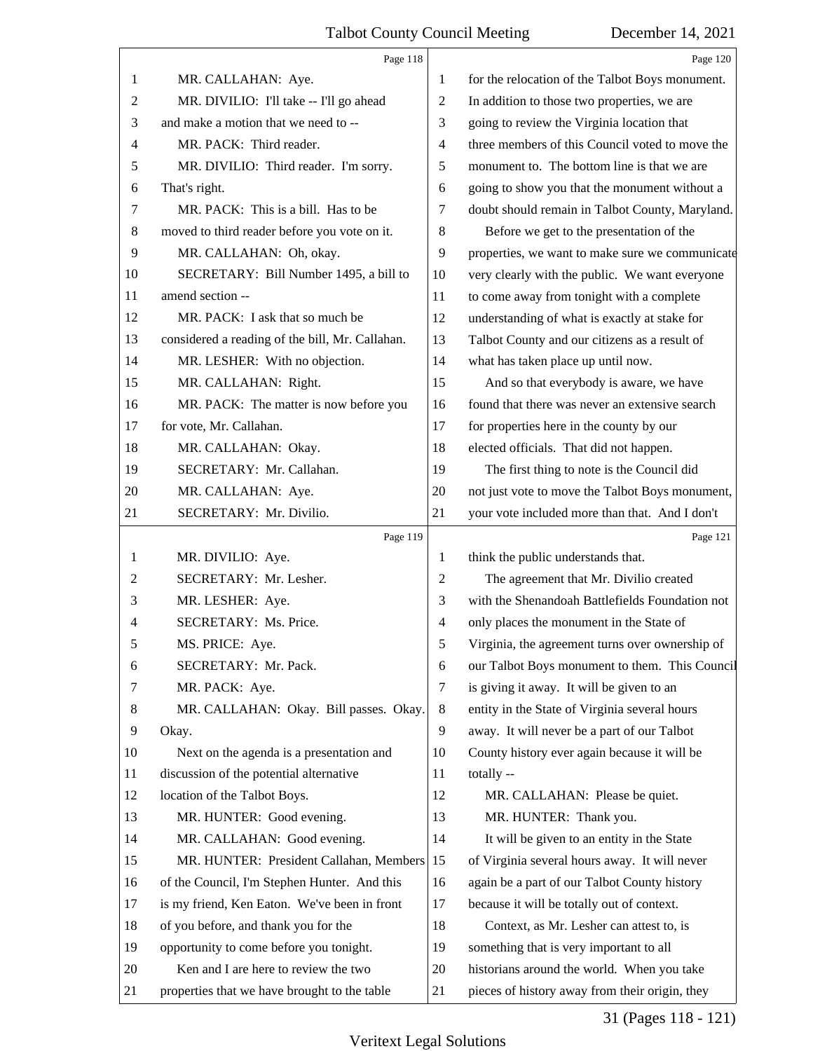Page 118

1 MR. CALLAHAN: Aye.
2 MR. DIVILIO: I'll take -- I'll go ahead
3 and make a motion that we need to --
4 MR. PACK: Third reader.
5 MR. DIVILIO: Third reader. I'm sorry.
6 That's right.
7 MR. PACK: This is a bill. Has to be
8 moved to third reader before you vote on it.
9 MR. CALLAHAN: Oh, okay.
10 SECRETARY: Bill Number 1495, a bill to
11 amend section --
12 MR. PACK: I ask that so much be
13 considered a reading of the bill, Mr. Callahan.
14 MR. LESHER: With no objection.
15 MR. CALLAHAN: Right.
16 MR. PACK: The matter is now before you
17 for vote, Mr. Callahan.
18 MR. CALLAHAN: Okay.
19 SECRETARY: Mr. Callahan.
20 MR. CALLAHAN: Aye.
21 SECRETARY: Mr. Divilio.

Page 119

1 MR. DIVILIO: Aye.
2 SECRETARY: Mr. Lesher.
3 MR. LESHER: Aye.
4 SECRETARY: Ms. Price.
5 MS. PRICE: Aye.
6 SECRETARY: Mr. Pack.
7 MR. PACK: Aye.
8 MR. CALLAHAN: Okay. Bill passes. Okay.
9 Okay.
10 Next on the agenda is a presentation and
11 discussion of the potential alternative
12 location of the Talbot Boys.
13 MR. HUNTER: Good evening.
14 MR. CALLAHAN: Good evening.
15 MR. HUNTER: President Callahan, Members
16 of the Council, I'm Stephen Hunter. And this
17 is my friend, Ken Eaton. We've been in front
18 of you before, and thank you for the
19 opportunity to come before you tonight.
20 Ken and I are here to review the two
21 properties that we have brought to the table

Page 120

1 for the relocation of the Talbot Boys monument.
2 In addition to those two properties, we are
3 going to review the Virginia location that
4 three members of this Council voted to move the
5 monument to. The bottom line is that we are
6 going to show you that the monument without a
7 doubt should remain in Talbot County, Maryland.
8 Before we get to the presentation of the
9 properties, we want to make sure we communicate
10 very clearly with the public. We want everyone
11 to come away from tonight with a complete
12 understanding of what is exactly at stake for
13 Talbot County and our citizens as a result of
14 what has taken place up until now.
15 And so that everybody is aware, we have
16 found that there was never an extensive search
17 for properties here in the county by our
18 elected officials. That did not happen.
19 The first thing to note is the Council did
20 not just vote to move the Talbot Boys monument,
21 your vote included more than that. And I don't

Page 121

1 think the public understands that.
2 The agreement that Mr. Divilio created
3 with the Shenandoah Battlefields Foundation not
4 only places the monument in the State of
5 Virginia, the agreement turns over ownership of
6 our Talbot Boys monument to them. This Council
7 is giving it away. It will be given to an
8 entity in the State of Virginia several hours
9 away. It will never be a part of our Talbot
10 County history ever again because it will be
11 totally --
12 MR. CALLAHAN: Please be quiet.
13 MR. HUNTER: Thank you.
14 It will be given to an entity in the State
15 of Virginia several hours away. It will never
16 again be a part of our Talbot County history
17 because it will be totally out of context.
18 Context, as Mr. Lesher can attest to, is
19 something that is very important to all
20 historians around the world. When you take
21 pieces of history away from their origin, they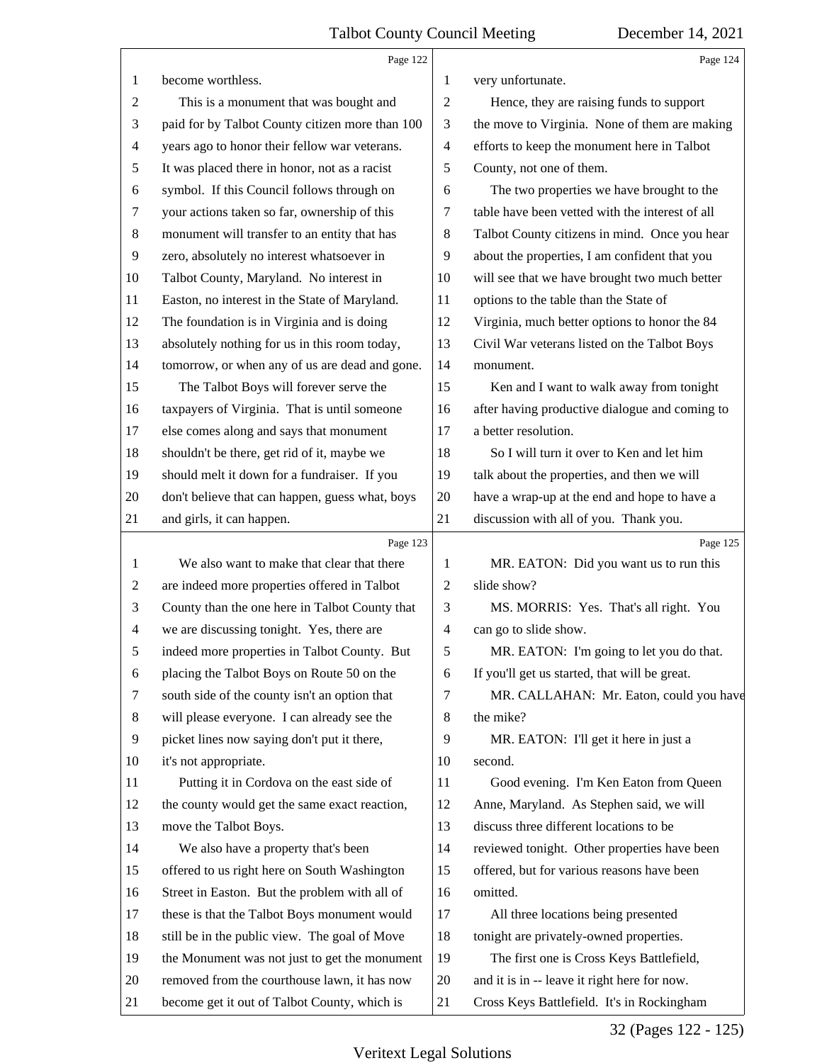Page 122

become worthless.

This is a monument that was bought and paid for by Talbot County citizen more than 100 years ago to honor their fellow war veterans. It was placed there in honor, not as a racist symbol. If this Council follows through on your actions taken so far, ownership of this monument will transfer to an entity that has zero, absolutely no interest whatsoever in Talbot County, Maryland. No interest in Easton, no interest in the State of Maryland. The foundation is in Virginia and is doing absolutely nothing for us in this room today, tomorrow, or when any of us are dead and gone.

The Talbot Boys will forever serve the taxpayers of Virginia. That is until someone else comes along and says that monument shouldn't be there, get rid of it, maybe we should melt it down for a fundraiser. If you don't believe that can happen, guess what, boys and girls, it can happen.

Page 123

We also want to make that clear that there are indeed more properties offered in Talbot County than the one here in Talbot County that we are discussing tonight. Yes, there are indeed more properties in Talbot County. But placing the Talbot Boys on Route 50 on the south side of the county isn't an option that will please everyone. I can already see the picket lines now saying don't put it there, it's not appropriate.

Putting it in Cordova on the east side of the county would get the same exact reaction, move the Talbot Boys.

We also have a property that's been offered to us right here on South Washington Street in Easton. But the problem with all of these is that the Talbot Boys monument would still be in the public view. The goal of Move the Monument was not just to get the monument removed from the courthouse lawn, it has now become get it out of Talbot County, which is

Page 124

very unfortunate.

Hence, they are raising funds to support the move to Virginia. None of them are making efforts to keep the monument here in Talbot County, not one of them.

The two properties we have brought to the table have been vetted with the interest of all Talbot County citizens in mind. Once you hear about the properties, I am confident that you will see that we have brought two much better options to the table than the State of Virginia, much better options to honor the 84 Civil War veterans listed on the Talbot Boys monument.

Ken and I want to walk away from tonight after having productive dialogue and coming to a better resolution.

So I will turn it over to Ken and let him talk about the properties, and then we will have a wrap-up at the end and hope to have a discussion with all of you. Thank you.

Page 125

MR. EATON: Did you want us to run this slide show?

MS. MORRIS: Yes. That's all right. You can go to slide show.

MR. EATON: I'm going to let you do that. If you'll get us started, that will be great.

MR. CALLAHAN: Mr. Eaton, could you have the mike?

MR. EATON: I'll get it here in just a second.

Good evening. I'm Ken Eaton from Queen Anne, Maryland. As Stephen said, we will discuss three different locations to be reviewed tonight. Other properties have been offered, but for various reasons have been omitted.

All three locations being presented tonight are privately-owned properties.

The first one is Cross Keys Battlefield, and it is in -- leave it right here for now. Cross Keys Battlefield. It's in Rockingham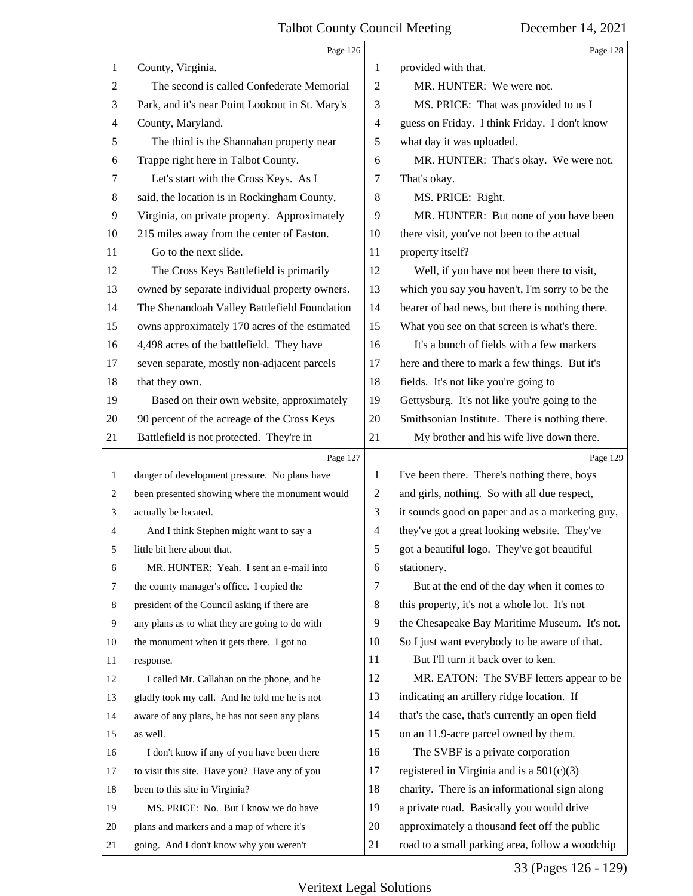County, Virginia.

The second is called Confederate Memorial Park, and it's near Point Lookout in St. Mary's County, Maryland.

The third is the Shannahan property near Trappe right here in Talbot County.

Let's start with the Cross Keys. As I said, the location is in Rockingham County, Virginia, on private property. Approximately 215 miles away from the center of Easton.

Go to the next slide.

The Cross Keys Battlefield is primarily owned by separate individual property owners. The Shenandoah Valley Battlefield Foundation owns approximately 170 acres of the estimated 4,498 acres of the battlefield. They have seven separate, mostly non-adjacent parcels that they own.

Based on their own website, approximately 90 percent of the acreage of the Cross Keys Battlefield is not protected. They're in danger of development pressure. No plans have been presented showing where the monument would actually be located.

And I think Stephen might want to say a little bit here about that.

MR. HUNTER: Yeah. I sent an e-mail into the county manager's office. I copied the president of the Council asking if there are any plans as to what they are going to do with the monument when it gets there. I got no response.

I called Mr. Callahan on the phone, and he gladly took my call. And he told me he is not aware of any plans, he has not seen any plans as well.

I don't know if any of you have been there to visit this site. Have you? Have any of you been to this site in Virginia?

MS. PRICE: No. But I know we do have plans and markers and a map of where it's going. And I don't know why you weren't provided with that.

MR. HUNTER: We were not.

MS. PRICE: That was provided to us I guess on Friday. I think Friday. I don't know what day it was uploaded.

MR. HUNTER: That's okay. We were not. That's okay.

MS. PRICE: Right.

MR. HUNTER: But none of you have been there visit, you've not been to the actual property itself?

Well, if you have not been there to visit, which you say you haven't, I'm sorry to be the bearer of bad news, but there is nothing there. What you see on that screen is what's there.

It's a bunch of fields with a few markers here and there to mark a few things. But it's fields. It's not like you're going to Gettysburg. It's not like you're going to the Smithsonian Institute. There is nothing there.

My brother and his wife live down there. I've been there. There's nothing there, boys and girls, nothing. So with all due respect, it sounds good on paper and as a marketing guy, they've got a great looking website. They've got a beautiful logo. They've got beautiful stationery.

But at the end of the day when it comes to this property, it's not a whole lot. It's not the Chesapeake Bay Maritime Museum. It's not. So I just want everybody to be aware of that.

But I'll turn it back over to ken.

MR. EATON: The SVBF letters appear to be indicating an artillery ridge location. If that's the case, that's currently an open field on an 11.9-acre parcel owned by them.

The SVBF is a private corporation registered in Virginia and is a 501(c)(3) charity. There is an informational sign along a private road. Basically you would drive approximately a thousand feet off the public road to a small parking area, follow a woodchip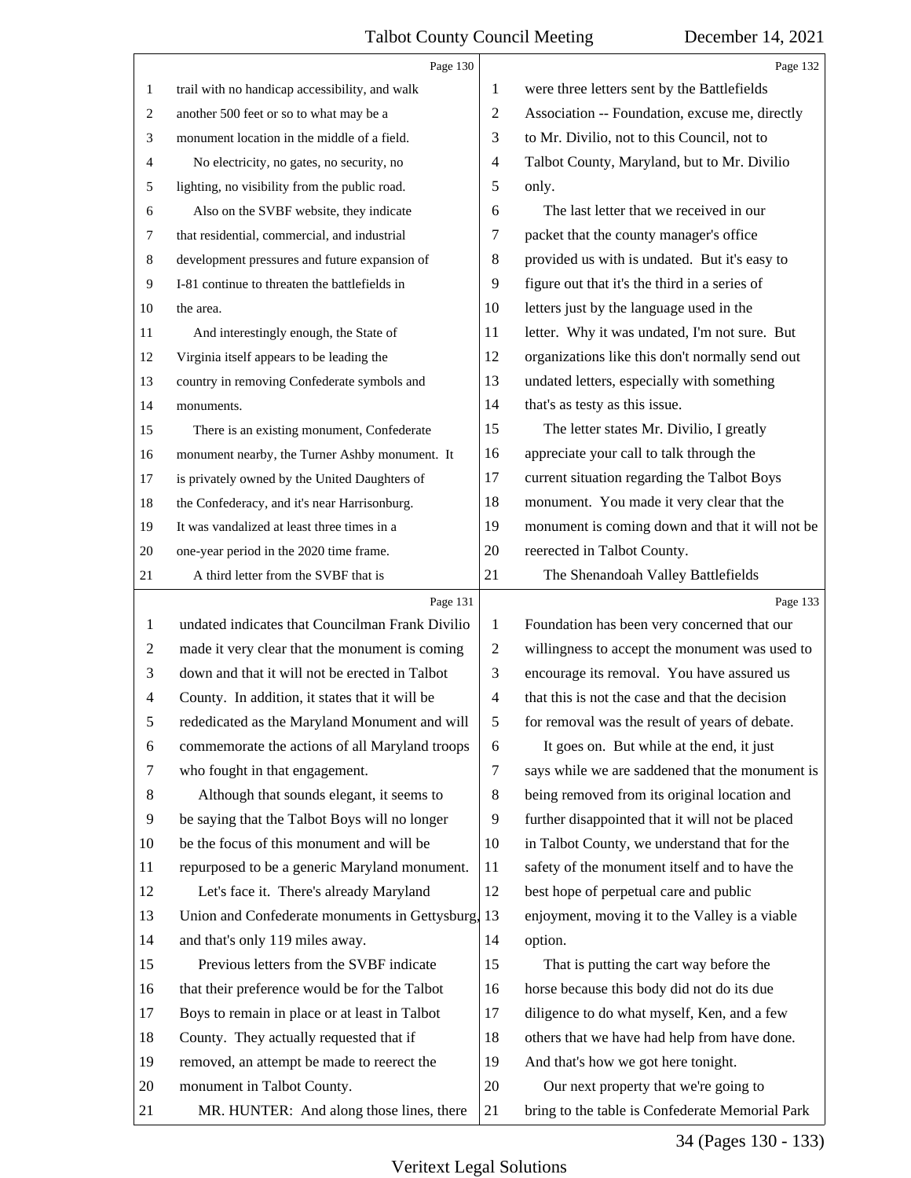trail with no handicap accessibility, and walk another 500 feet or so to what may be a monument location in the middle of a field.

No electricity, no gates, no security, no lighting, no visibility from the public road.

Also on the SVBF website, they indicate that residential, commercial, and industrial development pressures and future expansion of I-81 continue to threaten the battlefields in the area.

And interestingly enough, the State of Virginia itself appears to be leading the country in removing Confederate symbols and monuments.

There is an existing monument, Confederate monument nearby, the Turner Ashby monument. It is privately owned by the United Daughters of the Confederacy, and it's near Harrisonburg. It was vandalized at least three times in a one-year period in the 2020 time frame.

A third letter from the SVBF that is undated indicates that Councilman Frank Divilio made it very clear that the monument is coming down and that it will not be erected in Talbot County. In addition, it states that it will be rededicated as the Maryland Monument and will commemorate the actions of all Maryland troops who fought in that engagement.

Although that sounds elegant, it seems to be saying that the Talbot Boys will no longer be the focus of this monument and will be repurposed to be a generic Maryland monument.

Let's face it. There's already Maryland Union and Confederate monuments in Gettysburg, and that's only 119 miles away.

Previous letters from the SVBF indicate that their preference would be for the Talbot Boys to remain in place or at least in Talbot County. They actually requested that if removed, an attempt be made to reerect the monument in Talbot County.

MR. HUNTER: And along those lines, there were three letters sent by the Battlefields Association -- Foundation, excuse me, directly to Mr. Divilio, not to this Council, not to Talbot County, Maryland, but to Mr. Divilio only.

The last letter that we received in our packet that the county manager's office provided us with is undated. But it's easy to figure out that it's the third in a series of letters just by the language used in the letter. Why it was undated, I'm not sure. But organizations like this don't normally send out undated letters, especially with something that's as testy as this issue.

The letter states Mr. Divilio, I greatly appreciate your call to talk through the current situation regarding the Talbot Boys monument. You made it very clear that the monument is coming down and that it will not be reerected in Talbot County.

The Shenandoah Valley Battlefields Foundation has been very concerned that our willingness to accept the monument was used to encourage its removal. You have assured us that this is not the case and that the decision for removal was the result of years of debate.

It goes on. But while at the end, it just says while we are saddened that the monument is being removed from its original location and further disappointed that it will not be placed in Talbot County, we understand that for the safety of the monument itself and to have the best hope of perpetual care and public enjoyment, moving it to the Valley is a viable option.

That is putting the cart way before the horse because this body did not do its due diligence to do what myself, Ken, and a few others that we have had help from have done. And that's how we got here tonight.

Our next property that we're going to bring to the table is Confederate Memorial Park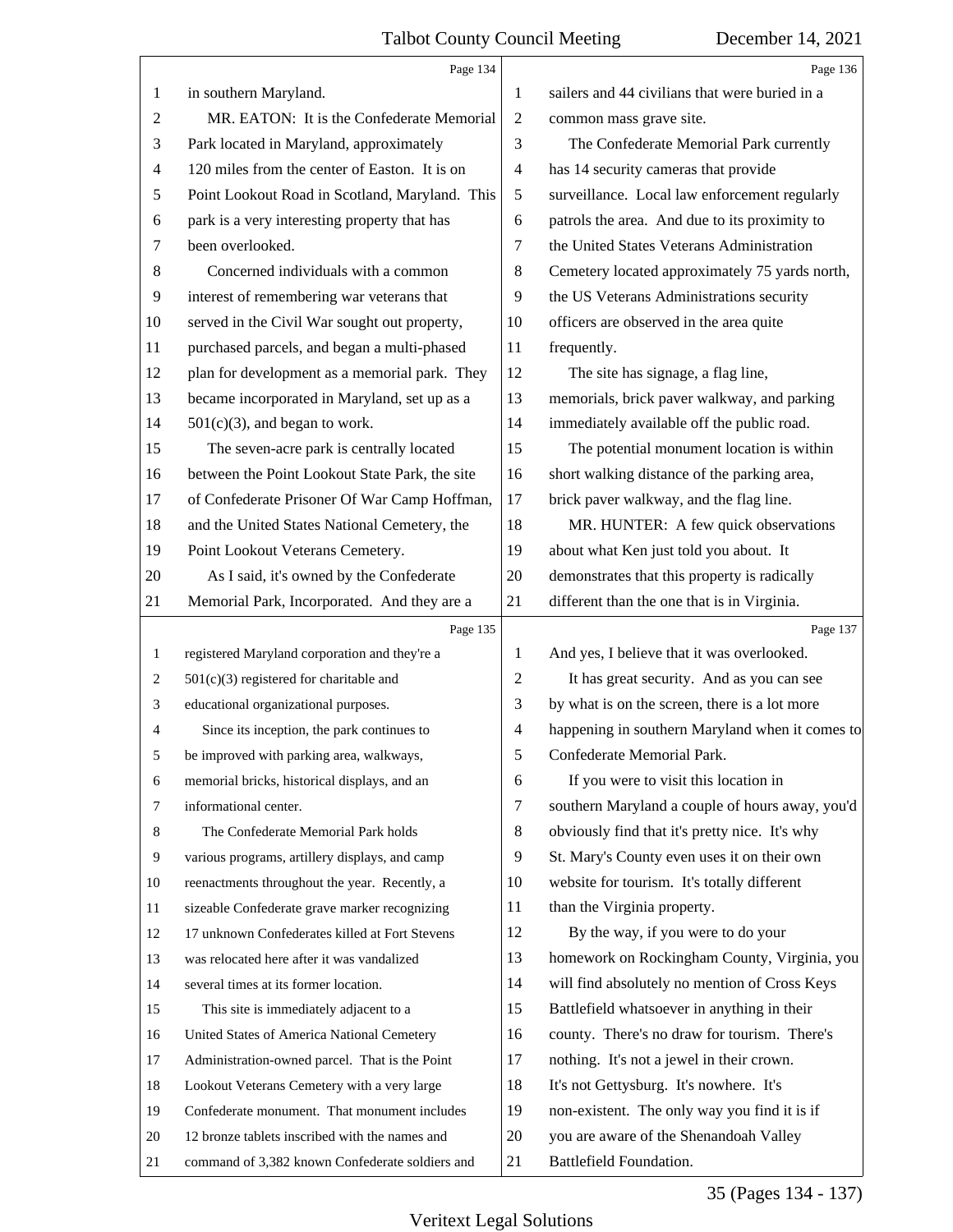in southern Maryland.

MR. EATON: It is the Confederate Memorial Park located in Maryland, approximately 120 miles from the center of Easton. It is on Point Lookout Road in Scotland, Maryland. This park is a very interesting property that has been overlooked.

Concerned individuals with a common interest of remembering war veterans that served in the Civil War sought out property, purchased parcels, and began a multi-phased plan for development as a memorial park. They became incorporated in Maryland, set up as a 501(c)(3), and began to work.

The seven-acre park is centrally located between the Point Lookout State Park, the site of Confederate Prisoner Of War Camp Hoffman, and the United States National Cemetery, the Point Lookout Veterans Cemetery.

As I said, it's owned by the Confederate Memorial Park, Incorporated. And they are a registered Maryland corporation and they're a 501(c)(3) registered for charitable and educational organizational purposes.

Since its inception, the park continues to be improved with parking area, walkways, memorial bricks, historical displays, and an informational center.

The Confederate Memorial Park holds various programs, artillery displays, and camp reenactments throughout the year. Recently, a sizeable Confederate grave marker recognizing 17 unknown Confederates killed at Fort Stevens was relocated here after it was vandalized several times at its former location.

This site is immediately adjacent to a United States of America National Cemetery Administration-owned parcel. That is the Point Lookout Veterans Cemetery with a very large Confederate monument. That monument includes 12 bronze tablets inscribed with the names and command of 3,382 known Confederate soldiers and sailers and 44 civilians that were buried in a common mass grave site.

The Confederate Memorial Park currently has 14 security cameras that provide surveillance. Local law enforcement regularly patrols the area. And due to its proximity to the United States Veterans Administration Cemetery located approximately 75 yards north, the US Veterans Administrations security officers are observed in the area quite frequently.

The site has signage, a flag line, memorials, brick paver walkway, and parking immediately available off the public road.

The potential monument location is within short walking distance of the parking area, brick paver walkway, and the flag line.

MR. HUNTER: A few quick observations about what Ken just told you about. It demonstrates that this property is radically different than the one that is in Virginia. And yes, I believe that it was overlooked.

It has great security. And as you can see by what is on the screen, there is a lot more happening in southern Maryland when it comes to Confederate Memorial Park.

If you were to visit this location in southern Maryland a couple of hours away, you'd obviously find that it's pretty nice. It's why St. Mary's County even uses it on their own website for tourism. It's totally different than the Virginia property.

By the way, if you were to do your homework on Rockingham County, Virginia, you will find absolutely no mention of Cross Keys Battlefield whatsoever in anything in their county. There's no draw for tourism. There's nothing. It's not a jewel in their crown. It's not Gettysburg. It's nowhere. It's non-existent. The only way you find it is if you are aware of the Shenandoah Valley Battlefield Foundation.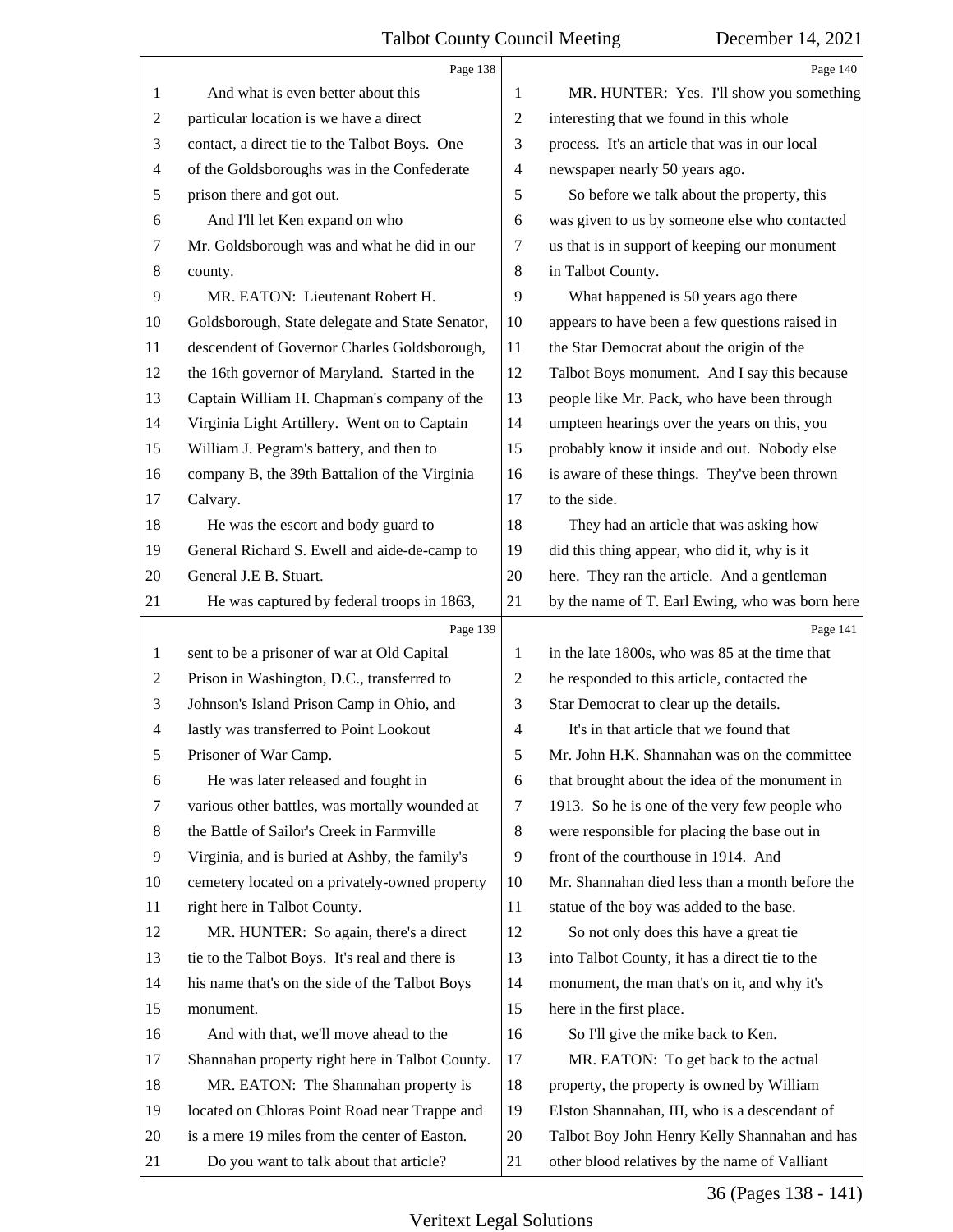Page 138

And what is even better about this particular location is we have a direct contact, a direct tie to the Talbot Boys. One of the Goldsboroughs was in the Confederate prison there and got out.

And I'll let Ken expand on who Mr. Goldsborough was and what he did in our county.

MR. EATON: Lieutenant Robert H. Goldsborough, State delegate and State Senator, descendent of Governor Charles Goldsborough, the 16th governor of Maryland. Started in the Captain William H. Chapman's company of the Virginia Light Artillery. Went on to Captain William J. Pegram's battery, and then to company B, the 39th Battalion of the Virginia Calvary.

He was the escort and body guard to General Richard S. Ewell and aide-de-camp to General J.E B. Stuart.

He was captured by federal troops in 1863,

Page 139

sent to be a prisoner of war at Old Capital Prison in Washington, D.C., transferred to Johnson's Island Prison Camp in Ohio, and lastly was transferred to Point Lookout Prisoner of War Camp.

He was later released and fought in various other battles, was mortally wounded at the Battle of Sailor's Creek in Farmville Virginia, and is buried at Ashby, the family's cemetery located on a privately-owned property right here in Talbot County.

MR. HUNTER: So again, there's a direct tie to the Talbot Boys. It's real and there is his name that's on the side of the Talbot Boys monument.

And with that, we'll move ahead to the Shannahan property right here in Talbot County.

MR. EATON: The Shannahan property is located on Chloras Point Road near Trappe and is a mere 19 miles from the center of Easton.

Do you want to talk about that article?

Page 140

MR. HUNTER: Yes. I'll show you something interesting that we found in this whole process. It's an article that was in our local newspaper nearly 50 years ago.

So before we talk about the property, this was given to us by someone else who contacted us that is in support of keeping our monument in Talbot County.

What happened is 50 years ago there appears to have been a few questions raised in the Star Democrat about the origin of the Talbot Boys monument. And I say this because people like Mr. Pack, who have been through umpteen hearings over the years on this, you probably know it inside and out. Nobody else is aware of these things. They've been thrown to the side.

They had an article that was asking how did this thing appear, who did it, why is it here. They ran the article. And a gentleman by the name of T. Earl Ewing, who was born here

Page 141

in the late 1800s, who was 85 at the time that he responded to this article, contacted the Star Democrat to clear up the details.

It's in that article that we found that Mr. John H.K. Shannahan was on the committee that brought about the idea of the monument in 1913. So he is one of the very few people who were responsible for placing the base out in front of the courthouse in 1914. And Mr. Shannahan died less than a month before the statue of the boy was added to the base.

So not only does this have a great tie into Talbot County, it has a direct tie to the monument, the man that's on it, and why it's here in the first place.

So I'll give the mike back to Ken.

MR. EATON: To get back to the actual property, the property is owned by William Elston Shannahan, III, who is a descendant of Talbot Boy John Henry Kelly Shannahan and has other blood relatives by the name of Valliant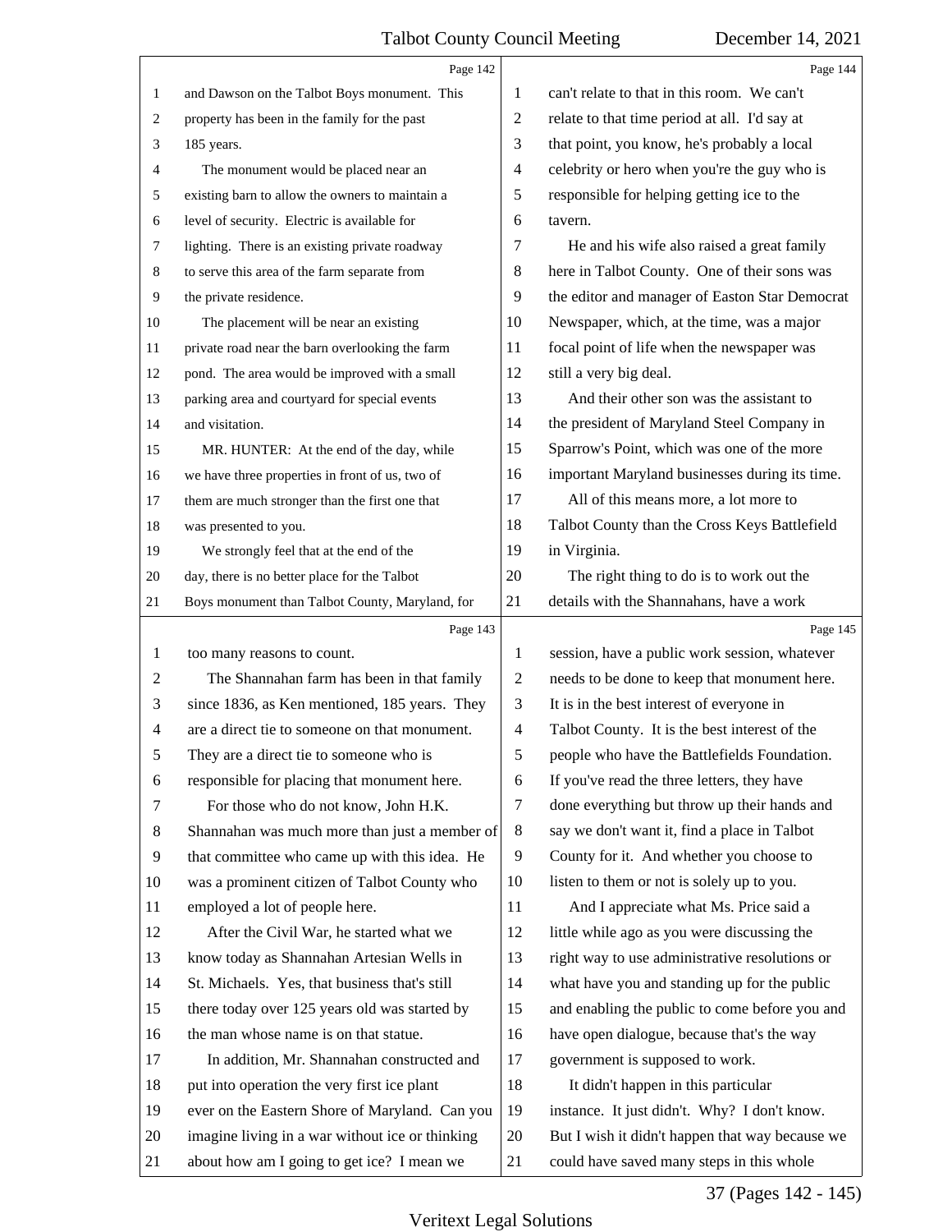and Dawson on the Talbot Boys monument. This property has been in the family for the past 185 years.

The monument would be placed near an existing barn to allow the owners to maintain a level of security. Electric is available for lighting. There is an existing private roadway to serve this area of the farm separate from the private residence.

The placement will be near an existing private road near the barn overlooking the farm pond. The area would be improved with a small parking area and courtyard for special events and visitation.

MR. HUNTER: At the end of the day, while we have three properties in front of us, two of them are much stronger than the first one that was presented to you.

We strongly feel that at the end of the day, there is no better place for the Talbot Boys monument than Talbot County, Maryland, for too many reasons to count.

The Shannahan farm has been in that family since 1836, as Ken mentioned, 185 years. They are a direct tie to someone on that monument. They are a direct tie to someone who is responsible for placing that monument here.

For those who do not know, John H.K. Shannahan was much more than just a member of that committee who came up with this idea. He was a prominent citizen of Talbot County who employed a lot of people here.

After the Civil War, he started what we know today as Shannahan Artesian Wells in St. Michaels. Yes, that business that's still there today over 125 years old was started by the man whose name is on that statue.

In addition, Mr. Shannahan constructed and put into operation the very first ice plant ever on the Eastern Shore of Maryland. Can you imagine living in a war without ice or thinking about how am I going to get ice? I mean we can't relate to that in this room. We can't relate to that time period at all. I'd say at that point, you know, he's probably a local celebrity or hero when you're the guy who is responsible for helping getting ice to the tavern.

He and his wife also raised a great family here in Talbot County. One of their sons was the editor and manager of Easton Star Democrat Newspaper, which, at the time, was a major focal point of life when the newspaper was still a very big deal.

And their other son was the assistant to the president of Maryland Steel Company in Sparrow's Point, which was one of the more important Maryland businesses during its time.

All of this means more, a lot more to Talbot County than the Cross Keys Battlefield in Virginia.

The right thing to do is to work out the details with the Shannahans, have a work session, have a public work session, whatever needs to be done to keep that monument here. It is in the best interest of everyone in Talbot County. It is the best interest of the people who have the Battlefields Foundation. If you've read the three letters, they have done everything but throw up their hands and say we don't want it, find a place in Talbot County for it. And whether you choose to listen to them or not is solely up to you.

And I appreciate what Ms. Price said a little while ago as you were discussing the right way to use administrative resolutions or what have you and standing up for the public and enabling the public to come before you and have open dialogue, because that's the way government is supposed to work.

It didn't happen in this particular instance. It just didn't. Why? I don't know. But I wish it didn't happen that way because we could have saved many steps in this whole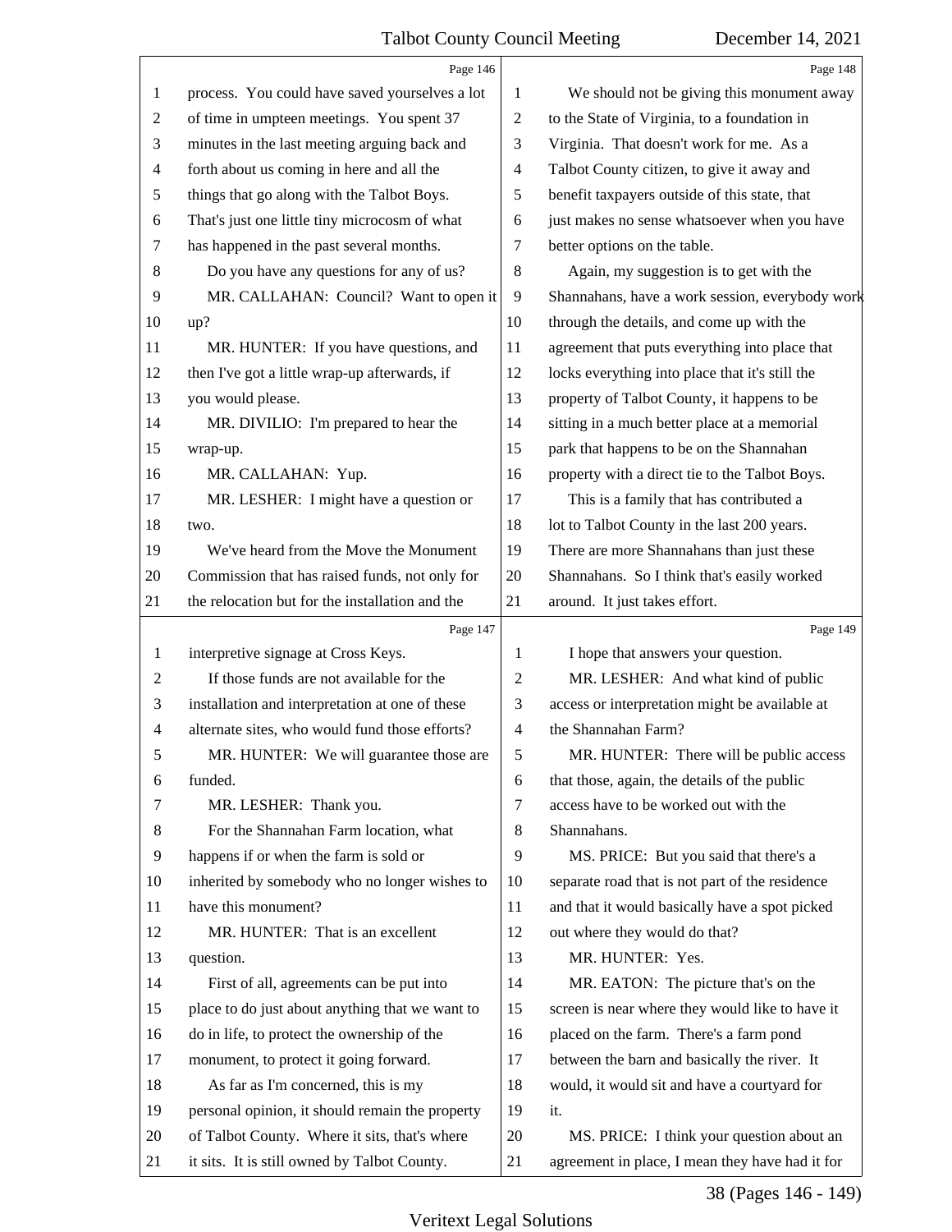Page 146

1 process. You could have saved yourselves a lot
2 of time in umpteen meetings. You spent 37
3 minutes in the last meeting arguing back and
4 forth about us coming in here and all the
5 things that go along with the Talbot Boys.
6 That's just one little tiny microcosm of what
7 has happened in the past several months.
8 Do you have any questions for any of us?
9 MR. CALLAHAN: Council? Want to open it
10 up?
11 MR. HUNTER: If you have questions, and
12 then I've got a little wrap-up afterwards, if
13 you would please.
14 MR. DIVILIO: I'm prepared to hear the
15 wrap-up.
16 MR. CALLAHAN: Yup.
17 MR. LESHER: I might have a question or
18 two.
19 We've heard from the Move the Monument
20 Commission that has raised funds, not only for
21 the relocation but for the installation and the

Page 147

1 interpretive signage at Cross Keys.
2 If those funds are not available for the
3 installation and interpretation at one of these
4 alternate sites, who would fund those efforts?
5 MR. HUNTER: We will guarantee those are
6 funded.
7 MR. LESHER: Thank you.
8 For the Shannahan Farm location, what
9 happens if or when the farm is sold or
10 inherited by somebody who no longer wishes to
11 have this monument?
12 MR. HUNTER: That is an excellent
13 question.
14 First of all, agreements can be put into
15 place to do just about anything that we want to
16 do in life, to protect the ownership of the
17 monument, to protect it going forward.
18 As far as I'm concerned, this is my
19 personal opinion, it should remain the property
20 of Talbot County. Where it sits, that's where
21 it sits. It is still owned by Talbot County.

Page 148

1 We should not be giving this monument away
2 to the State of Virginia, to a foundation in
3 Virginia. That doesn't work for me. As a
4 Talbot County citizen, to give it away and
5 benefit taxpayers outside of this state, that
6 just makes no sense whatsoever when you have
7 better options on the table.
8 Again, my suggestion is to get with the
9 Shannahans, have a work session, everybody work
10 through the details, and come up with the
11 agreement that puts everything into place that
12 locks everything into place that it's still the
13 property of Talbot County, it happens to be
14 sitting in a much better place at a memorial
15 park that happens to be on the Shannahan
16 property with a direct tie to the Talbot Boys.
17 This is a family that has contributed a
18 lot to Talbot County in the last 200 years.
19 There are more Shannahans than just these
20 Shannahans. So I think that's easily worked
21 around. It just takes effort.

Page 149

1 I hope that answers your question.
2 MR. LESHER: And what kind of public
3 access or interpretation might be available at
4 the Shannahan Farm?
5 MR. HUNTER: There will be public access
6 that those, again, the details of the public
7 access have to be worked out with the
8 Shannahans.
9 MS. PRICE: But you said that there's a
10 separate road that is not part of the residence
11 and that it would basically have a spot picked
12 out where they would do that?
13 MR. HUNTER: Yes.
14 MR. EATON: The picture that's on the
15 screen is near where they would like to have it
16 placed on the farm. There's a farm pond
17 between the barn and basically the river. It
18 would, it would sit and have a courtyard for
19 it.
20 MS. PRICE: I think your question about an
21 agreement in place, I mean they have had it for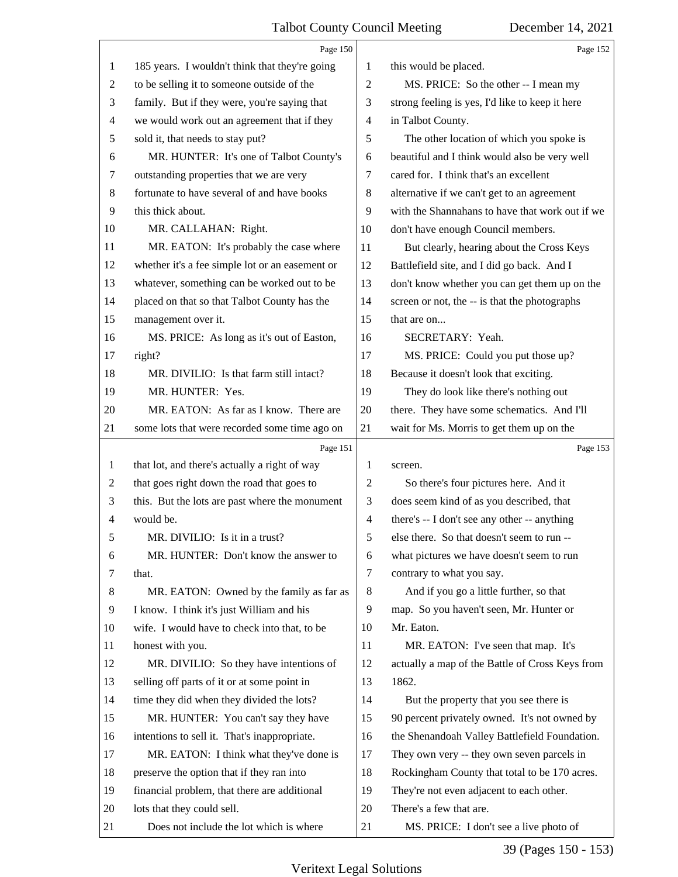Page 150

185 years. I wouldn't think that they're going to be selling it to someone outside of the family. But if they were, you're saying that we would work out an agreement that if they sold it, that needs to stay put?

MR. HUNTER: It's one of Talbot County's outstanding properties that we are very fortunate to have several of and have books this thick about.

MR. CALLAHAN: Right.

MR. EATON: It's probably the case where whether it's a fee simple lot or an easement or whatever, something can be worked out to be placed on that so that Talbot County has the management over it.

MS. PRICE: As long as it's out of Easton, right?

MR. DIVILIO: Is that farm still intact?

MR. HUNTER: Yes.

MR. EATON: As far as I know. There are some lots that were recorded some time ago on

Page 151

that lot, and there's actually a right of way that goes right down the road that goes to this. But the lots are past where the monument would be.

MR. DIVILIO: Is it in a trust?

MR. HUNTER: Don't know the answer to that.

MR. EATON: Owned by the family as far as I know. I think it's just William and his wife. I would have to check into that, to be honest with you.

MR. DIVILIO: So they have intentions of selling off parts of it or at some point in time they did when they divided the lots?

MR. HUNTER: You can't say they have intentions to sell it. That's inappropriate.

MR. EATON: I think what they've done is preserve the option that if they ran into financial problem, that there are additional lots that they could sell.

Does not include the lot which is where

Page 152

this would be placed.

MS. PRICE: So the other -- I mean my strong feeling is yes, I'd like to keep it here in Talbot County.

The other location of which you spoke is beautiful and I think would also be very well cared for. I think that's an excellent alternative if we can't get to an agreement with the Shannahans to have that work out if we don't have enough Council members.

But clearly, hearing about the Cross Keys Battlefield site, and I did go back. And I don't know whether you can get them up on the screen or not, the -- is that the photographs that are on...

SECRETARY: Yeah.

MS. PRICE: Could you put those up? Because it doesn't look that exciting.

They do look like there's nothing out there. They have some schematics. And I'll wait for Ms. Morris to get them up on the

Page 153

screen.

So there's four pictures here. And it does seem kind of as you described, that there's -- I don't see any other -- anything else there. So that doesn't seem to run -- what pictures we have doesn't seem to run contrary to what you say.

And if you go a little further, so that map. So you haven't seen, Mr. Hunter or Mr. Eaton.

MR. EATON: I've seen that map. It's actually a map of the Battle of Cross Keys from 1862.

But the property that you see there is 90 percent privately owned. It's not owned by the Shenandoah Valley Battlefield Foundation. They own very -- they own seven parcels in Rockingham County that total to be 170 acres. They're not even adjacent to each other. There's a few that are.

MS. PRICE: I don't see a live photo of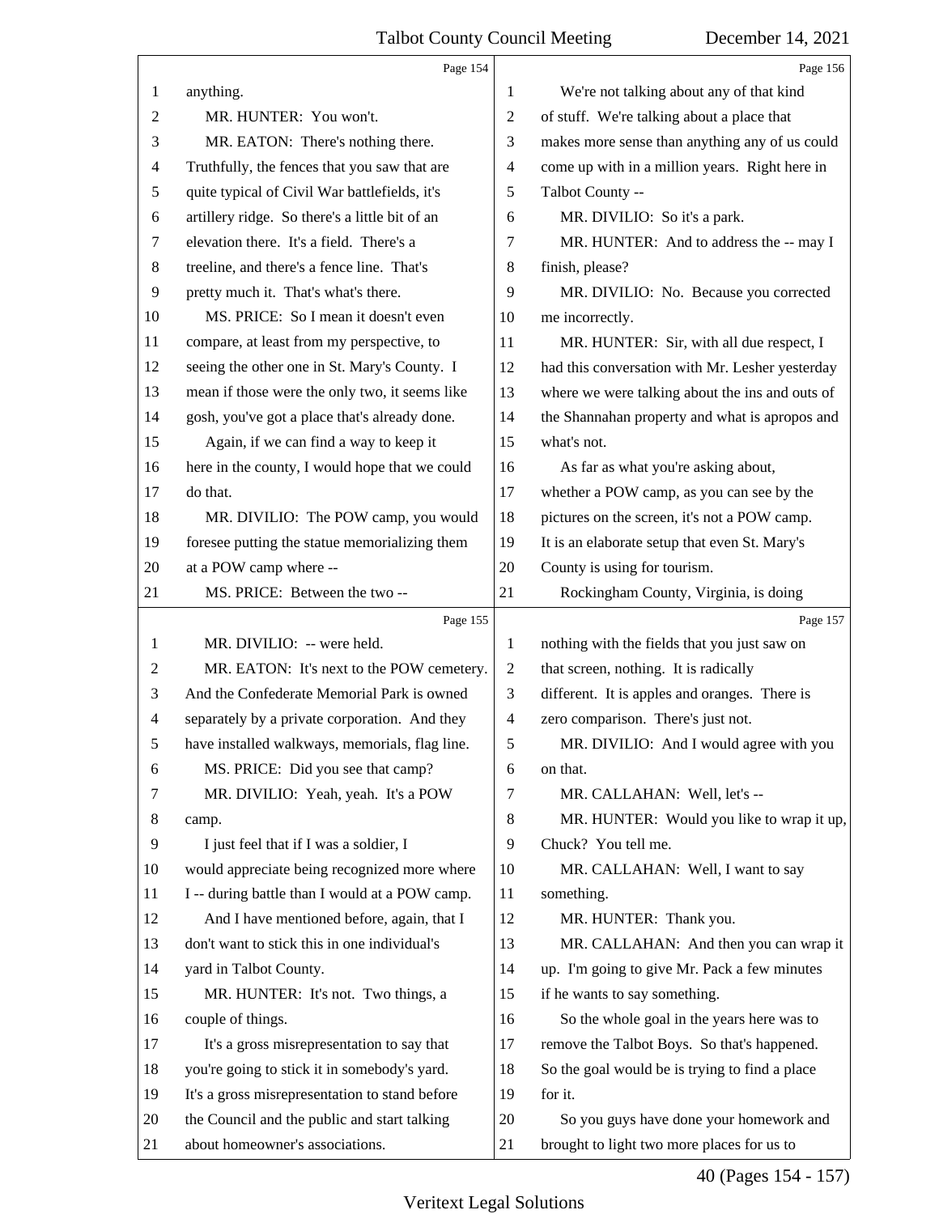Page 154

1 anything.
2 MR. HUNTER: You won't.
3 MR. EATON: There's nothing there.
4 Truthfully, the fences that you saw that are
5 quite typical of Civil War battlefields, it's
6 artillery ridge. So there's a little bit of an
7 elevation there. It's a field. There's a
8 treeline, and there's a fence line. That's
9 pretty much it. That's what's there.
10 MS. PRICE: So I mean it doesn't even
11 compare, at least from my perspective, to
12 seeing the other one in St. Mary's County. I
13 mean if those were the only two, it seems like
14 gosh, you've got a place that's already done.
15 Again, if we can find a way to keep it
16 here in the county, I would hope that we could
17 do that.
18 MR. DIVILIO: The POW camp, you would
19 foresee putting the statue memorializing them
20 at a POW camp where --
21 MS. PRICE: Between the two --

Page 155

1 MR. DIVILIO: -- were held.
2 MR. EATON: It's next to the POW cemetery.
3 And the Confederate Memorial Park is owned
4 separately by a private corporation. And they
5 have installed walkways, memorials, flag line.
6 MS. PRICE: Did you see that camp?
7 MR. DIVILIO: Yeah, yeah. It's a POW
8 camp.
9 I just feel that if I was a soldier, I
10 would appreciate being recognized more where
11 I -- during battle than I would at a POW camp.
12 And I have mentioned before, again, that I
13 don't want to stick this in one individual's
14 yard in Talbot County.
15 MR. HUNTER: It's not. Two things, a
16 couple of things.
17 It's a gross misrepresentation to say that
18 you're going to stick it in somebody's yard.
19 It's a gross misrepresentation to stand before
20 the Council and the public and start talking
21 about homeowner's associations.

Page 156

1 We're not talking about any of that kind
2 of stuff. We're talking about a place that
3 makes more sense than anything any of us could
4 come up with in a million years. Right here in
5 Talbot County --
6 MR. DIVILIO: So it's a park.
7 MR. HUNTER: And to address the -- may I
8 finish, please?
9 MR. DIVILIO: No. Because you corrected
10 me incorrectly.
11 MR. HUNTER: Sir, with all due respect, I
12 had this conversation with Mr. Lesher yesterday
13 where we were talking about the ins and outs of
14 the Shannahan property and what is apropos and
15 what's not.
16 As far as what you're asking about,
17 whether a POW camp, as you can see by the
18 pictures on the screen, it's not a POW camp.
19 It is an elaborate setup that even St. Mary's
20 County is using for tourism.
21 Rockingham County, Virginia, is doing

Page 157

1 nothing with the fields that you just saw on
2 that screen, nothing. It is radically
3 different. It is apples and oranges. There is
4 zero comparison. There's just not.
5 MR. DIVILIO: And I would agree with you
6 on that.
7 MR. CALLAHAN: Well, let's --
8 MR. HUNTER: Would you like to wrap it up,
9 Chuck? You tell me.
10 MR. CALLAHAN: Well, I want to say
11 something.
12 MR. HUNTER: Thank you.
13 MR. CALLAHAN: And then you can wrap it
14 up. I'm going to give Mr. Pack a few minutes
15 if he wants to say something.
16 So the whole goal in the years here was to
17 remove the Talbot Boys. So that's happened.
18 So the goal would be is trying to find a place
19 for it.
20 So you guys have done your homework and
21 brought to light two more places for us to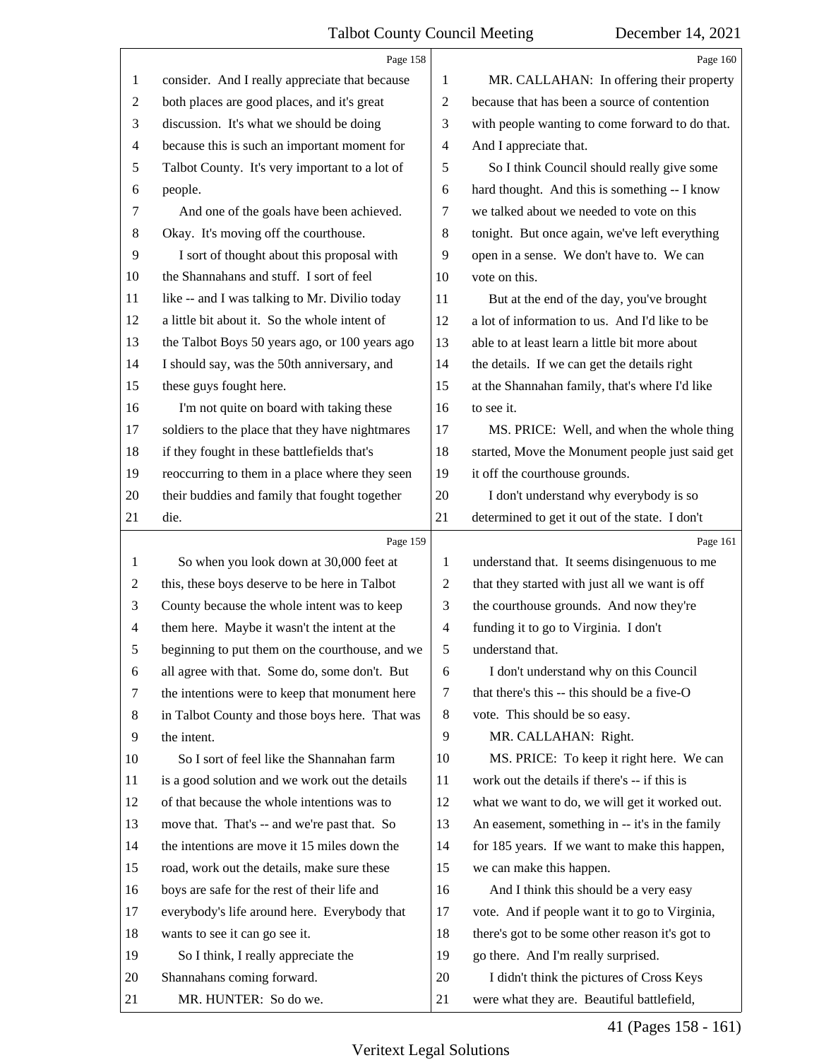Page 158

consider. And I really appreciate that because both places are good places, and it's great discussion. It's what we should be doing because this is such an important moment for Talbot County. It's very important to a lot of people.

And one of the goals have been achieved. Okay. It's moving off the courthouse.

I sort of thought about this proposal with the Shannahans and stuff. I sort of feel like -- and I was talking to Mr. Divilio today a little bit about it. So the whole intent of the Talbot Boys 50 years ago, or 100 years ago I should say, was the 50th anniversary, and these guys fought here.

I'm not quite on board with taking these soldiers to the place that they have nightmares if they fought in these battlefields that's reoccurring to them in a place where they seen their buddies and family that fought together die.

Page 159

So when you look down at 30,000 feet at this, these boys deserve to be here in Talbot County because the whole intent was to keep them here. Maybe it wasn't the intent at the beginning to put them on the courthouse, and we all agree with that. Some do, some don't. But the intentions were to keep that monument here in Talbot County and those boys here. That was the intent.

So I sort of feel like the Shannahan farm is a good solution and we work out the details of that because the whole intentions was to move that. That's -- and we're past that. So the intentions are move it 15 miles down the road, work out the details, make sure these boys are safe for the rest of their life and everybody's life around here. Everybody that wants to see it can go see it.

So I think, I really appreciate the Shannahans coming forward.

MR. HUNTER: So do we.

Page 160

MR. CALLAHAN: In offering their property because that has been a source of contention with people wanting to come forward to do that. And I appreciate that.

So I think Council should really give some hard thought. And this is something -- I know we talked about we needed to vote on this tonight. But once again, we've left everything open in a sense. We don't have to. We can vote on this.

But at the end of the day, you've brought a lot of information to us. And I'd like to be able to at least learn a little bit more about the details. If we can get the details right at the Shannahan family, that's where I'd like to see it.

MS. PRICE: Well, and when the whole thing started, Move the Monument people just said get it off the courthouse grounds.

I don't understand why everybody is so determined to get it out of the state. I don't

Page 161

understand that. It seems disingenuous to me that they started with just all we want is off the courthouse grounds. And now they're funding it to go to Virginia. I don't understand that.

I don't understand why on this Council that there's this -- this should be a five-O vote. This should be so easy.

MR. CALLAHAN: Right.

MS. PRICE: To keep it right here. We can work out the details if there's -- if this is what we want to do, we will get it worked out. An easement, something in -- it's in the family for 185 years. If we want to make this happen, we can make this happen.

And I think this should be a very easy vote. And if people want it to go to Virginia, there's got to be some other reason it's got to go there. And I'm really surprised.

I didn't think the pictures of Cross Keys were what they are. Beautiful battlefield,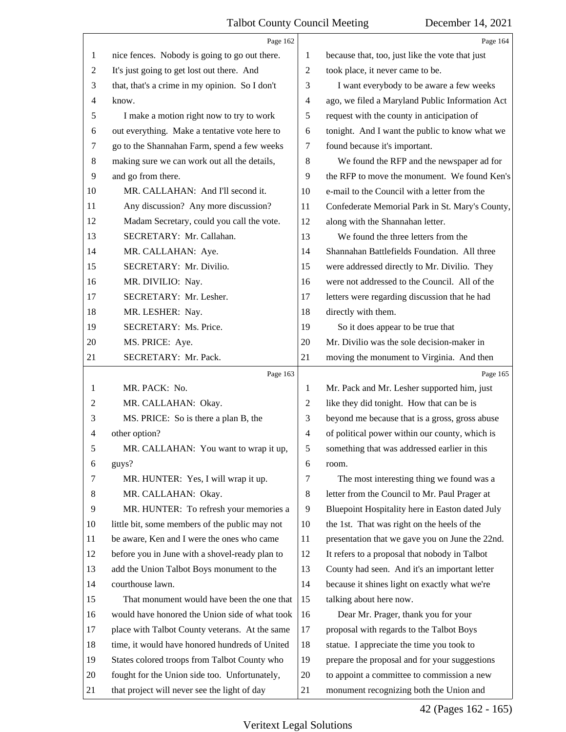Page 162

nice fences. Nobody is going to go out there. It's just going to get lost out there. And that, that's a crime in my opinion. So I don't know.

I make a motion right now to try to work out everything. Make a tentative vote here to go to the Shannahan Farm, spend a few weeks making sure we can work out all the details, and go from there.

MR. CALLAHAN: And I'll second it.

Any discussion? Any more discussion?

Madam Secretary, could you call the vote.

SECRETARY: Mr. Callahan.

MR. CALLAHAN: Aye.

SECRETARY: Mr. Divilio.

MR. DIVILIO: Nay.

SECRETARY: Mr. Lesher.

MR. LESHER: Nay.

SECRETARY: Ms. Price.

MS. PRICE: Aye.

SECRETARY: Mr. Pack.

Page 163

MR. PACK: No.

MR. CALLAHAN: Okay.

MS. PRICE: So is there a plan B, the other option?

MR. CALLAHAN: You want to wrap it up, guys?

MR. HUNTER: Yes, I will wrap it up.

MR. CALLAHAN: Okay.

MR. HUNTER: To refresh your memories a little bit, some members of the public may not be aware, Ken and I were the ones who came before you in June with a shovel-ready plan to add the Union Talbot Boys monument to the courthouse lawn.

That monument would have been the one that would have honored the Union side of what took place with Talbot County veterans. At the same time, it would have honored hundreds of United States colored troops from Talbot County who fought for the Union side too. Unfortunately, that project will never see the light of day

Page 164

because that, too, just like the vote that just took place, it never came to be.

I want everybody to be aware a few weeks ago, we filed a Maryland Public Information Act request with the county in anticipation of tonight. And I want the public to know what we found because it's important.

We found the RFP and the newspaper ad for the RFP to move the monument. We found Ken's e-mail to the Council with a letter from the Confederate Memorial Park in St. Mary's County, along with the Shannahan letter.

We found the three letters from the Shannahan Battlefields Foundation. All three were addressed directly to Mr. Divilio. They were not addressed to the Council. All of the letters were regarding discussion that he had directly with them.

So it does appear to be true that Mr. Divilio was the sole decision-maker in moving the monument to Virginia. And then

Page 165

Mr. Pack and Mr. Lesher supported him, just like they did tonight. How that can be is beyond me because that is a gross, gross abuse of political power within our county, which is something that was addressed earlier in this room.

The most interesting thing we found was a letter from the Council to Mr. Paul Prager at Bluepoint Hospitality here in Easton dated July the 1st. That was right on the heels of the presentation that we gave you on June the 22nd. It refers to a proposal that nobody in Talbot County had seen. And it's an important letter because it shines light on exactly what we're talking about here now.

Dear Mr. Prager, thank you for your proposal with regards to the Talbot Boys statue. I appreciate the time you took to prepare the proposal and for your suggestions to appoint a committee to commission a new monument recognizing both the Union and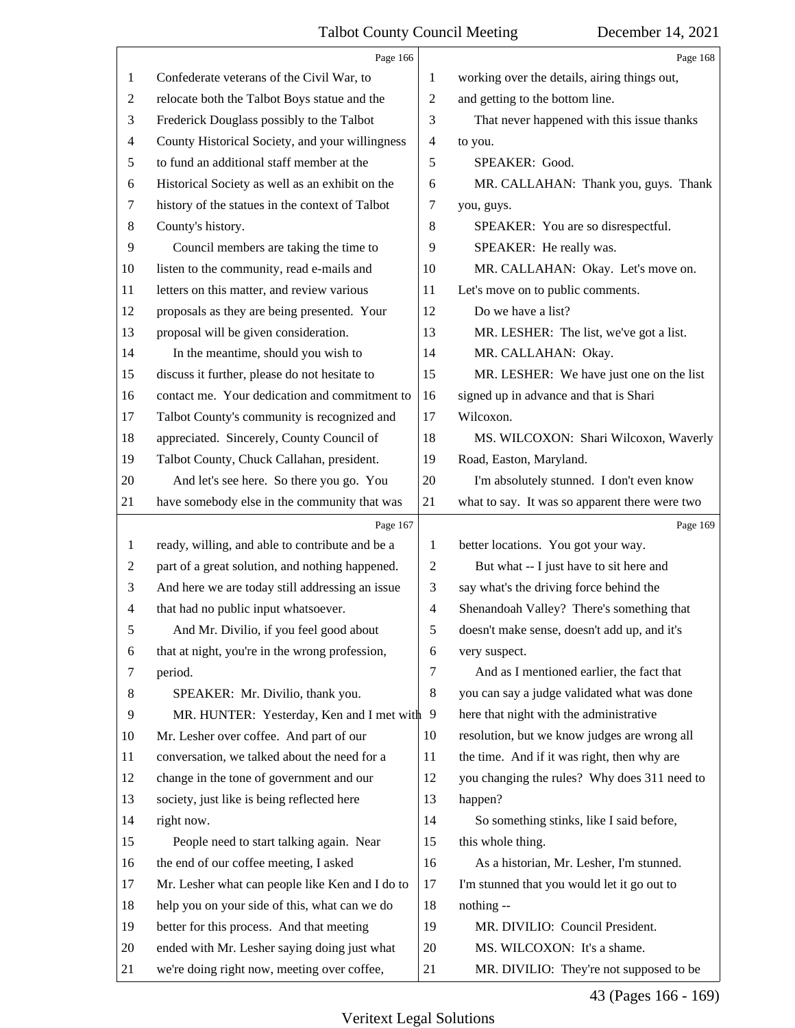Page 166

Confederate veterans of the Civil War, to relocate both the Talbot Boys statue and the Frederick Douglass possibly to the Talbot County Historical Society, and your willingness to fund an additional staff member at the Historical Society as well as an exhibit on the history of the statues in the context of Talbot County's history.

Council members are taking the time to listen to the community, read e-mails and letters on this matter, and review various proposals as they are being presented. Your proposal will be given consideration.

In the meantime, should you wish to discuss it further, please do not hesitate to contact me. Your dedication and commitment to Talbot County's community is recognized and appreciated. Sincerely, County Council of Talbot County, Chuck Callahan, president.

And let's see here. So there you go. You have somebody else in the community that was

Page 167

ready, willing, and able to contribute and be a part of a great solution, and nothing happened. And here we are today still addressing an issue that had no public input whatsoever.

And Mr. Divilio, if you feel good about that at night, you're in the wrong profession, period.

SPEAKER: Mr. Divilio, thank you.

MR. HUNTER: Yesterday, Ken and I met with Mr. Lesher over coffee. And part of our conversation, we talked about the need for a change in the tone of government and our society, just like is being reflected here right now.

People need to start talking again. Near the end of our coffee meeting, I asked Mr. Lesher what can people like Ken and I do to help you on your side of this, what can we do better for this process. And that meeting ended with Mr. Lesher saying doing just what we're doing right now, meeting over coffee,

Page 168

working over the details, airing things out, and getting to the bottom line.

That never happened with this issue thanks to you.

SPEAKER: Good.

MR. CALLAHAN: Thank you, guys. Thank you, guys.

SPEAKER: You are so disrespectful.

SPEAKER: He really was.

MR. CALLAHAN: Okay. Let's move on. Let's move on to public comments.

Do we have a list?

MR. LESHER: The list, we've got a list.

MR. CALLAHAN: Okay.

MR. LESHER: We have just one on the list signed up in advance and that is Shari Wilcoxon.

MS. WILCOXON: Shari Wilcoxon, Waverly Road, Easton, Maryland.

I'm absolutely stunned. I don't even know what to say. It was so apparent there were two

Page 169

better locations. You got your way.

But what -- I just have to sit here and say what's the driving force behind the Shenandoah Valley? There's something that doesn't make sense, doesn't add up, and it's very suspect.

And as I mentioned earlier, the fact that you can say a judge validated what was done here that night with the administrative resolution, but we know judges are wrong all the time. And if it was right, then why are you changing the rules? Why does 311 need to happen?

So something stinks, like I said before, this whole thing.

As a historian, Mr. Lesher, I'm stunned. I'm stunned that you would let it go out to nothing --

MR. DIVILIO: Council President.

MS. WILCOXON: It's a shame.

MR. DIVILIO: They're not supposed to be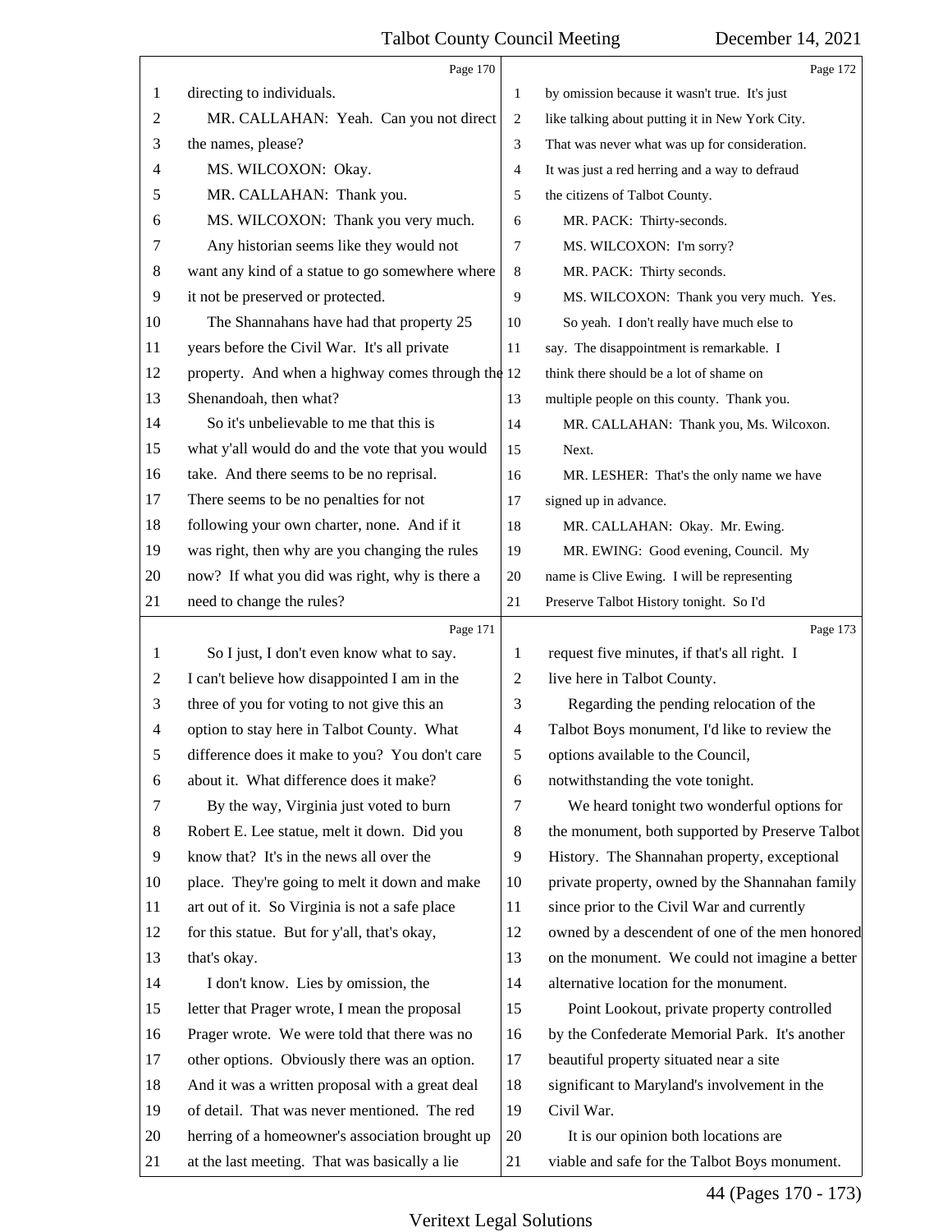Page 170

1 directing to individuals.
2 MR. CALLAHAN: Yeah. Can you not direct
3 the names, please?
4 MS. WILCOXON: Okay.
5 MR. CALLAHAN: Thank you.
6 MS. WILCOXON: Thank you very much.
7 Any historian seems like they would not
8 want any kind of a statue to go somewhere where
9 it not be preserved or protected.
10 The Shannahans have had that property 25
11 years before the Civil War. It's all private
12 property. And when a highway comes through the
13 Shenandoah, then what?
14 So it's unbelievable to me that this is
15 what y'all would do and the vote that you would
16 take. And there seems to be no reprisal.
17 There seems to be no penalties for not
18 following your own charter, none. And if it
19 was right, then why are you changing the rules
20 now? If what you did was right, why is there a
21 need to change the rules?

Page 171

1 So I just, I don't even know what to say.
2 I can't believe how disappointed I am in the
3 three of you for voting to not give this an
4 option to stay here in Talbot County. What
5 difference does it make to you? You don't care
6 about it. What difference does it make?
7 By the way, Virginia just voted to burn
8 Robert E. Lee statue, melt it down. Did you
9 know that? It's in the news all over the
10 place. They're going to melt it down and make
11 art out of it. So Virginia is not a safe place
12 for this statue. But for y'all, that's okay,
13 that's okay.
14 I don't know. Lies by omission, the
15 letter that Prager wrote, I mean the proposal
16 Prager wrote. We were told that there was no
17 other options. Obviously there was an option.
18 And it was a written proposal with a great deal
19 of detail. That was never mentioned. The red
20 herring of a homeowner's association brought up
21 at the last meeting. That was basically a lie

Page 172

1 by omission because it wasn't true. It's just
2 like talking about putting it in New York City.
3 That was never what was up for consideration.
4 It was just a red herring and a way to defraud
5 the citizens of Talbot County.
6 MR. PACK: Thirty-seconds.
7 MS. WILCOXON: I'm sorry?
8 MR. PACK: Thirty seconds.
9 MS. WILCOXON: Thank you very much. Yes.
10 So yeah. I don't really have much else to
11 say. The disappointment is remarkable. I
12 think there should be a lot of shame on
13 multiple people on this county. Thank you.
14 MR. CALLAHAN: Thank you, Ms. Wilcoxon.
15 Next.
16 MR. LESHER: That's the only name we have
17 signed up in advance.
18 MR. CALLAHAN: Okay. Mr. Ewing.
19 MR. EWING: Good evening, Council. My
20 name is Clive Ewing. I will be representing
21 Preserve Talbot History tonight. So I'd

Page 173

1 request five minutes, if that's all right. I
2 live here in Talbot County.
3 Regarding the pending relocation of the
4 Talbot Boys monument, I'd like to review the
5 options available to the Council,
6 notwithstanding the vote tonight.
7 We heard tonight two wonderful options for
8 the monument, both supported by Preserve Talbot
9 History. The Shannahan property, exceptional
10 private property, owned by the Shannahan family
11 since prior to the Civil War and currently
12 owned by a descendent of one of the men honored
13 on the monument. We could not imagine a better
14 alternative location for the monument.
15 Point Lookout, private property controlled
16 by the Confederate Memorial Park. It's another
17 beautiful property situated near a site
18 significant to Maryland's involvement in the
19 Civil War.
20 It is our opinion both locations are
21 viable and safe for the Talbot Boys monument.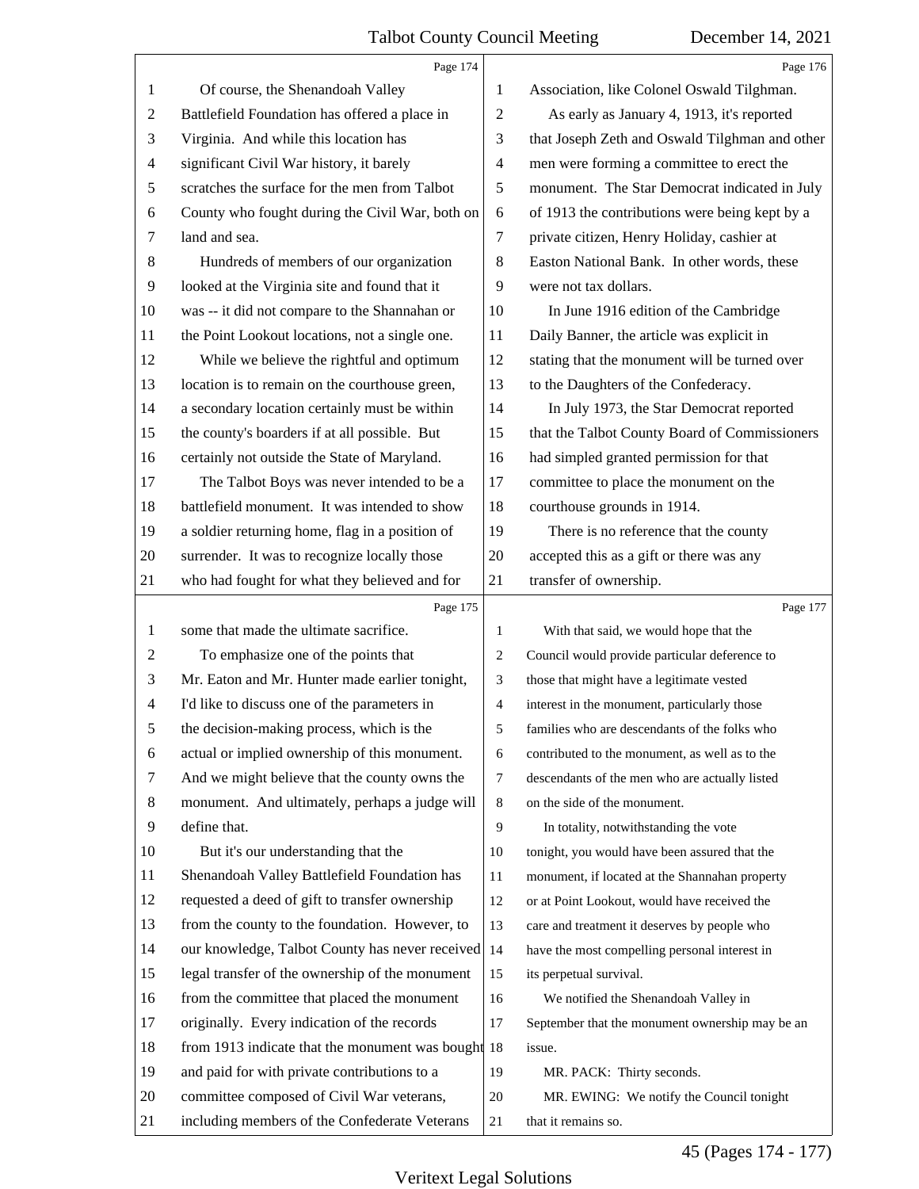Page 174

Of course, the Shenandoah Valley Battlefield Foundation has offered a place in Virginia. And while this location has significant Civil War history, it barely scratches the surface for the men from Talbot County who fought during the Civil War, both on land and sea.

Hundreds of members of our organization looked at the Virginia site and found that it was -- it did not compare to the Shannahan or the Point Lookout locations, not a single one.

While we believe the rightful and optimum location is to remain on the courthouse green, a secondary location certainly must be within the county's boarders if at all possible. But certainly not outside the State of Maryland.

The Talbot Boys was never intended to be a battlefield monument. It was intended to show a soldier returning home, flag in a position of surrender. It was to recognize locally those who had fought for what they believed and for

Page 175

some that made the ultimate sacrifice.

To emphasize one of the points that Mr. Eaton and Mr. Hunter made earlier tonight, I'd like to discuss one of the parameters in the decision-making process, which is the actual or implied ownership of this monument. And we might believe that the county owns the monument. And ultimately, perhaps a judge will define that.

But it's our understanding that the Shenandoah Valley Battlefield Foundation has requested a deed of gift to transfer ownership from the county to the foundation. However, to our knowledge, Talbot County has never received legal transfer of the ownership of the monument from the committee that placed the monument originally. Every indication of the records from 1913 indicate that the monument was bought and paid for with private contributions to a committee composed of Civil War veterans, including members of the Confederate Veterans

Page 176

Association, like Colonel Oswald Tilghman.

As early as January 4, 1913, it's reported that Joseph Zeth and Oswald Tilghman and other men were forming a committee to erect the monument. The Star Democrat indicated in July of 1913 the contributions were being kept by a private citizen, Henry Holiday, cashier at Easton National Bank. In other words, these were not tax dollars.

In June 1916 edition of the Cambridge Daily Banner, the article was explicit in stating that the monument will be turned over to the Daughters of the Confederacy.

In July 1973, the Star Democrat reported that the Talbot County Board of Commissioners had simpled granted permission for that committee to place the monument on the courthouse grounds in 1914.

There is no reference that the county accepted this as a gift or there was any transfer of ownership.

Page 177

With that said, we would hope that the Council would provide particular deference to those that might have a legitimate vested interest in the monument, particularly those families who are descendants of the folks who contributed to the monument, as well as to the descendants of the men who are actually listed on the side of the monument.

In totality, notwithstanding the vote tonight, you would have been assured that the monument, if located at the Shannahan property or at Point Lookout, would have received the care and treatment it deserves by people who have the most compelling personal interest in its perpetual survival.

We notified the Shenandoah Valley in September that the monument ownership may be an issue.

MR. PACK: Thirty seconds.

MR. EWING: We notify the Council tonight that it remains so.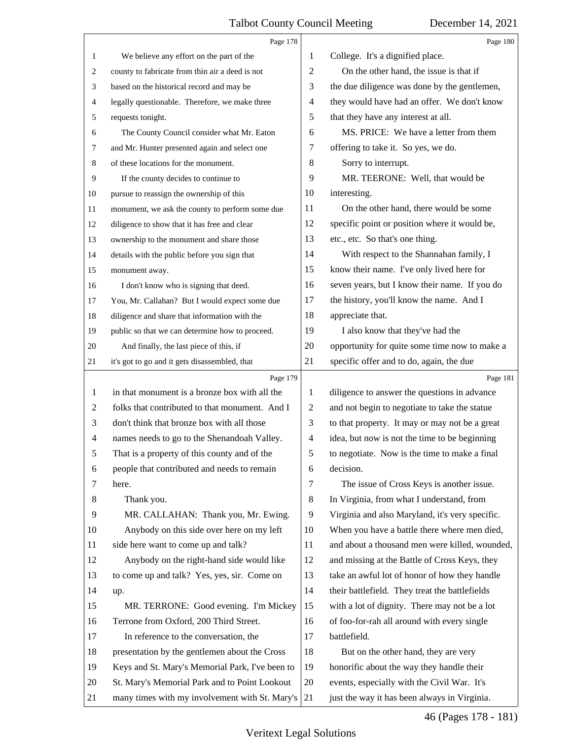Page 178

1 We believe any effort on the part of the
2 county to fabricate from thin air a deed is not
3 based on the historical record and may be
4 legally questionable. Therefore, we make three
5 requests tonight.
6 The County Council consider what Mr. Eaton
7 and Mr. Hunter presented again and select one
8 of these locations for the monument.
9 If the county decides to continue to
10 pursue to reassign the ownership of this
11 monument, we ask the county to perform some due
12 diligence to show that it has free and clear
13 ownership to the monument and share those
14 details with the public before you sign that
15 monument away.
16 I don't know who is signing that deed.
17 You, Mr. Callahan? But I would expect some due
18 diligence and share that information with the
19 public so that we can determine how to proceed.
20 And finally, the last piece of this, if
21 it's got to go and it gets disassembled, that

Page 179

1 in that monument is a bronze box with all the
2 folks that contributed to that monument. And I
3 don't think that bronze box with all those
4 names needs to go to the Shenandoah Valley.
5 That is a property of this county and of the
6 people that contributed and needs to remain
7 here.
8 Thank you.
9 MR. CALLAHAN: Thank you, Mr. Ewing.
10 Anybody on this side over here on my left
11 side here want to come up and talk?
12 Anybody on the right-hand side would like
13 to come up and talk? Yes, yes, sir. Come on
14 up.
15 MR. TERRONE: Good evening. I'm Mickey
16 Terrone from Oxford, 200 Third Street.
17 In reference to the conversation, the
18 presentation by the gentlemen about the Cross
19 Keys and St. Mary's Memorial Park, I've been to
20 St. Mary's Memorial Park and to Point Lookout
21 many times with my involvement with St. Mary's

Page 180

1 College. It's a dignified place.
2 On the other hand, the issue is that if
3 the due diligence was done by the gentlemen,
4 they would have had an offer. We don't know
5 that they have any interest at all.
6 MS. PRICE: We have a letter from them
7 offering to take it. So yes, we do.
8 Sorry to interrupt.
9 MR. TEERONE: Well, that would be
10 interesting.
11 On the other hand, there would be some
12 specific point or position where it would be,
13 etc., etc. So that's one thing.
14 With respect to the Shannahan family, I
15 know their name. I've only lived here for
16 seven years, but I know their name. If you do
17 the history, you'll know the name. And I
18 appreciate that.
19 I also know that they've had the
20 opportunity for quite some time now to make a
21 specific offer and to do, again, the due

Page 181

1 diligence to answer the questions in advance
2 and not begin to negotiate to take the statue
3 to that property. It may or may not be a great
4 idea, but now is not the time to be beginning
5 to negotiate. Now is the time to make a final
6 decision.
7 The issue of Cross Keys is another issue.
8 In Virginia, from what I understand, from
9 Virginia and also Maryland, it's very specific.
10 When you have a battle there where men died,
11 and about a thousand men were killed, wounded,
12 and missing at the Battle of Cross Keys, they
13 take an awful lot of honor of how they handle
14 their battlefield. They treat the battlefields
15 with a lot of dignity. There may not be a lot
16 of foo-for-rah all around with every single
17 battlefield.
18 But on the other hand, they are very
19 honorific about the way they handle their
20 events, especially with the Civil War. It's
21 just the way it has been always in Virginia.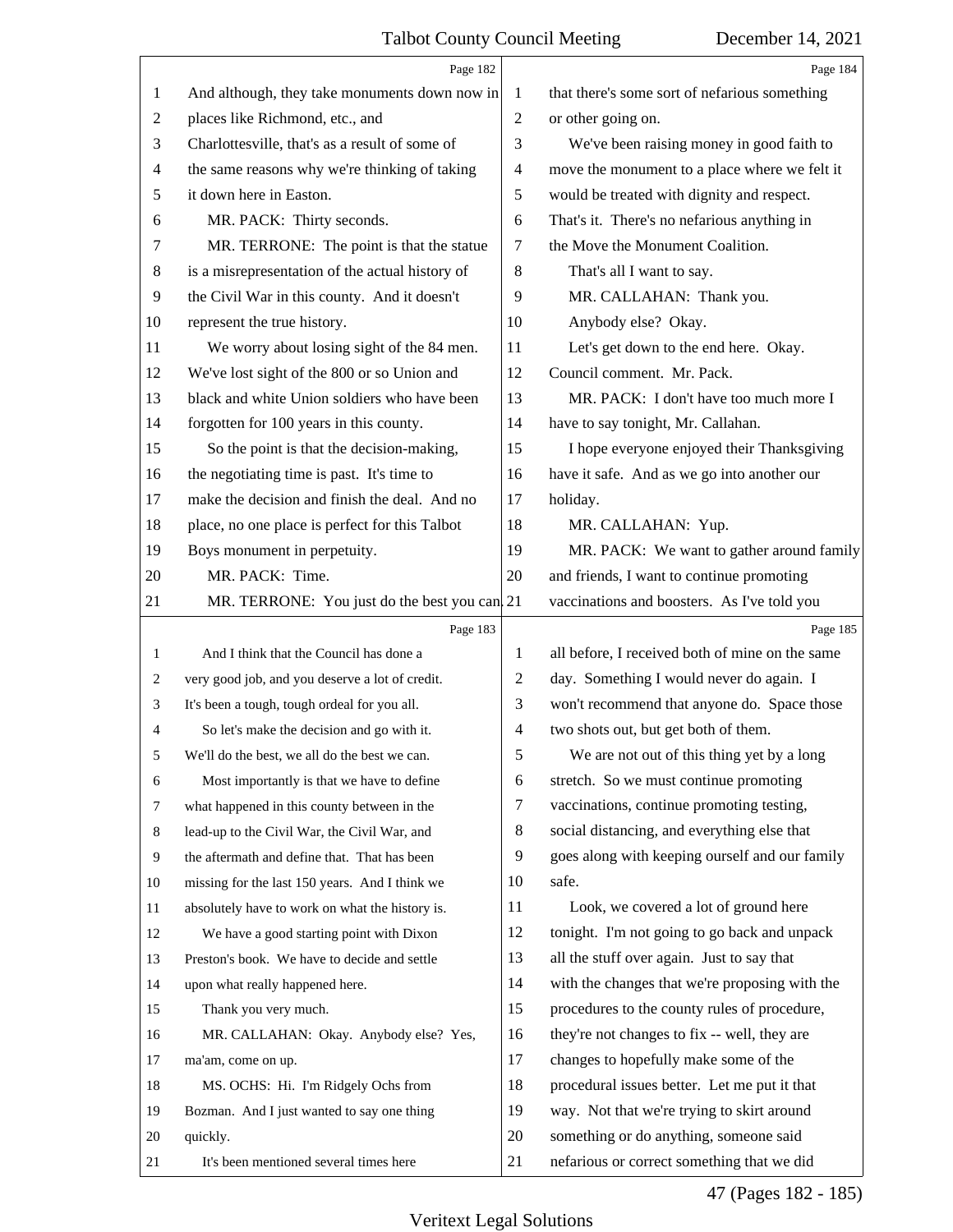Page 182

And although, they take monuments down now in places like Richmond, etc., and Charlottesville, that's as a result of some of the same reasons why we're thinking of taking it down here in Easton.

MR. PACK: Thirty seconds.

MR. TERRONE: The point is that the statue is a misrepresentation of the actual history of the Civil War in this county. And it doesn't represent the true history.

We worry about losing sight of the 84 men. We've lost sight of the 800 or so Union and black and white Union soldiers who have been forgotten for 100 years in this county.

So the point is that the decision-making, the negotiating time is past. It's time to make the decision and finish the deal. And no place, no one place is perfect for this Talbot Boys monument in perpetuity.

MR. PACK: Time.

MR. TERRONE: You just do the best you can.

Page 183

And I think that the Council has done a very good job, and you deserve a lot of credit. It's been a tough, tough ordeal for you all.

So let's make the decision and go with it. We'll do the best, we all do the best we can.

Most importantly is that we have to define what happened in this county between in the lead-up to the Civil War, the Civil War, and the aftermath and define that. That has been missing for the last 150 years. And I think we absolutely have to work on what the history is.

We have a good starting point with Dixon Preston's book. We have to decide and settle upon what really happened here.

Thank you very much.

MR. CALLAHAN: Okay. Anybody else? Yes, ma'am, come on up.

MS. OCHS: Hi. I'm Ridgely Ochs from Bozman. And I just wanted to say one thing quickly.

It's been mentioned several times here

Page 184

that there's some sort of nefarious something or other going on.

We've been raising money in good faith to move the monument to a place where we felt it would be treated with dignity and respect. That's it. There's no nefarious anything in the Move the Monument Coalition.

That's all I want to say.

MR. CALLAHAN: Thank you.

Anybody else? Okay.

Let's get down to the end here. Okay. Council comment. Mr. Pack.

MR. PACK: I don't have too much more I have to say tonight, Mr. Callahan.

I hope everyone enjoyed their Thanksgiving have it safe. And as we go into another our holiday.

MR. CALLAHAN: Yup.

MR. PACK: We want to gather around family and friends, I want to continue promoting vaccinations and boosters. As I've told you

Page 185

all before, I received both of mine on the same day. Something I would never do again. I won't recommend that anyone do. Space those two shots out, but get both of them.

We are not out of this thing yet by a long stretch. So we must continue promoting vaccinations, continue promoting testing, social distancing, and everything else that goes along with keeping ourself and our family safe.

Look, we covered a lot of ground here tonight. I'm not going to go back and unpack all the stuff over again. Just to say that with the changes that we're proposing with the procedures to the county rules of procedure, they're not changes to fix -- well, they are changes to hopefully make some of the procedural issues better. Let me put it that way. Not that we're trying to skirt around something or do anything, someone said nefarious or correct something that we did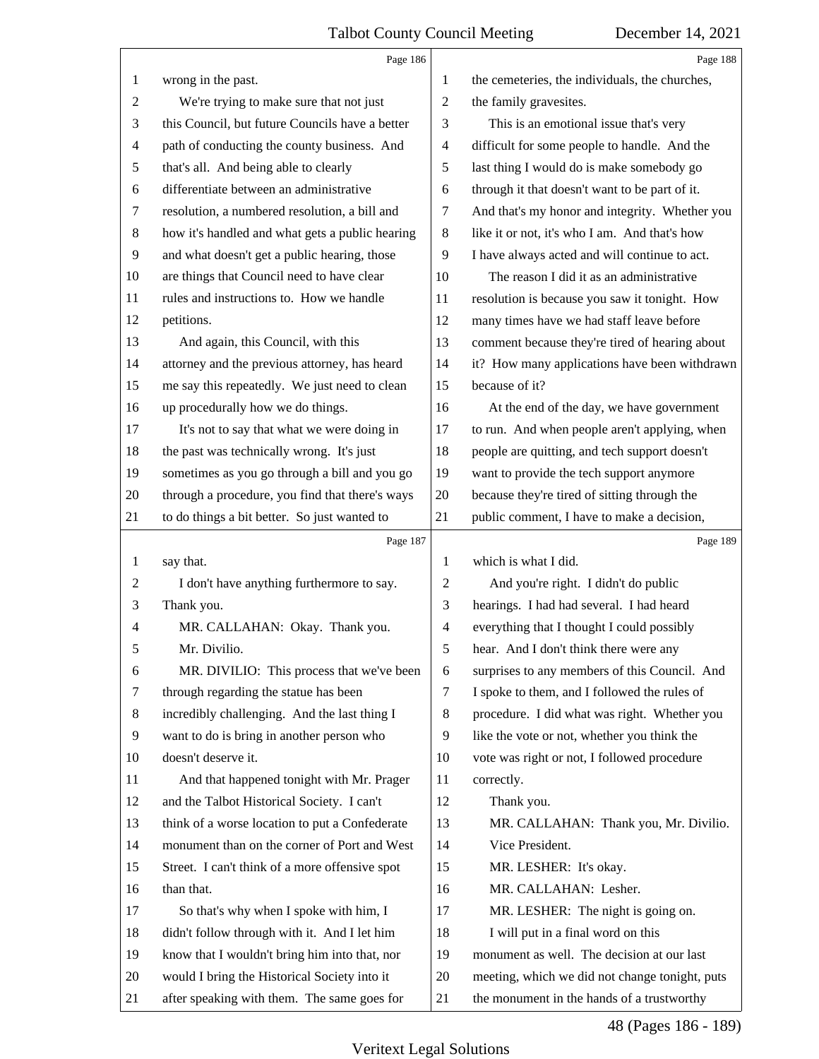wrong in the past.

We're trying to make sure that not just this Council, but future Councils have a better path of conducting the county business. And that's all. And being able to clearly differentiate between an administrative resolution, a numbered resolution, a bill and how it's handled and what gets a public hearing and what doesn't get a public hearing, those are things that Council need to have clear rules and instructions to. How we handle petitions.

And again, this Council, with this attorney and the previous attorney, has heard me say this repeatedly. We just need to clean up procedurally how we do things.

It's not to say that what we were doing in the past was technically wrong. It's just sometimes as you go through a bill and you go through a procedure, you find that there's ways to do things a bit better. So just wanted to say that.

I don't have anything furthermore to say. Thank you.

MR. CALLAHAN: Okay. Thank you.

Mr. Divilio.

MR. DIVILIO: This process that we've been through regarding the statue has been incredibly challenging. And the last thing I want to do is bring in another person who doesn't deserve it.

And that happened tonight with Mr. Prager and the Talbot Historical Society. I can't think of a worse location to put a Confederate monument than on the corner of Port and West Street. I can't think of a more offensive spot than that.

So that's why when I spoke with him, I didn't follow through with it. And I let him know that I wouldn't bring him into that, nor would I bring the Historical Society into it after speaking with them. The same goes for the cemeteries, the individuals, the churches, the family gravesites.

This is an emotional issue that's very difficult for some people to handle. And the last thing I would do is make somebody go through it that doesn't want to be part of it. And that's my honor and integrity. Whether you like it or not, it's who I am. And that's how I have always acted and will continue to act.

The reason I did it as an administrative resolution is because you saw it tonight. How many times have we had staff leave before comment because they're tired of hearing about it? How many applications have been withdrawn because of it?

At the end of the day, we have government to run. And when people aren't applying, when people are quitting, and tech support doesn't want to provide the tech support anymore because they're tired of sitting through the public comment, I have to make a decision, which is what I did.

And you're right. I didn't do public hearings. I had had several. I had heard everything that I thought I could possibly hear. And I don't think there were any surprises to any members of this Council. And I spoke to them, and I followed the rules of procedure. I did what was right. Whether you like the vote or not, whether you think the vote was right or not, I followed procedure correctly.

Thank you.

MR. CALLAHAN: Thank you, Mr. Divilio.

Vice President.

MR. LESHER: It's okay.

MR. CALLAHAN: Lesher.

MR. LESHER: The night is going on.

I will put in a final word on this monument as well. The decision at our last meeting, which we did not change tonight, puts the monument in the hands of a trustworthy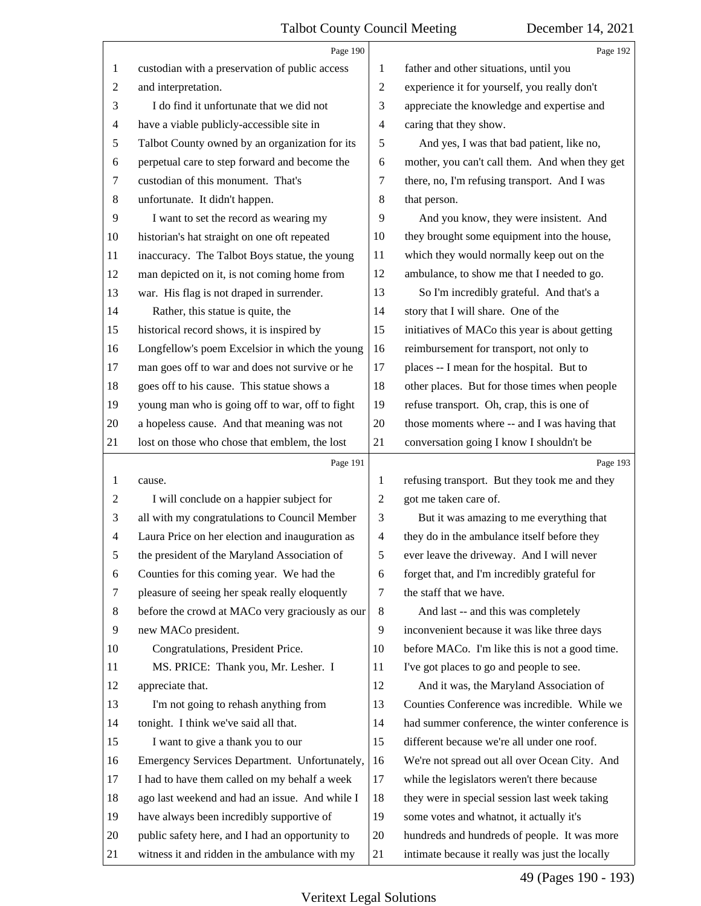custodian with a preservation of public access and interpretation.

I do find it unfortunate that we did not have a viable publicly-accessible site in Talbot County owned by an organization for its perpetual care to step forward and become the custodian of this monument. That's unfortunate. It didn't happen.

I want to set the record as wearing my historian's hat straight on one oft repeated inaccuracy. The Talbot Boys statue, the young man depicted on it, is not coming home from war. His flag is not draped in surrender.

Rather, this statue is quite, the historical record shows, it is inspired by Longfellow's poem Excelsior in which the young man goes off to war and does not survive or he goes off to his cause. This statue shows a young man who is going off to war, off to fight a hopeless cause. And that meaning was not lost on those who chose that emblem, the lost cause.

I will conclude on a happier subject for all with my congratulations to Council Member Laura Price on her election and inauguration as the president of the Maryland Association of Counties for this coming year. We had the pleasure of seeing her speak really eloquently before the crowd at MACo very graciously as our new MACo president.

Congratulations, President Price.

MS. PRICE: Thank you, Mr. Lesher. I appreciate that.

I'm not going to rehash anything from tonight. I think we've said all that.

I want to give a thank you to our Emergency Services Department. Unfortunately, I had to have them called on my behalf a week ago last weekend and had an issue. And while I have always been incredibly supportive of public safety here, and I had an opportunity to witness it and ridden in the ambulance with my father and other situations, until you experience it for yourself, you really don't appreciate the knowledge and expertise and caring that they show.

And yes, I was that bad patient, like no, mother, you can't call them. And when they get there, no, I'm refusing transport. And I was that person.

And you know, they were insistent. And they brought some equipment into the house, which they would normally keep out on the ambulance, to show me that I needed to go.

So I'm incredibly grateful. And that's a story that I will share. One of the initiatives of MACo this year is about getting reimbursement for transport, not only to places -- I mean for the hospital. But to other places. But for those times when people refuse transport. Oh, crap, this is one of those moments where -- and I was having that conversation going I know I shouldn't be refusing transport. But they took me and they got me taken care of.

But it was amazing to me everything that they do in the ambulance itself before they ever leave the driveway. And I will never forget that, and I'm incredibly grateful for the staff that we have.

And last -- and this was completely inconvenient because it was like three days before MACo. I'm like this is not a good time. I've got places to go and people to see.

And it was, the Maryland Association of Counties Conference was incredible. While we had summer conference, the winter conference is different because we're all under one roof. We're not spread out all over Ocean City. And while the legislators weren't there because they were in special session last week taking some votes and whatnot, it actually it's hundreds and hundreds of people. It was more intimate because it really was just the locally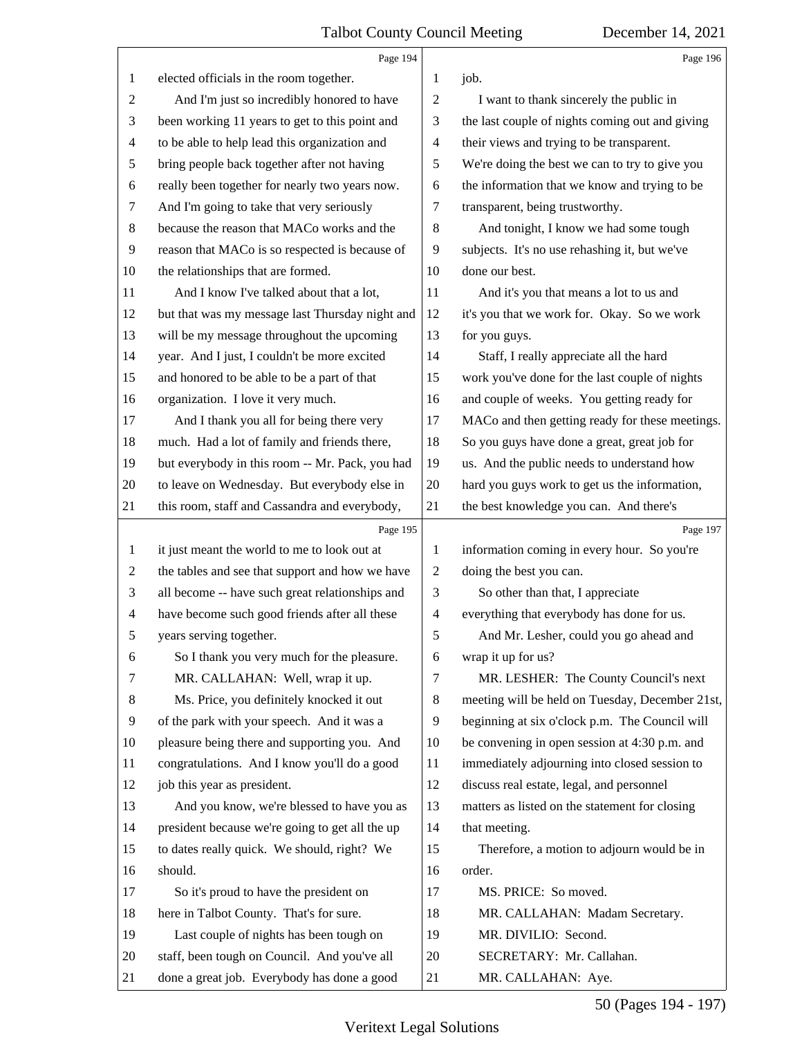elected officials in the room together.

And I'm just so incredibly honored to have been working 11 years to get to this point and to be able to help lead this organization and bring people back together after not having really been together for nearly two years now. And I'm going to take that very seriously because the reason that MACo works and the reason that MACo is so respected is because of the relationships that are formed.

And I know I've talked about that a lot, but that was my message last Thursday night and will be my message throughout the upcoming year. And I just, I couldn't be more excited and honored to be able to be a part of that organization. I love it very much.

And I thank you all for being there very much. Had a lot of family and friends there, but everybody in this room -- Mr. Pack, you had to leave on Wednesday. But everybody else in this room, staff and Cassandra and everybody, it just meant the world to me to look out at the tables and see that support and how we have all become -- have such great relationships and have become such good friends after all these years serving together.

So I thank you very much for the pleasure.

MR. CALLAHAN: Well, wrap it up.

Ms. Price, you definitely knocked it out of the park with your speech. And it was a pleasure being there and supporting you. And congratulations. And I know you'll do a good job this year as president.

And you know, we're blessed to have you as president because we're going to get all the up to dates really quick. We should, right? We should.

So it's proud to have the president on here in Talbot County. That's for sure.

Last couple of nights has been tough on staff, been tough on Council. And you've all done a great job. Everybody has done a good job.

I want to thank sincerely the public in the last couple of nights coming out and giving their views and trying to be transparent. We're doing the best we can to try to give you the information that we know and trying to be transparent, being trustworthy.

And tonight, I know we had some tough subjects. It's no use rehashing it, but we've done our best.

And it's you that means a lot to us and it's you that we work for. Okay. So we work for you guys.

Staff, I really appreciate all the hard work you've done for the last couple of nights and couple of weeks. You getting ready for MACo and then getting ready for these meetings. So you guys have done a great, great job for us. And the public needs to understand how hard you guys work to get us the information, the best knowledge you can. And there's information coming in every hour. So you're doing the best you can.

So other than that, I appreciate everything that everybody has done for us.

And Mr. Lesher, could you go ahead and wrap it up for us?

MR. LESHER: The County Council's next meeting will be held on Tuesday, December 21st, beginning at six o'clock p.m. The Council will be convening in open session at 4:30 p.m. and immediately adjourning into closed session to discuss real estate, legal, and personnel matters as listed on the statement for closing that meeting.

Therefore, a motion to adjourn would be in order.

MS. PRICE: So moved.

MR. CALLAHAN: Madam Secretary.

MR. DIVILIO: Second.

SECRETARY: Mr. Callahan.

MR. CALLAHAN: Aye.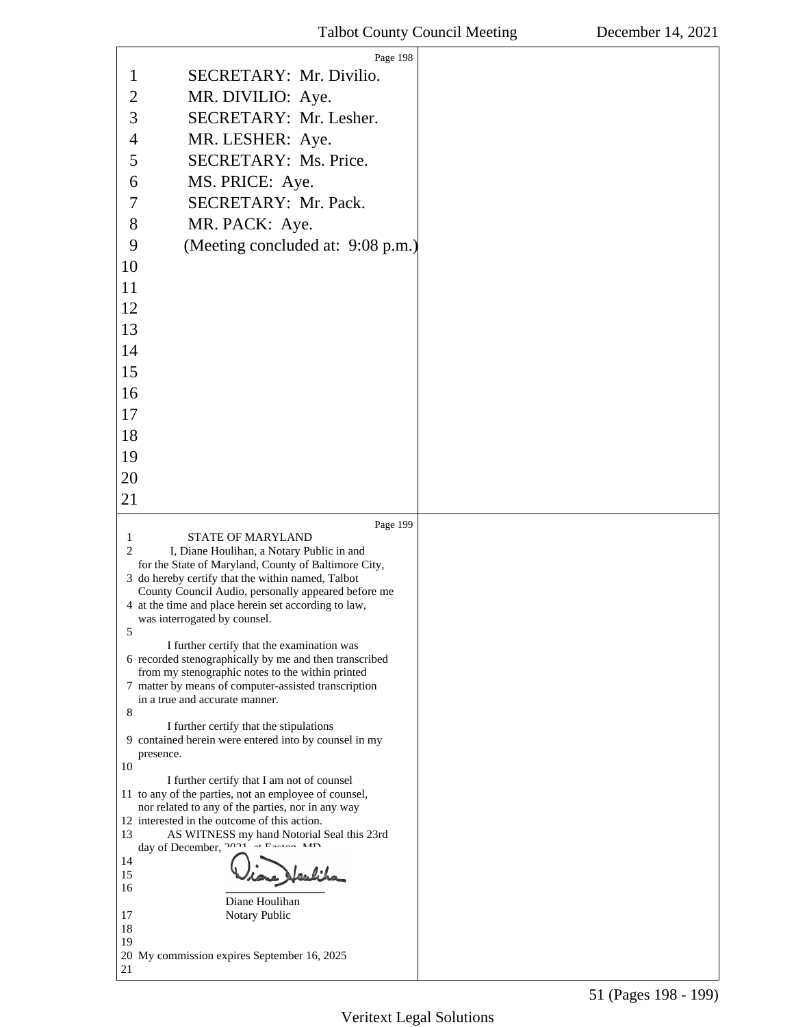SECRETARY: Mr. Divilio.

MR. DIVILIO: Aye.

SECRETARY: Mr. Lesher.

MR. LESHER: Aye.

SECRETARY: Ms. Price.

MS. PRICE: Aye.

SECRETARY: Mr. Pack.

MR. PACK: Aye.

(Meeting concluded at: 9:08 p.m.)

STATE OF MARYLAND

I, Diane Houlihan, a Notary Public in and for the State of Maryland, County of Baltimore City, do hereby certify that the within named, Talbot County Council Audio, personally appeared before me at the time and place herein set according to law, was interrogated by counsel.

I further certify that the examination was recorded stenographically by me and then transcribed from my stenographic notes to the within printed matter by means of computer-assisted transcription in a true and accurate manner.

I further certify that the stipulations contained herein were entered into by counsel in my presence.

I further certify that I am not of counsel to any of the parties, not an employee of counsel, nor related to any of the parties, nor in any way interested in the outcome of this action.

AS WITNESS my hand Notorial Seal this 23rd day of December, 2021, at Easton, MD.

Diane Houlihan
Notary Public

My commission expires September 16, 2025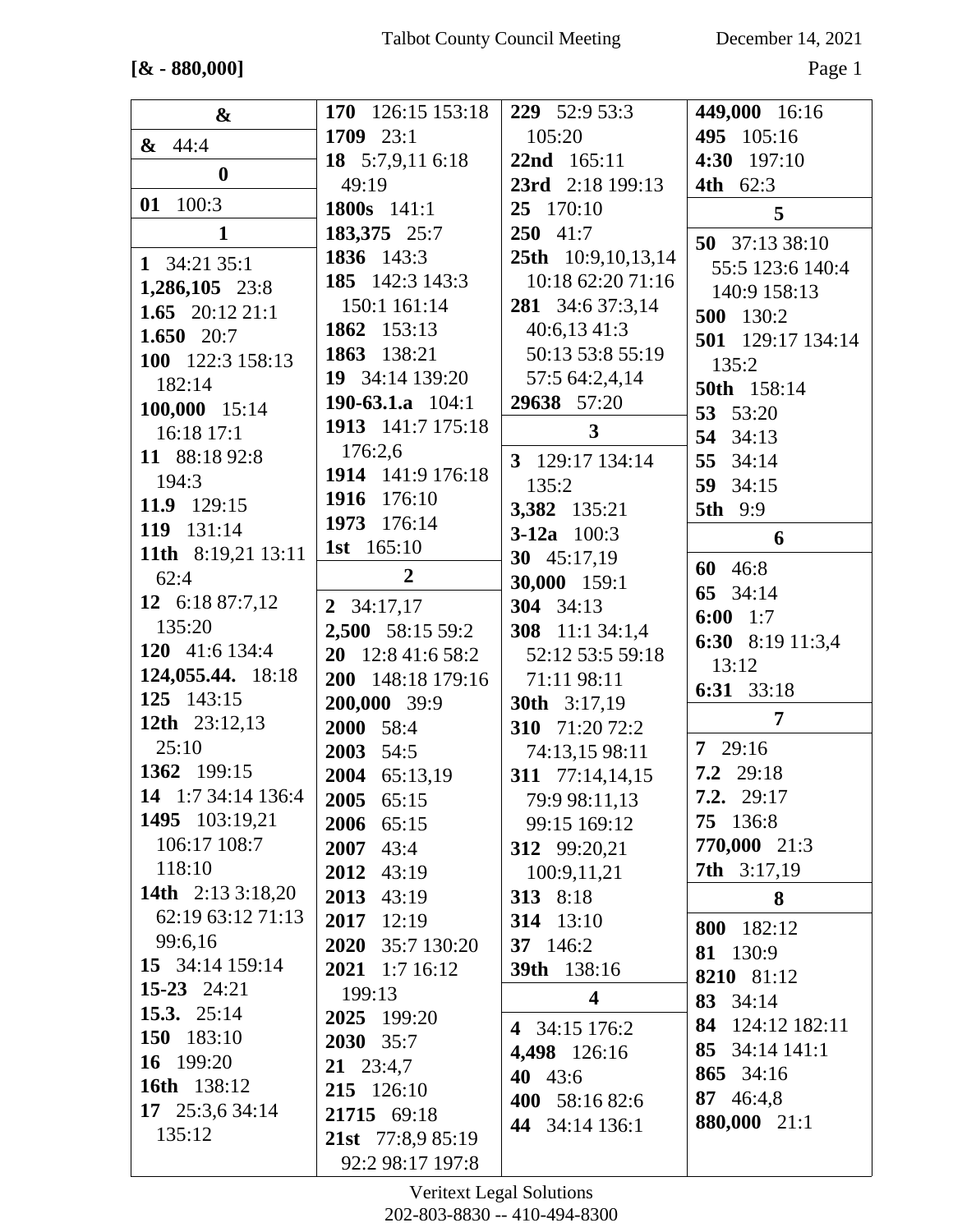**[& - 880,000]**

**&**

**&** 44:4

**0**

**01** 100:3

**1**

**1** 34:21 35:1
**1,286,105** 23:8
**1.65** 20:12 21:1
**1.650** 20:7
**100** 122:3 158:13 182:14
**100,000** 15:14 16:18 17:1
**11** 88:18 92:8 194:3
**11.9** 129:15
**119** 131:14
**11th** 8:19,21 13:11 62:4
**12** 6:18 87:7,12 135:20
**120** 41:6 134:4
**124,055.44.** 18:18
**125** 143:15
**12th** 23:12,13 25:10
**1362** 199:15
**14** 1:7 34:14 136:4
**1495** 103:19,21 106:17 108:7 118:10
**14th** 2:13 3:18,20 62:19 63:12 71:13 99:6,16
**15** 34:14 159:14
**15-23** 24:21
**15.3.** 25:14
**150** 183:10
**16** 199:20
**16th** 138:12
**17** 25:3,6 34:14 135:12
**170** 126:15 153:18
**1709** 23:1
**18** 5:7,9,11 6:18 49:19
**1800s** 141:1
**183,375** 25:7
**1836** 143:3
**185** 142:3 143:3 150:1 161:14
**1862** 153:13
**1863** 138:21
**19** 34:14 139:20
**190-63.1.a** 104:1
**1913** 141:7 175:18 176:2,6
**1914** 141:9 176:18
**1916** 176:10
**1973** 176:14
**1st** 165:10

**2**

**2** 34:17,17
**2,500** 58:15 59:2
**20** 12:8 41:6 58:2
**200** 148:18 179:16
**200,000** 39:9
**2000** 58:4
**2003** 54:5
**2004** 65:13,19
**2005** 65:15
**2006** 65:15
**2007** 43:4
**2012** 43:19
**2013** 43:19
**2017** 12:19
**2020** 35:7 130:20
**2021** 1:7 16:12 199:13
**2025** 199:20
**2030** 35:7
**21** 23:4,7
**215** 126:10
**21715** 69:18
**21st** 77:8,9 85:19 92:2 98:17 197:8
**229** 52:9 53:3 105:20
**22nd** 165:11
**23rd** 2:18 199:13
**25** 170:10
**250** 41:7
**25th** 10:9,10,13,14 10:18 62:20 71:16
**281** 34:6 37:3,14 40:6,13 41:3 50:13 53:8 55:19 57:5 64:2,4,14
**29638** 57:20

**3**

**3** 129:17 134:14 135:2
**3,382** 135:21
**3-12a** 100:3
**30** 45:17,19
**30,000** 159:1
**304** 34:13
**308** 11:1 34:1,4 52:12 53:5 59:18 71:11 98:11
**30th** 3:17,19
**310** 71:20 72:2 74:13,15 98:11
**311** 77:14,14,15 79:9 98:11,13 99:15 169:12
**312** 99:20,21 100:9,11,21
**313** 8:18
**314** 13:10
**37** 146:2
**39th** 138:16

**4**

**4** 34:15 176:2
**4,498** 126:16
**40** 43:6
**400** 58:16 82:6
**44** 34:14 136:1
**449,000** 16:16
**495** 105:16
**4:30** 197:10
**4th** 62:3

**5**

**50** 37:13 38:10 55:5 123:6 140:4 140:9 158:13
**500** 130:2
**501** 129:17 134:14 135:2
**50th** 158:14
**53** 53:20
**54** 34:13
**55** 34:14
**59** 34:15
**5th** 9:9

**6**

**60** 46:8
**65** 34:14
**6:00** 1:7
**6:30** 8:19 11:3,4 13:12
**6:31** 33:18

**7**

**7** 29:16
**7.2** 29:18
**7.2.** 29:17
**75** 136:8
**770,000** 21:3
**7th** 3:17,19

**8**

**800** 182:12
**81** 130:9
**8210** 81:12
**83** 34:14
**84** 124:12 182:11
**85** 34:14 141:1
**865** 34:16
**87** 46:4,8
**880,000** 21:1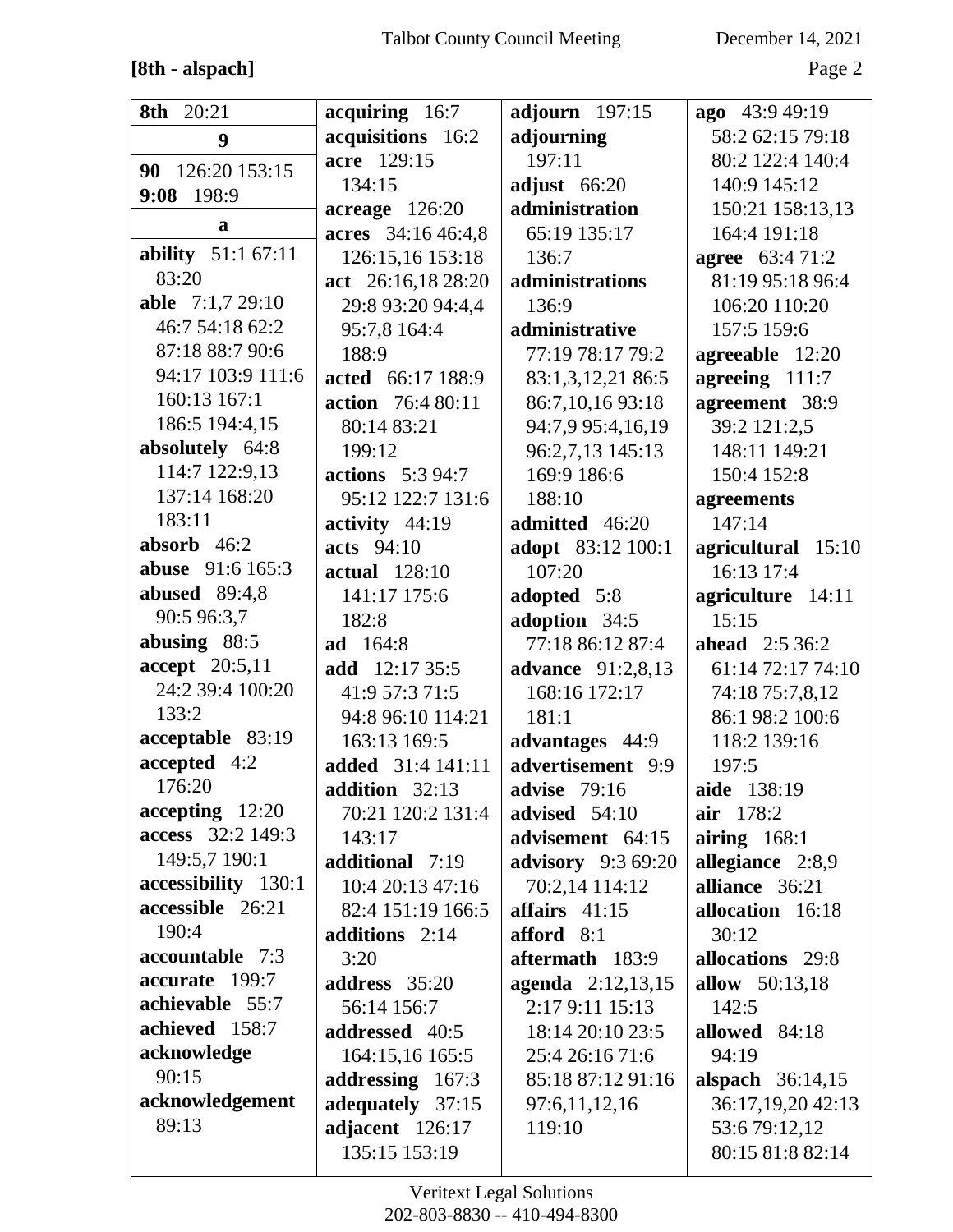**[8th - alspach]**

**8th** 20:21

**9**

**90** 126:20 153:15
**9:08** 198:9

**a**

**ability** 51:1 67:11 83:20
**able** 7:1,7 29:10 46:7 54:18 62:2 87:18 88:7 90:6 94:17 103:9 111:6 160:13 167:1 186:5 194:4,15
**absolutely** 64:8 114:7 122:9,13 137:14 168:20 183:11
**absorb** 46:2
**abuse** 91:6 165:3
**abused** 89:4,8 90:5 96:3,7
**abusing** 88:5
**accept** 20:5,11 24:2 39:4 100:20 133:2
**acceptable** 83:19
**accepted** 4:2 176:20
**accepting** 12:20
**access** 32:2 149:3 149:5,7 190:1
**accessibility** 130:1
**accessible** 26:21 190:4
**accountable** 7:3
**accurate** 199:7
**achievable** 55:7
**achieved** 158:7
**acknowledge** 90:15
**acknowledgement** 89:13
**acquiring** 16:7
**acquisitions** 16:2
**acre** 129:15 134:15
**acreage** 126:20
**acres** 34:16 46:4,8 126:15,16 153:18
**act** 26:16,18 28:20 29:8 93:20 94:4,4 95:7,8 164:4 188:9
**acted** 66:17 188:9
**action** 76:4 80:11 80:14 83:21 199:12
**actions** 5:3 94:7 95:12 122:7 131:6
**activity** 44:19
**acts** 94:10
**actual** 128:10 141:17 175:6 182:8
**ad** 164:8
**add** 12:17 35:5 41:9 57:3 71:5 94:8 96:10 114:21 163:13 169:5
**added** 31:4 141:11
**addition** 32:13 70:21 120:2 131:4 143:17
**additional** 7:19 10:4 20:13 47:16 82:4 151:19 166:5
**additions** 2:14 3:20
**address** 35:20 56:14 156:7
**addressed** 40:5 164:15,16 165:5
**addressing** 167:3
**adequately** 37:15
**adjacent** 126:17 135:15 153:19
**adjourn** 197:15
**adjourning** 197:11
**adjust** 66:20
**administration** 65:19 135:17 136:7
**administrations** 136:9
**administrative** 77:19 78:17 79:2 83:1,3,12,21 86:5 86:7,10,16 93:18 94:7,9 95:4,16,19 96:2,7,13 145:13 169:9 186:6 188:10
**admitted** 46:20
**adopt** 83:12 100:1 107:20
**adopted** 5:8
**adoption** 34:5 77:18 86:12 87:4
**advance** 91:2,8,13 168:16 172:17 181:1
**advantages** 44:9
**advertisement** 9:9
**advise** 79:16
**advised** 54:10
**advisement** 64:15
**advisory** 9:3 69:20 70:2,14 114:12
**affairs** 41:15
**afford** 8:1
**aftermath** 183:9
**agenda** 2:12,13,15 2:17 9:11 15:13 18:14 20:10 23:5 25:4 26:16 71:6 85:18 87:12 91:16 97:6,11,12,16 119:10
**ago** 43:9 49:19 58:2 62:15 79:18 80:2 122:4 140:4 140:9 145:12 150:21 158:13,13 164:4 191:18
**agree** 63:4 71:2 81:19 95:18 96:4 106:20 110:20 157:5 159:6
**agreeable** 12:20
**agreeing** 111:7
**agreement** 38:9 39:2 121:2,5 148:11 149:21 150:4 152:8
**agreements** 147:14
**agricultural** 15:10 16:13 17:4
**agriculture** 14:11 15:15
**ahead** 2:5 36:2 61:14 72:17 74:10 74:18 75:7,8,12 86:1 98:2 100:6 118:2 139:16 197:5
**aide** 138:19
**air** 178:2
**airing** 168:1
**allegiance** 2:8,9
**alliance** 36:21
**allocation** 16:18 30:12
**allocations** 29:8
**allow** 50:13,18 142:5
**allowed** 84:18 94:19
**alspach** 36:14,15 36:17,19,20 42:13 53:6 79:12,12 80:15 81:8 82:14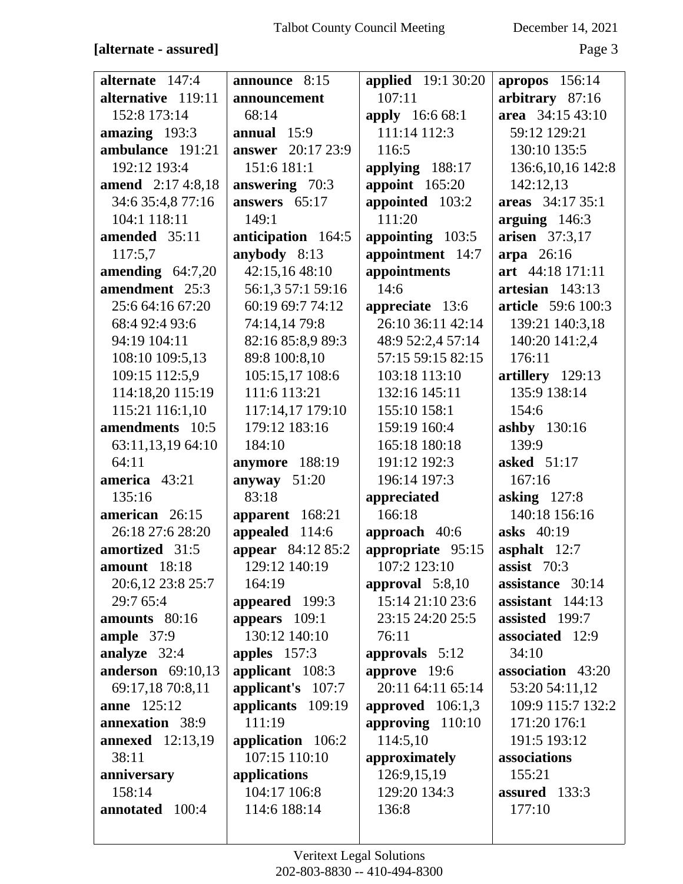**[alternate - assured]**

**alternate** 147:4
**alternative** 119:11 152:8 173:14
**amazing** 193:3
**ambulance** 191:21 192:12 193:4
**amend** 2:17 4:8,18 34:6 35:4,8 77:16 104:1 118:11
**amended** 35:11 117:5,7
**amending** 64:7,20
**amendment** 25:3 25:6 64:16 67:20 68:4 92:4 93:6 94:19 104:11 108:10 109:5,13 109:15 112:5,9 114:18,20 115:19 115:21 116:1,10
**amendments** 10:5 63:11,13,19 64:10 64:11
**america** 43:21 135:16
**american** 26:15 26:18 27:6 28:20
**amortized** 31:5
**amount** 18:18 20:6,12 23:8 25:7 29:7 65:4
**amounts** 80:16
**ample** 37:9
**analyze** 32:4
**anderson** 69:10,13 69:17,18 70:8,11
**anne** 125:12
**annexation** 38:9
**annexed** 12:13,19 38:11
**anniversary** 158:14
**annotated** 100:4
**announce** 8:15
**announcement** 68:14
**annual** 15:9
**answer** 20:17 23:9 151:6 181:1
**answering** 70:3
**answers** 65:17 149:1
**anticipation** 164:5
**anybody** 8:13 42:15,16 48:10 56:1,3 57:1 59:16 60:19 69:7 74:12 74:14,14 79:8 82:16 85:8,9 89:3 89:8 100:8,10 105:15,17 108:6 111:6 113:21 117:14,17 179:10 179:12 183:16 184:10
**anymore** 188:19
**anyway** 51:20 83:18
**apparent** 168:21
**appealed** 114:6
**appear** 84:12 85:2 129:12 140:19 164:19
**appeared** 199:3
**appears** 109:1 130:12 140:10
**apples** 157:3
**applicant** 108:3
**applicant's** 107:7
**applicants** 109:19 111:19
**application** 106:2 107:15 110:10
**applications** 104:17 106:8 114:6 188:14
**applied** 19:1 30:20 107:11
**apply** 16:6 68:1 111:14 112:3 116:5
**applying** 188:17
**appoint** 165:20
**appointed** 103:2 111:20
**appointing** 103:5
**appointment** 14:7
**appointments** 14:6
**appreciate** 13:6 26:10 36:11 42:14 48:9 52:2,4 57:14 57:15 59:15 82:15 103:18 113:10 132:16 145:11 155:10 158:1 159:19 160:4 165:18 180:18 191:12 192:3 196:14 197:3
**appreciated** 166:18
**approach** 40:6
**appropriate** 95:15 107:2 123:10
**approval** 5:8,10 15:14 21:10 23:6 23:15 24:20 25:5 76:11
**approvals** 5:12
**approve** 19:6 20:11 64:11 65:14
**approved** 106:1,3
**approving** 110:10 114:5,10
**approximately** 126:9,15,19 129:20 134:3 136:8
**apropos** 156:14
**arbitrary** 87:16
**area** 34:15 43:10 59:12 129:21 130:10 135:5 136:6,10,16 142:8 142:12,13
**areas** 34:17 35:1
**arguing** 146:3
**arisen** 37:3,17
**arpa** 26:16
**art** 44:18 171:11
**artesian** 143:13
**article** 59:6 100:3 139:21 140:3,18 140:20 141:2,4 176:11
**artillery** 129:13 135:9 138:14 154:6
**ashby** 130:16 139:9
**asked** 51:17 167:16
**asking** 127:8 140:18 156:16
**asks** 40:19
**asphalt** 12:7
**assist** 70:3
**assistance** 30:14
**assistant** 144:13
**assisted** 199:7
**associated** 12:9 34:10
**association** 43:20 53:20 54:11,12 109:9 115:7 132:2 171:20 176:1 191:5 193:12
**associations** 155:21
**assured** 133:3 177:10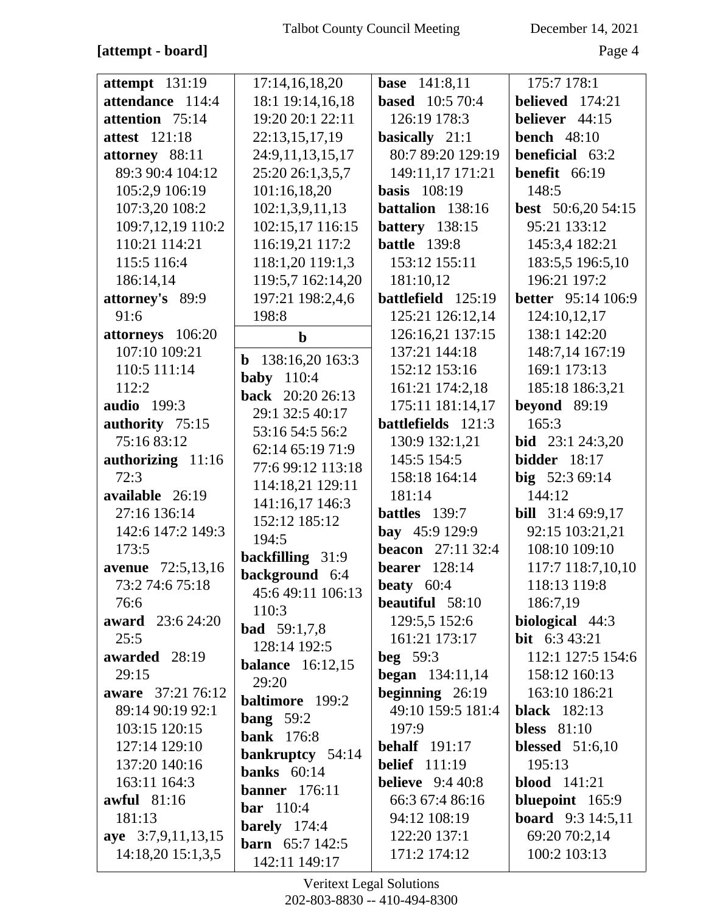**[attempt - board]**

**attempt** 131:19
**attendance** 114:4
**attention** 75:14
**attest** 121:18
**attorney** 88:11 89:3 90:4 104:12 105:2,9 106:19 107:3,20 108:2 109:7,12,19 110:2 110:21 114:21 115:5 116:4 186:14,14
**attorney's** 89:9 91:6
**attorneys** 106:20 107:10 109:21 110:5 111:14 112:2
**audio** 199:3
**authority** 75:15 75:16 83:12
**authorizing** 11:16 72:3
**available** 26:19 27:16 136:14 142:6 147:2 149:3 173:5
**avenue** 72:5,13,16 73:2 74:6 75:18 76:6
**award** 23:6 24:20 25:5
**awarded** 28:19 29:15
**aware** 37:21 76:12 89:14 90:19 92:1 103:15 120:15 127:14 129:10 137:20 140:16 163:11 164:3
**awful** 81:16 181:13
**aye** 3:7,9,11,13,15 14:18,20 15:1,3,5 17:14,16,18,20 18:1 19:14,16,18 19:20 20:1 22:11 22:13,15,17,19 24:9,11,13,15,17 25:20 26:1,3,5,7 101:16,18,20 102:1,3,9,11,13 102:15,17 116:15 116:19,21 117:2 118:1,20 119:1,3 119:5,7 162:14,20 197:21 198:2,4,6 198:8

**b**

**b** 138:16,20 163:3
**baby** 110:4
**back** 20:20 26:13 29:1 32:5 40:17 53:16 54:5 56:2 62:14 65:19 71:9 77:6 99:12 113:18 114:18,21 129:11 141:16,17 146:3 152:12 185:12 194:5
**backfilling** 31:9
**background** 6:4 45:6 49:11 106:13 110:3
**bad** 59:1,7,8 128:14 192:5
**balance** 16:12,15 29:20
**baltimore** 199:2
**bang** 59:2
**bank** 176:8
**bankruptcy** 54:14
**banks** 60:14
**banner** 176:11
**bar** 110:4
**barely** 174:4
**barn** 65:7 142:5 142:11 149:17
**base** 141:8,11
**based** 10:5 70:4 126:19 178:3
**basically** 21:1 80:7 89:20 129:19 149:11,17 171:21
**basis** 108:19
**battalion** 138:16
**battery** 138:15
**battle** 139:8 153:12 155:11 181:10,12
**battlefield** 125:19 125:21 126:12,14 126:16,21 137:15 137:21 144:18 152:12 153:16 161:21 174:2,18 175:11 181:14,17
**battlefields** 121:3 130:9 132:1,21 145:5 154:5 158:18 164:14 181:14
**battles** 139:7
**bay** 45:9 129:9
**beacon** 27:11 32:4
**bearer** 128:14
**beaty** 60:4
**beautiful** 58:10 129:5,5 152:6 161:21 173:17
**beg** 59:3
**began** 134:11,14
**beginning** 26:19 49:10 159:5 181:4 197:9
**behalf** 191:17
**belief** 111:19
**believe** 9:4 40:8 66:3 67:4 86:16 94:12 108:19 122:20 137:1 171:2 174:12 175:7 178:1
**believed** 174:21
**believer** 44:15
**bench** 48:10
**beneficial** 63:2
**benefit** 66:19 148:5
**best** 50:6,20 54:15 95:21 133:12 145:3,4 182:21 183:5,5 196:5,10 196:21 197:2
**better** 95:14 106:9 124:10,12,17 138:1 142:20 148:7,14 167:19 169:1 173:13 185:18 186:3,21
**beyond** 89:19 165:3
**bid** 23:1 24:3,20
**bidder** 18:17
**big** 52:3 69:14 144:12
**bill** 31:4 69:9,17 92:15 103:21,21 108:10 109:10 117:7 118:7,10,10 118:13 119:8 186:7,19
**biological** 44:3
**bit** 6:3 43:21 112:1 127:5 154:6 158:12 160:13 163:10 186:21
**black** 182:13
**bless** 81:10
**blessed** 51:6,10 195:13
**blood** 141:21
**bluepoint** 165:9
**board** 9:3 14:5,11 69:20 70:2,14 100:2 103:13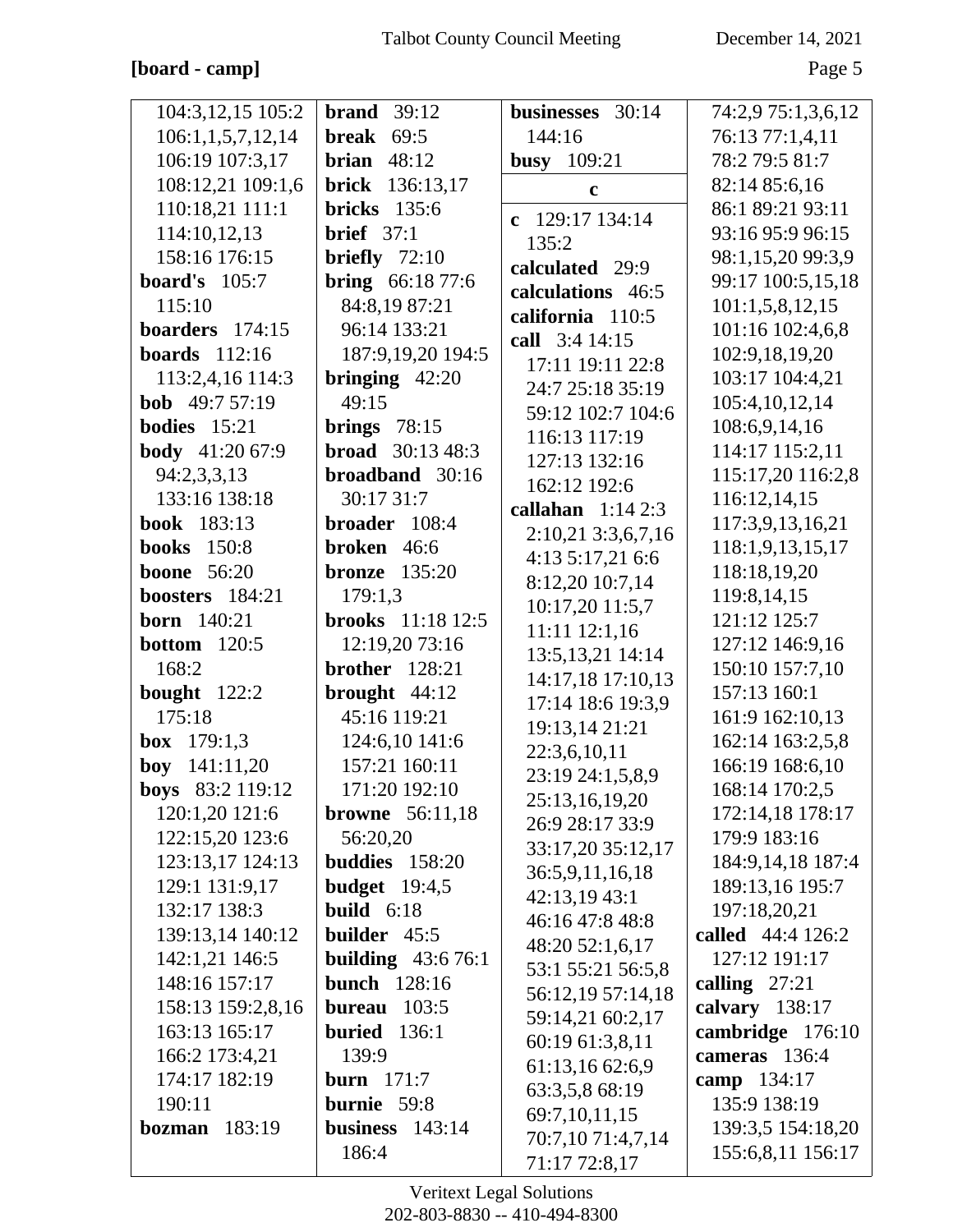**[board - camp]**

104:3,12,15 105:2 106:1,1,5,7,12,14 106:19 107:3,17 108:12,21 109:1,6 110:18,21 111:1 114:10,12,13 158:16 176:15
**board's** 105:7 115:10
**boarders** 174:15
**boards** 112:16 113:2,4,16 114:3
**bob** 49:7 57:19
**bodies** 15:21
**body** 41:20 67:9 94:2,3,3,13 133:16 138:18
**book** 183:13
**books** 150:8
**boone** 56:20
**boosters** 184:21
**born** 140:21
**bottom** 120:5 168:2
**bought** 122:2 175:18
**box** 179:1,3
**boy** 141:11,20
**boys** 83:2 119:12 120:1,20 121:6 122:15,20 123:6 123:13,17 124:13 129:1 131:9,17 132:17 138:3 139:13,14 140:12 142:1,21 146:5 148:16 157:17 158:13 159:2,8,16 163:13 165:17 166:2 173:4,21 174:17 182:19 190:11
**bozman** 183:19
**brand** 39:12
**break** 69:5
**brian** 48:12
**brick** 136:13,17
**bricks** 135:6
**brief** 37:1
**briefly** 72:10
**bring** 66:18 77:6 84:8,19 87:21 96:14 133:21 187:9,19,20 194:5
**bringing** 42:20 49:15
**brings** 78:15
**broad** 30:13 48:3
**broadband** 30:16 30:17 31:7
**broader** 108:4
**broken** 46:6
**bronze** 135:20 179:1,3
**brooks** 11:18 12:5 12:19,20 73:16
**brother** 128:21
**brought** 44:12 45:16 119:21 124:6,10 141:6 157:21 160:11 171:20 192:10
**browne** 56:11,18 56:20,20
**buddies** 158:20
**budget** 19:4,5
**build** 6:18
**builder** 45:5
**building** 43:6 76:1
**bunch** 128:16
**bureau** 103:5
**buried** 136:1 139:9
**burn** 171:7
**burnie** 59:8
**business** 143:14 186:4
**businesses** 30:14 144:16
**busy** 109:21

**c**

**c** 129:17 134:14 135:2
**calculated** 29:9
**calculations** 46:5
**california** 110:5
**call** 3:4 14:15 17:11 19:11 22:8 24:7 25:18 35:19 59:12 102:7 104:6 116:13 117:19 127:13 132:16 162:12 192:6
**callahan** 1:14 2:3 2:10,21 3:3,6,7,16 4:13 5:17,21 6:6 8:12,20 10:7,14 10:17,20 11:5,7 11:11 12:1,16 13:5,13,21 14:14 14:17,18 17:10,13 17:14 18:6 19:3,9 19:13,14 21:21 22:3,6,10,11 23:19 24:1,5,8,9 25:13,16,19,20 26:9 28:17 33:9 33:17,20 35:12,17 36:5,9,11,16,18 42:13,19 43:1 46:16 47:8 48:8 48:20 52:1,6,17 53:1 55:21 56:5,8 56:12,19 57:14,18 59:14,21 60:2,17 60:19 61:3,8,11 61:13,16 62:6,9 63:3,5,8 68:19 69:7,10,11,15 70:7,10 71:4,7,14 71:17 72:8,17 74:2,9 75:1,3,6,12 76:13 77:1,4,11 78:2 79:5 81:7 82:14 85:6,16 86:1 89:21 93:11 93:16 95:9 96:15 98:1,15,20 99:3,9 99:17 100:5,15,18 101:1,5,8,12,15 101:16 102:4,6,8 102:9,18,19,20 103:17 104:4,21 105:4,10,12,14 108:6,9,14,16 114:17 115:2,11 115:17,20 116:2,8 116:12,14,15 117:3,9,13,16,21 118:1,9,13,15,17 118:18,19,20 119:8,14,15 121:12 125:7 127:12 146:9,16 150:10 157:7,10 157:13 160:1 161:9 162:10,13 162:14 163:2,5,8 166:19 168:6,10 168:14 170:2,5 172:14,18 178:17 179:9 183:16 184:9,14,18 187:4 189:13,16 195:7 197:18,20,21
**called** 44:4 126:2 127:12 191:17
**calling** 27:21
**calvary** 138:17
**cambridge** 176:10
**cameras** 136:4
**camp** 134:17 135:9 138:19 139:3,5 154:18,20 155:6,8,11 156:17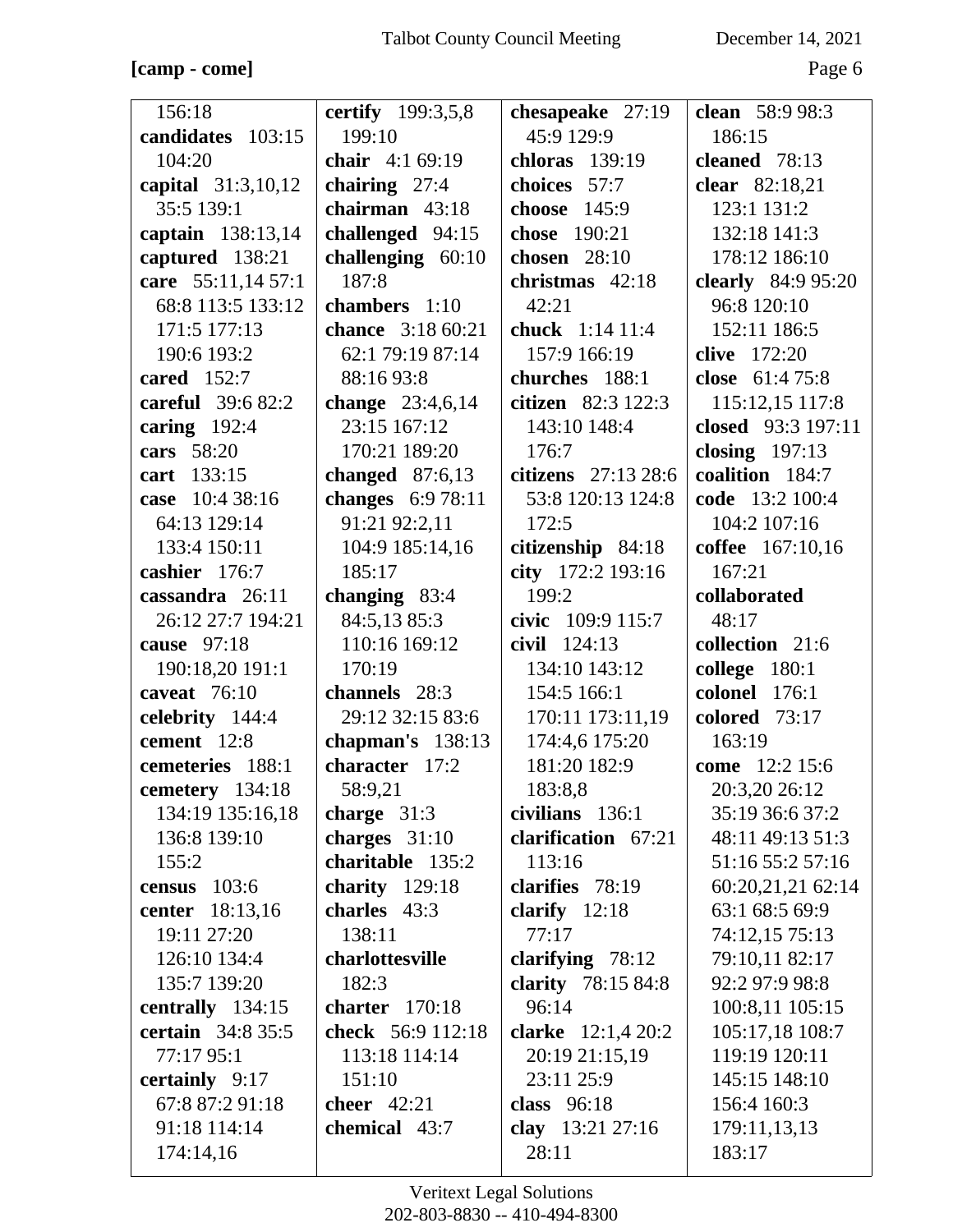**[camp - come]**

156:18
**candidates** 103:15 104:20
**capital** 31:3,10,12 35:5 139:1
**captain** 138:13,14
**captured** 138:21
**care** 55:11,14 57:1 68:8 113:5 133:12 171:5 177:13 190:6 193:2
**cared** 152:7
**careful** 39:6 82:2
**caring** 192:4
**cars** 58:20
**cart** 133:15
**case** 10:4 38:16 64:13 129:14 133:4 150:11
**cashier** 176:7
**cassandra** 26:11 26:12 27:7 194:21
**cause** 97:18 190:18,20 191:1
**caveat** 76:10
**celebrity** 144:4
**cement** 12:8
**cemeteries** 188:1
**cemetery** 134:18 134:19 135:16,18 136:8 139:10 155:2
**census** 103:6
**center** 18:13,16 19:11 27:20 126:10 134:4 135:7 139:20
**centrally** 134:15
**certain** 34:8 35:5 77:17 95:1
**certainly** 9:17 67:8 87:2 91:18 91:18 114:14 174:14,16

**certify** 199:3,5,8 199:10
**chair** 4:1 69:19
**chairing** 27:4
**chairman** 43:18
**challenged** 94:15
**challenging** 60:10 187:8
**chambers** 1:10
**chance** 3:18 60:21 62:1 79:19 87:14 88:16 93:8
**change** 23:4,6,14 23:15 167:12 170:21 189:20
**changed** 87:6,13
**changes** 6:9 78:11 91:21 92:2,11 104:9 185:14,16 185:17
**changing** 83:4 84:5,13 85:3 110:16 169:12 170:19
**channels** 28:3 29:12 32:15 83:6
**chapman's** 138:13
**character** 17:2 58:9,21
**charge** 31:3
**charges** 31:10
**charitable** 135:2
**charity** 129:18
**charles** 43:3 138:11
**charlottesville** 182:3
**charter** 170:18
**check** 56:9 112:18 113:18 114:14 151:10
**cheer** 42:21
**chemical** 43:7

**chesapeake** 27:19 45:9 129:9
**chloras** 139:19
**choices** 57:7
**choose** 145:9
**chose** 190:21
**chosen** 28:10
**christmas** 42:18 42:21
**chuck** 1:14 11:4 157:9 166:19
**churches** 188:1
**citizen** 82:3 122:3 143:10 148:4 176:7
**citizens** 27:13 28:6 53:8 120:13 124:8 172:5
**citizenship** 84:18
**city** 172:2 193:16 199:2
**civic** 109:9 115:7
**civil** 124:13 134:10 143:12 154:5 166:1 170:11 173:11,19 174:4,6 175:20 181:20 182:9 183:8,8
**civilians** 136:1
**clarification** 67:21 113:16
**clarifies** 78:19
**clarify** 12:18 77:17
**clarifying** 78:12
**clarity** 78:15 84:8 96:14
**clarke** 12:1,4 20:2 20:19 21:15,19 23:11 25:9
**class** 96:18
**clay** 13:21 27:16 28:11

**clean** 58:9 98:3 186:15
**cleaned** 78:13
**clear** 82:18,21 123:1 131:2 132:18 141:3 178:12 186:10
**clearly** 84:9 95:20 96:8 120:10 152:11 186:5
**clive** 172:20
**close** 61:4 75:8 115:12,15 117:8
**closed** 93:3 197:11
**closing** 197:13
**coalition** 184:7
**code** 13:2 100:4 104:2 107:16
**coffee** 167:10,16 167:21
**collaborated** 48:17
**collection** 21:6
**college** 180:1
**colonel** 176:1
**colored** 73:17 163:19
**come** 12:2 15:6 20:3,20 26:12 35:19 36:6 37:2 48:11 49:13 51:3 51:16 55:2 57:16 60:20,21,21 62:14 63:1 68:5 69:9 74:12,15 75:13 79:10,11 82:17 92:2 97:9 98:8 100:8,11 105:15 105:17,18 108:7 119:19 120:11 145:15 148:10 156:4 160:3 179:11,13,13 183:17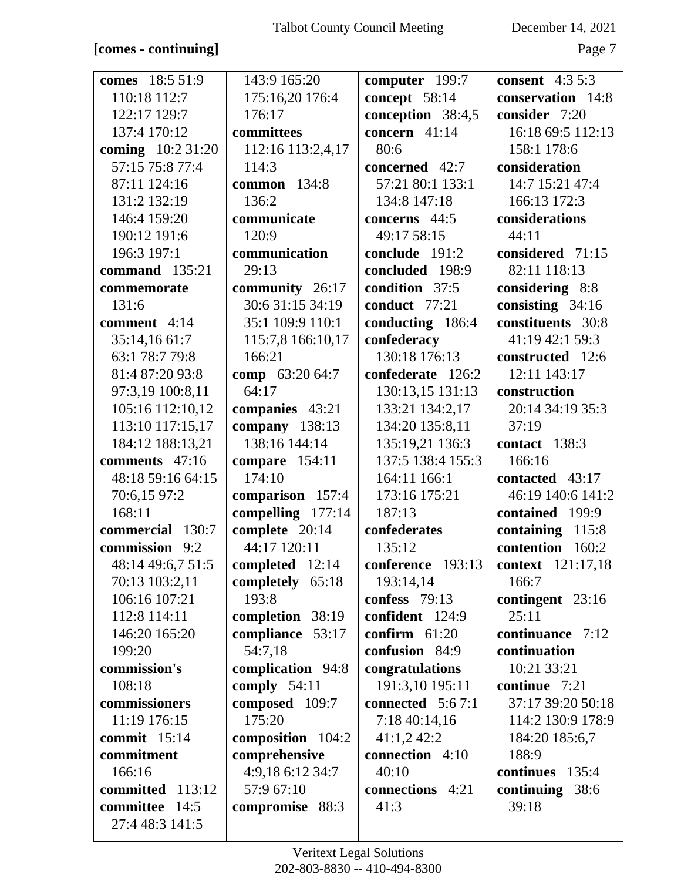**[comes - continuing]**

**comes** 18:5 51:9 110:18 112:7 122:17 129:7 137:4 170:12
**coming** 10:2 31:20 57:15 75:8 77:4 87:11 124:16 131:2 132:19 146:4 159:20 190:12 191:6 196:3 197:1
**command** 135:21
**commemorate** 131:6
**comment** 4:14 35:14,16 61:7 63:1 78:7 79:8 81:4 87:20 93:8 97:3,19 100:8,11 105:16 112:10,12 113:10 117:15,17 184:12 188:13,21
**comments** 47:16 48:18 59:16 64:15 70:6,15 97:2 168:11
**commercial** 130:7
**commission** 9:2 48:14 49:6,7 51:5 70:13 103:2,11 106:16 107:21 112:8 114:11 146:20 165:20 199:20
**commission's** 108:18
**commissioners** 11:19 176:15
**commit** 15:14
**commitment** 166:16
**committed** 113:12
**committee** 14:5 27:4 48:3 141:5 143:9 165:20 175:16,20 176:4 176:17
**committees** 112:16 113:2,4,17 114:3
**common** 134:8 136:2
**communicate** 120:9
**communication** 29:13
**community** 26:17 30:6 31:15 34:19 35:1 109:9 110:1 115:7,8 166:10,17 166:21
**comp** 63:20 64:7 64:17
**companies** 43:21
**company** 138:13 138:16 144:14
**compare** 154:11 174:10
**comparison** 157:4
**compelling** 177:14
**complete** 20:14 44:17 120:11
**completed** 12:14
**completely** 65:18 193:8
**completion** 38:19
**compliance** 53:17 54:7,18
**complication** 94:8
**comply** 54:11
**composed** 109:7 175:20
**composition** 104:2
**comprehensive** 4:9,18 6:12 34:7 57:9 67:10
**compromise** 88:3
**computer** 199:7
**concept** 58:14
**conception** 38:4,5
**concern** 41:14 80:6
**concerned** 42:7 57:21 80:1 133:1 134:8 147:18
**concerns** 44:5 49:17 58:15
**conclude** 191:2
**concluded** 198:9
**condition** 37:5
**conduct** 77:21
**conducting** 186:4
**confederacy** 130:18 176:13
**confederate** 126:2 130:13,15 131:13 133:21 134:2,17 134:20 135:8,11 135:19,21 136:3 137:5 138:4 155:3 164:11 166:1 173:16 175:21 187:13
**confederates** 135:12
**conference** 193:13 193:14,14
**confess** 79:13
**confident** 124:9
**confirm** 61:20
**confusion** 84:9
**congratulations** 191:3,10 195:11
**connected** 5:6 7:1 7:18 40:14,16 41:1,2 42:2
**connection** 4:10 40:10
**connections** 4:21 41:3
**consent** 4:3 5:3
**conservation** 14:8
**consider** 7:20 16:18 69:5 112:13 158:1 178:6
**consideration** 14:7 15:21 47:4 166:13 172:3
**considerations** 44:11
**considered** 71:15 82:11 118:13
**considering** 8:8
**consisting** 34:16
**constituents** 30:8 41:19 42:1 59:3
**constructed** 12:6 12:11 143:17
**construction** 20:14 34:19 35:3 37:19
**contact** 138:3 166:16
**contacted** 43:17 46:19 140:6 141:2
**contained** 199:9
**containing** 115:8
**contention** 160:2
**context** 121:17,18 166:7
**contingent** 23:16 25:11
**continuance** 7:12
**continuation** 10:21 33:21
**continue** 7:21 37:17 39:20 50:18 114:2 130:9 178:9 184:20 185:6,7 188:9
**continues** 135:4
**continuing** 38:6 39:18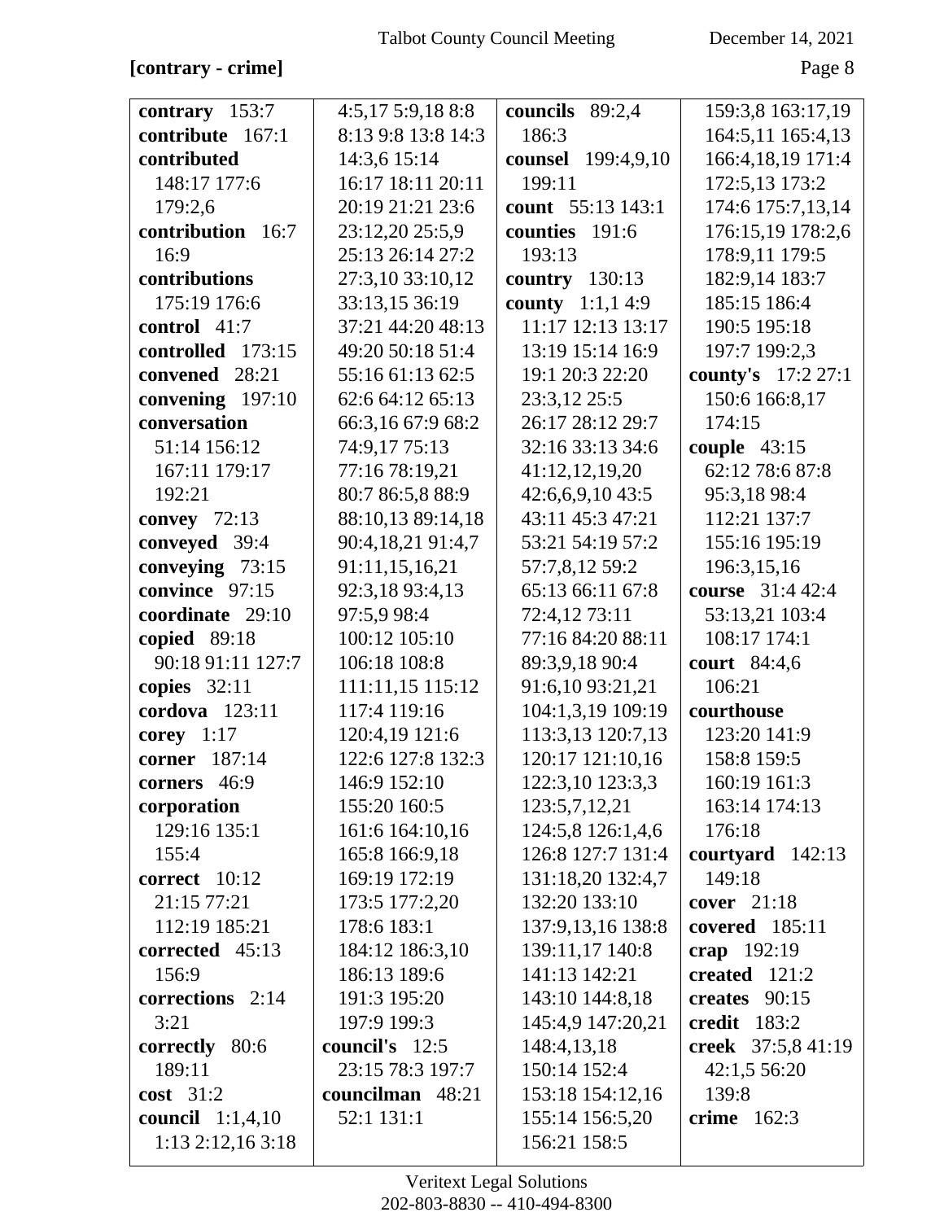**[contrary - crime]**

**contrary** 153:7
**contribute** 167:1
**contributed** 148:17 177:6 179:2,6
**contribution** 16:7 16:9
**contributions** 175:19 176:6
**control** 41:7
**controlled** 173:15
**convened** 28:21
**convening** 197:10
**conversation** 51:14 156:12 167:11 179:17 192:21
**convey** 72:13
**conveyed** 39:4
**conveying** 73:15
**convince** 97:15
**coordinate** 29:10
**copied** 89:18 90:18 91:11 127:7
**copies** 32:11
**cordova** 123:11
**corey** 1:17
**corner** 187:14
**corners** 46:9
**corporation** 129:16 135:1 155:4
**correct** 10:12 21:15 77:21 112:19 185:21
**corrected** 45:13 156:9
**corrections** 2:14 3:21
**correctly** 80:6 189:11
**cost** 31:2
**council** 1:1,4,10 1:13 2:12,16 3:18 4:5,17 5:9,18 8:8 8:13 9:8 13:8 14:3 14:3,6 15:14 16:17 18:11 20:11 20:19 21:21 23:6 23:12,20 25:5,9 25:13 26:14 27:2 27:3,10 33:10,12 33:13,15 36:19 37:21 44:20 48:13 49:20 50:18 51:4 55:16 61:13 62:5 62:6 64:12 65:13 66:3,16 67:9 68:2 74:9,17 75:13 77:16 78:19,21 80:7 86:5,8 88:9 88:10,13 89:14,18 90:4,18,21 91:4,7 91:11,15,16,21 92:3,18 93:4,13 97:5,9 98:4 100:12 105:10 106:18 108:8 111:11,15 115:12 117:4 119:16 120:4,19 121:6 122:6 127:8 132:3 146:9 152:10 155:20 160:5 161:6 164:10,16 165:8 166:9,18 169:19 172:19 173:5 177:2,20 178:6 183:1 184:12 186:3,10 186:13 189:6 191:3 195:20 197:9 199:3
**council's** 12:5 23:15 78:3 197:7
**councilman** 48:21 52:1 131:1
**councils** 89:2,4 186:3
**counsel** 199:4,9,10 199:11
**count** 55:13 143:1
**counties** 191:6 193:13
**country** 130:13
**county** 1:1,1 4:9 11:17 12:13 13:17 13:19 15:14 16:9 19:1 20:3 22:20 23:3,12 25:5 26:17 28:12 29:7 32:16 33:13 34:6 41:12,12,19,20 42:6,6,9,10 43:5 43:11 45:3 47:21 53:21 54:19 57:2 57:7,8,12 59:2 65:13 66:11 67:8 72:4,12 73:11 77:16 84:20 88:11 89:3,9,18 90:4 91:6,10 93:21,21 104:1,3,19 109:19 113:3,13 120:7,13 120:17 121:10,16 122:3,10 123:3,3 123:5,7,12,21 124:5,8 126:1,4,6 126:8 127:7 131:4 131:18,20 132:4,7 132:20 133:10 137:9,13,16 138:8 139:11,17 140:8 141:13 142:21 143:10 144:8,18 145:4,9 147:20,21 148:4,13,18 150:14 152:4 153:18 154:12,16 155:14 156:5,20 156:21 158:5 159:3,8 163:17,19 164:5,11 165:4,13 166:4,18,19 171:4 172:5,13 173:2 174:6 175:7,13,14 176:15,19 178:2,6 178:9,11 179:5 182:9,14 183:7 185:15 186:4 190:5 195:18 197:7 199:2,3
**county's** 17:2 27:1 150:6 166:8,17 174:15
**couple** 43:15 62:12 78:6 87:8 95:3,18 98:4 112:21 137:7 155:16 195:19 196:3,15,16
**course** 31:4 42:4 53:13,21 103:4 108:17 174:1
**court** 84:4,6 106:21
**courthouse** 123:20 141:9 158:8 159:5 160:19 161:3 163:14 174:13 176:18
**courtyard** 142:13 149:18
**cover** 21:18
**covered** 185:11
**crap** 192:19
**created** 121:2
**creates** 90:15
**credit** 183:2
**creek** 37:5,8 41:19 42:1,5 56:20 139:8
**crime** 162:3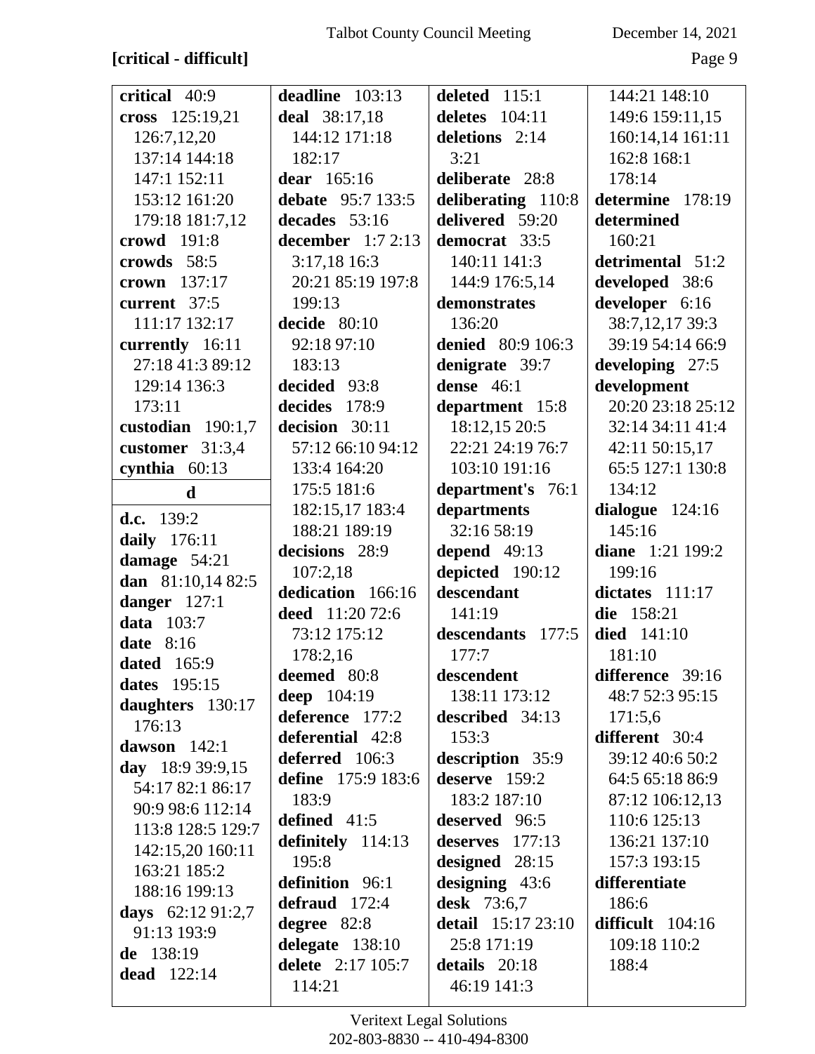**[critical - difficult]**

**critical** 40:9
**cross** 125:19,21 126:7,12,20 137:14 144:18 147:1 152:11 153:12 161:20 179:18 181:7,12
**crowd** 191:8
**crowds** 58:5
**crown** 137:17
**current** 37:5 111:17 132:17
**currently** 16:11 27:18 41:3 89:12 129:14 136:3 173:11
**custodian** 190:1,7
**customer** 31:3,4
**cynthia** 60:13

**d**

**d.c.** 139:2
**daily** 176:11
**damage** 54:21
**dan** 81:10,14 82:5
**danger** 127:1
**data** 103:7
**date** 8:16
**dated** 165:9
**dates** 195:15
**daughters** 130:17 176:13
**dawson** 142:1
**day** 18:9 39:9,15 54:17 82:1 86:17 90:9 98:6 112:14 113:8 128:5 129:7 142:15,20 160:11 163:21 185:2 188:16 199:13
**days** 62:12 91:2,7 91:13 193:9
**de** 138:19
**dead** 122:14
**deadline** 103:13
**deal** 38:17,18 144:12 171:18 182:17
**dear** 165:16
**debate** 95:7 133:5
**decades** 53:16
**december** 1:7 2:13 3:17,18 16:3 20:21 85:19 197:8 199:13
**decide** 80:10 92:18 97:10 183:13
**decided** 93:8
**decides** 178:9
**decision** 30:11 57:12 66:10 94:12 133:4 164:20 175:5 181:6 182:15,17 183:4 188:21 189:19
**decisions** 28:9 107:2,18
**dedication** 166:16
**deed** 11:20 72:6 73:12 175:12 178:2,16
**deemed** 80:8
**deep** 104:19
**deference** 177:2
**deferential** 42:8
**deferred** 106:3
**define** 175:9 183:6 183:9
**defined** 41:5
**definitely** 114:13 195:8
**definition** 96:1
**defraud** 172:4
**degree** 82:8
**delegate** 138:10
**delete** 2:17 105:7 114:21
**deleted** 115:1
**deletes** 104:11
**deletions** 2:14 3:21
**deliberate** 28:8
**deliberating** 110:8
**delivered** 59:20
**democrat** 33:5 140:11 141:3 144:9 176:5,14
**demonstrates** 136:20
**denied** 80:9 106:3
**denigrate** 39:7
**dense** 46:1
**department** 15:8 18:12,15 20:5 22:21 24:19 76:7 103:10 191:16
**department's** 76:1
**departments** 32:16 58:19
**depend** 49:13
**depicted** 190:12
**descendant** 141:19
**descendants** 177:5 177:7
**descendent** 138:11 173:12
**described** 34:13 153:3
**description** 35:9
**deserve** 159:2 183:2 187:10
**deserved** 96:5
**deserves** 177:13
**designed** 28:15
**designing** 43:6
**desk** 73:6,7
**detail** 15:17 23:10 25:8 171:19
**details** 20:18 46:19 141:3
144:21 148:10 149:6 159:11,15 160:14,14 161:11 162:8 168:1 178:14
**determine** 178:19
**determined** 160:21
**detrimental** 51:2
**developed** 38:6
**developer** 6:16 38:7,12,17 39:3 39:19 54:14 66:9
**developing** 27:5
**development** 20:20 23:18 25:12 32:14 34:11 41:4 42:11 50:15,17 65:5 127:1 130:8 134:12
**dialogue** 124:16 145:16
**diane** 1:21 199:2 199:16
**dictates** 111:17
**die** 158:21
**died** 141:10 181:10
**difference** 39:16 48:7 52:3 95:15 171:5,6
**different** 30:4 39:12 40:6 50:2 64:5 65:18 86:9 87:12 106:12,13 110:6 125:13 136:21 137:10 157:3 193:15
**differentiate** 186:6
**difficult** 104:16 109:18 110:2 188:4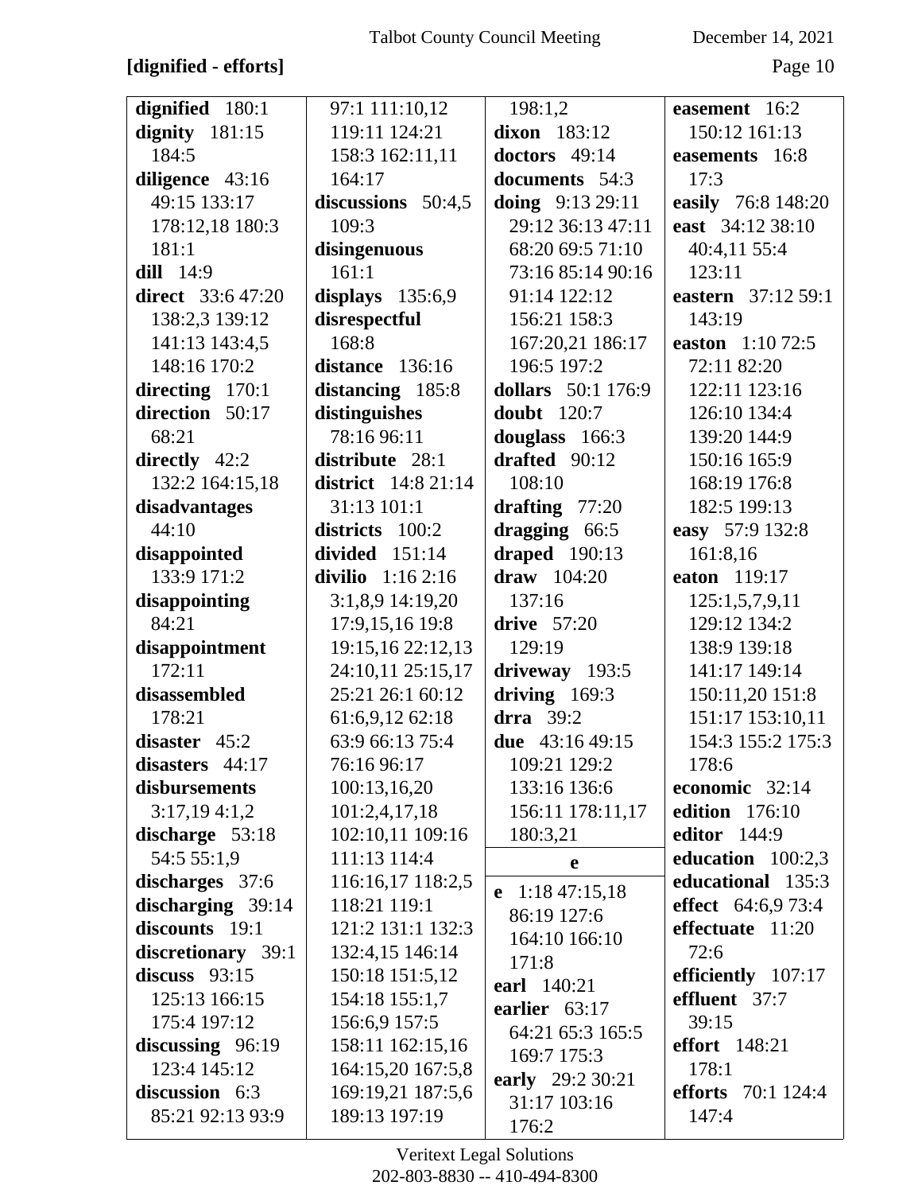**[dignified - efforts]**

**dignified** 180:1
**dignity** 181:15 184:5
**diligence** 43:16 49:15 133:17 178:12,18 180:3 181:1
**dill** 14:9
**direct** 33:6 47:20 138:2,3 139:12 141:13 143:4,5 148:16 170:2
**directing** 170:1
**direction** 50:17 68:21
**directly** 42:2 132:2 164:15,18
**disadvantages** 44:10
**disappointed** 133:9 171:2
**disappointing** 84:21
**disappointment** 172:11
**disassembled** 178:21
**disaster** 45:2
**disasters** 44:17
**disbursements** 3:17,19 4:1,2
**discharge** 53:18 54:5 55:1,9
**discharges** 37:6
**discharging** 39:14
**discounts** 19:1
**discretionary** 39:1
**discuss** 93:15 125:13 166:15 175:4 197:12
**discussing** 96:19 123:4 145:12
**discussion** 6:3 85:21 92:13 93:9 97:1 111:10,12 119:11 124:21 158:3 162:11,11 164:17
**discussions** 50:4,5 109:3
**disingenuous** 161:1
**displays** 135:6,9
**disrespectful** 168:8
**distance** 136:16
**distancing** 185:8
**distinguishes** 78:16 96:11
**distribute** 28:1
**district** 14:8 21:14 31:13 101:1
**districts** 100:2
**divided** 151:14
**divilio** 1:16 2:16 3:1,8,9 14:19,20 17:9,15,16 19:8 19:15,16 22:12,13 24:10,11 25:15,17 25:21 26:1 60:12 61:6,9,12 62:18 63:9 66:13 75:4 76:16 96:17 100:13,16,20 101:2,4,17,18 102:10,11 109:16 111:13 114:4 116:16,17 118:2,5 118:21 119:1 121:2 131:1 132:3 132:4,15 146:14 150:18 151:5,12 154:18 155:1,7 156:6,9 157:5 158:11 162:15,16 164:15,20 167:5,8 169:19,21 187:5,6 189:13 197:19
198:1,2
**dixon** 183:12
**doctors** 49:14
**documents** 54:3
**doing** 9:13 29:11 29:12 36:13 47:11 68:20 69:5 71:10 73:16 85:14 90:16 91:14 122:12 156:21 158:3 167:20,21 186:17 196:5 197:2
**dollars** 50:1 176:9
**doubt** 120:7
**douglass** 166:3
**drafted** 90:12 108:10
**drafting** 77:20
**dragging** 66:5
**draped** 190:13
**draw** 104:20 137:16
**drive** 57:20 129:19
**driveway** 193:5
**driving** 169:3
**drra** 39:2
**due** 43:16 49:15 109:21 129:2 133:16 136:6 156:11 178:11,17 180:3,21

**e**

**e** 1:18 47:15,18 86:19 127:6 164:10 166:10 171:8
**earl** 140:21
**earlier** 63:17 64:21 65:3 165:5 169:7 175:3
**early** 29:2 30:21 31:17 103:16 176:2
**easement** 16:2 150:12 161:13
**easements** 16:8 17:3
**easily** 76:8 148:20
**east** 34:12 38:10 40:4,11 55:4 123:11
**eastern** 37:12 59:1 143:19
**easton** 1:10 72:5 72:11 82:20 122:11 123:16 126:10 134:4 139:20 144:9 150:16 165:9 168:19 176:8 182:5 199:13
**easy** 57:9 132:8 161:8,16
**eaton** 119:17 125:1,5,7,9,11 129:12 134:2 138:9 139:18 141:17 149:14 150:11,20 151:8 151:17 153:10,11 154:3 155:2 175:3 178:6
**economic** 32:14
**edition** 176:10
**editor** 144:9
**education** 100:2,3
**educational** 135:3
**effect** 64:6,9 73:4
**effectuate** 11:20 72:6
**efficiently** 107:17
**effluent** 37:7 39:15
**effort** 148:21 178:1
**efforts** 70:1 124:4 147:4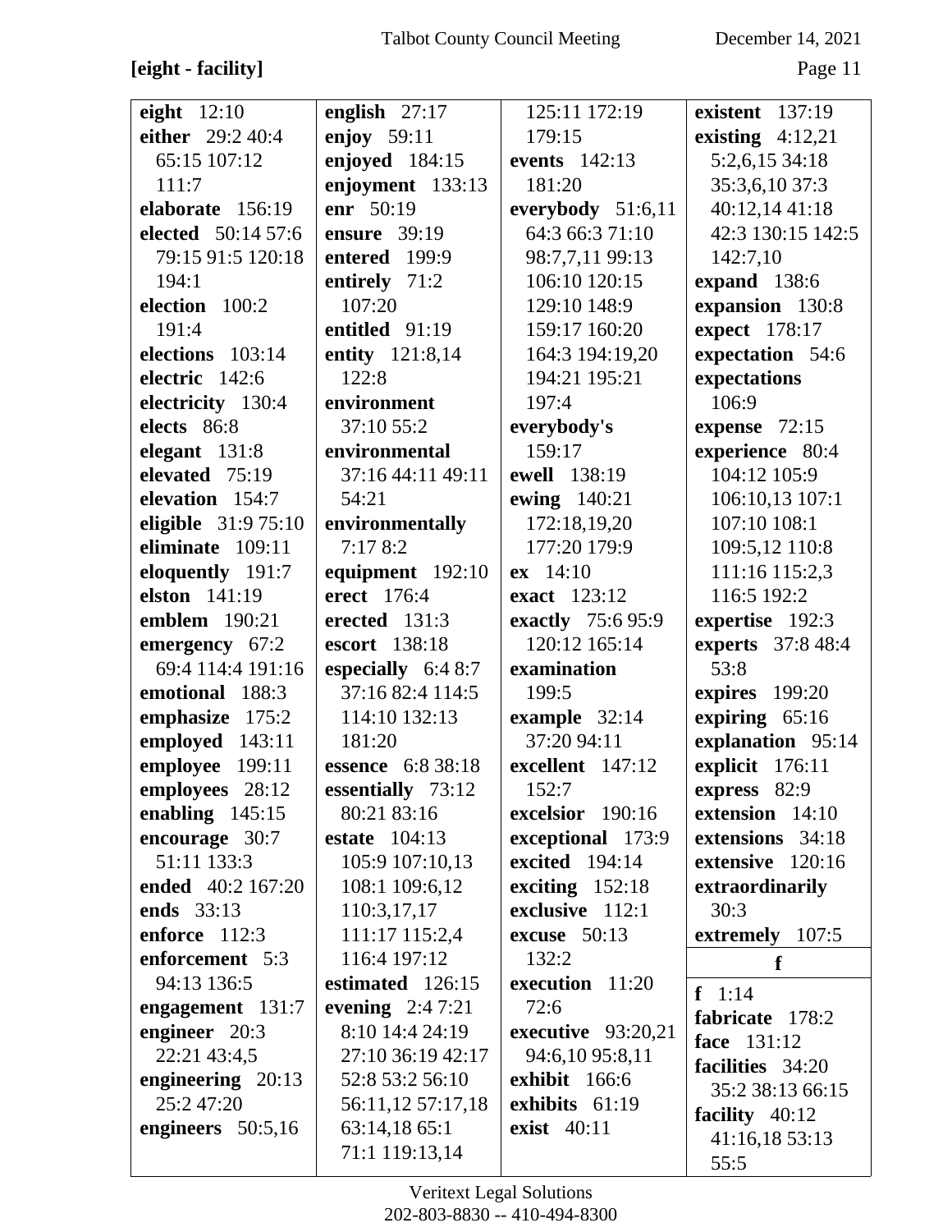**[eight - facility]**

**eight** 12:10
**either** 29:2 40:4 65:15 107:12 111:7
**elaborate** 156:19
**elected** 50:14 57:6 79:15 91:5 120:18 194:1
**election** 100:2 191:4
**elections** 103:14
**electric** 142:6
**electricity** 130:4
**elects** 86:8
**elegant** 131:8
**elevated** 75:19
**elevation** 154:7
**eligible** 31:9 75:10
**eliminate** 109:11
**eloquently** 191:7
**elston** 141:19
**emblem** 190:21
**emergency** 67:2 69:4 114:4 191:16
**emotional** 188:3
**emphasize** 175:2
**employed** 143:11
**employee** 199:11
**employees** 28:12
**enabling** 145:15
**encourage** 30:7 51:11 133:3
**ended** 40:2 167:20
**ends** 33:13
**enforce** 112:3
**enforcement** 5:3 94:13 136:5
**engagement** 131:7
**engineer** 20:3 22:21 43:4,5
**engineering** 20:13 25:2 47:20
**engineers** 50:5,16
**english** 27:17
**enjoy** 59:11
**enjoyed** 184:15
**enjoyment** 133:13
**enr** 50:19
**ensure** 39:19
**entered** 199:9
**entirely** 71:2 107:20
**entitled** 91:19
**entity** 121:8,14 122:8
**environment** 37:10 55:2
**environmental** 37:16 44:11 49:11 54:21
**environmentally** 7:17 8:2
**equipment** 192:10
**erect** 176:4
**erected** 131:3
**escort** 138:18
**especially** 6:4 8:7 37:16 82:4 114:5 114:10 132:13 181:20
**essence** 6:8 38:18
**essentially** 73:12 80:21 83:16
**estate** 104:13 105:9 107:10,13 108:1 109:6,12 110:3,17,17 111:17 115:2,4 116:4 197:12
**estimated** 126:15
**evening** 2:4 7:21 8:10 14:4 24:19 27:10 36:19 42:17 52:8 53:2 56:10 56:11,12 57:17,18 63:14,18 65:1 71:1 119:13,14 125:11 172:19 179:15
**events** 142:13 181:20
**everybody** 51:6,11 64:3 66:3 71:10 98:7,7,11 99:13 106:10 120:15 129:10 148:9 159:17 160:20 164:3 194:19,20 194:21 195:21 197:4
**everybody's** 159:17
**ewell** 138:19
**ewing** 140:21 172:18,19,20 177:20 179:9
**ex** 14:10
**exact** 123:12
**exactly** 75:6 95:9 120:12 165:14
**examination** 199:5
**example** 32:14 37:20 94:11
**excellent** 147:12 152:7
**excelsior** 190:16
**exceptional** 173:9
**excited** 194:14
**exciting** 152:18
**exclusive** 112:1
**excuse** 50:13 132:2
**execution** 11:20 72:6
**executive** 93:20,21 94:6,10 95:8,11
**exhibit** 166:6
**exhibits** 61:19
**exist** 40:11
**existent** 137:19
**existing** 4:12,21 5:2,6,15 34:18 35:3,6,10 37:3 40:12,14 41:18 42:3 130:15 142:5 142:7,10
**expand** 138:6
**expansion** 130:8
**expect** 178:17
**expectation** 54:6
**expectations** 106:9
**expense** 72:15
**experience** 80:4 104:12 105:9 106:10,13 107:1 107:10 108:1 109:5,12 110:8 111:16 115:2,3 116:5 192:2
**expertise** 192:3
**experts** 37:8 48:4 53:8
**expires** 199:20
**expiring** 65:16
**explanation** 95:14
**explicit** 176:11
**express** 82:9
**extension** 14:10
**extensions** 34:18
**extensive** 120:16
**extraordinarily** 30:3
**extremely** 107:5

**f**

**f** 1:14
**fabricate** 178:2
**face** 131:12
**facilities** 34:20 35:2 38:13 66:15
**facility** 40:12 41:16,18 53:13 55:5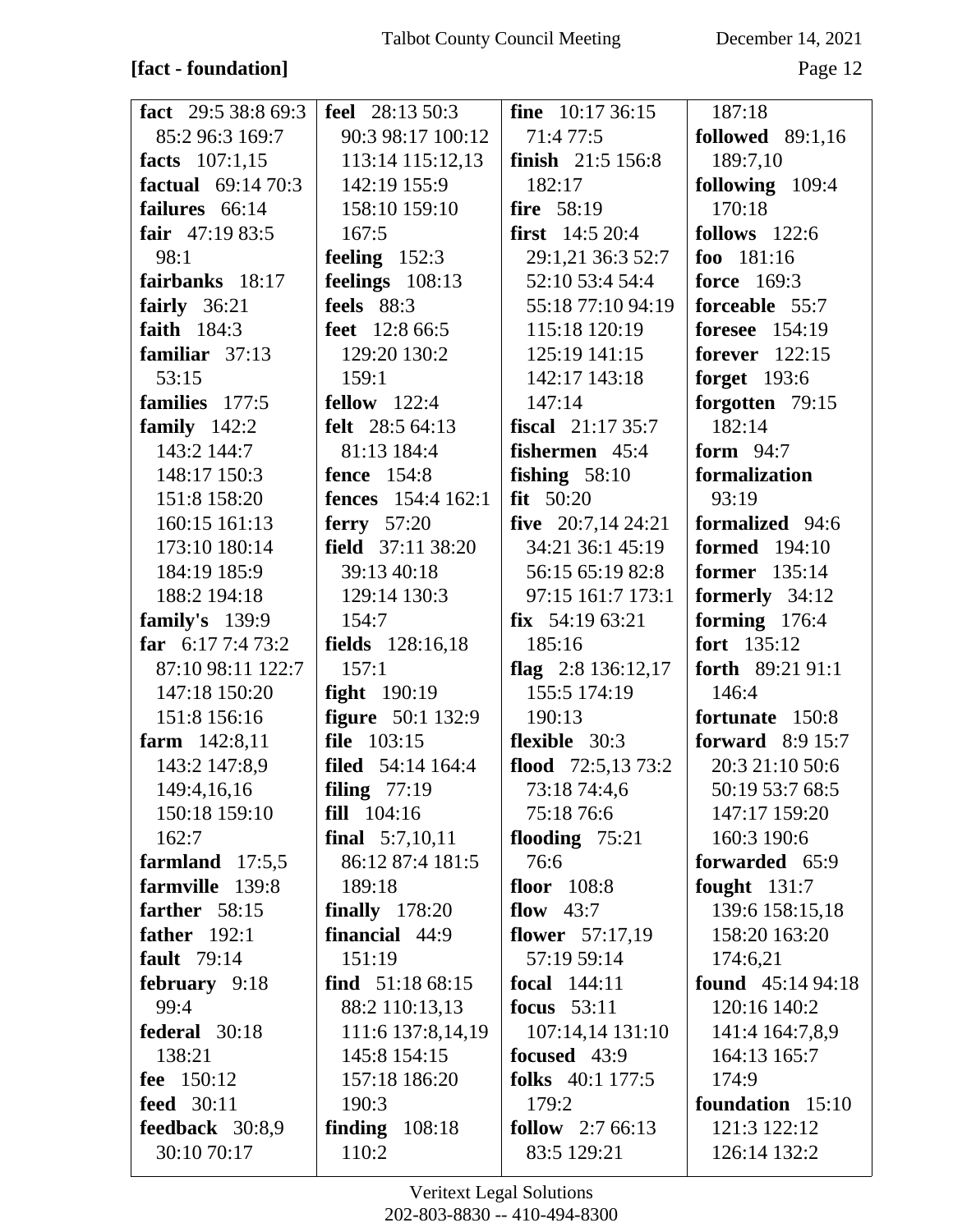**[fact - foundation]**

**fact** 29:5 38:8 69:3 85:2 96:3 169:7
**facts** 107:1,15
**factual** 69:14 70:3
**failures** 66:14
**fair** 47:19 83:5 98:1
**fairbanks** 18:17
**fairly** 36:21
**faith** 184:3
**familiar** 37:13 53:15
**families** 177:5
**family** 142:2 143:2 144:7 148:17 150:3 151:8 158:20 160:15 161:13 173:10 180:14 184:19 185:9 188:2 194:18
**family's** 139:9
**far** 6:17 7:4 73:2 87:10 98:11 122:7 147:18 150:20 151:8 156:16
**farm** 142:8,11 143:2 147:8,9 149:4,16,16 150:18 159:10 162:7
**farmland** 17:5,5
**farmville** 139:8
**farther** 58:15
**father** 192:1
**fault** 79:14
**february** 9:18 99:4
**federal** 30:18 138:21
**fee** 150:12
**feed** 30:11
**feedback** 30:8,9 30:10 70:17
**feel** 28:13 50:3 90:3 98:17 100:12 113:14 115:12,13 142:19 155:9 158:10 159:10 167:5
**feeling** 152:3
**feelings** 108:13
**feels** 88:3
**feet** 12:8 66:5 129:20 130:2 159:1
**fellow** 122:4
**felt** 28:5 64:13 81:13 184:4
**fence** 154:8
**fences** 154:4 162:1
**ferry** 57:20
**field** 37:11 38:20 39:13 40:18 129:14 130:3 154:7
**fields** 128:16,18 157:1
**fight** 190:19
**figure** 50:1 132:9
**file** 103:15
**filed** 54:14 164:4
**filing** 77:19
**fill** 104:16
**final** 5:7,10,11 86:12 87:4 181:5 189:18
**finally** 178:20
**financial** 44:9 151:19
**find** 51:18 68:15 88:2 110:13,13 111:6 137:8,14,19 145:8 154:15 157:18 186:20 190:3
**finding** 108:18 110:2
**fine** 10:17 36:15 71:4 77:5
**finish** 21:5 156:8 182:17
**fire** 58:19
**first** 14:5 20:4 29:1,21 36:3 52:7 52:10 53:4 54:4 55:18 77:10 94:19 115:18 120:19 125:19 141:15 142:17 143:18 147:14
**fiscal** 21:17 35:7
**fishermen** 45:4
**fishing** 58:10
**fit** 50:20
**five** 20:7,14 24:21 34:21 36:1 45:19 56:15 65:19 82:8 97:15 161:7 173:1
**fix** 54:19 63:21 185:16
**flag** 2:8 136:12,17 155:5 174:19 190:13
**flexible** 30:3
**flood** 72:5,13 73:2 73:18 74:4,6 75:18 76:6
**flooding** 75:21 76:6
**floor** 108:8
**flow** 43:7
**flower** 57:17,19 57:19 59:14
**focal** 144:11
**focus** 53:11 107:14,14 131:10
**focused** 43:9
**folks** 40:1 177:5 179:2
**follow** 2:7 66:13 83:5 129:21 187:18
**followed** 89:1,16 189:7,10
**following** 109:4 170:18
**follows** 122:6
**foo** 181:16
**force** 169:3
**forceable** 55:7
**foresee** 154:19
**forever** 122:15
**forget** 193:6
**forgotten** 79:15 182:14
**form** 94:7
**formalization** 93:19
**formalized** 94:6
**formed** 194:10
**former** 135:14
**formerly** 34:12
**forming** 176:4
**fort** 135:12
**forth** 89:21 91:1 146:4
**fortunate** 150:8
**forward** 8:9 15:7 20:3 21:10 50:6 50:19 53:7 68:5 147:17 159:20 160:3 190:6
**forwarded** 65:9
**fought** 131:7 139:6 158:15,18 158:20 163:20 174:6,21
**found** 45:14 94:18 120:16 140:2 141:4 164:7,8,9 164:13 165:7 174:9
**foundation** 15:10 121:3 122:12 126:14 132:2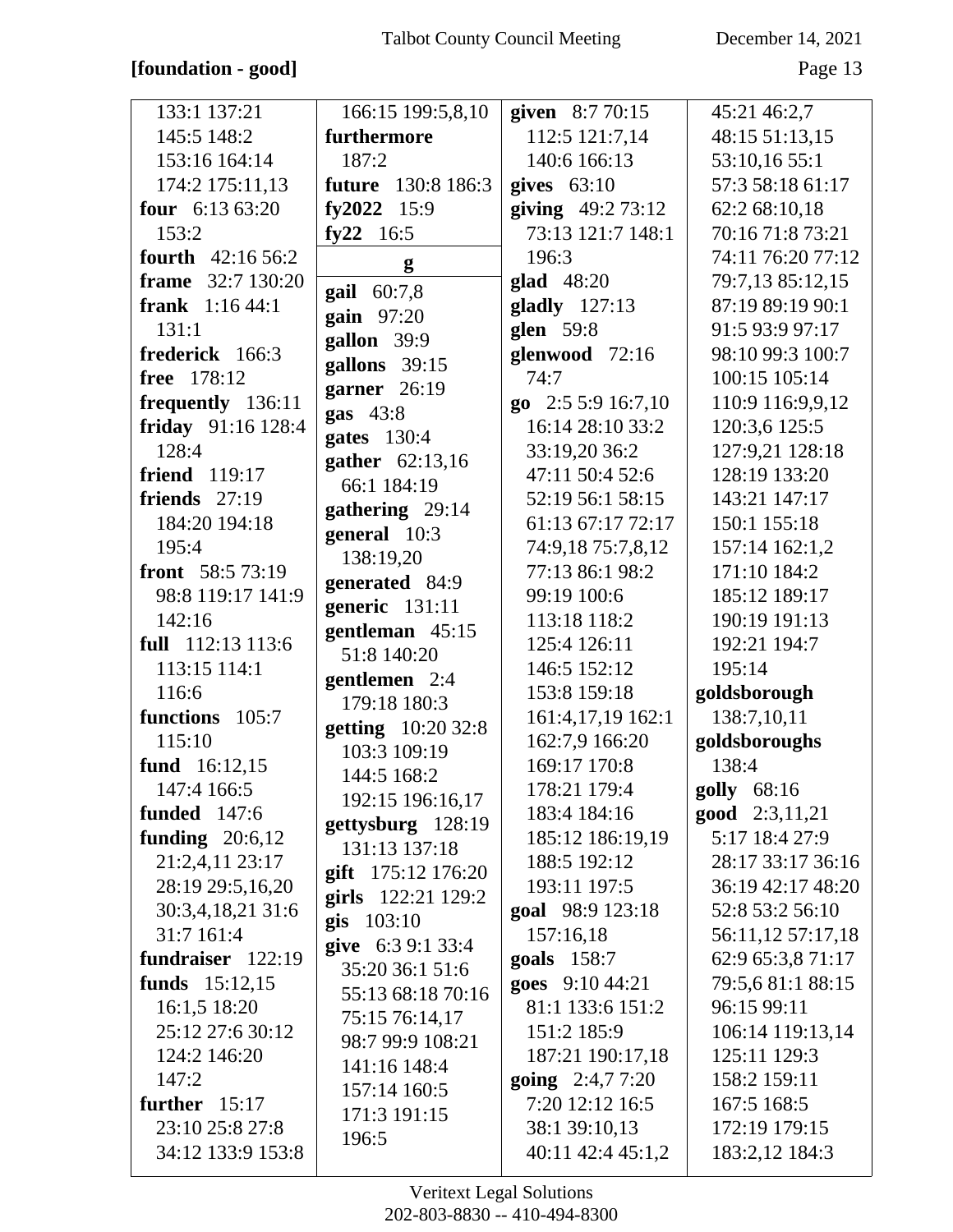**[foundation - good]**

133:1 137:21 145:5 148:2 153:16 164:14 174:2 175:11,13
**four** 6:13 63:20 153:2
**fourth** 42:16 56:2
**frame** 32:7 130:20
**frank** 1:16 44:1 131:1
**frederick** 166:3
**free** 178:12
**frequently** 136:11
**friday** 91:16 128:4 128:4
**friend** 119:17
**friends** 27:19 184:20 194:18 195:4
**front** 58:5 73:19 98:8 119:17 141:9 142:16
**full** 112:13 113:6 113:15 114:1 116:6
**functions** 105:7 115:10
**fund** 16:12,15 147:4 166:5
**funded** 147:6
**funding** 20:6,12 21:2,4,11 23:17 28:19 29:5,16,20 30:3,4,18,21 31:6 31:7 161:4
**fundraiser** 122:19
**funds** 15:12,15 16:1,5 18:20 25:12 27:6 30:12 124:2 146:20 147:2
**further** 15:17 23:10 25:8 27:8 34:12 133:9 153:8 166:15 199:5,8,10
**furthermore** 187:2
**future** 130:8 186:3
**fy2022** 15:9
**fy22** 16:5

**g**

**gail** 60:7,8
**gain** 97:20
**gallon** 39:9
**gallons** 39:15
**garner** 26:19
**gas** 43:8
**gates** 130:4
**gather** 62:13,16 66:1 184:19
**gathering** 29:14
**general** 10:3 138:19,20
**generated** 84:9
**generic** 131:11
**gentleman** 45:15 51:8 140:20
**gentlemen** 2:4 179:18 180:3
**getting** 10:20 32:8 103:3 109:19 144:5 168:2 192:15 196:16,17
**gettysburg** 128:19 131:13 137:18
**gift** 175:12 176:20
**girls** 122:21 129:2
**gis** 103:10
**give** 6:3 9:1 33:4 35:20 36:1 51:6 55:13 68:18 70:16 75:15 76:14,17 98:7 99:9 108:21 141:16 148:4 157:14 160:5 171:3 191:15 196:5
**given** 8:7 70:15 112:5 121:7,14 140:6 166:13
**gives** 63:10
**giving** 49:2 73:12 73:13 121:7 148:1 196:3
**glad** 48:20
**gladly** 127:13
**glen** 59:8
**glenwood** 72:16 74:7
**go** 2:5 5:9 16:7,10 16:14 28:10 33:2 33:19,20 36:2 47:11 50:4 52:6 52:19 56:1 58:15 61:13 67:17 72:17 74:9,18 75:7,8,12 77:13 86:1 98:2 99:19 100:6 113:18 118:2 125:4 126:11 146:5 152:12 153:8 159:18 161:4,17,19 162:1 162:7,9 166:20 169:17 170:8 178:21 179:4 183:4 184:16 185:12 186:19,19 188:5 192:12 193:11 197:5
**goal** 98:9 123:18 157:16,18
**goals** 158:7
**goes** 9:10 44:21 81:1 133:6 151:2 151:2 185:9 187:21 190:17,18
**going** 2:4,7 7:20 7:20 12:12 16:5 38:1 39:10,13 40:11 42:4 45:1,2 45:21 46:2,7 48:15 51:13,15 53:10,16 55:1 57:3 58:18 61:17 62:2 68:10,18 70:16 71:8 73:21 74:11 76:20 77:12 79:7,13 85:12,15 87:19 89:19 90:1 91:5 93:9 97:17 98:10 99:3 100:7 100:15 105:14 110:9 116:9,9,12 120:3,6 125:5 127:9,21 128:18 128:19 133:20 143:21 147:17 150:1 155:18 157:14 162:1,2 171:10 184:2 185:12 189:17 190:19 191:13 192:21 194:7 195:14
**goldsborough** 138:7,10,11
**goldsboroughs** 138:4
**golly** 68:16
**good** 2:3,11,21 5:17 18:4 27:9 28:17 33:17 36:16 36:19 42:17 48:20 52:8 53:2 56:10 56:11,12 57:17,18 62:9 65:3,8 71:17 79:5,6 81:1 88:15 96:15 99:11 106:14 119:13,14 125:11 129:3 158:2 159:11 167:5 168:5 172:19 179:15 183:2,12 184:3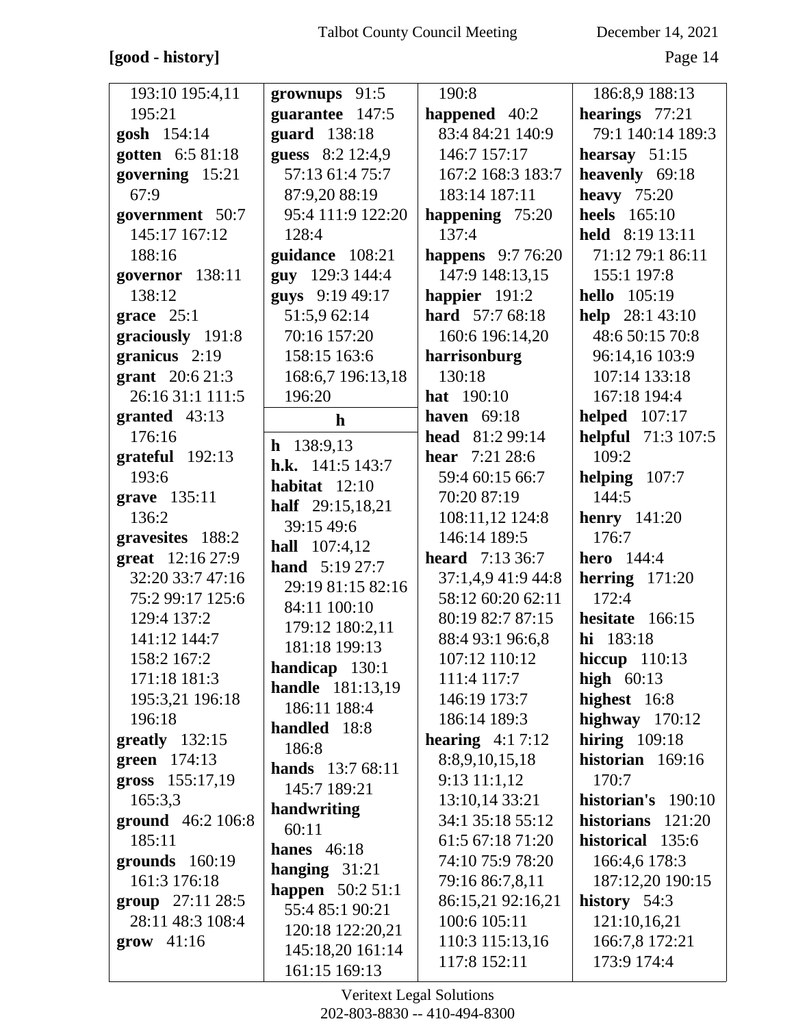**[good - history]**

193:10 195:4,11 195:21
**gosh** 154:14
**gotten** 6:5 81:18
**governing** 15:21 67:9
**government** 50:7 145:17 167:12 188:16
**governor** 138:11 138:12
**grace** 25:1
**graciously** 191:8
**granicus** 2:19
**grant** 20:6 21:3 26:16 31:1 111:5
**granted** 43:13 176:16
**grateful** 192:13 193:6
**grave** 135:11 136:2
**gravesites** 188:2
**great** 12:16 27:9 32:20 33:7 47:16 75:2 99:17 125:6 129:4 137:2 141:12 144:7 158:2 167:2 171:18 181:3 195:3,21 196:18 196:18
**greatly** 132:15
**green** 174:13
**gross** 155:17,19 165:3,3
**ground** 46:2 106:8 185:11
**grounds** 160:19 161:3 176:18
**group** 27:11 28:5 28:11 48:3 108:4
**grow** 41:16
**grownups** 91:5
**guarantee** 147:5
**guard** 138:18
**guess** 8:2 12:4,9 57:13 61:4 75:7 87:9,20 88:19 95:4 111:9 122:20 128:4
**guidance** 108:21
**guy** 129:3 144:4
**guys** 9:19 49:17 51:5,9 62:14 70:16 157:20 158:15 163:6 168:6,7 196:13,18 196:20

**h**

**h** 138:9,13
**h.k.** 141:5 143:7
**habitat** 12:10
**half** 29:15,18,21 39:15 49:6
**hall** 107:4,12
**hand** 5:19 27:7 29:19 81:15 82:16 84:11 100:10 179:12 180:2,11 181:18 199:13
**handicap** 130:1
**handle** 181:13,19 186:11 188:4
**handled** 18:8 186:8
**hands** 13:7 68:11 145:7 189:21
**handwriting** 60:11
**hanes** 46:18
**hanging** 31:21
**happen** 50:2 51:1 55:4 85:1 90:21 120:18 122:20,21 145:18,20 161:14 161:15 169:13 190:8
**happened** 40:2 83:4 84:21 140:9 146:7 157:17 167:2 168:3 183:7 183:14 187:11
**happening** 75:20 137:4
**happens** 9:7 76:20 147:9 148:13,15
**happier** 191:2
**hard** 57:7 68:18 160:6 196:14,20
**harrisonburg** 130:18
**hat** 190:10
**haven** 69:18
**head** 81:2 99:14
**hear** 7:21 28:6 59:4 60:15 66:7 70:20 87:19 108:11,12 124:8 146:14 189:5
**heard** 7:13 36:7 37:1,4,9 41:9 44:8 58:12 60:20 62:11 80:19 82:7 87:15 88:4 93:1 96:6,8 107:12 110:12 111:4 117:7 146:19 173:7 186:14 189:3
**hearing** 4:1 7:12 8:8,9,10,15,18 9:13 11:1,12 13:10,14 33:21 34:1 35:18 55:12 61:5 67:18 71:20 74:10 75:9 78:20 79:16 86:7,8,11 86:15,21 92:16,21 100:6 105:11 110:3 115:13,16 117:8 152:11 186:8,9 188:13
**hearings** 77:21 79:1 140:14 189:3
**hearsay** 51:15
**heavenly** 69:18
**heavy** 75:20
**heels** 165:10
**held** 8:19 13:11 71:12 79:1 86:11 155:1 197:8
**hello** 105:19
**help** 28:1 43:10 48:6 50:15 70:8 96:14,16 103:9 107:14 133:18 167:18 194:4
**helped** 107:17
**helpful** 71:3 107:5 109:2
**helping** 107:7 144:5
**henry** 141:20 176:7
**hero** 144:4
**herring** 171:20 172:4
**hesitate** 166:15
**hi** 183:18
**hiccup** 110:13
**high** 60:13
**highest** 16:8
**highway** 170:12
**hiring** 109:18
**historian** 169:16 170:7
**historian's** 190:10
**historians** 121:20
**historical** 135:6 166:4,6 178:3 187:12,20 190:15
**history** 54:3 121:10,16,21 166:7,8 172:21 173:9 174:4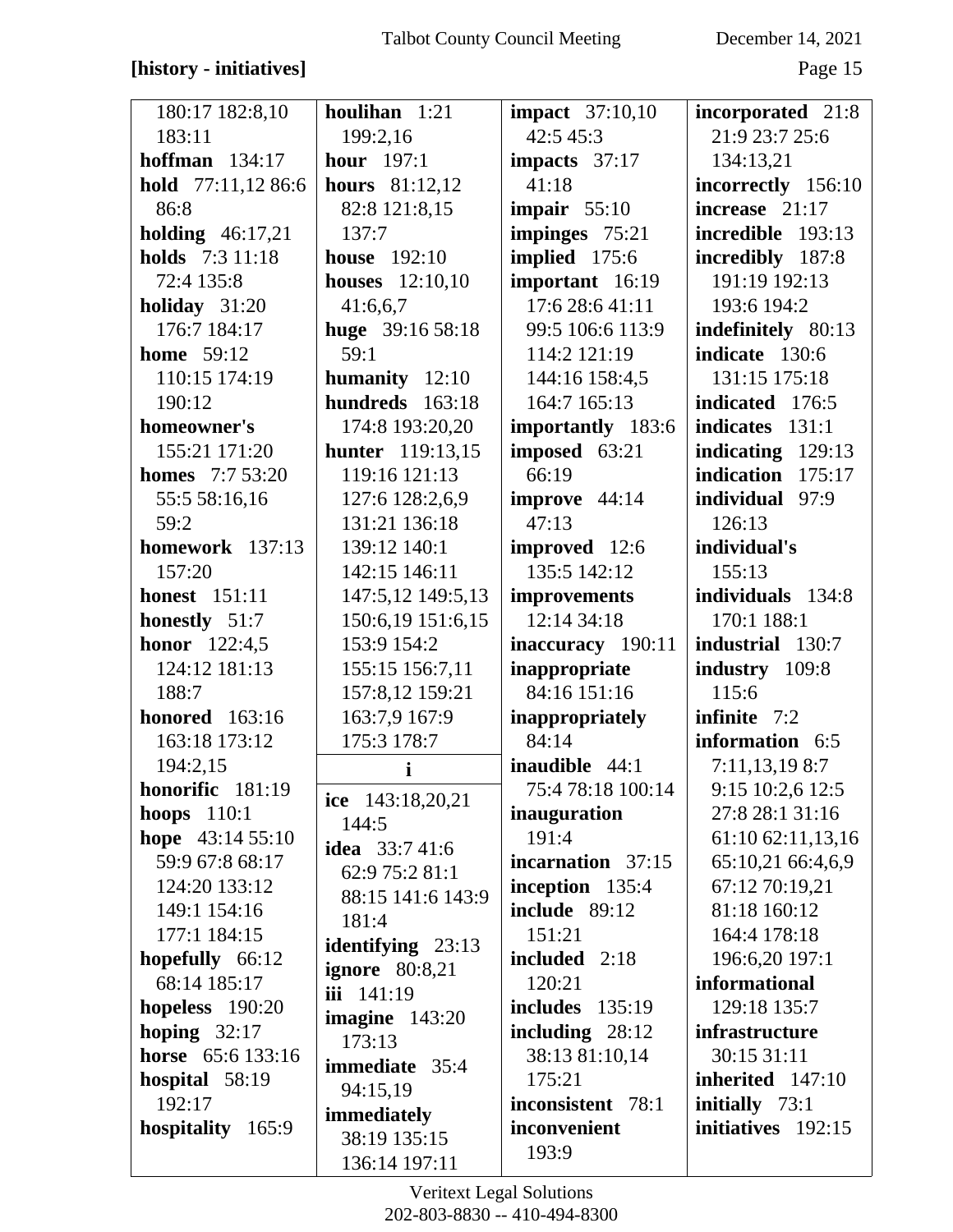**[history - initiatives]**

180:17 182:8,10 183:11
**hoffman** 134:17
**hold** 77:11,12 86:6 86:8
**holding** 46:17,21
**holds** 7:3 11:18 72:4 135:8
**holiday** 31:20 176:7 184:17
**home** 59:12 110:15 174:19 190:12
**homeowner's** 155:21 171:20
**homes** 7:7 53:20 55:5 58:16,16 59:2
**homework** 137:13 157:20
**honest** 151:11
**honestly** 51:7
**honor** 122:4,5 124:12 181:13 188:7
**honored** 163:16 163:18 173:12 194:2,15
**honorific** 181:19
**hoops** 110:1
**hope** 43:14 55:10 59:9 67:8 68:17 124:20 133:12 149:1 154:16 177:1 184:15
**hopefully** 66:12 68:14 185:17
**hopeless** 190:20
**hoping** 32:17
**horse** 65:6 133:16
**hospital** 58:19 192:17
**hospitality** 165:9
**houlihan** 1:21 199:2,16
**hour** 197:1
**hours** 81:12,12 82:8 121:8,15 137:7
**house** 192:10
**houses** 12:10,10 41:6,6,7
**huge** 39:16 58:18 59:1
**humanity** 12:10
**hundreds** 163:18 174:8 193:20,20
**hunter** 119:13,15 119:16 121:13 127:6 128:2,6,9 131:21 136:18 139:12 140:1 142:15 146:11 147:5,12 149:5,13 150:6,19 151:6,15 153:9 154:2 155:15 156:7,11 157:8,12 159:21 163:7,9 167:9 175:3 178:7

**i**

**ice** 143:18,20,21 144:5
**idea** 33:7 41:6 62:9 75:2 81:1 88:15 141:6 143:9 181:4
**identifying** 23:13
**ignore** 80:8,21
**iii** 141:19
**imagine** 143:20 173:13
**immediate** 35:4 94:15,19
**immediately** 38:19 135:15 136:14 197:11
**impact** 37:10,10 42:5 45:3
**impacts** 37:17 41:18
**impair** 55:10
**impinges** 75:21
**implied** 175:6
**important** 16:19 17:6 28:6 41:11 99:5 106:6 113:9 114:2 121:19 144:16 158:4,5 164:7 165:13
**importantly** 183:6
**imposed** 63:21 66:19
**improve** 44:14 47:13
**improved** 12:6 135:5 142:12
**improvements** 12:14 34:18
**inaccuracy** 190:11
**inappropriate** 84:16 151:16
**inappropriately** 84:14
**inaudible** 44:1 75:4 78:18 100:14
**inauguration** 191:4
**incarnation** 37:15
**inception** 135:4
**include** 89:12 151:21
**included** 2:18 120:21
**includes** 135:19
**including** 28:12 38:13 81:10,14 175:21
**inconsistent** 78:1
**inconvenient** 193:9
**incorporated** 21:8 21:9 23:7 25:6 134:13,21
**incorrectly** 156:10
**increase** 21:17
**incredible** 193:13
**incredibly** 187:8 191:19 192:13 193:6 194:2
**indefinitely** 80:13
**indicate** 130:6 131:15 175:18
**indicated** 176:5
**indicates** 131:1
**indicating** 129:13
**indication** 175:17
**individual** 97:9 126:13
**individual's** 155:13
**individuals** 134:8 170:1 188:1
**industrial** 130:7
**industry** 109:8 115:6
**infinite** 7:2
**information** 6:5 7:11,13,19 8:7 9:15 10:2,6 12:5 27:8 28:1 31:16 61:10 62:11,13,16 65:10,21 66:4,6,9 67:12 70:19,21 81:18 160:12 164:4 178:18 196:6,20 197:1
**informational** 129:18 135:7
**infrastructure** 30:15 31:11
**inherited** 147:10
**initially** 73:1
**initiatives** 192:15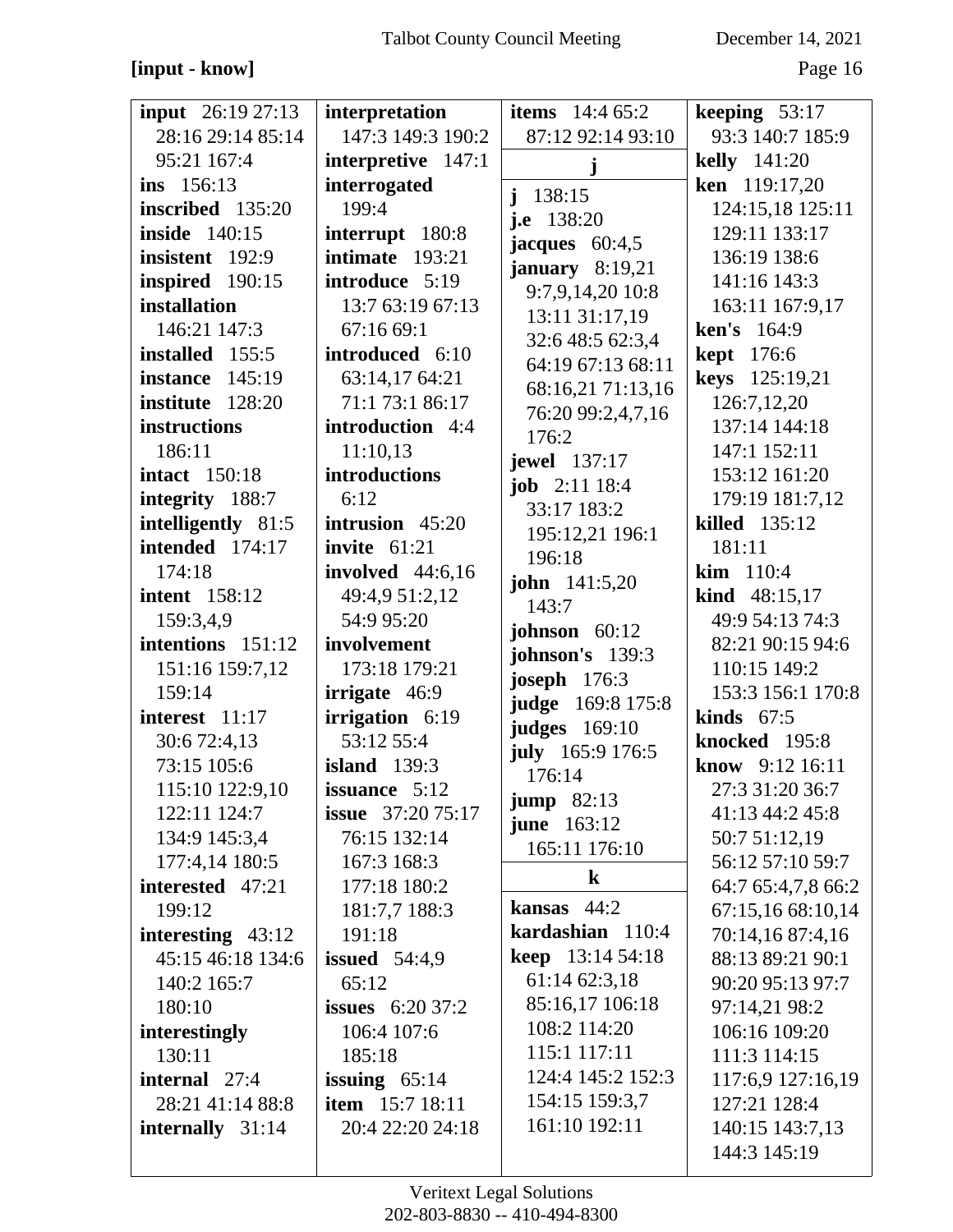**[input - know]**

**input** 26:19 27:13 28:16 29:14 85:14 95:21 167:4
**ins** 156:13
**inscribed** 135:20
**inside** 140:15
**insistent** 192:9
**inspired** 190:15
**installation** 146:21 147:3
**installed** 155:5
**instance** 145:19
**institute** 128:20
**instructions** 186:11
**intact** 150:18
**integrity** 188:7
**intelligently** 81:5
**intended** 174:17 174:18
**intent** 158:12 159:3,4,9
**intentions** 151:12 151:16 159:7,12 159:14
**interest** 11:17 30:6 72:4,13 73:15 105:6 115:10 122:9,10 122:11 124:7 134:9 145:3,4 177:4,14 180:5
**interested** 47:21 199:12
**interesting** 43:12 45:15 46:18 134:6 140:2 165:7 180:10
**interestingly** 130:11
**internal** 27:4 28:21 41:14 88:8
**internally** 31:14
**interpretation** 147:3 149:3 190:2
**interpretive** 147:1
**interrogated** 199:4
**interrupt** 180:8
**intimate** 193:21
**introduce** 5:19 13:7 63:19 67:13 67:16 69:1
**introduced** 6:10 63:14,17 64:21 71:1 73:1 86:17
**introduction** 4:4 11:10,13
**introductions** 6:12
**intrusion** 45:20
**invite** 61:21
**involved** 44:6,16 49:4,9 51:2,12 54:9 95:20
**involvement** 173:18 179:21
**irrigate** 46:9
**irrigation** 6:19 53:12 55:4
**island** 139:3
**issuance** 5:12
**issue** 37:20 75:17 76:15 132:14 167:3 168:3 177:18 180:2 181:7,7 188:3 191:18
**issued** 54:4,9 65:12
**issues** 6:20 37:2 106:4 107:6 185:18
**issuing** 65:14
**item** 15:7 18:11 20:4 22:20 24:18
**items** 14:4 65:2 87:12 92:14 93:10

**j**

**j** 138:15
**j.e** 138:20
**jacques** 60:4,5
**january** 8:19,21 9:7,9,14,20 10:8 13:11 31:17,19 32:6 48:5 62:3,4 64:19 67:13 68:11 68:16,21 71:13,16 76:20 99:2,4,7,16 176:2
**jewel** 137:17
**job** 2:11 18:4 33:17 183:2 195:12,21 196:1 196:18
**john** 141:5,20 143:7
**johnson** 60:12
**johnson's** 139:3
**joseph** 176:3
**judge** 169:8 175:8
**judges** 169:10
**july** 165:9 176:5 176:14
**jump** 82:13
**june** 163:12 165:11 176:10

**k**

**kansas** 44:2
**kardashian** 110:4
**keep** 13:14 54:18 61:14 62:3,18 85:16,17 106:18 108:2 114:20 115:1 117:11 124:4 145:2 152:3 154:15 159:3,7 161:10 192:11
**keeping** 53:17 93:3 140:7 185:9
**kelly** 141:20
**ken** 119:17,20 124:15,18 125:11 129:11 133:17 136:19 138:6 141:16 143:3 163:11 167:9,17
**ken's** 164:9
**kept** 176:6
**keys** 125:19,21 126:7,12,20 137:14 144:18 147:1 152:11 153:12 161:20 179:19 181:7,12
**killed** 135:12 181:11
**kim** 110:4
**kind** 48:15,17 49:9 54:13 74:3 82:21 90:15 94:6 110:15 149:2 153:3 156:1 170:8
**kinds** 67:5
**knocked** 195:8
**know** 9:12 16:11 27:3 31:20 36:7 41:13 44:2 45:8 50:7 51:12,19 56:12 57:10 59:7 64:7 65:4,7,8 66:2 67:15,16 68:10,14 70:14,16 87:4,16 88:13 89:21 90:1 90:20 95:13 97:7 97:14,21 98:2 106:16 109:20 111:3 114:15 117:6,9 127:16,19 127:21 128:4 140:15 143:7,13 144:3 145:19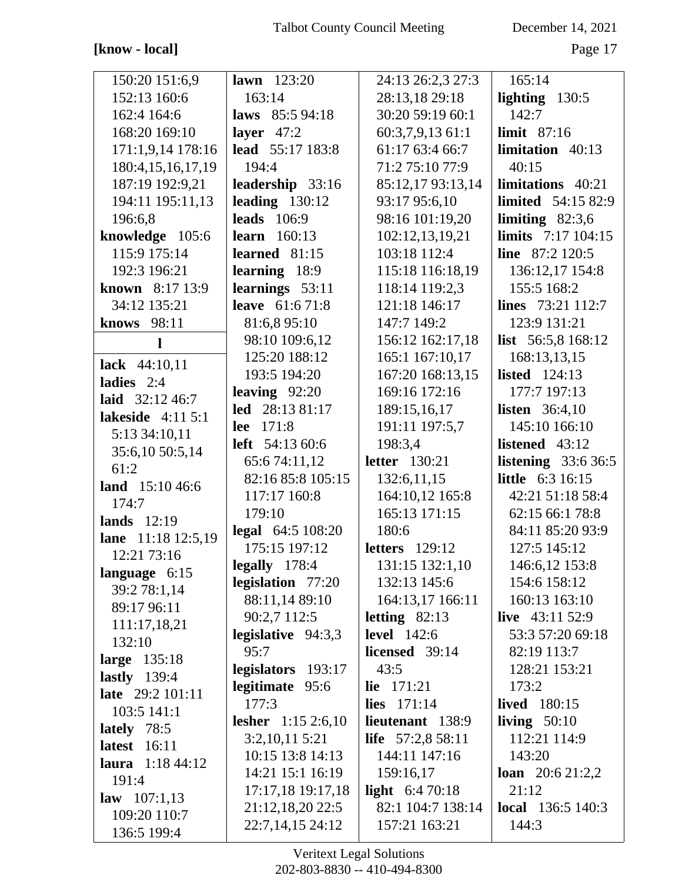**[know - local]**

**150:20** 151:6,9 152:13 160:6 162:4 164:6 168:20 169:10 171:1,9,14 178:16 180:4,15,16,17,19 187:19 192:9,21 194:11 195:11,13 196:6,8

**knowledge** 105:6 115:9 175:14 192:3 196:21

**known** 8:17 13:9 34:12 135:21

**knows** 98:11

## l

**lack** 44:10,11

**ladies** 2:4

**laid** 32:12 46:7

**lakeside** 4:11 5:1 5:13 34:10,11 35:6,10 50:5,14 61:2

**land** 15:10 46:6 174:7

**lands** 12:19

**lane** 11:18 12:5,19 12:21 73:16

**language** 6:15 39:2 78:1,14 89:17 96:11 111:17,18,21 132:10

**large** 135:18

**lastly** 139:4

**late** 29:2 101:11 103:5 141:1

**lately** 78:5

**latest** 16:11

**laura** 1:18 44:12 191:4

**law** 107:1,13 109:20 110:7 136:5 199:4

**lawn** 123:20 163:14

**laws** 85:5 94:18

**layer** 47:2

**lead** 55:17 183:8 194:4

**leadership** 33:16

**leading** 130:12

**leads** 106:9

**learn** 160:13

**learned** 81:15

**learning** 18:9

**learnings** 53:11

**leave** 61:6 71:8 81:6,8 95:10 98:10 109:6,12 125:20 188:12 193:5 194:20

**leaving** 92:20

**led** 28:13 81:17

**lee** 171:8

**left** 54:13 60:6 65:6 74:11,12 82:16 85:8 105:15 117:17 160:8 179:10

**legal** 64:5 108:20 175:15 197:12

**legally** 178:4

**legislation** 77:20 88:11,14 89:10 90:2,7 112:5

**legislative** 94:3,3 95:7

**legislators** 193:17

**legitimate** 95:6 177:3

**lesher** 1:15 2:6,10 3:2,10,11 5:21 10:15 13:8 14:13 14:21 15:1 16:19 17:17,18 19:17,18 21:12,18,20 22:5 22:7,14,15 24:12 24:13 26:2,3 27:3 28:13,18 29:18 30:20 59:19 60:1 60:3,7,9,13 61:1 61:17 63:4 66:7 71:2 75:10 77:9 85:12,17 93:13,14 93:17 95:6,10 98:16 101:19,20 102:12,13,19,21 103:18 112:4 115:18 116:18,19 118:14 119:2,3 121:18 146:17 147:7 149:2 156:12 162:17,18 165:1 167:10,17 167:20 168:13,15 169:16 172:16 189:15,16,17 191:11 197:5,7 198:3,4

**letter** 130:21 132:6,11,15 164:10,12 165:8 165:13 171:15 180:6

**letters** 129:12 131:15 132:1,10 132:13 145:6 164:13,17 166:11

**letting** 82:13

**level** 142:6

**licensed** 39:14 43:5

**lie** 171:21

**lies** 171:14

**lieutenant** 138:9

**life** 57:2,8 58:11 144:11 147:16 159:16,17

**light** 6:4 70:18 82:1 104:7 138:14 157:21 163:21 165:14

**lighting** 130:5 142:7

**limit** 87:16

**limitation** 40:13 40:15

**limitations** 40:21

**limited** 54:15 82:9

**limiting** 82:3,6

**limits** 7:17 104:15

**line** 87:2 120:5 136:12,17 154:8 155:5 168:2

**lines** 73:21 112:7 123:9 131:21

**list** 56:5,8 168:12 168:13,13,15

**listed** 124:13 177:7 197:13

**listen** 36:4,10 145:10 166:10

**listened** 43:12

**listening** 33:6 36:5

**little** 6:3 16:15 42:21 51:18 58:4 62:15 66:1 78:8 84:11 85:20 93:9 127:5 145:12 146:6,12 153:8 154:6 158:12 160:13 163:10

**live** 43:11 52:9 53:3 57:20 69:18 82:19 113:7 128:21 153:21 173:2

**lived** 180:15

**living** 50:10 112:21 114:9 143:20

**loan** 20:6 21:2,2 21:12

**local** 136:5 140:3 144:3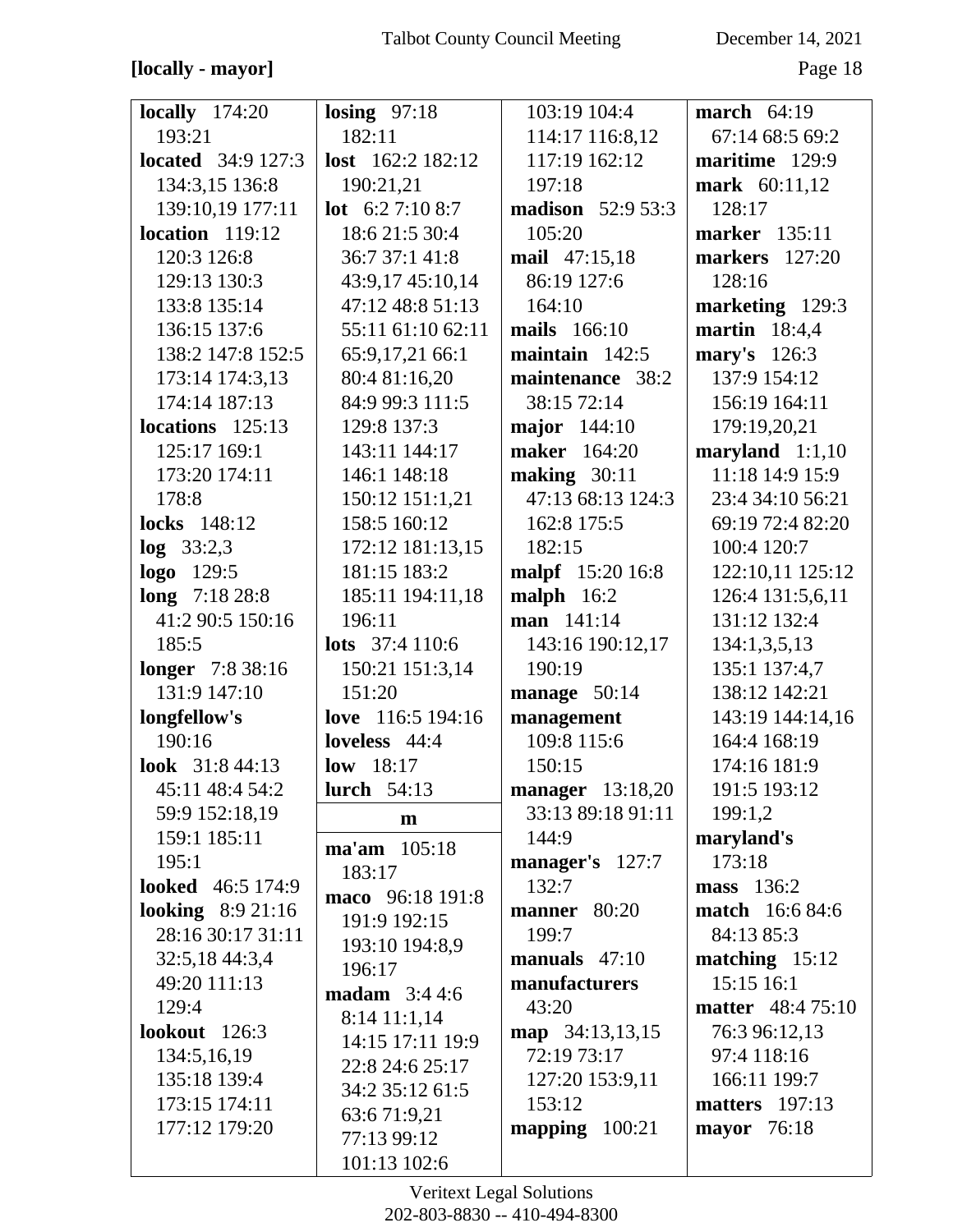**[locally - mayor]**

**locally** 174:20 193:21
**located** 34:9 127:3 134:3,15 136:8 139:10,19 177:11
**location** 119:12 120:3 126:8 129:13 130:3 133:8 135:14 136:15 137:6 138:2 147:8 152:5 173:14 174:3,13 174:14 187:13
**locations** 125:13 125:17 169:1 173:20 174:11 178:8
**locks** 148:12
**log** 33:2,3
**logo** 129:5
**long** 7:18 28:8 41:2 90:5 150:16 185:5
**longer** 7:8 38:16 131:9 147:10
**longfellow's** 190:16
**look** 31:8 44:13 45:11 48:4 54:2 59:9 152:18,19 159:1 185:11 195:1
**looked** 46:5 174:9
**looking** 8:9 21:16 28:16 30:17 31:11 32:5,18 44:3,4 49:20 111:13 129:4
**lookout** 126:3 134:5,16,19 135:18 139:4 173:15 174:11 177:12 179:20
**losing** 97:18 182:11
**lost** 162:2 182:12 190:21,21
**lot** 6:2 7:10 8:7 18:6 21:5 30:4 36:7 37:1 41:8 43:9,17 45:10,14 47:12 48:8 51:13 55:11 61:10 62:11 65:9,17,21 66:1 80:4 81:16,20 84:9 99:3 111:5 129:8 137:3 143:11 144:17 146:1 148:18 150:12 151:1,21 158:5 160:12 172:12 181:13,15 181:15 183:2 185:11 194:11,18 196:11
**lots** 37:4 110:6 150:21 151:3,14 151:20
**love** 116:5 194:16
**loveless** 44:4
**low** 18:17
**lurch** 54:13

**m**

**ma'am** 105:18 183:17
**maco** 96:18 191:8 191:9 192:15 193:10 194:8,9 196:17
**madam** 3:4 4:6 8:14 11:1,14 14:15 17:11 19:9 22:8 24:6 25:17 34:2 35:12 61:5 63:6 71:9,21 77:13 99:12 101:13 102:6 103:19 104:4 114:17 116:8,12 117:19 162:12 197:18
**madison** 52:9 53:3 105:20
**mail** 47:15,18 86:19 127:6 164:10
**mails** 166:10
**maintain** 142:5
**maintenance** 38:2 38:15 72:14
**major** 144:10
**maker** 164:20
**making** 30:11 47:13 68:13 124:3 162:8 175:5 182:15
**malpf** 15:20 16:8
**malph** 16:2
**man** 141:14 143:16 190:12,17 190:19
**manage** 50:14
**management** 109:8 115:6 150:15
**manager** 13:18,20 33:13 89:18 91:11 144:9
**manager's** 127:7 132:7
**manner** 80:20 199:7
**manuals** 47:10
**manufacturers** 43:20
**map** 34:13,13,15 72:19 73:17 127:20 153:9,11 153:12
**mapping** 100:21
**march** 64:19 67:14 68:5 69:2
**maritime** 129:9
**mark** 60:11,12 128:17
**marker** 135:11
**markers** 127:20 128:16
**marketing** 129:3
**martin** 18:4,4
**mary's** 126:3 137:9 154:12 156:19 164:11 179:19,20,21
**maryland** 1:1,10 11:18 14:9 15:9 23:4 34:10 56:21 69:19 72:4 82:20 100:4 120:7 122:10,11 125:12 126:4 131:5,6,11 131:12 132:4 134:1,3,5,13 135:1 137:4,7 138:12 142:21 143:19 144:14,16 164:4 168:19 174:16 181:9 191:5 193:12 199:1,2
**maryland's** 173:18
**mass** 136:2
**match** 16:6 84:6 84:13 85:3
**matching** 15:12 15:15 16:1
**matter** 48:4 75:10 76:3 96:12,13 97:4 118:16 166:11 199:7
**matters** 197:13
**mayor** 76:18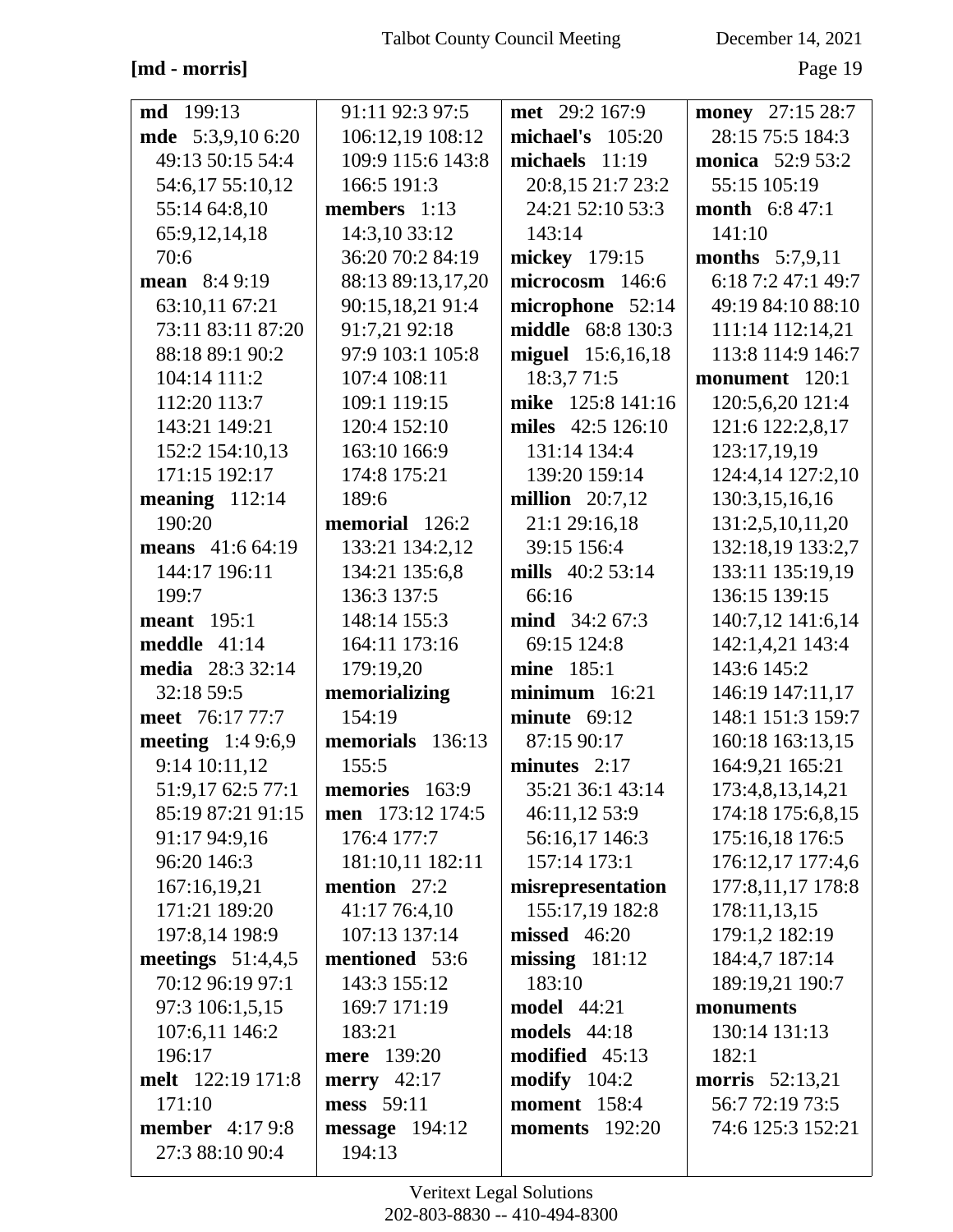**[md - morris]**

**md** 199:13
**mde** 5:3,9,10 6:20 49:13 50:15 54:4 54:6,17 55:10,12 55:14 64:8,10 65:9,12,14,18 70:6
**mean** 8:4 9:19 63:10,11 67:21 73:11 83:11 87:20 88:18 89:1 90:2 104:14 111:2 112:20 113:7 143:21 149:21 152:2 154:10,13 171:15 192:17
**meaning** 112:14 190:20
**means** 41:6 64:19 144:17 196:11 199:7
**meant** 195:1
**meddle** 41:14
**media** 28:3 32:14 32:18 59:5
**meet** 76:17 77:7
**meeting** 1:4 9:6,9 9:14 10:11,12 51:9,17 62:5 77:1 85:19 87:21 91:15 91:17 94:9,16 96:20 146:3 167:16,19,21 171:21 189:20 197:8,14 198:9
**meetings** 51:4,4,5 70:12 96:19 97:1 97:3 106:1,5,15 107:6,11 146:2 196:17
**melt** 122:19 171:8 171:10
**member** 4:17 9:8 27:3 88:10 90:4 91:11 92:3 97:5 106:12,19 108:12 109:9 115:6 143:8 166:5 191:3
**members** 1:13 14:3,10 33:12 36:20 70:2 84:19 88:13 89:13,17,20 90:15,18,21 91:4 91:7,21 92:18 97:9 103:1 105:8 107:4 108:11 109:1 119:15 120:4 152:10 163:10 166:9 174:8 175:21 189:6
**memorial** 126:2 133:21 134:2,12 134:21 135:6,8 136:3 137:5 148:14 155:3 164:11 173:16 179:19,20
**memorializing** 154:19
**memorials** 136:13 155:5
**memories** 163:9
**men** 173:12 174:5 176:4 177:7 181:10,11 182:11
**mention** 27:2 41:17 76:4,10 107:13 137:14
**mentioned** 53:6 143:3 155:12 169:7 171:19 183:21
**mere** 139:20
**merry** 42:17
**mess** 59:11
**message** 194:12 194:13
**met** 29:2 167:9
**michael's** 105:20
**michaels** 11:19 20:8,15 21:7 23:2 24:21 52:10 53:3 143:14
**mickey** 179:15
**microcosm** 146:6
**microphone** 52:14
**middle** 68:8 130:3
**miguel** 15:6,16,18 18:3,7 71:5
**mike** 125:8 141:16
**miles** 42:5 126:10 131:14 134:4 139:20 159:14
**million** 20:7,12 21:1 29:16,18 39:15 156:4
**mills** 40:2 53:14 66:16
**mind** 34:2 67:3 69:15 124:8
**mine** 185:1
**minimum** 16:21
**minute** 69:12 87:15 90:17
**minutes** 2:17 35:21 36:1 43:14 46:11,12 53:9 56:16,17 146:3 157:14 173:1
**misrepresentation** 155:17,19 182:8
**missed** 46:20
**missing** 181:12 183:10
**model** 44:21
**models** 44:18
**modified** 45:13
**modify** 104:2
**moment** 158:4
**moments** 192:20
**money** 27:15 28:7 28:15 75:5 184:3
**monica** 52:9 53:2 55:15 105:19
**month** 6:8 47:1 141:10
**months** 5:7,9,11 6:18 7:2 47:1 49:7 49:19 84:10 88:10 111:14 112:14,21 113:8 114:9 146:7
**monument** 120:1 120:5,6,20 121:4 121:6 122:2,8,17 123:17,19,19 124:4,14 127:2,10 130:3,15,16,16 131:2,5,10,11,20 132:18,19 133:2,7 133:11 135:19,19 136:15 139:15 140:7,12 141:6,14 142:1,4,21 143:4 143:6 145:2 146:19 147:11,17 148:1 151:3 159:7 160:18 163:13,15 164:9,21 165:21 173:4,8,13,14,21 174:18 175:6,8,15 175:16,18 176:5 176:12,17 177:4,6 177:8,11,17 178:8 178:11,13,15 179:1,2 182:19 184:4,7 187:14 189:19,21 190:7
**monuments** 130:14 131:13 182:1
**morris** 52:13,21 56:7 72:19 73:5 74:6 125:3 152:21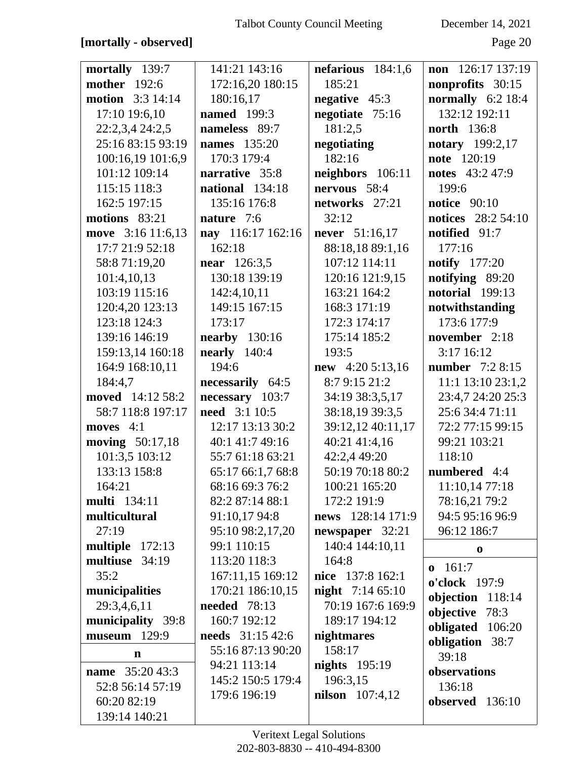**[mortally - observed]**

**mortally** 139:7
**mother** 192:6
**motion** 3:3 14:14 17:10 19:6,10 22:2,3,4 24:2,5 25:16 83:15 93:19 100:16,19 101:6,9 101:12 109:14 115:15 118:3 162:5 197:15
**motions** 83:21
**move** 3:16 11:6,13 17:7 21:9 52:18 58:8 71:19,20 101:4,10,13 103:19 115:16 120:4,20 123:13 123:18 124:3 139:16 146:19 159:13,14 160:18 164:9 168:10,11 184:4,7
**moved** 14:12 58:2 58:7 118:8 197:17
**moves** 4:1
**moving** 50:17,18 101:3,5 103:12 133:13 158:8 164:21
**multi** 134:11
**multicultural** 27:19
**multiple** 172:13
**multiuse** 34:19 35:2
**municipalities** 29:3,4,6,11
**municipality** 39:8
**museum** 129:9

**n**

**name** 35:20 43:3 52:8 56:14 57:19 60:20 82:19 139:14 140:21 141:21 143:16 172:16,20 180:15 180:16,17
**named** 199:3
**nameless** 89:7
**names** 135:20 170:3 179:4
**narrative** 35:8
**national** 134:18 135:16 176:8
**nature** 7:6
**nay** 116:17 162:16 162:18
**near** 126:3,5 130:18 139:19 142:4,10,11 149:15 167:15 173:17
**nearby** 130:16
**nearly** 140:4 194:6
**necessarily** 64:5
**necessary** 103:7
**need** 3:1 10:5 12:17 13:13 30:2 40:1 41:7 49:16 55:7 61:18 63:21 65:17 66:1,7 68:8 68:16 69:3 76:2 82:2 87:14 88:1 91:10,17 94:8 95:10 98:2,17,20 99:1 110:15 113:20 118:3 167:11,15 169:12 170:21 186:10,15
**needed** 78:13 160:7 192:12
**needs** 31:15 42:6 55:16 87:13 90:20 94:21 113:14 145:2 150:5 179:4 179:6 196:19
**nefarious** 184:1,6 185:21
**negative** 45:3
**negotiate** 75:16 181:2,5
**negotiating** 182:16
**neighbors** 106:11
**nervous** 58:4
**networks** 27:21 32:12
**never** 51:16,17 88:18,18 89:1,16 107:12 114:11 120:16 121:9,15 163:21 164:2 168:3 171:19 172:3 174:17 175:14 185:2 193:5
**new** 4:20 5:13,16 8:7 9:15 21:2 34:19 38:3,5,17 38:18,19 39:3,5 39:12,12 40:11,17 40:21 41:4,16 42:2,4 49:20 50:19 70:18 80:2 100:21 165:20 172:2 191:9
**news** 128:14 171:9
**newspaper** 32:21 140:4 144:10,11 164:8
**nice** 137:8 162:1
**night** 7:14 65:10 70:19 167:6 169:9 189:17 194:12
**nightmares** 158:17
**nights** 195:19 196:3,15
**nilson** 107:4,12
**non** 126:17 137:19
**nonprofits** 30:15
**normally** 6:2 18:4 132:12 192:11
**north** 136:8
**notary** 199:2,17
**note** 120:19
**notes** 43:2 47:9 199:6
**notice** 90:10
**notices** 28:2 54:10
**notified** 91:7 177:16
**notify** 177:20
**notifying** 89:20
**notorial** 199:13
**notwithstanding** 173:6 177:9
**november** 2:18 3:17 16:12
**number** 7:2 8:15 11:1 13:10 23:1,2 23:4,7 24:20 25:3 25:6 34:4 71:11 72:2 77:15 99:15 99:21 103:21 118:10
**numbered** 4:4 11:10,14 77:18 78:16,21 79:2 94:5 95:16 96:9 96:12 186:7

**o**

**o** 161:7
**o'clock** 197:9
**objection** 118:14
**objective** 78:3
**obligated** 106:20
**obligation** 38:7 39:18
**observations** 136:18
**observed** 136:10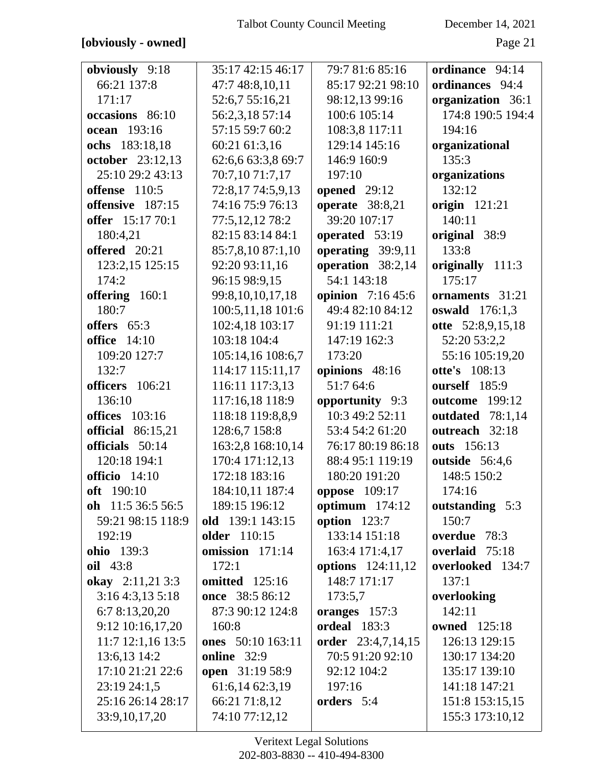**[obviously - owned]**

**obviously** 9:18 66:21 137:8 171:17
**occasions** 86:10
**ocean** 193:16
**ochs** 183:18,18
**october** 23:12,13 25:10 29:2 43:13
**offense** 110:5
**offensive** 187:15
**offer** 15:17 70:1 180:4,21
**offered** 20:21 123:2,15 125:15 174:2
**offering** 160:1 180:7
**offers** 65:3
**office** 14:10 109:20 127:7 132:7
**officers** 106:21 136:10
**offices** 103:16
**official** 86:15,21
**officials** 50:14 120:18 194:1
**officio** 14:10
**oft** 190:10
**oh** 11:5 36:5 56:5 59:21 98:15 118:9 192:19
**ohio** 139:3
**oil** 43:8
**okay** 2:11,21 3:3 3:16 4:3,13 5:18 6:7 8:13,20,20 9:12 10:16,17,20 11:7 12:1,16 13:5 13:6,13 14:2 17:10 21:21 22:6 23:19 24:1,5 25:16 26:14 28:17 33:9,10,17,20 35:17 42:15 46:17 47:7 48:8,10,11 52:6,7 55:16,21 56:2,3,18 57:14 57:15 59:7 60:2 60:21 61:3,16 62:6,6 63:3,8 69:7 70:7,10 71:7,17 72:8,17 74:5,9,13 74:16 75:9 76:13 77:5,12,12 78:2 82:15 83:14 84:1 85:7,8,10 87:1,10 92:20 93:11,16 96:15 98:9,15 99:8,10,10,17,18 100:5,11,18 101:6 102:4,18 103:17 103:18 104:4 105:14,16 108:6,7 114:17 115:11,17 116:11 117:3,13 117:16,18 118:9 118:18 119:8,8,9 128:6,7 158:8 163:2,8 168:10,14 170:4 171:12,13 172:18 183:16 184:10,11 187:4 189:15 196:12
**old** 139:1 143:15
**older** 110:15
**omission** 171:14 172:1
**omitted** 125:16
**once** 38:5 86:12 87:3 90:12 124:8 160:8
**ones** 50:10 163:11
**online** 32:9
**open** 31:19 58:9 61:6,14 62:3,19 66:21 71:8,12 74:10 77:12,12 79:7 81:6 85:16 85:17 92:21 98:10 98:12,13 99:16 100:6 105:14 108:3,8 117:11 129:14 145:16 146:9 160:9 197:10
**opened** 29:12
**operate** 38:8,21 39:20 107:17
**operated** 53:19
**operating** 39:9,11
**operation** 38:2,14 54:1 143:18
**opinion** 7:16 45:6 49:4 82:10 84:12 91:19 111:21 147:19 162:3 173:20
**opinions** 48:16 51:7 64:6
**opportunity** 9:3 10:3 49:2 52:11 53:4 54:2 61:20 76:17 80:19 86:18 88:4 95:1 119:19 180:20 191:20
**oppose** 109:17
**optimum** 174:12
**option** 123:7 133:14 151:18 163:4 171:4,17
**options** 124:11,12 148:7 171:17 173:5,7
**oranges** 157:3
**ordeal** 183:3
**order** 23:4,7,14,15 70:5 91:20 92:10 92:12 104:2 197:16
**orders** 5:4
**ordinance** 94:14
**ordinances** 94:4
**organization** 36:1 174:8 190:5 194:4 194:16
**organizational** 135:3
**organizations** 132:12
**origin** 121:21 140:11
**original** 38:9 133:8
**originally** 111:3 175:17
**ornaments** 31:21
**oswald** 176:1,3
**otte** 52:8,9,15,18 52:20 53:2,2 55:16 105:19,20
**otte's** 108:13
**ourself** 185:9
**outcome** 199:12
**outdated** 78:1,14
**outreach** 32:18
**outs** 156:13
**outside** 56:4,6 148:5 150:2 174:16
**outstanding** 5:3 150:7
**overdue** 78:3
**overlaid** 75:18
**overlooked** 134:7 137:1
**overlooking** 142:11
**owned** 125:18 126:13 129:15 130:17 134:20 135:17 139:10 141:18 147:21 151:8 153:15,15 155:3 173:10,12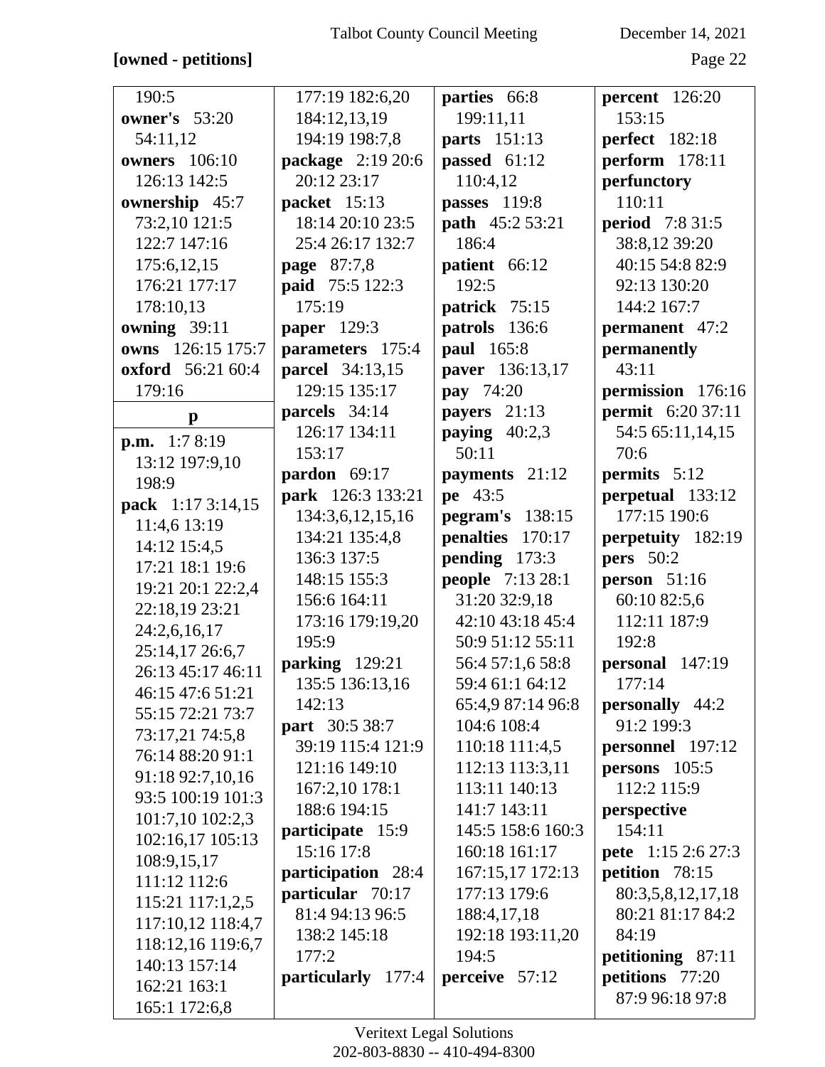**[owned - petitions]**

190:5
**owner's** 53:20 54:11,12
**owners** 106:10 126:13 142:5
**ownership** 45:7 73:2,10 121:5 122:7 147:16 175:6,12,15 176:21 177:17 178:10,13
**owning** 39:11
**owns** 126:15 175:7
**oxford** 56:21 60:4 179:16

**p**

**p.m.** 1:7 8:19 13:12 197:9,10 198:9
**pack** 1:17 3:14,15 11:4,6 13:19 14:12 15:4,5 17:21 18:1 19:6 19:21 20:1 22:2,4 22:18,19 23:21 24:2,6,16,17 25:14,17 26:6,7 26:13 45:17 46:11 46:15 47:6 51:21 55:15 72:21 73:7 73:17,21 74:5,8 76:14 88:20 91:1 91:18 92:7,10,16 93:5 100:19 101:3 101:7,10 102:2,3 102:16,17 105:13 108:9,15,17 111:12 112:6 115:21 117:1,2,5 117:10,12 118:4,7 118:12,16 119:6,7 140:13 157:14 162:21 163:1 165:1 172:6,8 177:19 182:6,20 184:12,13,19 194:19 198:7,8
**package** 2:19 20:6 20:12 23:17
**packet** 15:13 18:14 20:10 23:5 25:4 26:17 132:7
**page** 87:7,8
**paid** 75:5 122:3 175:19
**paper** 129:3
**parameters** 175:4
**parcel** 34:13,15 129:15 135:17
**parcels** 34:14 126:17 134:11 153:17
**pardon** 69:17
**park** 126:3 133:21 134:3,6,12,15,16 134:21 135:4,8 136:3 137:5 148:15 155:3 156:6 164:11 173:16 179:19,20 195:9
**parking** 129:21 135:5 136:13,16 142:13
**part** 30:5 38:7 39:19 115:4 121:9 121:16 149:10 167:2,10 178:1 188:6 194:15
**participate** 15:9 15:16 17:8
**participation** 28:4
**particular** 70:17 81:4 94:13 96:5 138:2 145:18 177:2
**particularly** 177:4
**parties** 66:8 199:11,11
**parts** 151:13
**passed** 61:12 110:4,12
**passes** 119:8
**path** 45:2 53:21 186:4
**patient** 66:12 192:5
**patrick** 75:15
**patrols** 136:6
**paul** 165:8
**paver** 136:13,17
**pay** 74:20
**payers** 21:13
**paying** 40:2,3 50:11
**payments** 21:12
**pe** 43:5
**pegram's** 138:15
**penalties** 170:17
**pending** 173:3
**people** 7:13 28:1 31:20 32:9,18 42:10 43:18 45:4 50:9 51:12 55:11 56:4 57:1,6 58:8 59:4 61:1 64:12 65:4,9 87:14 96:8 104:6 108:4 110:18 111:4,5 112:13 113:3,11 113:11 140:13 141:7 143:11 145:5 158:6 160:3 160:18 161:17 167:15,17 172:13 177:13 179:6 188:4,17,18 192:18 193:11,20 194:5
**perceive** 57:12
**percent** 126:20 153:15
**perfect** 182:18
**perform** 178:11
**perfunctory** 110:11
**period** 7:8 31:5 38:8,12 39:20 40:15 54:8 82:9 92:13 130:20 144:2 167:7
**permanent** 47:2
**permanently** 43:11
**permission** 176:16
**permit** 6:20 37:11 54:5 65:11,14,15 70:6
**permits** 5:12
**perpetual** 133:12 177:15 190:6
**perpetuity** 182:19
**pers** 50:2
**person** 51:16 60:10 82:5,6 112:11 187:9 192:8
**personal** 147:19 177:14
**personally** 44:2 91:2 199:3
**personnel** 197:12
**persons** 105:5 112:2 115:9
**perspective** 154:11
**pete** 1:15 2:6 27:3
**petition** 78:15 80:3,5,8,12,17,18 80:21 81:17 84:2 84:19
**petitioning** 87:11
**petitions** 77:20 87:9 96:18 97:8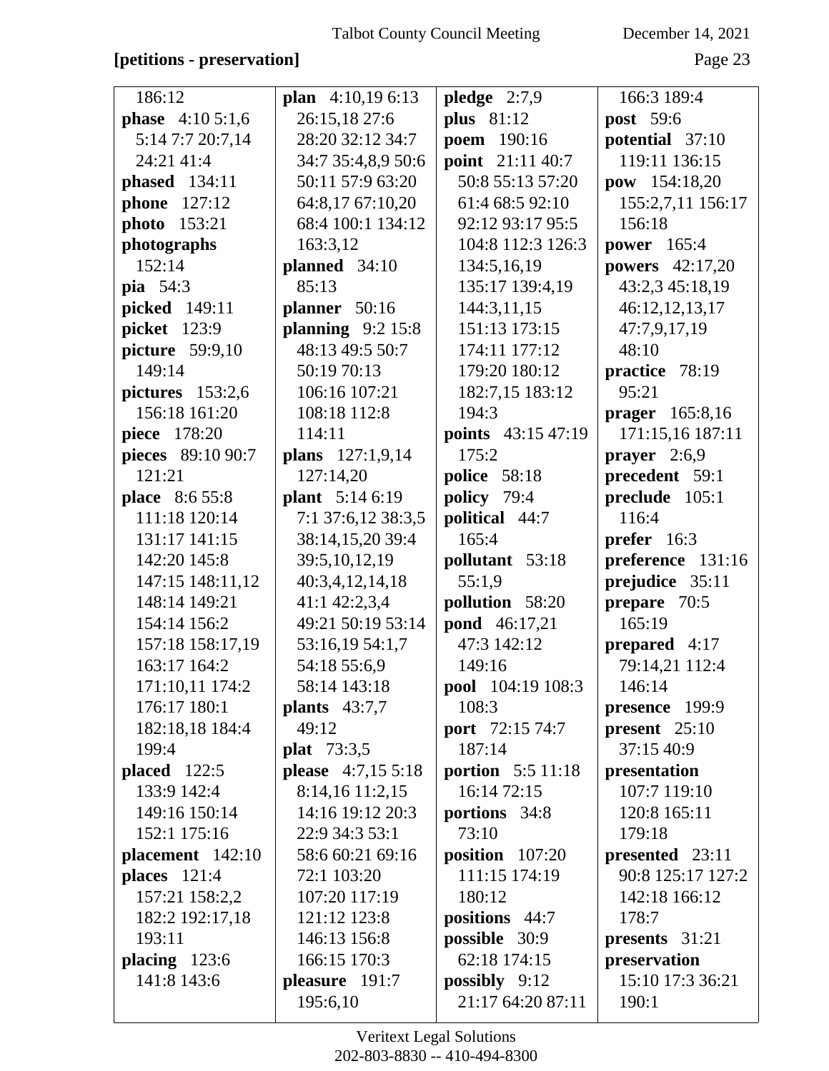**[petitions - preservation]**

186:12
**phase** 4:10 5:1,6 5:14 7:7 20:7,14 24:21 41:4
**phased** 134:11
**phone** 127:12
**photo** 153:21
**photographs** 152:14
**pia** 54:3
**picked** 149:11
**picket** 123:9
**picture** 59:9,10 149:14
**pictures** 153:2,6 156:18 161:20
**piece** 178:20
**pieces** 89:10 90:7 121:21
**place** 8:6 55:8 111:18 120:14 131:17 141:15 142:20 145:8 147:15 148:11,12 148:14 149:21 154:14 156:2 157:18 158:17,19 163:17 164:2 171:10,11 174:2 176:17 180:1 182:18,18 184:4 199:4
**placed** 122:5 133:9 142:4 149:16 150:14 152:1 175:16
**placement** 142:10
**places** 121:4 157:21 158:2,2 182:2 192:17,18 193:11
**placing** 123:6 141:8 143:6
**plan** 4:10,19 6:13 26:15,18 27:6 28:20 32:12 34:7 34:7 35:4,8,9 50:6 50:11 57:9 63:20 64:8,17 67:10,20 68:4 100:1 134:12 163:3,12
**planned** 34:10 85:13
**planner** 50:16
**planning** 9:2 15:8 48:13 49:5 50:7 50:19 70:13 106:16 107:21 108:18 112:8 114:11
**plans** 127:1,9,14 127:14,20
**plant** 5:14 6:19 7:1 37:6,12 38:3,5 38:14,15,20 39:4 39:5,10,12,19 40:3,4,12,14,18 41:1 42:2,3,4 49:21 50:19 53:14 53:16,19 54:1,7 54:18 55:6,9 58:14 143:18
**plants** 43:7,7 49:12
**plat** 73:3,5
**please** 4:7,15 5:18 8:14,16 11:2,15 14:16 19:12 20:3 22:9 34:3 53:1 58:6 60:21 69:16 72:1 103:20 107:20 117:19 121:12 123:8 146:13 156:8 166:15 170:3
**pleasure** 191:7 195:6,10
**pledge** 2:7,9
**plus** 81:12
**poem** 190:16
**point** 21:11 40:7 50:8 55:13 57:20 61:4 68:5 92:10 92:12 93:17 95:5 104:8 112:3 126:3 134:5,16,19 135:17 139:4,19 144:3,11,15 151:13 173:15 174:11 177:12 179:20 180:12 182:7,15 183:12 194:3
**points** 43:15 47:19 175:2
**police** 58:18
**policy** 79:4
**political** 44:7 165:4
**pollutant** 53:18 55:1,9
**pollution** 58:20
**pond** 46:17,21 47:3 142:12 149:16
**pool** 104:19 108:3 108:3
**port** 72:15 74:7 187:14
**portion** 5:5 11:18 16:14 72:15
**portions** 34:8 73:10
**position** 107:20 111:15 174:19 180:12
**positions** 44:7
**possible** 30:9 62:18 174:15
**possibly** 9:12 21:17 64:20 87:11 166:3 189:4
**post** 59:6
**potential** 37:10 119:11 136:15
**pow** 154:18,20 155:2,7,11 156:17 156:18
**power** 165:4
**powers** 42:17,20 43:2,3 45:18,19 46:12,12,13,17 47:7,9,17,19 48:10
**practice** 78:19 95:21
**prager** 165:8,16 171:15,16 187:11
**prayer** 2:6,9
**precedent** 59:1
**preclude** 105:1 116:4
**prefer** 16:3
**preference** 131:16
**prejudice** 35:11
**prepare** 70:5 165:19
**prepared** 4:17 79:14,21 112:4 146:14
**presence** 199:9
**present** 25:10 37:15 40:9
**presentation** 107:7 119:10 120:8 165:11 179:18
**presented** 23:11 90:8 125:17 127:2 142:18 166:12 178:7
**presents** 31:21
**preservation** 15:10 17:3 36:21 190:1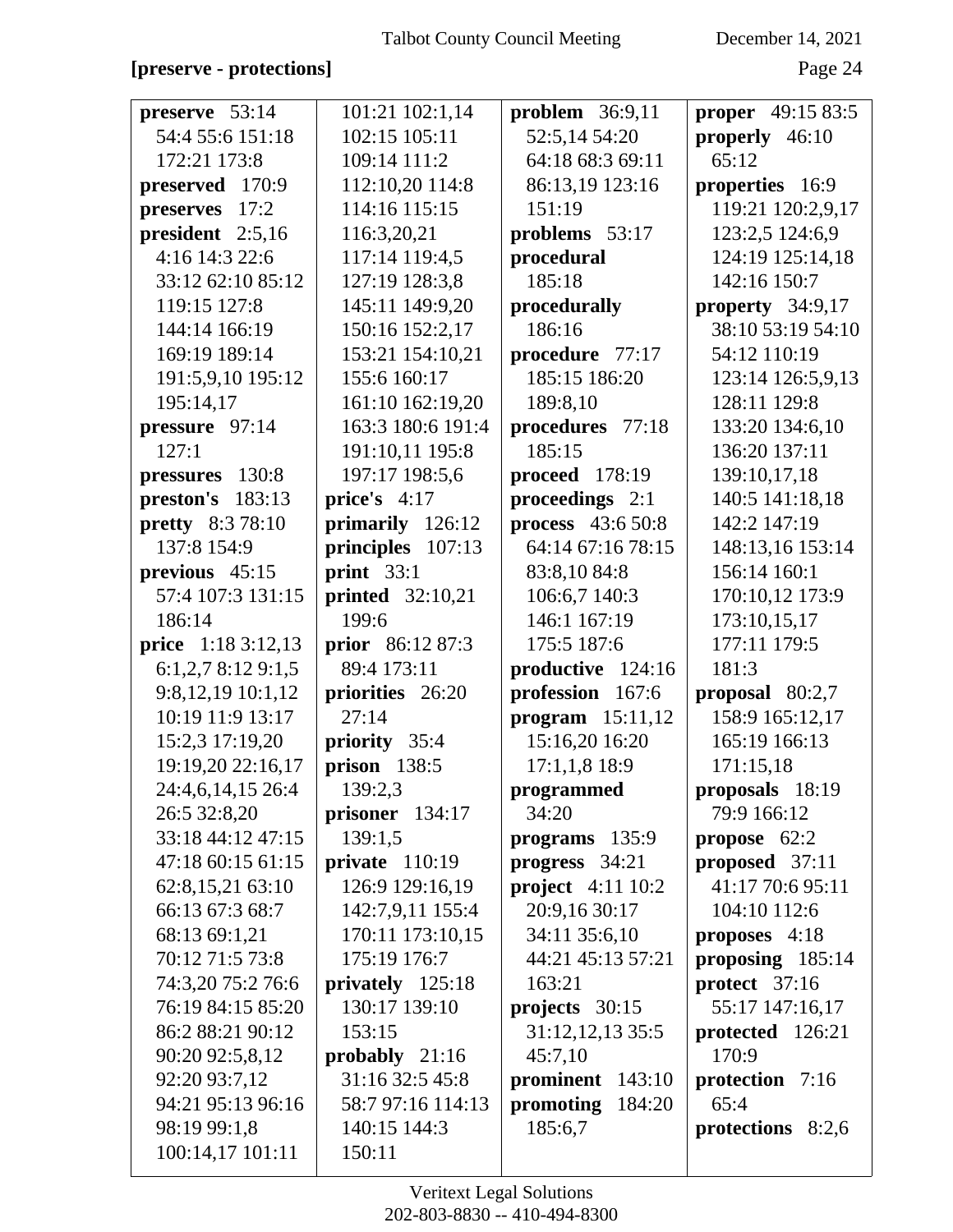**[preserve - protections]**

**preserve** 53:14 54:4 55:6 151:18 172:21 173:8
**preserved** 170:9
**preserves** 17:2
**president** 2:5,16 4:16 14:3 22:6 33:12 62:10 85:12 119:15 127:8 144:14 166:19 169:19 189:14 191:5,9,10 195:12 195:14,17
**pressure** 97:14 127:1
**pressures** 130:8
**preston's** 183:13
**pretty** 8:3 78:10 137:8 154:9
**previous** 45:15 57:4 107:3 131:15 186:14
**price** 1:18 3:12,13 6:1,2,7 8:12 9:1,5 9:8,12,19 10:1,12 10:19 11:9 13:17 15:2,3 17:19,20 19:19,20 22:16,17 24:4,6,14,15 26:4 26:5 32:8,20 33:18 44:12 47:15 47:18 60:15 61:15 62:8,15,21 63:10 66:13 67:3 68:7 68:13 69:1,21 70:12 71:5 73:8 74:3,20 75:2 76:6 76:19 84:15 85:20 86:2 88:21 90:12 90:20 92:5,8,12 92:20 93:7,12 94:21 95:13 96:16 98:19 99:1,8 100:14,17 101:11 101:21 102:1,14 102:15 105:11 109:14 111:2 112:10,20 114:8 114:16 115:15 116:3,20,21 117:14 119:4,5 127:19 128:3,8 145:11 149:9,20 150:16 152:2,17 153:21 154:10,21 155:6 160:17 161:10 162:19,20 163:3 180:6 191:4 191:10,11 195:8 197:17 198:5,6
**price's** 4:17
**primarily** 126:12
**principles** 107:13
**print** 33:1
**printed** 32:10,21 199:6
**prior** 86:12 87:3 89:4 173:11
**priorities** 26:20 27:14
**priority** 35:4
**prison** 138:5 139:2,3
**prisoner** 134:17 139:1,5
**private** 110:19 126:9 129:16,19 142:7,9,11 155:4 170:11 173:10,15 175:19 176:7
**privately** 125:18 130:17 139:10 153:15
**probably** 21:16 31:16 32:5 45:8 58:7 97:16 114:13 140:15 144:3 150:11
**problem** 36:9,11 52:5,14 54:20 64:18 68:3 69:11 86:13,19 123:16 151:19
**problems** 53:17
**procedural** 185:18
**procedurally** 186:16
**procedure** 77:17 185:15 186:20 189:8,10
**procedures** 77:18 185:15
**proceed** 178:19
**proceedings** 2:1
**process** 43:6 50:8 64:14 67:16 78:15 83:8,10 84:8 106:6,7 140:3 146:1 167:19 175:5 187:6
**productive** 124:16
**profession** 167:6
**program** 15:11,12 15:16,20 16:20 17:1,1,8 18:9
**programmed** 34:20
**programs** 135:9
**progress** 34:21
**project** 4:11 10:2 20:9,16 30:17 34:11 35:6,10 44:21 45:13 57:21 163:21
**projects** 30:15 31:12,12,13 35:5 45:7,10
**prominent** 143:10
**promoting** 184:20 185:6,7
**proper** 49:15 83:5
**properly** 46:10 65:12
**properties** 16:9 119:21 120:2,9,17 123:2,5 124:6,9 124:19 125:14,18 142:16 150:7
**property** 34:9,17 38:10 53:19 54:10 54:12 110:19 123:14 126:5,9,13 128:11 129:8 133:20 134:6,10 136:20 137:11 139:10,17,18 140:5 141:18,18 142:2 147:19 148:13,16 153:14 156:14 160:1 170:10,12 173:9 173:10,15,17 177:11 179:5 181:3
**proposal** 80:2,7 158:9 165:12,17 165:19 166:13 171:15,18
**proposals** 18:19 79:9 166:12
**propose** 62:2
**proposed** 37:11 41:17 70:6 95:11 104:10 112:6
**proposes** 4:18
**proposing** 185:14
**protect** 37:16 55:17 147:16,17
**protected** 126:21 170:9
**protection** 7:16 65:4
**protections** 8:2,6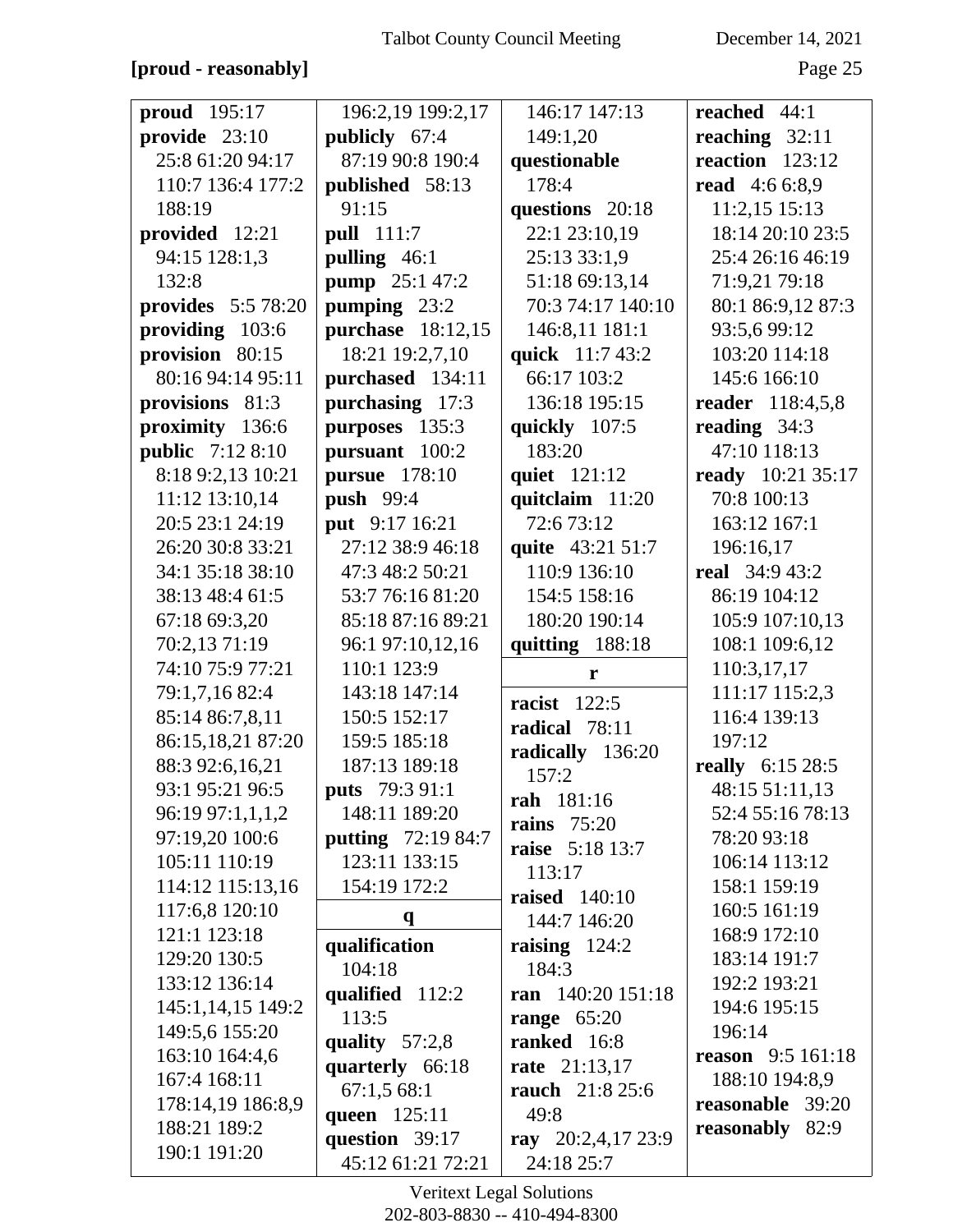**[proud - reasonably]**

**proud** 195:17
**provide** 23:10 25:8 61:20 94:17 110:7 136:4 177:2 188:19
**provided** 12:21 94:15 128:1,3 132:8
**provides** 5:5 78:20
**providing** 103:6
**provision** 80:15 80:16 94:14 95:11
**provisions** 81:3
**proximity** 136:6
**public** 7:12 8:10 8:18 9:2,13 10:21 11:12 13:10,14 20:5 23:1 24:19 26:20 30:8 33:21 34:1 35:18 38:10 38:13 48:4 61:5 67:18 69:3,20 70:2,13 71:19 74:10 75:9 77:21 79:1,7,16 82:4 85:14 86:7,8,11 86:15,18,21 87:20 88:3 92:6,16,21 93:1 95:21 96:5 96:19 97:1,1,1,2 97:19,20 100:6 105:11 110:19 114:12 115:13,16 117:6,8 120:10 121:1 123:18 129:20 130:5 133:12 136:14 145:1,14,15 149:2 149:5,6 155:20 163:10 164:4,6 167:4 168:11 178:14,19 186:8,9 188:21 189:2 190:1 191:20 196:2,19 199:2,17
**publicly** 67:4 87:19 90:8 190:4
**published** 58:13 91:15
**pull** 111:7
**pulling** 46:1
**pump** 25:1 47:2
**pumping** 23:2
**purchase** 18:12,15 18:21 19:2,7,10
**purchased** 134:11
**purchasing** 17:3
**purposes** 135:3
**pursuant** 100:2
**pursue** 178:10
**push** 99:4
**put** 9:17 16:21 27:12 38:9 46:18 47:3 48:2 50:21 53:7 76:16 81:20 85:18 87:16 89:21 96:1 97:10,12,16 110:1 123:9 143:18 147:14 150:5 152:17 159:5 185:18 187:13 189:18
**puts** 79:3 91:1 148:11 189:20
**putting** 72:19 84:7 123:11 133:15 154:19 172:2

**q**

**qualification** 104:18
**qualified** 112:2 113:5
**quality** 57:2,8
**quarterly** 66:18 67:1,5 68:1
**queen** 125:11
**question** 39:17 45:12 61:21 72:21 146:17 147:13 149:1,20
**questionable** 178:4
**questions** 20:18 22:1 23:10,19 25:13 33:1,9 51:18 69:13,14 70:3 74:17 140:10 146:8,11 181:1
**quick** 11:7 43:2 66:17 103:2 136:18 195:15
**quickly** 107:5 183:20
**quiet** 121:12
**quitclaim** 11:20 72:6 73:12
**quite** 43:21 51:7 110:9 136:10 154:5 158:16 180:20 190:14
**quitting** 188:18

**r**

**racist** 122:5
**radical** 78:11
**radically** 136:20 157:2
**rah** 181:16
**rains** 75:20
**raise** 5:18 13:7 113:17
**raised** 140:10 144:7 146:20
**raising** 124:2 184:3
**ran** 140:20 151:18
**range** 65:20
**ranked** 16:8
**rate** 21:13,17
**rauch** 21:8 25:6 49:8
**ray** 20:2,4,17 23:9 24:18 25:7
**reached** 44:1
**reaching** 32:11
**reaction** 123:12
**read** 4:6 6:8,9 11:2,15 15:13 18:14 20:10 23:5 25:4 26:16 46:19 71:9,21 79:18 80:1 86:9,12 87:3 93:5,6 99:12 103:20 114:18 145:6 166:10
**reader** 118:4,5,8
**reading** 34:3 47:10 118:13
**ready** 10:21 35:17 70:8 100:13 163:12 167:1 196:16,17
**real** 34:9 43:2 86:19 104:12 105:9 107:10,13 108:1 109:6,12 110:3,17,17 111:17 115:2,3 116:4 139:13 197:12
**really** 6:15 28:5 48:15 51:11,13 52:4 55:16 78:13 78:20 93:18 106:14 113:12 158:1 159:19 160:5 161:19 168:9 172:10 183:14 191:7 192:2 193:21 194:6 195:15 196:14
**reason** 9:5 161:18 188:10 194:8,9
**reasonable** 39:20
**reasonably** 82:9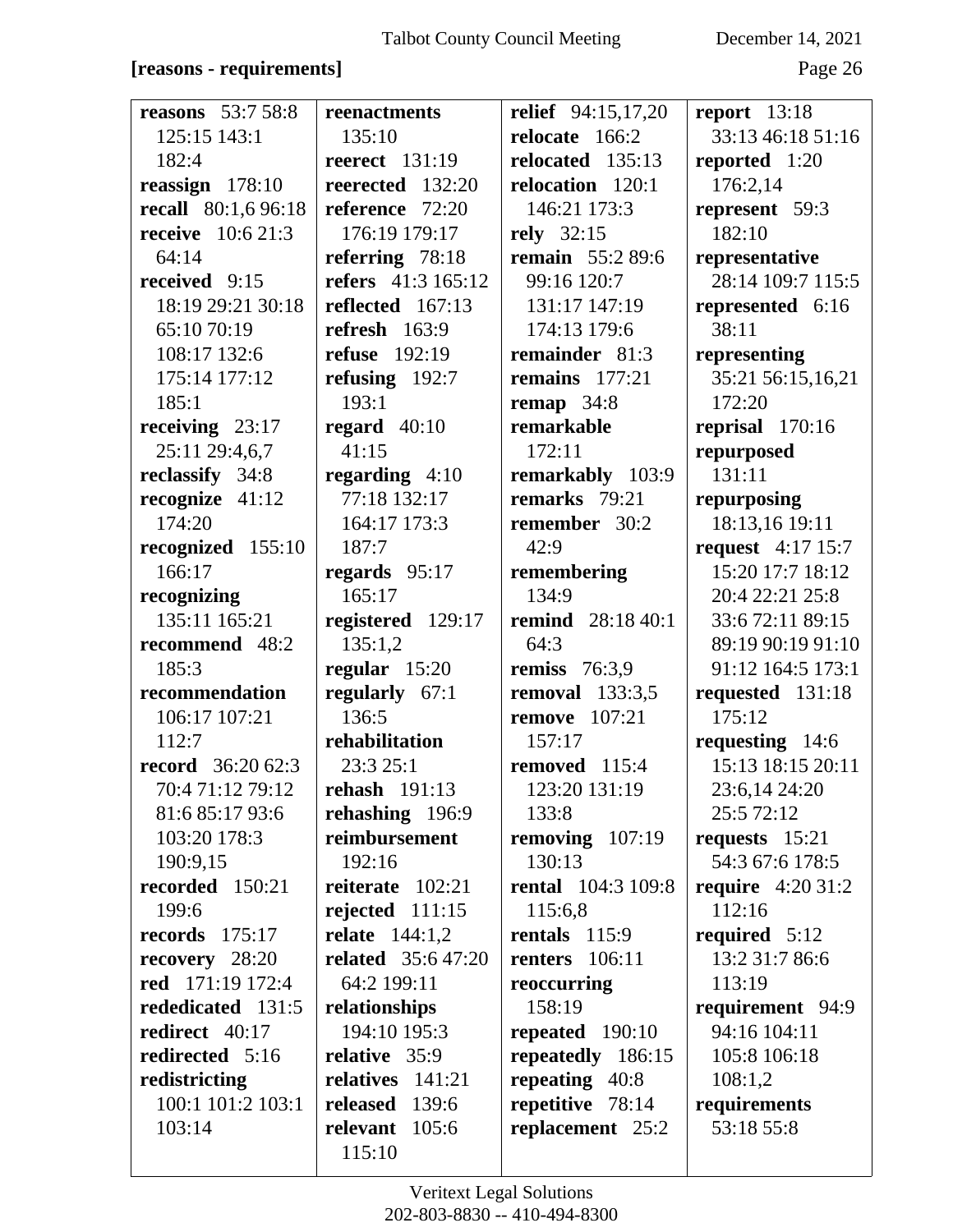**[reasons - requirements]**

**reasons** 53:7 58:8 125:15 143:1 182:4
**reassign** 178:10
**recall** 80:1,6 96:18
**receive** 10:6 21:3 64:14
**received** 9:15 18:19 29:21 30:18 65:10 70:19 108:17 132:6 175:14 177:12 185:1
**receiving** 23:17 25:11 29:4,6,7
**reclassify** 34:8
**recognize** 41:12 174:20
**recognized** 155:10 166:17
**recognizing** 135:11 165:21
**recommend** 48:2 185:3
**recommendation** 106:17 107:21 112:7
**record** 36:20 62:3 70:4 71:12 79:12 81:6 85:17 93:6 103:20 178:3 190:9,15
**recorded** 150:21 199:6
**records** 175:17
**recovery** 28:20
**red** 171:19 172:4
**rededicated** 131:5
**redirect** 40:17
**redirected** 5:16
**redistricting** 100:1 101:2 103:1 103:14
**reenactments** 135:10
**reerect** 131:19
**reerected** 132:20
**reference** 72:20 176:19 179:17
**referring** 78:18
**refers** 41:3 165:12
**reflected** 167:13
**refresh** 163:9
**refuse** 192:19
**refusing** 192:7 193:1
**regard** 40:10 41:15
**regarding** 4:10 77:18 132:17 164:17 173:3 187:7
**regards** 95:17 165:17
**registered** 129:17 135:1,2
**regular** 15:20
**regularly** 67:1 136:5
**rehabilitation** 23:3 25:1
**rehash** 191:13
**rehashing** 196:9
**reimbursement** 192:16
**reiterate** 102:21
**rejected** 111:15
**relate** 144:1,2
**related** 35:6 47:20 64:2 199:11
**relationships** 194:10 195:3
**relative** 35:9
**relatives** 141:21
**released** 139:6
**relevant** 105:6 115:10
**relief** 94:15,17,20
**relocate** 166:2
**relocated** 135:13
**relocation** 120:1 146:21 173:3
**rely** 32:15
**remain** 55:2 89:6 99:16 120:7 131:17 147:19 174:13 179:6
**remainder** 81:3
**remains** 177:21
**remap** 34:8
**remarkable** 172:11
**remarkably** 103:9
**remarks** 79:21
**remember** 30:2 42:9
**remembering** 134:9
**remind** 28:18 40:1 64:3
**remiss** 76:3,9
**removal** 133:3,5
**remove** 107:21 157:17
**removed** 115:4 123:20 131:19 133:8
**removing** 107:19 130:13
**rental** 104:3 109:8 115:6,8
**rentals** 115:9
**renters** 106:11
**reoccurring** 158:19
**repeated** 190:10
**repeatedly** 186:15
**repeating** 40:8
**repetitive** 78:14
**replacement** 25:2
**report** 13:18 33:13 46:18 51:16
**reported** 1:20 176:2,14
**represent** 59:3 182:10
**representative** 28:14 109:7 115:5
**represented** 6:16 38:11
**representing** 35:21 56:15,16,21 172:20
**reprisal** 170:16
**repurposed** 131:11
**repurposing** 18:13,16 19:11
**request** 4:17 15:7 15:20 17:7 18:12 20:4 22:21 25:8 33:6 72:11 89:15 89:19 90:19 91:10 91:12 164:5 173:1
**requested** 131:18 175:12
**requesting** 14:6 15:13 18:15 20:11 23:6,14 24:20 25:5 72:12
**requests** 15:21 54:3 67:6 178:5
**require** 4:20 31:2 112:16
**required** 5:12 13:2 31:7 86:6 113:19
**requirement** 94:9 94:16 104:11 105:8 106:18 108:1,2
**requirements** 53:18 55:8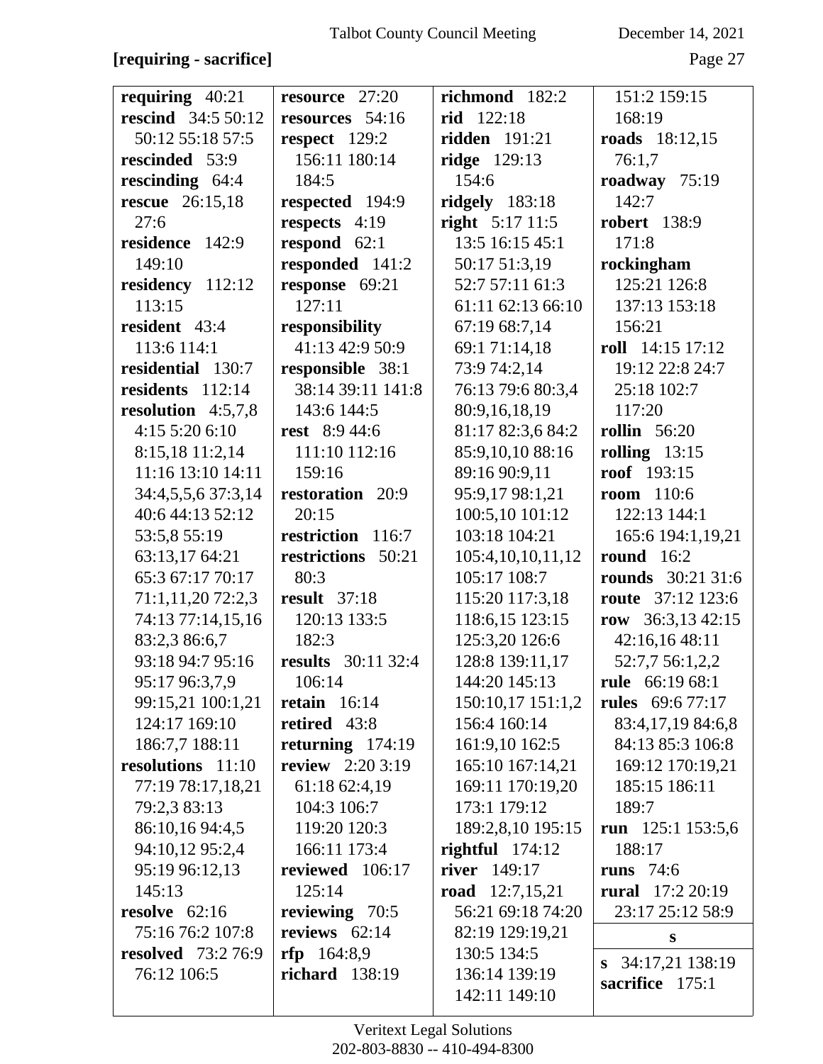**[requiring - sacrifice]**

**requiring** 40:21
**rescind** 34:5 50:12 50:12 55:18 57:5
**rescinded** 53:9
**rescinding** 64:4
**rescue** 26:15,18 27:6
**residence** 142:9 149:10
**residency** 112:12 113:15
**resident** 43:4 113:6 114:1
**residential** 130:7
**residents** 112:14
**resolution** 4:5,7,8 4:15 5:20 6:10 8:15,18 11:2,14 11:16 13:10 14:11 34:4,5,5,6 37:3,14 40:6 44:13 52:12 53:5,8 55:19 63:13,17 64:21 65:3 67:17 70:17 71:1,11,20 72:2,3 74:13 77:14,15,16 83:2,3 86:6,7 93:18 94:7 95:16 95:17 96:3,7,9 99:15,21 100:1,21 124:17 169:10 186:7,7 188:11
**resolutions** 11:10 77:19 78:17,18,21 79:2,3 83:13 86:10,16 94:4,5 94:10,12 95:2,4 95:19 96:12,13 145:13
**resolve** 62:16 75:16 76:2 107:8
**resolved** 73:2 76:9 76:12 106:5
**resource** 27:20
**resources** 54:16
**respect** 129:2 156:11 180:14 184:5
**respected** 194:9
**respects** 4:19
**respond** 62:1
**responded** 141:2
**response** 69:21 127:11
**responsibility** 41:13 42:9 50:9
**responsible** 38:1 38:14 39:11 141:8 143:6 144:5
**rest** 8:9 44:6 111:10 112:16 159:16
**restoration** 20:9 20:15
**restriction** 116:7
**restrictions** 50:21 80:3
**result** 37:18 120:13 133:5 182:3
**results** 30:11 32:4 106:14
**retain** 16:14
**retired** 43:8
**returning** 174:19
**review** 2:20 3:19 61:18 62:4,19 104:3 106:7 119:20 120:3 166:11 173:4
**reviewed** 106:17 125:14
**reviewing** 70:5
**reviews** 62:14
**rfp** 164:8,9
**richard** 138:19
**richmond** 182:2
**rid** 122:18
**ridden** 191:21
**ridge** 129:13 154:6
**ridgely** 183:18
**right** 5:17 11:5 13:5 16:15 45:1 50:17 51:3,19 52:7 57:11 61:3 61:11 62:13 66:10 67:19 68:7,14 69:1 71:14,18 73:9 74:2,14 76:13 79:6 80:3,4 80:9,16,18,19 81:17 82:3,6 84:2 85:9,10,10 88:16 89:16 90:9,11 95:9,17 98:1,21 100:5,10 101:12 103:18 104:21 105:4,10,10,11,12 105:17 108:7 115:20 117:3,18 118:6,15 123:15 125:3,20 126:6 128:8 139:11,17 144:20 145:13 150:10,17 151:1,2 156:4 160:14 161:9,10 162:5 165:10 167:14,21 169:11 170:19,20 173:1 179:12 189:2,8,10 195:15
**rightful** 174:12
**river** 149:17
**road** 12:7,15,21 56:21 69:18 74:20 82:19 129:19,21 130:5 134:5 136:14 139:19 142:11 149:10 151:2 159:15 168:19
**roads** 18:12,15 76:1,7
**roadway** 75:19 142:7
**robert** 138:9 171:8
**rockingham** 125:21 126:8 137:13 153:18 156:21
**roll** 14:15 17:12 19:12 22:8 24:7 25:18 102:7 117:20
**rollin** 56:20
**rolling** 13:15
**roof** 193:15
**room** 110:6 122:13 144:1 165:6 194:1,19,21
**round** 16:2
**rounds** 30:21 31:6
**route** 37:12 123:6
**row** 36:3,13 42:15 42:16,16 48:11 52:7,7 56:1,2,2
**rule** 66:19 68:1
**rules** 69:6 77:17 83:4,17,19 84:6,8 84:13 85:3 106:8 169:12 170:19,21 185:15 186:11 189:7
**run** 125:1 153:5,6 188:17
**runs** 74:6
**rural** 17:2 20:19 23:17 25:12 58:9

## s

**s** 34:17,21 138:19
**sacrifice** 175:1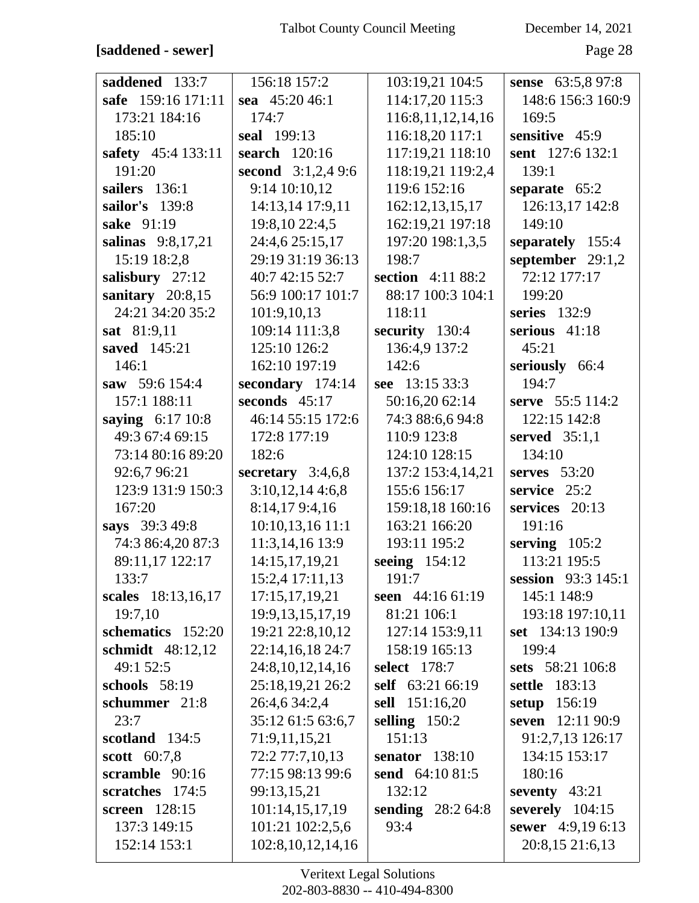**[saddened - sewer]**

**saddened** 133:7
**safe** 159:16 171:11 173:21 184:16 185:10
**safety** 45:4 133:11 191:20
**sailers** 136:1
**sailor's** 139:8
**sake** 91:19
**salinas** 9:8,17,21 15:19 18:2,8
**salisbury** 27:12
**sanitary** 20:8,15 24:21 34:20 35:2
**sat** 81:9,11
**saved** 145:21 146:1
**saw** 59:6 154:4 157:1 188:11
**saying** 6:17 10:8 49:3 67:4 69:15 73:14 80:16 89:20 92:6,7 96:21 123:9 131:9 150:3 167:20
**says** 39:3 49:8 74:3 86:4,20 87:3 89:11,17 122:17 133:7
**scales** 18:13,16,17 19:7,10
**schematics** 152:20
**schmidt** 48:12,12 49:1 52:5
**schools** 58:19
**schummer** 21:8 23:7
**scotland** 134:5
**scott** 60:7,8
**scramble** 90:16
**scratches** 174:5
**screen** 128:15 137:3 149:15 152:14 153:1 156:18 157:2
**sea** 45:20 46:1 174:7
**seal** 199:13
**search** 120:16
**second** 3:1,2,4 9:6 9:14 10:10,12 14:13,14 17:9,11 19:8,10 22:4,5 24:4,6 25:15,17 29:19 31:19 36:13 40:7 42:15 52:7 56:9 100:17 101:7 101:9,10,13 109:14 111:3,8 125:10 126:2 162:10 197:19
**secondary** 174:14
**seconds** 45:17 46:14 55:15 172:6 172:8 177:19 182:6
**secretary** 3:4,6,8 3:10,12,14 4:6,8 8:14,17 9:4,16 10:10,13,16 11:1 11:3,14,16 13:9 14:15,17,19,21 15:2,4 17:11,13 17:15,17,19,21 19:9,13,15,17,19 19:21 22:8,10,12 22:14,16,18 24:7 24:8,10,12,14,16 25:18,19,21 26:2 26:4,6 34:2,4 35:12 61:5 63:6,7 71:9,11,15,21 72:2 77:7,10,13 77:15 98:13 99:6 99:13,15,21 101:14,15,17,19 101:21 102:2,5,6 102:8,10,12,14,16 103:19,21 104:5 114:17,20 115:3 116:8,11,12,14,16 116:18,20 117:1 117:19,21 118:10 118:19,21 119:2,4 119:6 152:16 162:12,13,15,17 162:19,21 197:18 197:20 198:1,3,5 198:7
**section** 4:11 88:2 88:17 100:3 104:1 118:11
**security** 130:4 136:4,9 137:2 142:6
**see** 13:15 33:3 50:16,20 62:14 74:3 88:6,6 94:8 110:9 123:8 124:10 128:15 137:2 153:4,14,21 155:6 156:17 159:18,18 160:16 163:21 166:20 193:11 195:2
**seeing** 154:12 191:7
**seen** 44:16 61:19 81:21 106:1 127:14 153:9,11 158:19 165:13
**select** 178:7
**self** 63:21 66:19
**sell** 151:16,20
**selling** 150:2 151:13
**senator** 138:10
**send** 64:10 81:5 132:12
**sending** 28:2 64:8 93:4
**sense** 63:5,8 97:8 148:6 156:3 160:9 169:5
**sensitive** 45:9
**sent** 127:6 132:1 139:1
**separate** 65:2 126:13,17 142:8 149:10
**separately** 155:4
**september** 29:1,2 72:12 177:17 199:20
**series** 132:9
**serious** 41:18 45:21
**seriously** 66:4 194:7
**serve** 55:5 114:2 122:15 142:8
**served** 35:1,1 134:10
**serves** 53:20
**service** 25:2
**services** 20:13 191:16
**serving** 105:2 113:21 195:5
**session** 93:3 145:1 145:1 148:9 193:18 197:10,11
**set** 134:13 190:9 199:4
**sets** 58:21 106:8
**settle** 183:13
**setup** 156:19
**seven** 12:11 90:9 91:2,7,13 126:17 134:15 153:17 180:16
**seventy** 43:21
**severely** 104:15
**sewer** 4:9,19 6:13 20:8,15 21:6,13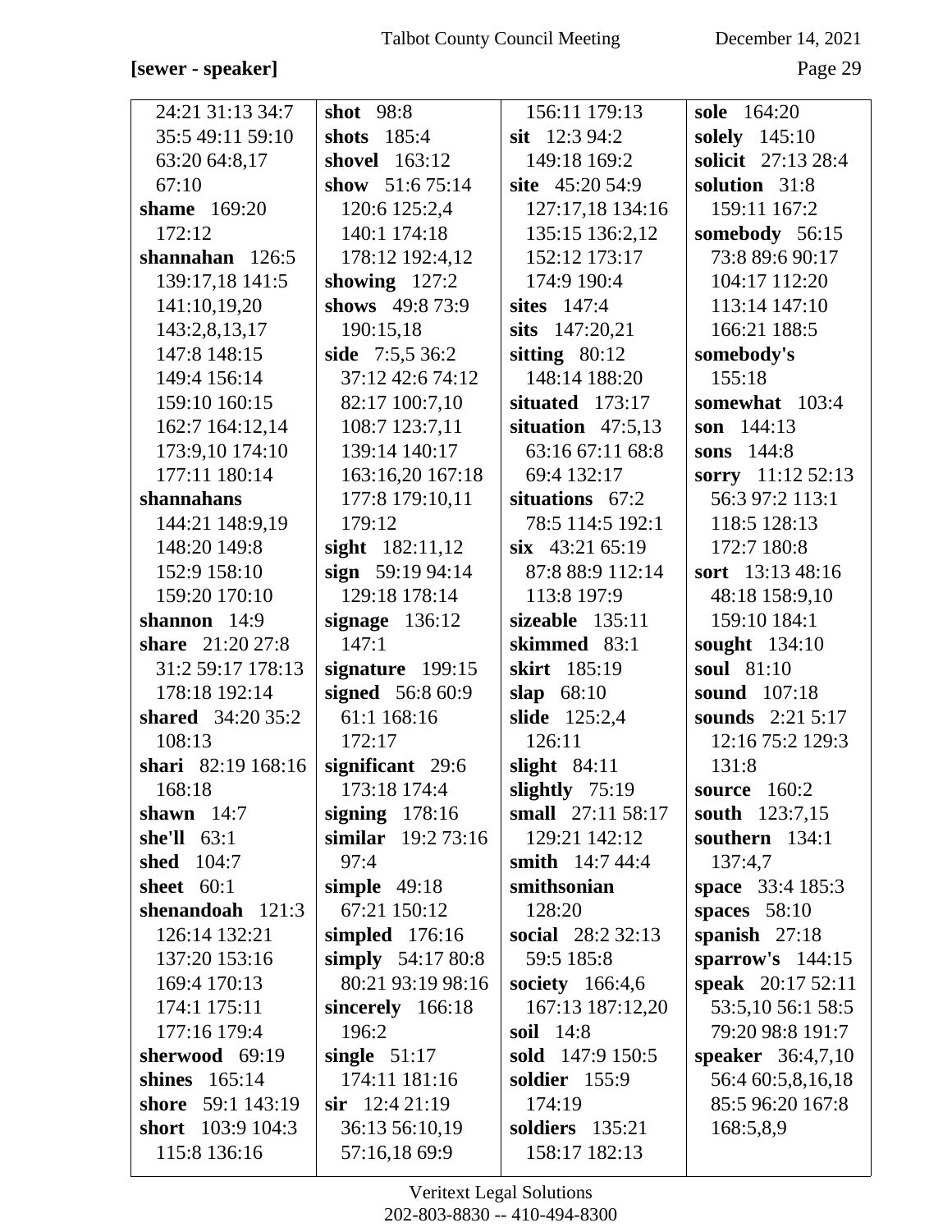**[sewer - speaker]**

24:21 31:13 34:7 35:5 49:11 59:10 63:20 64:8,17 67:10
**shame** 169:20 172:12
**shannahan** 126:5 139:17,18 141:5 141:10,19,20 143:2,8,13,17 147:8 148:15 149:4 156:14 159:10 160:15 162:7 164:12,14 173:9,10 174:10 177:11 180:14
**shannahans** 144:21 148:9,19 148:20 149:8 152:9 158:10 159:20 170:10
**shannon** 14:9
**share** 21:20 27:8 31:2 59:17 178:13 178:18 192:14
**shared** 34:20 35:2 108:13
**shari** 82:19 168:16 168:18
**shawn** 14:7
**she'll** 63:1
**shed** 104:7
**sheet** 60:1
**shenandoah** 121:3 126:14 132:21 137:20 153:16 169:4 170:13 174:1 175:11 177:16 179:4
**sherwood** 69:19
**shines** 165:14
**shore** 59:1 143:19
**short** 103:9 104:3 115:8 136:16
**shot** 98:8
**shots** 185:4
**shovel** 163:12
**show** 51:6 75:14 120:6 125:2,4 140:1 174:18 178:12 192:4,12
**showing** 127:2
**shows** 49:8 73:9 190:15,18
**side** 7:5,5 36:2 37:12 42:6 74:12 82:17 100:7,10 108:7 123:7,11 139:14 140:17 163:16,20 167:18 177:8 179:10,11 179:12
**sight** 182:11,12
**sign** 59:19 94:14 129:18 178:14
**signage** 136:12 147:1
**signature** 199:15
**signed** 56:8 60:9 61:1 168:16 172:17
**significant** 29:6 173:18 174:4
**signing** 178:16
**similar** 19:2 73:16 97:4
**simple** 49:18 67:21 150:12
**simpled** 176:16
**simply** 54:17 80:8 80:21 93:19 98:16
**sincerely** 166:18 196:2
**single** 51:17 174:11 181:16
**sir** 12:4 21:19 36:13 56:10,19 57:16,18 69:9
156:11 179:13
**sit** 12:3 94:2 149:18 169:2
**site** 45:20 54:9 127:17,18 134:16 135:15 136:2,12 152:12 173:17 174:9 190:4
**sites** 147:4
**sits** 147:20,21
**sitting** 80:12 148:14 188:20
**situated** 173:17
**situation** 47:5,13 63:16 67:11 68:8 69:4 132:17
**situations** 67:2 78:5 114:5 192:1
**six** 43:21 65:19 87:8 88:9 112:14 113:8 197:9
**sizeable** 135:11
**skimmed** 83:1
**skirt** 185:19
**slap** 68:10
**slide** 125:2,4 126:11
**slight** 84:11
**slightly** 75:19
**small** 27:11 58:17 129:21 142:12
**smith** 14:7 44:4
**smithsonian** 128:20
**social** 28:2 32:13 59:5 185:8
**society** 166:4,6 167:13 187:12,20
**soil** 14:8
**sold** 147:9 150:5
**soldier** 155:9 174:19
**soldiers** 135:21 158:17 182:13
**sole** 164:20
**solely** 145:10
**solicit** 27:13 28:4
**solution** 31:8 159:11 167:2
**somebody** 56:15 73:8 89:6 90:17 104:17 112:20 113:14 147:10 166:21 188:5
**somebody's** 155:18
**somewhat** 103:4
**son** 144:13
**sons** 144:8
**sorry** 11:12 52:13 56:3 97:2 113:1 118:5 128:13 172:7 180:8
**sort** 13:13 48:16 48:18 158:9,10 159:10 184:1
**sought** 134:10
**soul** 81:10
**sound** 107:18
**sounds** 2:21 5:17 12:16 75:2 129:3 131:8
**source** 160:2
**south** 123:7,15
**southern** 134:1 137:4,7
**space** 33:4 185:3
**spaces** 58:10
**spanish** 27:18
**sparrow's** 144:15
**speak** 20:17 52:11 53:5,10 56:1 58:5 79:20 98:8 191:7
**speaker** 36:4,7,10 56:4 60:5,8,16,18 85:5 96:20 167:8 168:5,8,9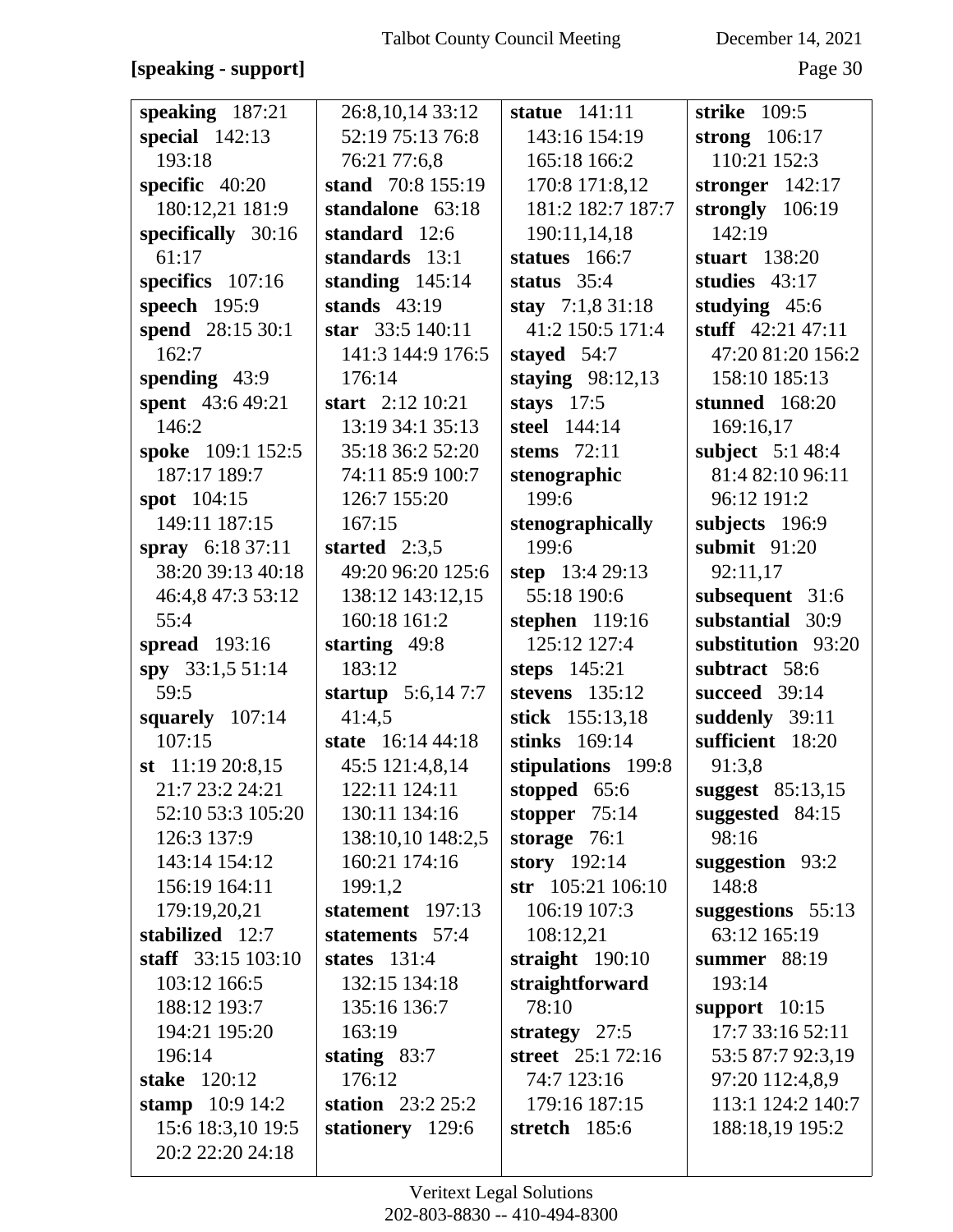**[speaking - support]**

**speaking** 187:21
**special** 142:13 193:18
**specific** 40:20 180:12,21 181:9
**specifically** 30:16 61:17
**specifics** 107:16
**speech** 195:9
**spend** 28:15 30:1 162:7
**spending** 43:9
**spent** 43:6 49:21 146:2
**spoke** 109:1 152:5 187:17 189:7
**spot** 104:15 149:11 187:15
**spray** 6:18 37:11 38:20 39:13 40:18 46:4,8 47:3 53:12 55:4
**spread** 193:16
**spy** 33:1,5 51:14 59:5
**squarely** 107:14 107:15
**st** 11:19 20:8,15 21:7 23:2 24:21 52:10 53:3 105:20 126:3 137:9 143:14 154:12 156:19 164:11 179:19,20,21
**stabilized** 12:7
**staff** 33:15 103:10 103:12 166:5 188:12 193:7 194:21 195:20 196:14
**stake** 120:12
**stamp** 10:9 14:2 15:6 18:3,10 19:5 20:2 22:20 24:18 26:8,10,14 33:12 52:19 75:13 76:8 76:21 77:6,8
**stand** 70:8 155:19
**standalone** 63:18
**standard** 12:6
**standards** 13:1
**standing** 145:14
**stands** 43:19
**star** 33:5 140:11 141:3 144:9 176:5 176:14
**start** 2:12 10:21 13:19 34:1 35:13 35:18 36:2 52:20 74:11 85:9 100:7 126:7 155:20 167:15
**started** 2:3,5 49:20 96:20 125:6 138:12 143:12,15 160:18 161:2
**starting** 49:8 183:12
**startup** 5:6,14 7:7 41:4,5
**state** 16:14 44:18 45:5 121:4,8,14 122:11 124:11 130:11 134:16 138:10,10 148:2,5 160:21 174:16 199:1,2
**statement** 197:13
**statements** 57:4
**states** 131:4 132:15 134:18 135:16 136:7 163:19
**stating** 83:7 176:12
**station** 23:2 25:2
**stationery** 129:6
**statue** 141:11 143:16 154:19 165:18 166:2 170:8 171:8,12 181:2 182:7 187:7 190:11,14,18
**statues** 166:7
**status** 35:4
**stay** 7:1,8 31:18 41:2 150:5 171:4
**stayed** 54:7
**staying** 98:12,13
**stays** 17:5
**steel** 144:14
**stems** 72:11
**stenographic** 199:6
**stenographically** 199:6
**step** 13:4 29:13 55:18 190:6
**stephen** 119:16 125:12 127:4
**steps** 145:21
**stevens** 135:12
**stick** 155:13,18
**stinks** 169:14
**stipulations** 199:8
**stopped** 65:6
**stopper** 75:14
**storage** 76:1
**story** 192:14
**str** 105:21 106:10 106:19 107:3 108:12,21
**straight** 190:10
**straightforward** 78:10
**strategy** 27:5
**street** 25:1 72:16 74:7 123:16 179:16 187:15
**stretch** 185:6
**strike** 109:5
**strong** 106:17 110:21 152:3
**stronger** 142:17
**strongly** 106:19 142:19
**stuart** 138:20
**studies** 43:17
**studying** 45:6
**stuff** 42:21 47:11 47:20 81:20 156:2 158:10 185:13
**stunned** 168:20 169:16,17
**subject** 5:1 48:4 81:4 82:10 96:11 96:12 191:2
**subjects** 196:9
**submit** 91:20 92:11,17
**subsequent** 31:6
**substantial** 30:9
**substitution** 93:20
**subtract** 58:6
**succeed** 39:14
**suddenly** 39:11
**sufficient** 18:20 91:3,8
**suggest** 85:13,15
**suggested** 84:15 98:16
**suggestion** 93:2 148:8
**suggestions** 55:13 63:12 165:19
**summer** 88:19 193:14
**support** 10:15 17:7 33:16 52:11 53:5 87:7 92:3,19 97:20 112:4,8,9 113:1 124:2 140:7 188:18,19 195:2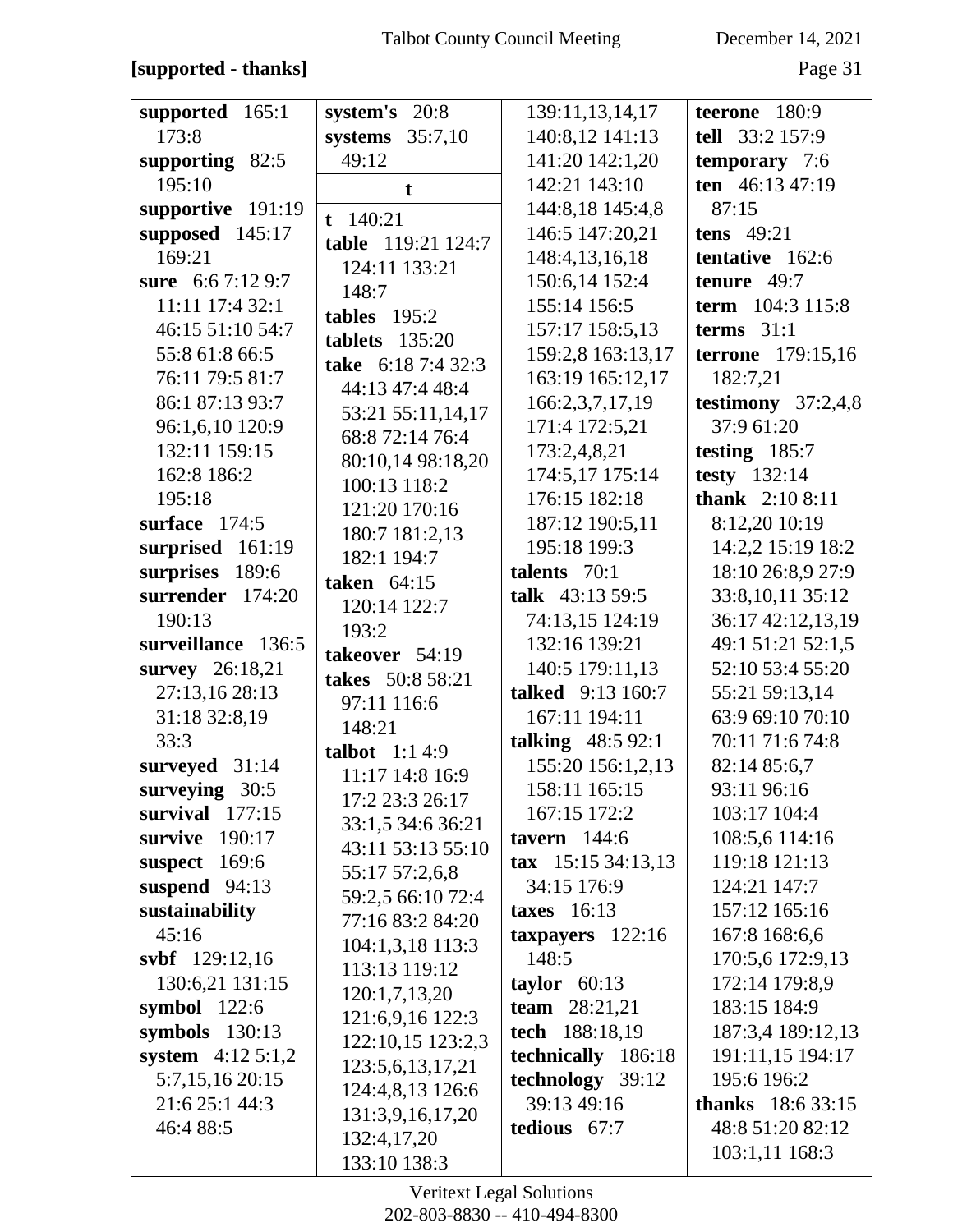**[supported - thanks]**

**supported** 165:1 173:8
**supporting** 82:5 195:10
**supportive** 191:19
**supposed** 145:17 169:21
**sure** 6:6 7:12 9:7 11:11 17:4 32:1 46:15 51:10 54:7 55:8 61:8 66:5 76:11 79:5 81:7 86:1 87:13 93:7 96:1,6,10 120:9 132:11 159:15 162:8 186:2 195:18
**surface** 174:5
**surprised** 161:19
**surprises** 189:6
**surrender** 174:20 190:13
**surveillance** 136:5
**survey** 26:18,21 27:13,16 28:13 31:18 32:8,19 33:3
**surveyed** 31:14
**surveying** 30:5
**survival** 177:15
**survive** 190:17
**suspect** 169:6
**suspend** 94:13
**sustainability** 45:16
**svbf** 129:12,16 130:6,21 131:15
**symbol** 122:6
**symbols** 130:13
**system** 4:12 5:1,2 5:7,15,16 20:15 21:6 25:1 44:3 46:4 88:5
**system's** 20:8
**systems** 35:7,10 49:12

**t**

**t** 140:21
**table** 119:21 124:7 124:11 133:21 148:7
**tables** 195:2
**tablets** 135:20
**take** 6:18 7:4 32:3 44:13 47:4 48:4 53:21 55:11,14,17 68:8 72:14 76:4 80:10,14 98:18,20 100:13 118:2 121:20 170:16 180:7 181:2,13 182:1 194:7
**taken** 64:15 120:14 122:7 193:2
**takeover** 54:19
**takes** 50:8 58:21 97:11 116:6 148:21
**talbot** 1:1 4:9 11:17 14:8 16:9 17:2 23:3 26:17 33:1,5 34:6 36:21 43:11 53:13 55:10 55:17 57:2,6,8 59:2,5 66:10 72:4 77:16 83:2 84:20 104:1,3,18 113:3 113:13 119:12 120:1,7,13,20 121:6,9,16 122:3 122:10,15 123:2,3 123:5,6,13,17,21 124:4,8,13 126:6 131:3,9,16,17,20 132:4,17,20 133:10 138:3 139:11,13,14,17 140:8,12 141:13 141:20 142:1,20 142:21 143:10 144:8,18 145:4,8 146:5 147:20,21 148:4,13,16,18 150:6,14 152:4 155:14 156:5 157:17 158:5,13 159:2,8 163:13,17 163:19 165:12,17 166:2,3,7,17,19 171:4 172:5,21 173:2,4,8,21 174:5,17 175:14 176:15 182:18 187:12 190:5,11 195:18 199:3
**talents** 70:1
**talk** 43:13 59:5 74:13,15 124:19 132:16 139:21 140:5 179:11,13
**talked** 9:13 160:7 167:11 194:11
**talking** 48:5 92:1 155:20 156:1,2,13 158:11 165:15 167:15 172:2
**tavern** 144:6
**tax** 15:15 34:13,13 34:15 176:9
**taxes** 16:13
**taxpayers** 122:16 148:5
**taylor** 60:13
**team** 28:21,21
**tech** 188:18,19
**technically** 186:18
**technology** 39:12 39:13 49:16
**tedious** 67:7
**teerone** 180:9
**tell** 33:2 157:9
**temporary** 7:6
**ten** 46:13 47:19 87:15
**tens** 49:21
**tentative** 162:6
**tenure** 49:7
**term** 104:3 115:8
**terms** 31:1
**terrone** 179:15,16 182:7,21
**testimony** 37:2,4,8 37:9 61:20
**testing** 185:7
**testy** 132:14
**thank** 2:10 8:11 8:12,20 10:19 14:2,2 15:19 18:2 18:10 26:8,9 27:9 33:8,10,11 35:12 36:17 42:12,13,19 49:1 51:21 52:1,5 52:10 53:4 55:20 55:21 59:13,14 63:9 69:10 70:10 70:11 71:6 74:8 82:14 85:6,7 93:11 96:16 103:17 104:4 108:5,6 114:16 119:18 121:13 124:21 147:7 157:12 165:16 167:8 168:6,6 170:5,6 172:9,13 172:14 179:8,9 183:15 184:9 187:3,4 189:12,13 191:11,15 194:17 195:6 196:2
**thanks** 18:6 33:15 48:8 51:20 82:12 103:1,11 168:3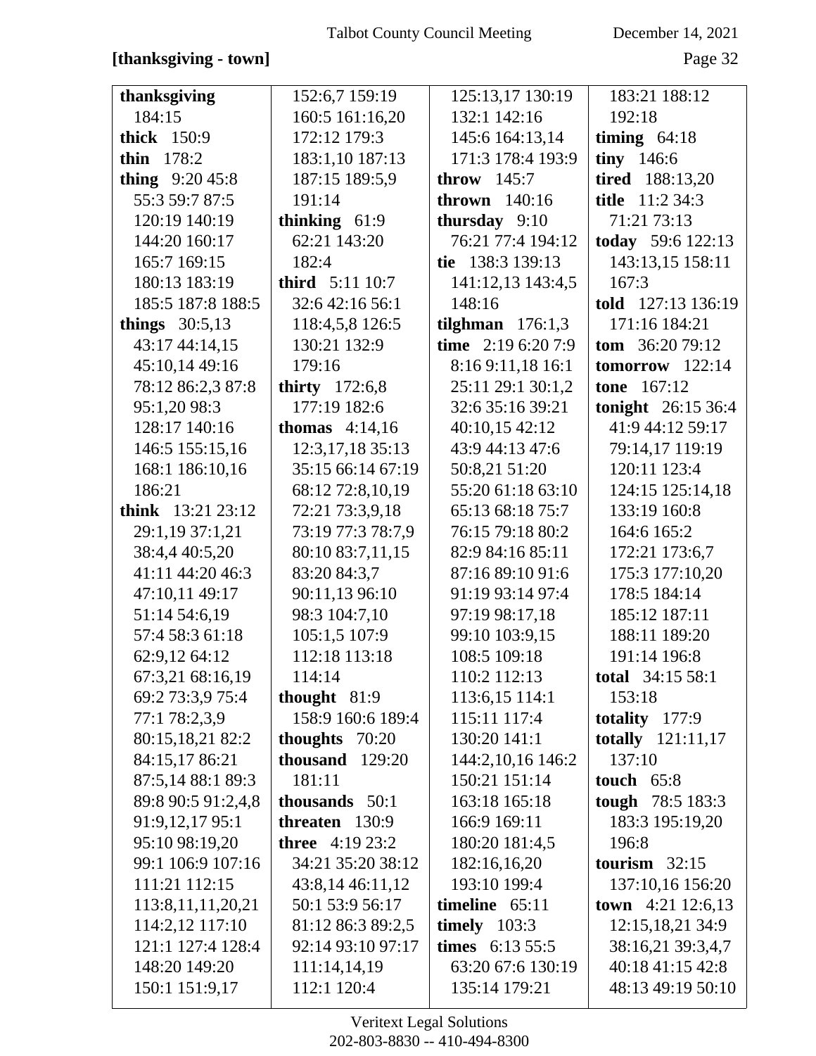**[thanksgiving - town]**

**thanksgiving** 184:15
**thick** 150:9
**thin** 178:2
**thing** 9:20 45:8 55:3 59:7 87:5 120:19 140:19 144:20 160:17 165:7 169:15 180:13 183:19 185:5 187:8 188:5
**things** 30:5,13 43:17 44:14,15 45:10,14 49:16 78:12 86:2,3 87:8 95:1,20 98:3 128:17 140:16 146:5 155:15,16 168:1 186:10,16 186:21
**think** 13:21 23:12 29:1,19 37:1,21 38:4,4 40:5,20 41:11 44:20 46:3 47:10,11 49:17 51:14 54:6,19 57:4 58:3 61:18 62:9,12 64:12 67:3,21 68:16,19 69:2 73:3,9 75:4 77:1 78:2,3,9 80:15,18,21 82:2 84:15,17 86:21 87:5,14 88:1 89:3 89:8 90:5 91:2,4,8 91:9,12,17 95:1 95:10 98:19,20 99:1 106:9 107:16 111:21 112:15 113:8,11,11,20,21 114:2,12 117:10 121:1 127:4 128:4 148:20 149:20 150:1 151:9,17 152:6,7 159:19 160:5 161:16,20 172:12 179:3 183:1,10 187:13 187:15 189:5,9 191:14
**thinking** 61:9 62:21 143:20 182:4
**third** 5:11 10:7 32:6 42:16 56:1 118:4,5,8 126:5 130:21 132:9 179:16
**thirty** 172:6,8 177:19 182:6
**thomas** 4:14,16 12:3,17,18 35:13 35:15 66:14 67:19 68:12 72:8,10,19 72:21 73:3,9,18 73:19 77:3 78:7,9 80:10 83:7,11,15 83:20 84:3,7 90:11,13 96:10 98:3 104:7,10 105:1,5 107:9 112:18 113:18 114:14
**thought** 81:9 158:9 160:6 189:4
**thoughts** 70:20
**thousand** 129:20 181:11
**thousands** 50:1
**threaten** 130:9
**three** 4:19 23:2 34:21 35:20 38:12 43:8,14 46:11,12 50:1 53:9 56:17 81:12 86:3 89:2,5 92:14 93:10 97:17 111:14,14,19 112:1 120:4 125:13,17 130:19 132:1 142:16 145:6 164:13,14 171:3 178:4 193:9
**throw** 145:7
**thrown** 140:16
**thursday** 9:10 76:21 77:4 194:12
**tie** 138:3 139:13 141:12,13 143:4,5 148:16
**tilghman** 176:1,3
**time** 2:19 6:20 7:9 8:16 9:11,18 16:1 25:11 29:1 30:1,2 32:6 35:16 39:21 40:10,15 42:12 43:9 44:13 47:6 50:8,21 51:20 55:20 61:18 63:10 65:13 68:18 75:7 76:15 79:18 80:2 82:9 84:16 85:11 87:16 89:10 91:6 91:19 93:14 97:4 97:19 98:17,18 99:10 103:9,15 108:5 109:18 110:2 112:13 113:6,15 114:1 115:11 117:4 130:20 141:1 144:2,10,16 146:2 150:21 151:14 163:18 165:18 166:9 169:11 180:20 181:4,5 182:16,16,20 193:10 199:4
**timeline** 65:11
**timely** 103:3
**times** 6:13 55:5 63:20 67:6 130:19 135:14 179:21 183:21 188:12 192:18
**timing** 64:18
**tiny** 146:6
**tired** 188:13,20
**title** 11:2 34:3 71:21 73:13
**today** 59:6 122:13 143:13,15 158:11 167:3
**told** 127:13 136:19 171:16 184:21
**tom** 36:20 79:12
**tomorrow** 122:14
**tone** 167:12
**tonight** 26:15 36:4 41:9 44:12 59:17 79:14,17 119:19 120:11 123:4 124:15 125:14,18 133:19 160:8 164:6 165:2 172:21 173:6,7 175:3 177:10,20 178:5 184:14 185:12 187:11 188:11 189:20 191:14 196:8
**total** 34:15 58:1 153:18
**totality** 177:9
**totally** 121:11,17 137:10
**touch** 65:8
**tough** 78:5 183:3 183:3 195:19,20 196:8
**tourism** 32:15 137:10,16 156:20
**town** 4:21 12:6,13 12:15,18,21 34:9 38:16,21 39:3,4,7 40:18 41:15 42:8 48:13 49:19 50:10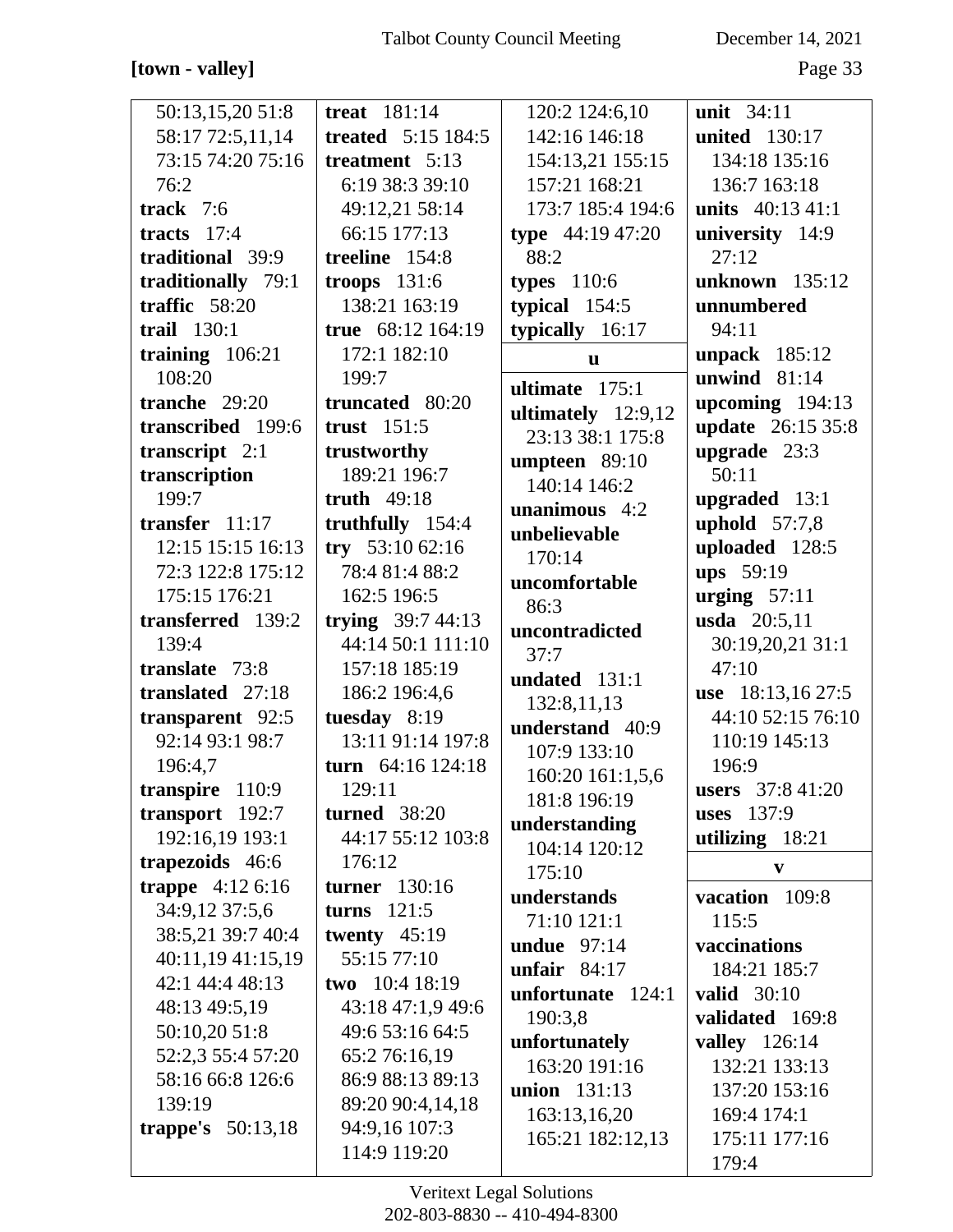**[town - valley]**

50:13,15,20 51:8 58:17 72:5,11,14 73:15 74:20 75:16 76:2
**track** 7:6
**tracts** 17:4
**traditional** 39:9
**traditionally** 79:1
**traffic** 58:20
**trail** 130:1
**training** 106:21 108:20
**tranche** 29:20
**transcribed** 199:6
**transcript** 2:1
**transcription** 199:7
**transfer** 11:17 12:15 15:15 16:13 72:3 122:8 175:12 175:15 176:21
**transferred** 139:2 139:4
**translate** 73:8
**translated** 27:18
**transparent** 92:5 92:14 93:1 98:7 196:4,7
**transpire** 110:9
**transport** 192:7 192:16,19 193:1
**trapezoids** 46:6
**trappe** 4:12 6:16 34:9,12 37:5,6 38:5,21 39:7 40:4 40:11,19 41:15,19 42:1 44:4 48:13 48:13 49:5,19 50:10,20 51:8 52:2,3 55:4 57:20 58:16 66:8 126:6 139:19
**trappe's** 50:13,18
**treat** 181:14
**treated** 5:15 184:5
**treatment** 5:13 6:19 38:3 39:10 49:12,21 58:14 66:15 177:13
**treeline** 154:8
**troops** 131:6 138:21 163:19
**true** 68:12 164:19 172:1 182:10 199:7
**truncated** 80:20
**trust** 151:5
**trustworthy** 189:21 196:7
**truth** 49:18
**truthfully** 154:4
**try** 53:10 62:16 78:4 81:4 88:2 162:5 196:5
**trying** 39:7 44:13 44:14 50:1 111:10 157:18 185:19 186:2 196:4,6
**tuesday** 8:19 13:11 91:14 197:8
**turn** 64:16 124:18 129:11
**turned** 38:20 44:17 55:12 103:8 176:12
**turner** 130:16
**turns** 121:5
**twenty** 45:19 55:15 77:10
**two** 10:4 18:19 43:18 47:1,9 49:6 49:6 53:16 64:5 65:2 76:16,19 86:9 88:13 89:13 89:20 90:4,14,18 94:9,16 107:3 114:9 119:20 120:2 124:6,10 142:16 146:18 154:13,21 155:15 157:21 168:21 173:7 185:4 194:6
**type** 44:19 47:20 88:2
**types** 110:6
**typical** 154:5
**typically** 16:17

**u**

**ultimate** 175:1
**ultimately** 12:9,12 23:13 38:1 175:8
**umpteen** 89:10 140:14 146:2
**unanimous** 4:2
**unbelievable** 170:14
**uncomfortable** 86:3
**uncontradicted** 37:7
**undated** 131:1 132:8,11,13
**understand** 40:9 107:9 133:10 160:20 161:1,5,6 181:8 196:19
**understanding** 104:14 120:12 175:10
**understands** 71:10 121:1
**undue** 97:14
**unfair** 84:17
**unfortunate** 124:1 190:3,8
**unfortunately** 163:20 191:16
**union** 131:13 163:13,16,20 165:21 182:12,13
**unit** 34:11
**united** 130:17 134:18 135:16 136:7 163:18
**units** 40:13 41:1
**university** 14:9 27:12
**unknown** 135:12
**unnumbered** 94:11
**unpack** 185:12
**unwind** 81:14
**upcoming** 194:13
**update** 26:15 35:8
**upgrade** 23:3 50:11
**upgraded** 13:1
**uphold** 57:7,8
**uploaded** 128:5
**ups** 59:19
**urging** 57:11
**usda** 20:5,11 30:19,20,21 31:1 47:10
**use** 18:13,16 27:5 44:10 52:15 76:10 110:19 145:13 196:9
**users** 37:8 41:20
**uses** 137:9
**utilizing** 18:21

**v**

**vacation** 109:8 115:5
**vaccinations** 184:21 185:7
**valid** 30:10
**validated** 169:8
**valley** 126:14 132:21 133:13 137:20 153:16 169:4 174:1 175:11 177:16 179:4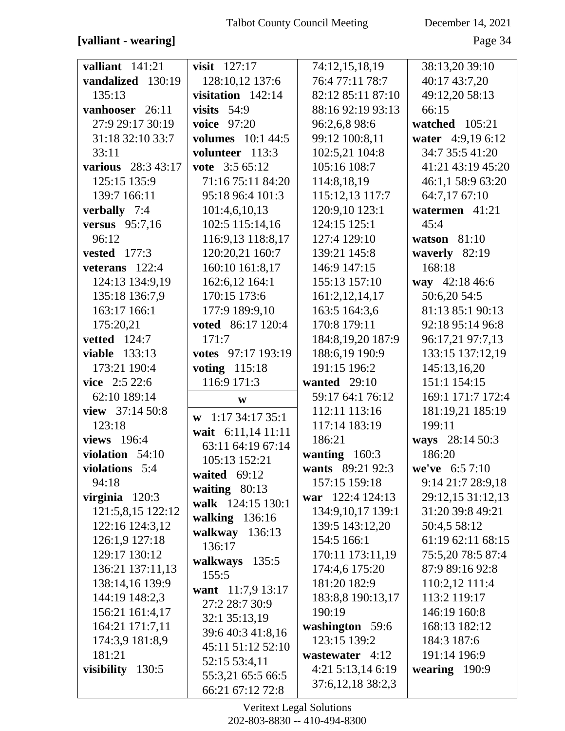**[valliant - wearing]**

**valliant** 141:21
**vandalized** 130:19 135:13
**vanhooser** 26:11 27:9 29:17 30:19 31:18 32:10 33:7 33:11
**various** 28:3 43:17 125:15 135:9 139:7 166:11
**verbally** 7:4
**versus** 95:7,16 96:12
**vested** 177:3
**veterans** 122:4 124:13 134:9,19 135:18 136:7,9 163:17 166:1 175:20,21
**vetted** 124:7
**viable** 133:13 173:21 190:4
**vice** 2:5 22:6 62:10 189:14
**view** 37:14 50:8 123:18
**views** 196:4
**violation** 54:10
**violations** 5:4 94:18
**virginia** 120:3 121:5,8,15 122:12 122:16 124:3,12 126:1,9 127:18 129:17 130:12 136:21 137:11,13 138:14,16 139:9 144:19 148:2,3 156:21 161:4,17 164:21 171:7,11 174:3,9 181:8,9 181:21
**visibility** 130:5
**visit** 127:17 128:10,12 137:6
**visitation** 142:14
**visits** 54:9
**voice** 97:20
**volumes** 10:1 44:5
**volunteer** 113:3
**vote** 3:5 65:12 71:16 75:11 84:20 95:18 96:4 101:3 101:4,6,10,13 102:5 115:14,16 116:9,13 118:8,17 120:20,21 160:7 160:10 161:8,17 162:6,12 164:1 170:15 173:6 177:9 189:9,10
**voted** 86:17 120:4 171:7
**votes** 97:17 193:19
**voting** 115:18 116:9 171:3

**w**

**w** 1:17 34:17 35:1
**wait** 6:11,14 11:11 63:11 64:19 67:14 105:13 152:21
**waited** 69:12
**waiting** 80:13
**walk** 124:15 130:1
**walking** 136:16
**walkway** 136:13 136:17
**walkways** 135:5 155:5
**want** 11:7,9 13:17 27:2 28:7 30:9 32:1 35:13,19 39:6 40:3 41:8,16 45:11 51:12 52:10 52:15 53:4,11 55:3,21 65:5 66:5 66:21 67:12 72:8 74:12,15,18,19 76:4 77:11 78:7 82:12 85:11 87:10 88:16 92:19 93:13 96:2,6,8 98:6 99:12 100:8,11 102:5,21 104:8 105:16 108:7 114:8,18,19 115:12,13 117:7 120:9,10 123:1 124:15 125:1 127:4 129:10 139:21 145:8 146:9 147:15 155:13 157:10 161:2,12,14,17 163:5 164:3,6 170:8 179:11 184:8,19,20 187:9 188:6,19 190:9 191:15 196:2
**wanted** 29:10 59:17 64:1 76:12 112:11 113:16 117:14 183:19 186:21
**wanting** 160:3
**wants** 89:21 92:3 157:15 159:18
**war** 122:4 124:13 134:9,10,17 139:1 139:5 143:12,20 154:5 166:1 170:11 173:11,19 174:4,6 175:20 181:20 182:9 183:8,8 190:13,17 190:19
**washington** 59:6 123:15 139:2
**wastewater** 4:12 4:21 5:13,14 6:19 37:6,12,18 38:2,3 38:13,20 39:10 40:17 43:7,20 49:12,20 58:13 66:15
**watched** 105:21
**water** 4:9,19 6:12 34:7 35:5 41:20 41:21 43:19 45:20 46:1,1 58:9 63:20 64:7,17 67:10
**watermen** 41:21 45:4
**watson** 81:10
**waverly** 82:19 168:18
**way** 42:18 46:6 50:6,20 54:5 81:13 85:1 90:13 92:18 95:14 96:8 96:17,21 97:7,13 133:15 137:12,19 145:13,16,20 151:1 154:15 169:1 171:7 172:4 181:19,21 185:19 199:11
**ways** 28:14 50:3 186:20
**we've** 6:5 7:10 9:14 21:7 28:9,18 29:12,15 31:12,13 31:20 39:8 49:21 50:4,5 58:12 61:19 62:11 68:15 75:5,20 78:5 87:4 87:9 89:16 92:8 110:2,12 111:4 113:2 119:17 146:19 160:8 168:13 182:12 184:3 187:6 191:14 196:9
**wearing** 190:9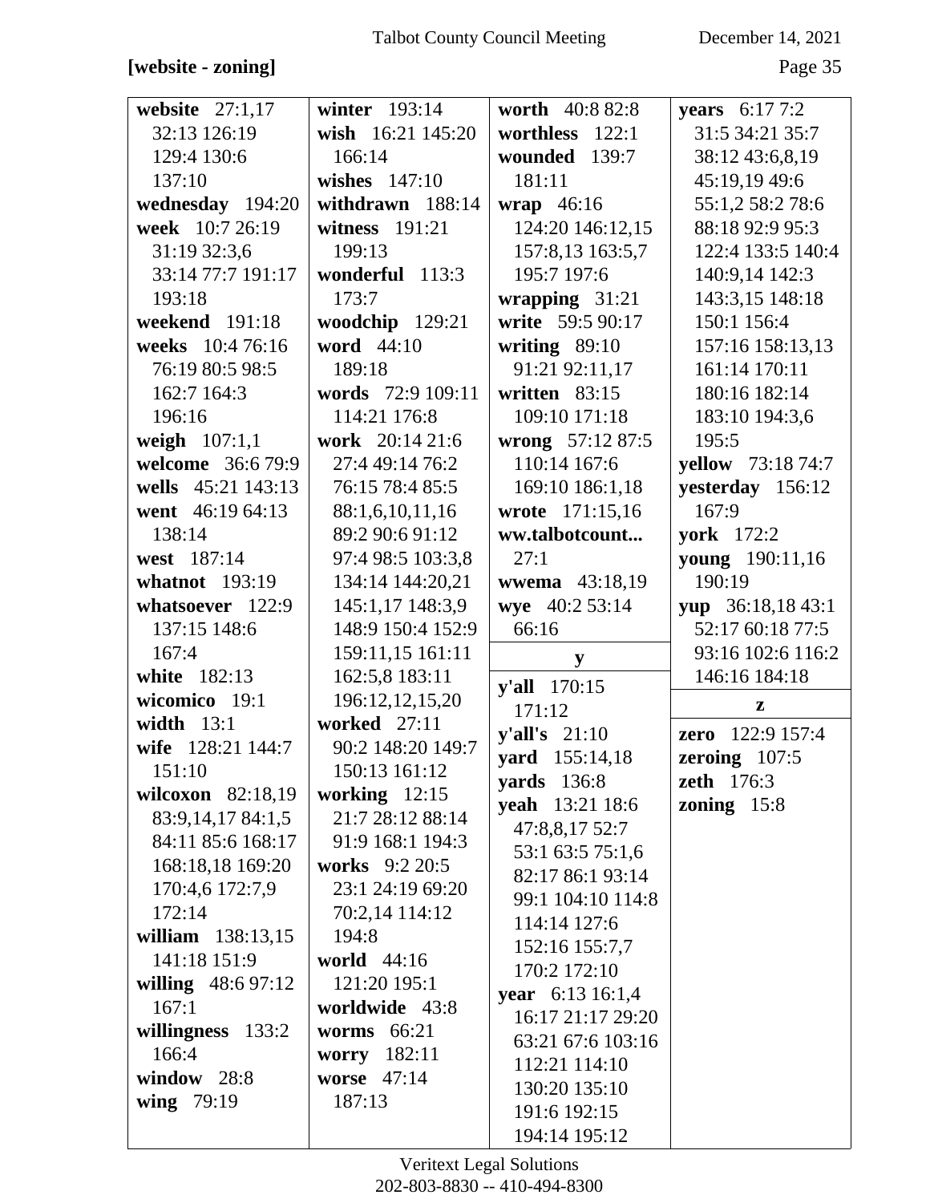**[website - zoning]**

**website** 27:1,17 32:13 126:19 129:4 130:6 137:10
**wednesday** 194:20
**week** 10:7 26:19 31:19 32:3,6 33:14 77:7 191:17 193:18
**weekend** 191:18
**weeks** 10:4 76:16 76:19 80:5 98:5 162:7 164:3 196:16
**weigh** 107:1,1
**welcome** 36:6 79:9
**wells** 45:21 143:13
**went** 46:19 64:13 138:14
**west** 187:14
**whatnot** 193:19
**whatsoever** 122:9 137:15 148:6 167:4
**white** 182:13
**wicomico** 19:1
**width** 13:1
**wife** 128:21 144:7 151:10
**wilcoxon** 82:18,19 83:9,14,17 84:1,5 84:11 85:6 168:17 168:18,18 169:20 170:4,6 172:7,9 172:14
**william** 138:13,15 141:18 151:9
**willing** 48:6 97:12 167:1
**willingness** 133:2 166:4
**window** 28:8
**wing** 79:19
**winter** 193:14
**wish** 16:21 145:20 166:14
**wishes** 147:10
**withdrawn** 188:14
**witness** 191:21 199:13
**wonderful** 113:3 173:7
**woodchip** 129:21
**word** 44:10 189:18
**words** 72:9 109:11 114:21 176:8
**work** 20:14 21:6 27:4 49:14 76:2 76:15 78:4 85:5 88:1,6,10,11,16 89:2 90:6 91:12 97:4 98:5 103:3,8 134:14 144:20,21 145:1,17 148:3,9 148:9 150:4 152:9 159:11,15 161:11 162:5,8 183:11 196:12,12,15,20
**worked** 27:11 90:2 148:20 149:7 150:13 161:12
**working** 12:15 21:7 28:12 88:14 91:9 168:1 194:3
**works** 9:2 20:5 23:1 24:19 69:20 70:2,14 114:12 194:8
**world** 44:16 121:20 195:1
**worldwide** 43:8
**worms** 66:21
**worry** 182:11
**worse** 47:14 187:13
**worth** 40:8 82:8
**worthless** 122:1
**wounded** 139:7 181:11
**wrap** 46:16 124:20 146:12,15 157:8,13 163:5,7 195:7 197:6
**wrapping** 31:21
**write** 59:5 90:17
**writing** 89:10 91:21 92:11,17
**written** 83:15 109:10 171:18
**wrong** 57:12 87:5 110:14 167:6 169:10 186:1,18
**wrote** 171:15,16
**ww.talbotcount...** 27:1
**wwema** 43:18,19
**wye** 40:2 53:14 66:16

**y**

**y'all** 170:15 171:12
**y'all's** 21:10
**yard** 155:14,18
**yards** 136:8
**yeah** 13:21 18:6 47:8,8,17 52:7 53:1 63:5 75:1,6 82:17 86:1 93:14 99:1 104:10 114:8 114:14 127:6 152:16 155:7,7 170:2 172:10
**year** 6:13 16:1,4 16:17 21:17 29:20 63:21 67:6 103:16 112:21 114:10 130:20 135:10 191:6 192:15 194:14 195:12
**years** 6:17 7:2 31:5 34:21 35:7 38:12 43:6,8,19 45:19,19 49:6 55:1,2 58:2 78:6 88:18 92:9 95:3 122:4 133:5 140:4 140:9,14 142:3 143:3,15 148:18 150:1 156:4 157:16 158:13,13 161:14 170:11 180:16 182:14 183:10 194:3,6 195:5
**yellow** 73:18 74:7
**yesterday** 156:12 167:9
**york** 172:2
**young** 190:11,16 190:19
**yup** 36:18,18 43:1 52:17 60:18 77:5 93:16 102:6 116:2 146:16 184:18

**z**

**zero** 122:9 157:4
**zeroing** 107:5
**zeth** 176:3
**zoning** 15:8